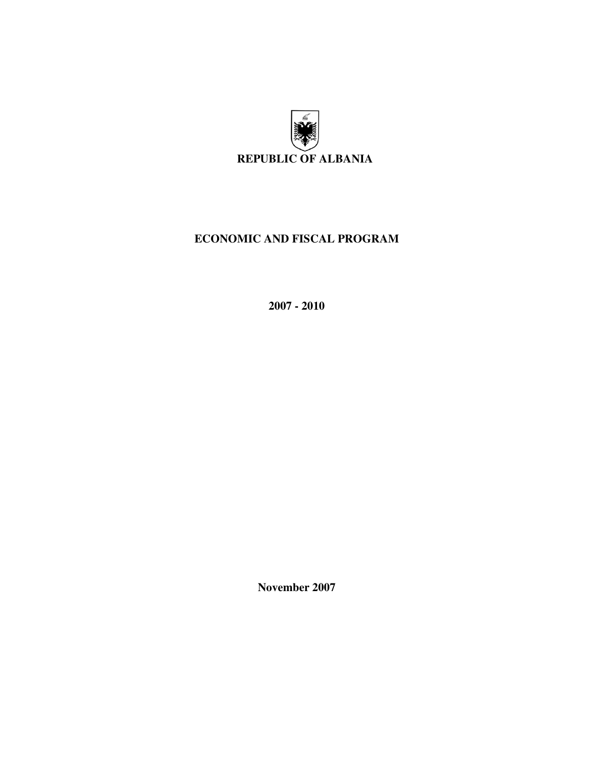**REPUBLIC OF ALBANIA**

# ECONOMIC AND FISCAL PROGRAM

**2007 - 2010**

**November 2007**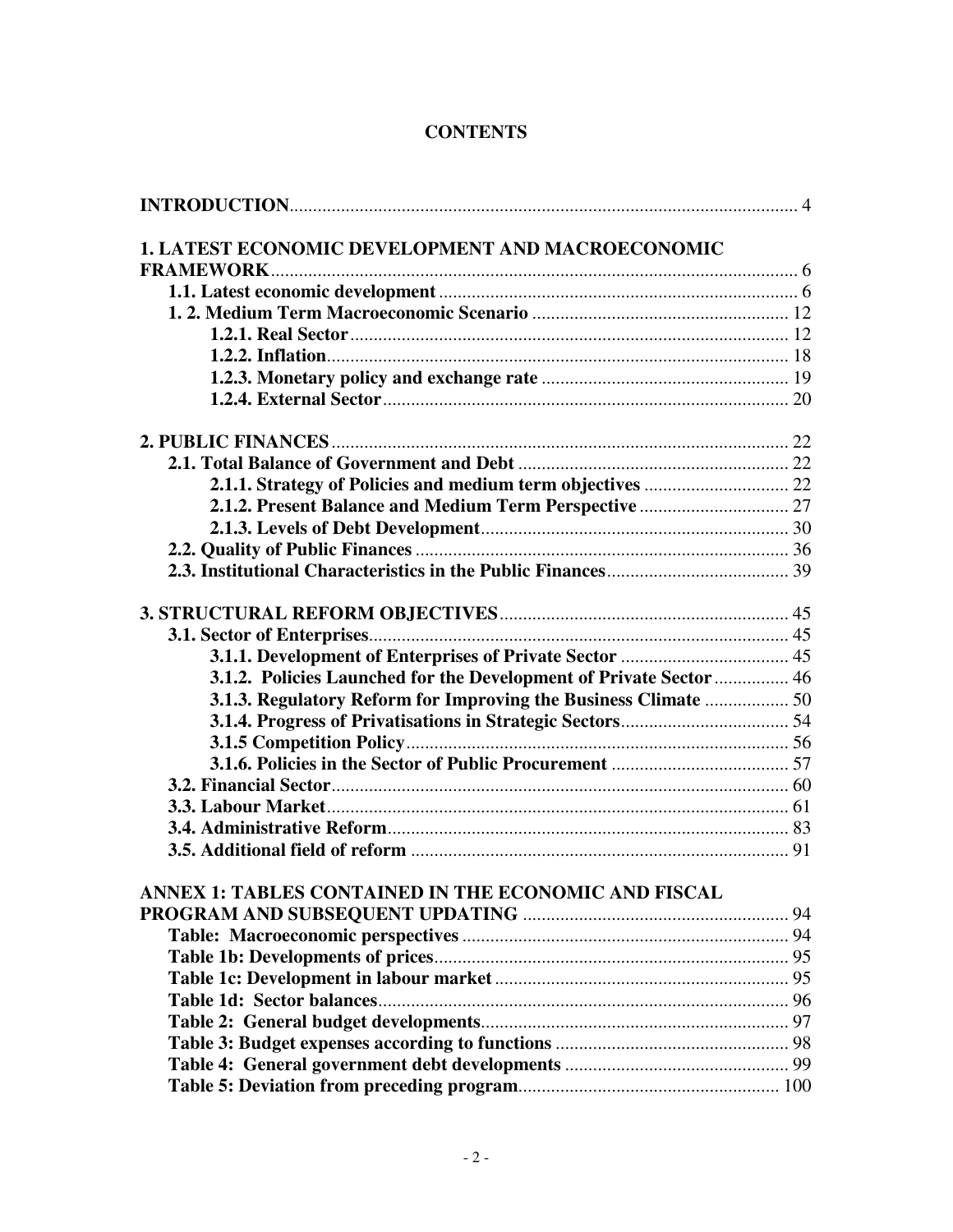# CONTENTS

**INTRODUCTION** ... 4

**1. LATEST ECONOMIC DEVELOPMENT AND MACROECONOMIC FRAMEWORK** ... 6

- **1.1. Latest economic development** ... 6
- **1. 2. Medium Term Macroeconomic Scenario** ... 12
  - **1.2.1. Real Sector** ... 12
  - **1.2.2. Inflation** ... 18
  - **1.2.3. Monetary policy and exchange rate** ... 19
  - **1.2.4. External Sector** ... 20

**2. PUBLIC FINANCES** ... 22

- **2.1. Total Balance of Government and Debt** ... 22
  - **2.1.1. Strategy of Policies and medium term objectives** ... 22
  - **2.1.2. Present Balance and Medium Term Perspective** ... 27
  - **2.1.3. Levels of Debt Development** ... 30
- **2.2. Quality of Public Finances** ... 36
- **2.3. Institutional Characteristics in the Public Finances** ... 39

**3. STRUCTURAL REFORM OBJECTIVES** ... 45

- **3.1. Sector of Enterprises** ... 45
  - **3.1.1. Development of Enterprises of Private Sector** ... 45
  - **3.1.2. Policies Launched for the Development of Private Sector** ... 46
  - **3.1.3. Regulatory Reform for Improving the Business Climate** ... 50
  - **3.1.4. Progress of Privatisations in Strategic Sectors** ... 54
  - **3.1.5 Competition Policy** ... 56
  - **3.1.6. Policies in the Sector of Public Procurement** ... 57
- **3.2. Financial Sector** ... 60
- **3.3. Labour Market** ... 61
- **3.4. Administrative Reform** ... 83
- **3.5. Additional field of reform** ... 91

**ANNEX 1: TABLES CONTAINED IN THE ECONOMIC AND FISCAL PROGRAM AND SUBSEQUENT UPDATING** ... 94

- **Table: Macroeconomic perspectives** ... 94
- **Table 1b: Developments of prices** ... 95
- **Table 1c: Development in labour market** ... 95
- **Table 1d: Sector balances** ... 96
- **Table 2: General budget developments** ... 97
- **Table 3: Budget expenses according to functions** ... 98
- **Table 4: General government debt developments** ... 99
- **Table 5: Deviation from preceding program** ... 100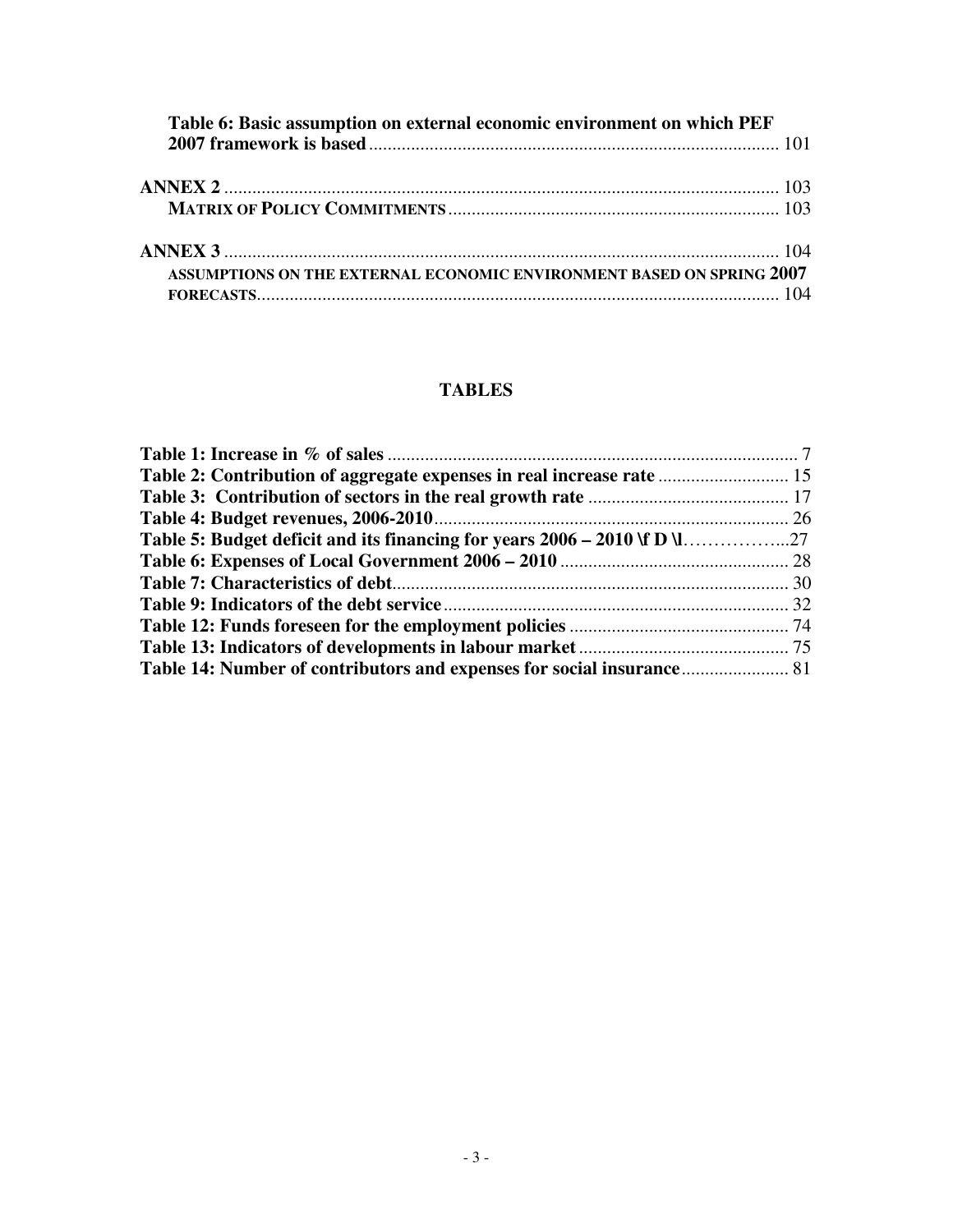**Table 6: Basic assumption on external economic environment on which PEF 2007 framework is based** ........................................................................................ 101

**ANNEX 2** ........................................................................................................................ 103

**MATRIX OF POLICY COMMITMENTS** ....................................................................... 103

**ANNEX 3** ........................................................................................................................ 104

**ASSUMPTIONS ON THE EXTERNAL ECONOMIC ENVIRONMENT BASED ON SPRING 2007 FORECASTS** ................................................................................................................ 104

## TABLES

**Table 1: Increase in % of sales** ........................................................................................ 7
**Table 2: Contribution of aggregate expenses in real increase rate** ............................ 15
**Table 3: Contribution of sectors in the real growth rate** ........................................... 17
**Table 4: Budget revenues, 2006-2010** ............................................................................ 26
**Table 5: Budget deficit and its financing for years 2006 – 2010 \f D \l** ……………...27
**Table 6: Expenses of Local Government 2006 – 2010** ................................................. 28
**Table 7: Characteristics of debt** ..................................................................................... 30
**Table 9: Indicators of the debt service** ........................................................................... 32
**Table 12: Funds foreseen for the employment policies** ............................................... 74
**Table 13: Indicators of developments in labour market** ............................................. 75
**Table 14: Number of contributors and expenses for social insurance** ....................... 81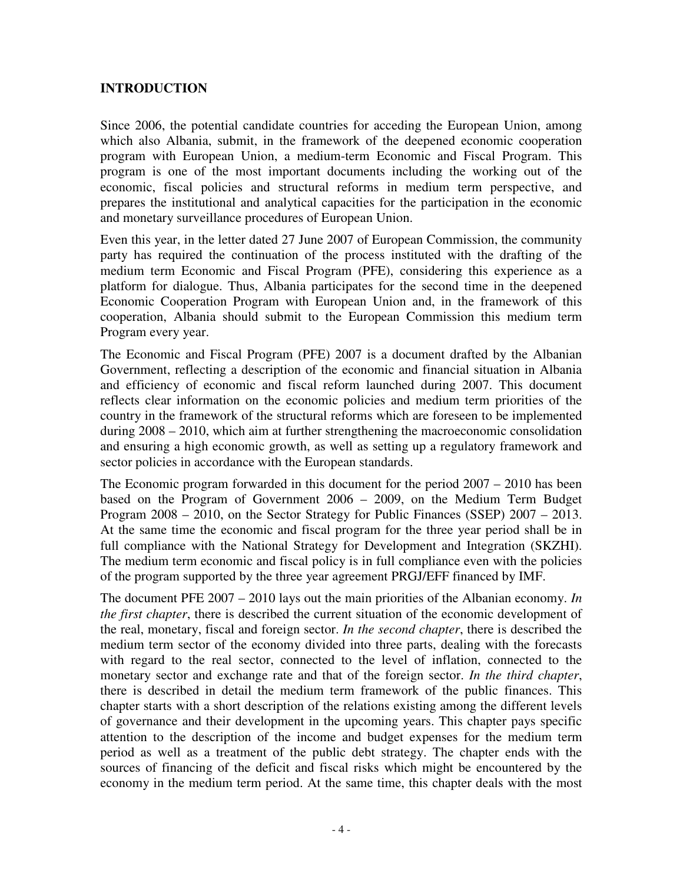## INTRODUCTION

Since 2006, the potential candidate countries for acceding the European Union, among which also Albania, submit, in the framework of the deepened economic cooperation program with European Union, a medium-term Economic and Fiscal Program. This program is one of the most important documents including the working out of the economic, fiscal policies and structural reforms in medium term perspective, and prepares the institutional and analytical capacities for the participation in the economic and monetary surveillance procedures of European Union.

Even this year, in the letter dated 27 June 2007 of European Commission, the community party has required the continuation of the process instituted with the drafting of the medium term Economic and Fiscal Program (PFE), considering this experience as a platform for dialogue. Thus, Albania participates for the second time in the deepened Economic Cooperation Program with European Union and, in the framework of this cooperation, Albania should submit to the European Commission this medium term Program every year.

The Economic and Fiscal Program (PFE) 2007 is a document drafted by the Albanian Government, reflecting a description of the economic and financial situation in Albania and efficiency of economic and fiscal reform launched during 2007. This document reflects clear information on the economic policies and medium term priorities of the country in the framework of the structural reforms which are foreseen to be implemented during 2008 – 2010, which aim at further strengthening the macroeconomic consolidation and ensuring a high economic growth, as well as setting up a regulatory framework and sector policies in accordance with the European standards.

The Economic program forwarded in this document for the period 2007 – 2010 has been based on the Program of Government 2006 – 2009, on the Medium Term Budget Program 2008 – 2010, on the Sector Strategy for Public Finances (SSEP) 2007 – 2013. At the same time the economic and fiscal program for the three year period shall be in full compliance with the National Strategy for Development and Integration (SKZHI). The medium term economic and fiscal policy is in full compliance even with the policies of the program supported by the three year agreement PRGJ/EFF financed by IMF.

The document PFE 2007 – 2010 lays out the main priorities of the Albanian economy. *In the first chapter*, there is described the current situation of the economic development of the real, monetary, fiscal and foreign sector. *In the second chapter*, there is described the medium term sector of the economy divided into three parts, dealing with the forecasts with regard to the real sector, connected to the level of inflation, connected to the monetary sector and exchange rate and that of the foreign sector. *In the third chapter*, there is described in detail the medium term framework of the public finances. This chapter starts with a short description of the relations existing among the different levels of governance and their development in the upcoming years. This chapter pays specific attention to the description of the income and budget expenses for the medium term period as well as a treatment of the public debt strategy. The chapter ends with the sources of financing of the deficit and fiscal risks which might be encountered by the economy in the medium term period. At the same time, this chapter deals with the most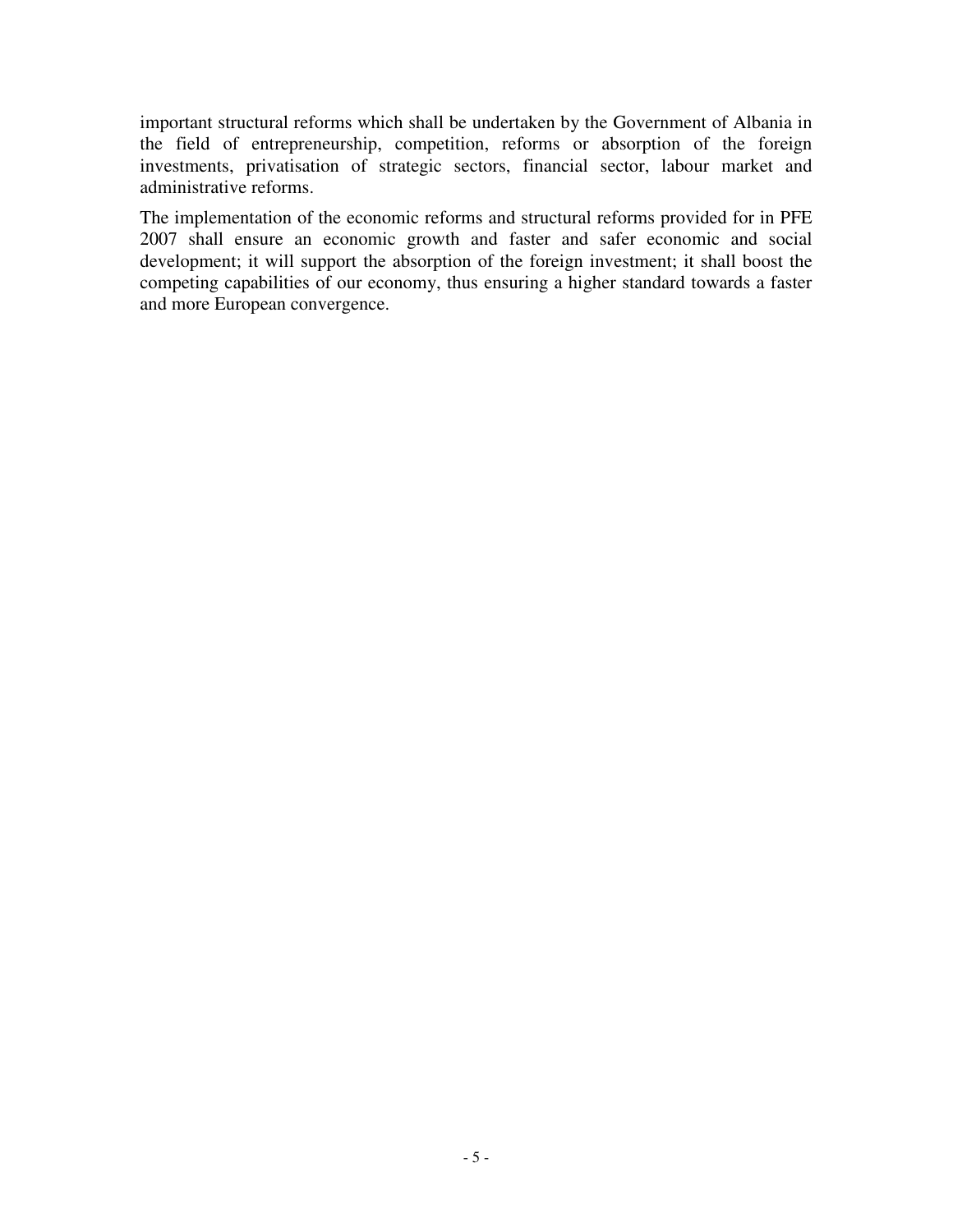important structural reforms which shall be undertaken by the Government of Albania in the field of entrepreneurship, competition, reforms or absorption of the foreign investments, privatisation of strategic sectors, financial sector, labour market and administrative reforms.

The implementation of the economic reforms and structural reforms provided for in PFE 2007 shall ensure an economic growth and faster and safer economic and social development; it will support the absorption of the foreign investment; it shall boost the competing capabilities of our economy, thus ensuring a higher standard towards a faster and more European convergence.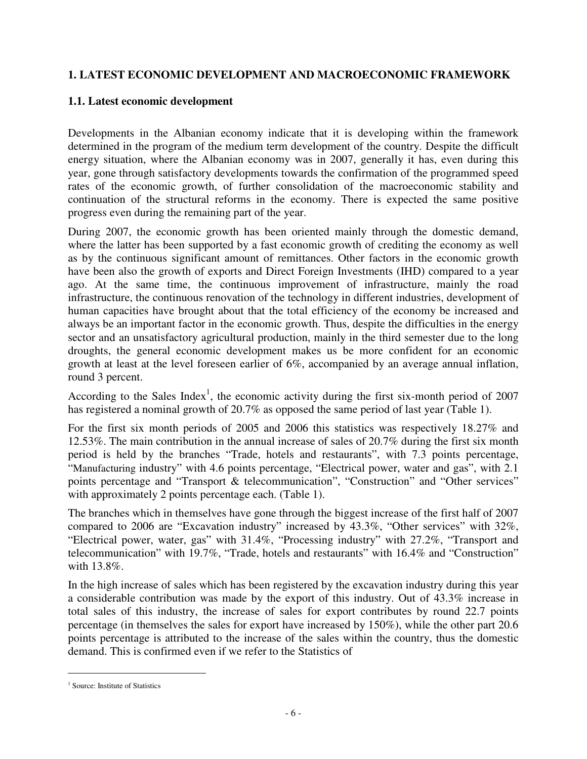## 1. LATEST ECONOMIC DEVELOPMENT AND MACROECONOMIC FRAMEWORK

### 1.1. Latest economic development

Developments in the Albanian economy indicate that it is developing within the framework determined in the program of the medium term development of the country. Despite the difficult energy situation, where the Albanian economy was in 2007, generally it has, even during this year, gone through satisfactory developments towards the confirmation of the programmed speed rates of the economic growth, of further consolidation of the macroeconomic stability and continuation of the structural reforms in the economy. There is expected the same positive progress even during the remaining part of the year.

During 2007, the economic growth has been oriented mainly through the domestic demand, where the latter has been supported by a fast economic growth of crediting the economy as well as by the continuous significant amount of remittances. Other factors in the economic growth have been also the growth of exports and Direct Foreign Investments (IHD) compared to a year ago. At the same time, the continuous improvement of infrastructure, mainly the road infrastructure, the continuous renovation of the technology in different industries, development of human capacities have brought about that the total efficiency of the economy be increased and always be an important factor in the economic growth. Thus, despite the difficulties in the energy sector and an unsatisfactory agricultural production, mainly in the third semester due to the long droughts, the general economic development makes us be more confident for an economic growth at least at the level foreseen earlier of 6%, accompanied by an average annual inflation, round 3 percent.

According to the Sales Index[1], the economic activity during the first six-month period of 2007 has registered a nominal growth of 20.7% as opposed the same period of last year (Table 1).

For the first six month periods of 2005 and 2006 this statistics was respectively 18.27% and 12.53%. The main contribution in the annual increase of sales of 20.7% during the first six month period is held by the branches "Trade, hotels and restaurants", with 7.3 points percentage, "Manufacturing industry" with 4.6 points percentage, "Electrical power, water and gas", with 2.1 points percentage and "Transport & telecommunication", "Construction" and "Other services" with approximately 2 points percentage each. (Table 1).

The branches which in themselves have gone through the biggest increase of the first half of 2007 compared to 2006 are "Excavation industry" increased by 43.3%, "Other services" with 32%, "Electrical power, water, gas" with 31.4%, "Processing industry" with 27.2%, "Transport and telecommunication" with 19.7%, "Trade, hotels and restaurants" with 16.4% and "Construction" with 13.8%.

In the high increase of sales which has been registered by the excavation industry during this year a considerable contribution was made by the export of this industry. Out of 43.3% increase in total sales of this industry, the increase of sales for export contributes by round 22.7 points percentage (in themselves the sales for export have increased by 150%), while the other part 20.6 points percentage is attributed to the increase of the sales within the country, thus the domestic demand. This is confirmed even if we refer to the Statistics of

[1] Source: Institute of Statistics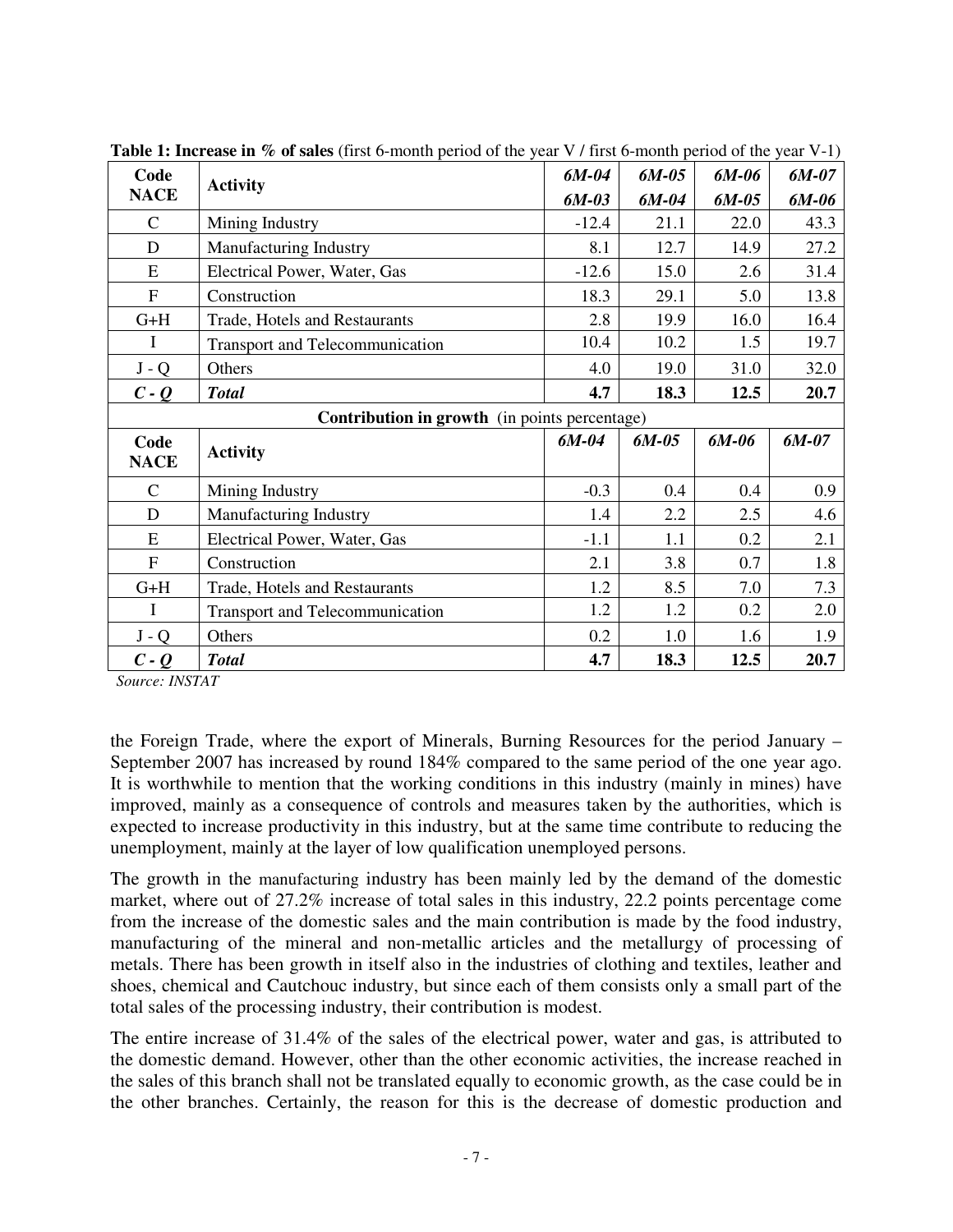**Table 1: Increase in % of sales** (first 6-month period of the year V / first 6-month period of the year V-1)

| Code NACE | Activity | *6M-04 / 6M-03* | *6M-05 / 6M-04* | *6M-06 / 6M-05* | *6M-07 / 6M-06* |
|---|---|---|---|---|---|
| C | Mining Industry | -12.4 | 21.1 | 22.0 | 43.3 |
| D | Manufacturing Industry | 8.1 | 12.7 | 14.9 | 27.2 |
| E | Electrical Power, Water, Gas | -12.6 | 15.0 | 2.6 | 31.4 |
| F | Construction | 18.3 | 29.1 | 5.0 | 13.8 |
| G+H | Trade, Hotels and Restaurants | 2.8 | 19.9 | 16.0 | 16.4 |
| I | Transport and Telecommunication | 10.4 | 10.2 | 1.5 | 19.7 |
| J - Q | Others | 4.0 | 19.0 | 31.0 | 32.0 |
| ***C - Q*** | ***Total*** | **4.7** | **18.3** | **12.5** | **20.7** |
| | **Contribution in growth** (in points percentage) | | | | |
| **Code NACE** | **Activity** | *6M-04* | *6M-05* | *6M-06* | *6M-07* |
| C | Mining Industry | -0.3 | 0.4 | 0.4 | 0.9 |
| D | Manufacturing Industry | 1.4 | 2.2 | 2.5 | 4.6 |
| E | Electrical Power, Water, Gas | -1.1 | 1.1 | 0.2 | 2.1 |
| F | Construction | 2.1 | 3.8 | 0.7 | 1.8 |
| G+H | Trade, Hotels and Restaurants | 1.2 | 8.5 | 7.0 | 7.3 |
| I | Transport and Telecommunication | 1.2 | 1.2 | 0.2 | 2.0 |
| J - Q | Others | 0.2 | 1.0 | 1.6 | 1.9 |
| ***C - Q*** | ***Total*** | **4.7** | **18.3** | **12.5** | **20.7** |

*Source: INSTAT*

the Foreign Trade, where the export of Minerals, Burning Resources for the period January – September 2007 has increased by round 184% compared to the same period of the one year ago. It is worthwhile to mention that the working conditions in this industry (mainly in mines) have improved, mainly as a consequence of controls and measures taken by the authorities, which is expected to increase productivity in this industry, but at the same time contribute to reducing the unemployment, mainly at the layer of low qualification unemployed persons.

The growth in the manufacturing industry has been mainly led by the demand of the domestic market, where out of 27.2% increase of total sales in this industry, 22.2 points percentage come from the increase of the domestic sales and the main contribution is made by the food industry, manufacturing of the mineral and non-metallic articles and the metallurgy of processing of metals. There has been growth in itself also in the industries of clothing and textiles, leather and shoes, chemical and Cautchouc industry, but since each of them consists only a small part of the total sales of the processing industry, their contribution is modest.

The entire increase of 31.4% of the sales of the electrical power, water and gas, is attributed to the domestic demand. However, other than the other economic activities, the increase reached in the sales of this branch shall not be translated equally to economic growth, as the case could be in the other branches. Certainly, the reason for this is the decrease of domestic production and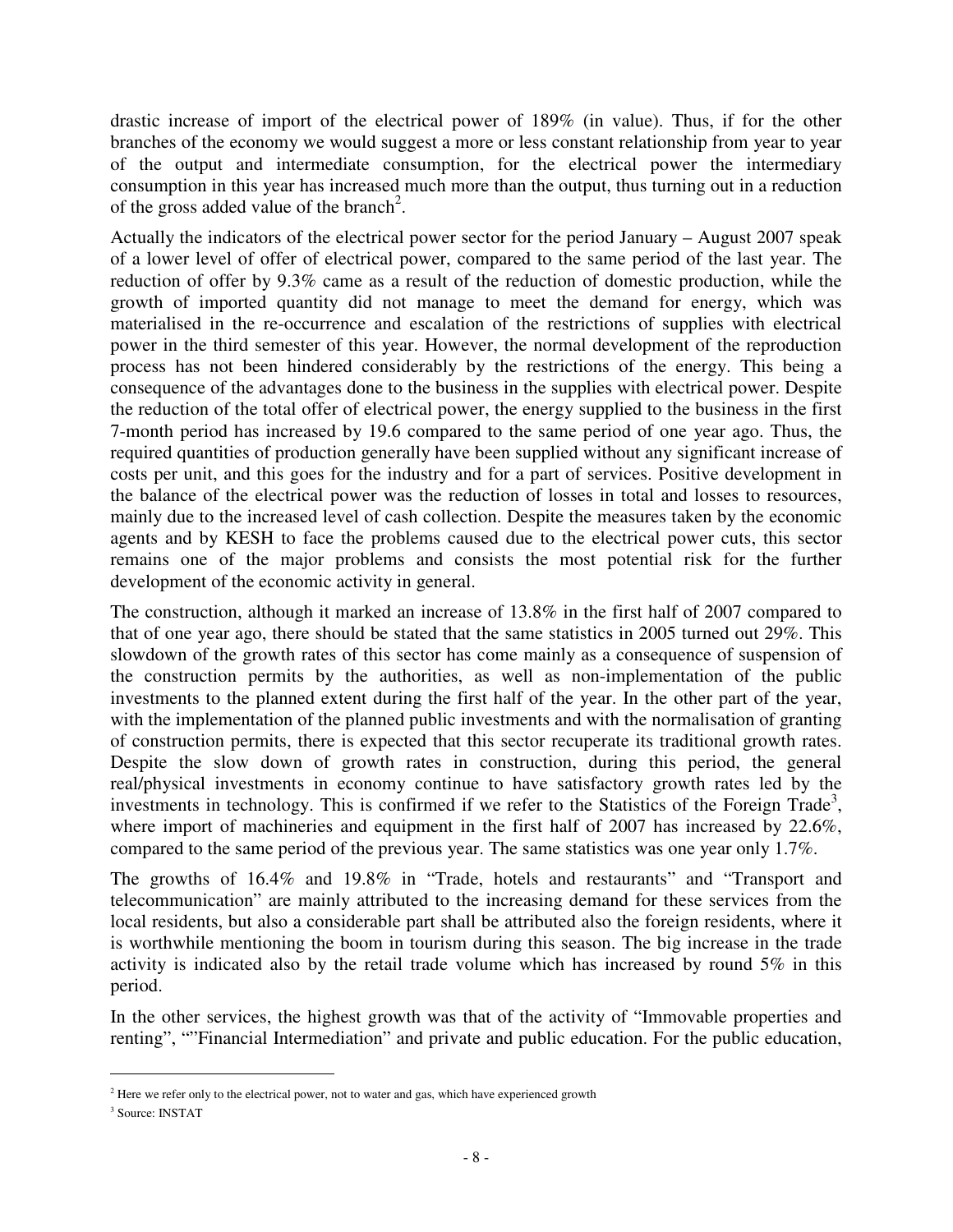drastic increase of import of the electrical power of 189% (in value). Thus, if for the other branches of the economy we would suggest a more or less constant relationship from year to year of the output and intermediate consumption, for the electrical power the intermediary consumption in this year has increased much more than the output, thus turning out in a reduction of the gross added value of the branch[2].

Actually the indicators of the electrical power sector for the period January – August 2007 speak of a lower level of offer of electrical power, compared to the same period of the last year. The reduction of offer by 9.3% came as a result of the reduction of domestic production, while the growth of imported quantity did not manage to meet the demand for energy, which was materialised in the re-occurrence and escalation of the restrictions of supplies with electrical power in the third semester of this year. However, the normal development of the reproduction process has not been hindered considerably by the restrictions of the energy. This being a consequence of the advantages done to the business in the supplies with electrical power. Despite the reduction of the total offer of electrical power, the energy supplied to the business in the first 7-month period has increased by 19.6 compared to the same period of one year ago. Thus, the required quantities of production generally have been supplied without any significant increase of costs per unit, and this goes for the industry and for a part of services. Positive development in the balance of the electrical power was the reduction of losses in total and losses to resources, mainly due to the increased level of cash collection. Despite the measures taken by the economic agents and by KESH to face the problems caused due to the electrical power cuts, this sector remains one of the major problems and consists the most potential risk for the further development of the economic activity in general.

The construction, although it marked an increase of 13.8% in the first half of 2007 compared to that of one year ago, there should be stated that the same statistics in 2005 turned out 29%. This slowdown of the growth rates of this sector has come mainly as a consequence of suspension of the construction permits by the authorities, as well as non-implementation of the public investments to the planned extent during the first half of the year. In the other part of the year, with the implementation of the planned public investments and with the normalisation of granting of construction permits, there is expected that this sector recuperate its traditional growth rates. Despite the slow down of growth rates in construction, during this period, the general real/physical investments in economy continue to have satisfactory growth rates led by the investments in technology. This is confirmed if we refer to the Statistics of the Foreign Trade[3], where import of machineries and equipment in the first half of 2007 has increased by 22.6%, compared to the same period of the previous year. The same statistics was one year only 1.7%.

The growths of 16.4% and 19.8% in "Trade, hotels and restaurants" and "Transport and telecommunication" are mainly attributed to the increasing demand for these services from the local residents, but also a considerable part shall be attributed also the foreign residents, where it is worthwhile mentioning the boom in tourism during this season. The big increase in the trade activity is indicated also by the retail trade volume which has increased by round 5% in this period.

In the other services, the highest growth was that of the activity of "Immovable properties and renting", ""Financial Intermediation" and private and public education. For the public education,

---

[2] Here we refer only to the electrical power, not to water and gas, which have experienced growth

[3] Source: INSTAT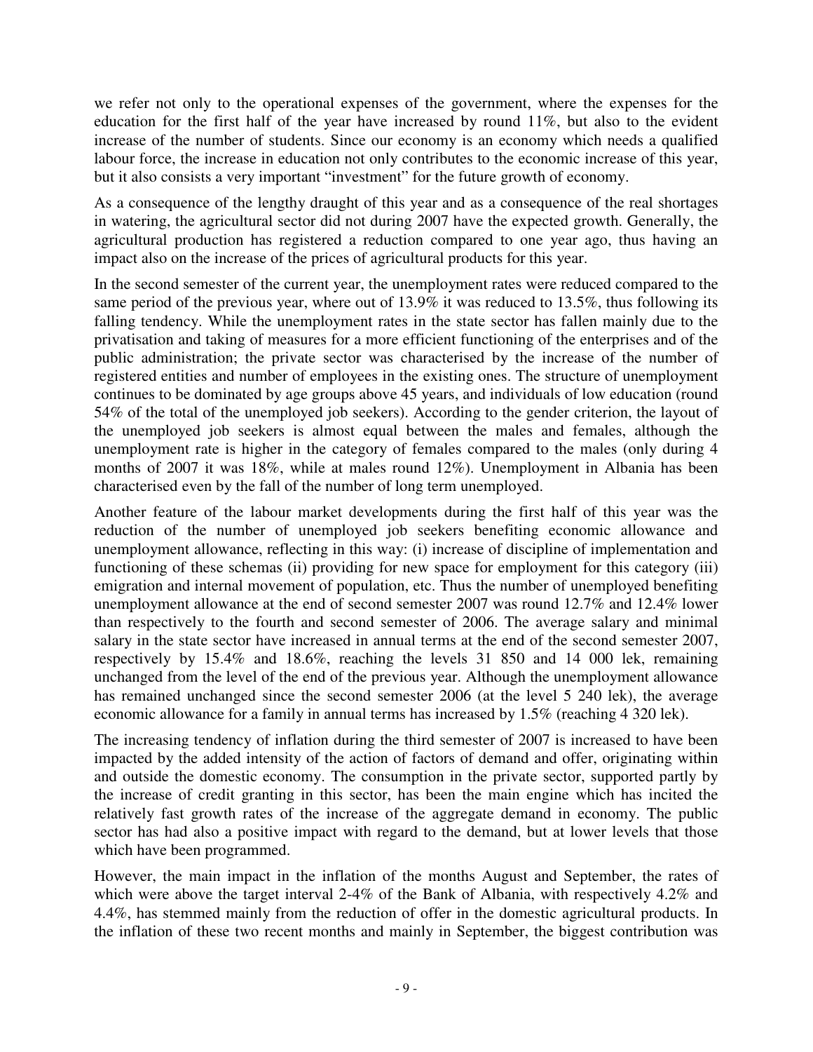we refer not only to the operational expenses of the government, where the expenses for the education for the first half of the year have increased by round 11%, but also to the evident increase of the number of students. Since our economy is an economy which needs a qualified labour force, the increase in education not only contributes to the economic increase of this year, but it also consists a very important "investment" for the future growth of economy.

As a consequence of the lengthy draught of this year and as a consequence of the real shortages in watering, the agricultural sector did not during 2007 have the expected growth. Generally, the agricultural production has registered a reduction compared to one year ago, thus having an impact also on the increase of the prices of agricultural products for this year.

In the second semester of the current year, the unemployment rates were reduced compared to the same period of the previous year, where out of 13.9% it was reduced to 13.5%, thus following its falling tendency. While the unemployment rates in the state sector has fallen mainly due to the privatisation and taking of measures for a more efficient functioning of the enterprises and of the public administration; the private sector was characterised by the increase of the number of registered entities and number of employees in the existing ones. The structure of unemployment continues to be dominated by age groups above 45 years, and individuals of low education (round 54% of the total of the unemployed job seekers). According to the gender criterion, the layout of the unemployed job seekers is almost equal between the males and females, although the unemployment rate is higher in the category of females compared to the males (only during 4 months of 2007 it was 18%, while at males round 12%). Unemployment in Albania has been characterised even by the fall of the number of long term unemployed.

Another feature of the labour market developments during the first half of this year was the reduction of the number of unemployed job seekers benefiting economic allowance and unemployment allowance, reflecting in this way: (i) increase of discipline of implementation and functioning of these schemas (ii) providing for new space for employment for this category (iii) emigration and internal movement of population, etc. Thus the number of unemployed benefiting unemployment allowance at the end of second semester 2007 was round 12.7% and 12.4% lower than respectively to the fourth and second semester of 2006. The average salary and minimal salary in the state sector have increased in annual terms at the end of the second semester 2007, respectively by 15.4% and 18.6%, reaching the levels 31 850 and 14 000 lek, remaining unchanged from the level of the end of the previous year. Although the unemployment allowance has remained unchanged since the second semester 2006 (at the level 5 240 lek), the average economic allowance for a family in annual terms has increased by 1.5% (reaching 4 320 lek).

The increasing tendency of inflation during the third semester of 2007 is increased to have been impacted by the added intensity of the action of factors of demand and offer, originating within and outside the domestic economy. The consumption in the private sector, supported partly by the increase of credit granting in this sector, has been the main engine which has incited the relatively fast growth rates of the increase of the aggregate demand in economy. The public sector has had also a positive impact with regard to the demand, but at lower levels that those which have been programmed.

However, the main impact in the inflation of the months August and September, the rates of which were above the target interval 2-4% of the Bank of Albania, with respectively 4.2% and 4.4%, has stemmed mainly from the reduction of offer in the domestic agricultural products. In the inflation of these two recent months and mainly in September, the biggest contribution was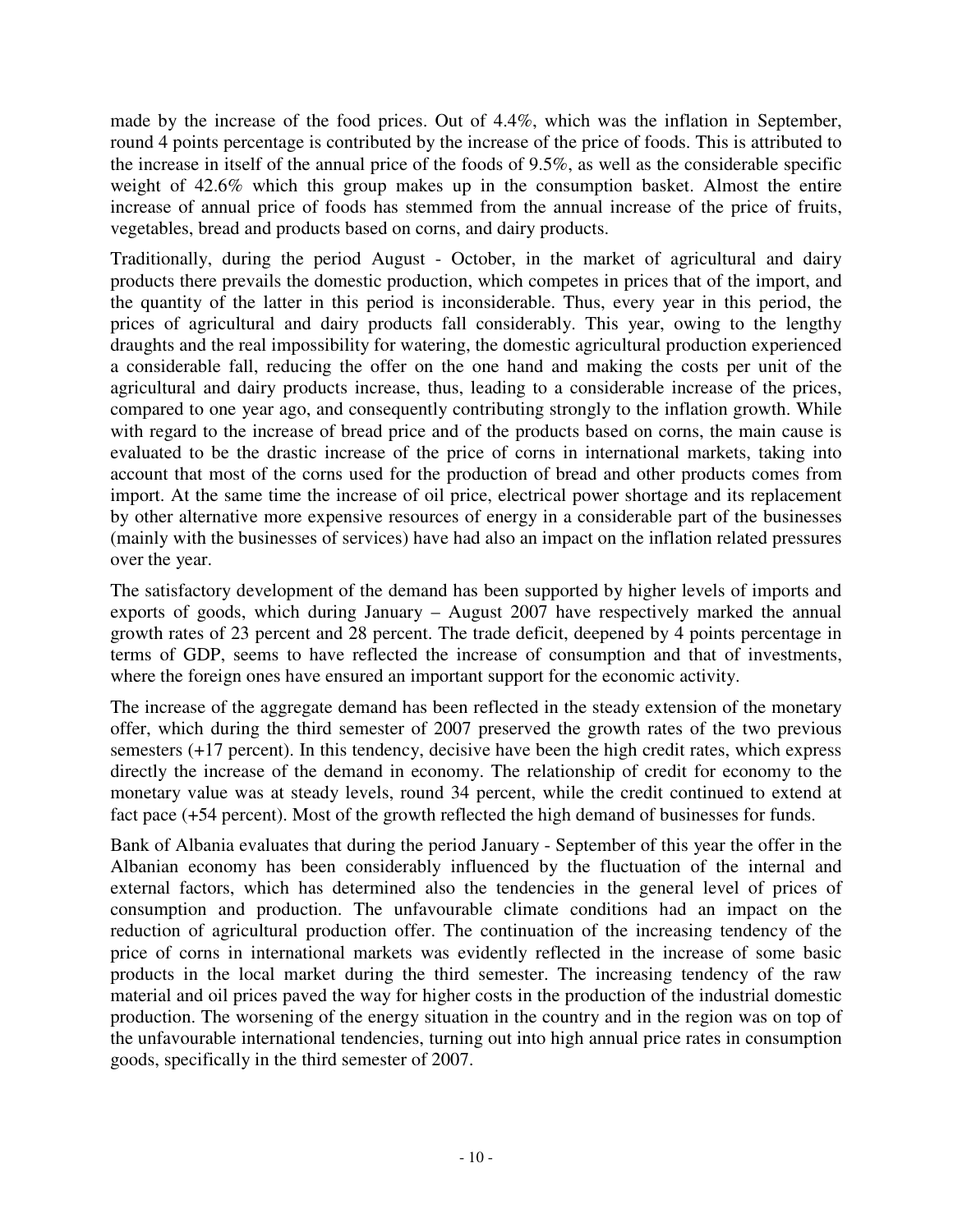made by the increase of the food prices. Out of 4.4%, which was the inflation in September, round 4 points percentage is contributed by the increase of the price of foods. This is attributed to the increase in itself of the annual price of the foods of 9.5%, as well as the considerable specific weight of 42.6% which this group makes up in the consumption basket. Almost the entire increase of annual price of foods has stemmed from the annual increase of the price of fruits, vegetables, bread and products based on corns, and dairy products.

Traditionally, during the period August - October, in the market of agricultural and dairy products there prevails the domestic production, which competes in prices that of the import, and the quantity of the latter in this period is inconsiderable. Thus, every year in this period, the prices of agricultural and dairy products fall considerably. This year, owing to the lengthy draughts and the real impossibility for watering, the domestic agricultural production experienced a considerable fall, reducing the offer on the one hand and making the costs per unit of the agricultural and dairy products increase, thus, leading to a considerable increase of the prices, compared to one year ago, and consequently contributing strongly to the inflation growth. While with regard to the increase of bread price and of the products based on corns, the main cause is evaluated to be the drastic increase of the price of corns in international markets, taking into account that most of the corns used for the production of bread and other products comes from import. At the same time the increase of oil price, electrical power shortage and its replacement by other alternative more expensive resources of energy in a considerable part of the businesses (mainly with the businesses of services) have had also an impact on the inflation related pressures over the year.

The satisfactory development of the demand has been supported by higher levels of imports and exports of goods, which during January – August 2007 have respectively marked the annual growth rates of 23 percent and 28 percent. The trade deficit, deepened by 4 points percentage in terms of GDP, seems to have reflected the increase of consumption and that of investments, where the foreign ones have ensured an important support for the economic activity.

The increase of the aggregate demand has been reflected in the steady extension of the monetary offer, which during the third semester of 2007 preserved the growth rates of the two previous semesters (+17 percent). In this tendency, decisive have been the high credit rates, which express directly the increase of the demand in economy. The relationship of credit for economy to the monetary value was at steady levels, round 34 percent, while the credit continued to extend at fact pace (+54 percent). Most of the growth reflected the high demand of businesses for funds.

Bank of Albania evaluates that during the period January - September of this year the offer in the Albanian economy has been considerably influenced by the fluctuation of the internal and external factors, which has determined also the tendencies in the general level of prices of consumption and production. The unfavourable climate conditions had an impact on the reduction of agricultural production offer. The continuation of the increasing tendency of the price of corns in international markets was evidently reflected in the increase of some basic products in the local market during the third semester. The increasing tendency of the raw material and oil prices paved the way for higher costs in the production of the industrial domestic production. The worsening of the energy situation in the country and in the region was on top of the unfavourable international tendencies, turning out into high annual price rates in consumption goods, specifically in the third semester of 2007.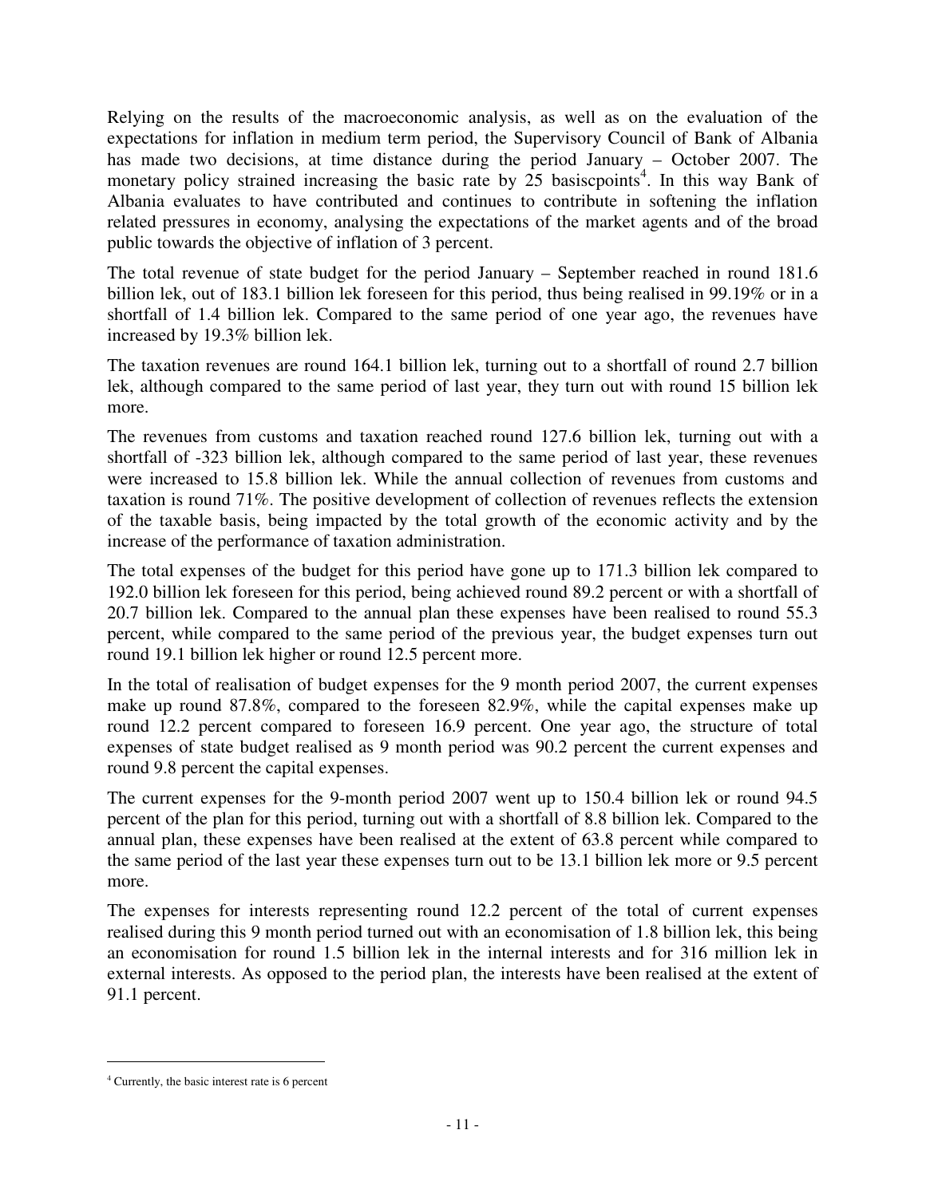Relying on the results of the macroeconomic analysis, as well as on the evaluation of the expectations for inflation in medium term period, the Supervisory Council of Bank of Albania has made two decisions, at time distance during the period January – October 2007. The monetary policy strained increasing the basic rate by 25 basiscpoints[4]. In this way Bank of Albania evaluates to have contributed and continues to contribute in softening the inflation related pressures in economy, analysing the expectations of the market agents and of the broad public towards the objective of inflation of 3 percent.

The total revenue of state budget for the period January – September reached in round 181.6 billion lek, out of 183.1 billion lek foreseen for this period, thus being realised in 99.19% or in a shortfall of 1.4 billion lek. Compared to the same period of one year ago, the revenues have increased by 19.3% billion lek.

The taxation revenues are round 164.1 billion lek, turning out to a shortfall of round 2.7 billion lek, although compared to the same period of last year, they turn out with round 15 billion lek more.

The revenues from customs and taxation reached round 127.6 billion lek, turning out with a shortfall of -323 billion lek, although compared to the same period of last year, these revenues were increased to 15.8 billion lek. While the annual collection of revenues from customs and taxation is round 71%. The positive development of collection of revenues reflects the extension of the taxable basis, being impacted by the total growth of the economic activity and by the increase of the performance of taxation administration.

The total expenses of the budget for this period have gone up to 171.3 billion lek compared to 192.0 billion lek foreseen for this period, being achieved round 89.2 percent or with a shortfall of 20.7 billion lek. Compared to the annual plan these expenses have been realised to round 55.3 percent, while compared to the same period of the previous year, the budget expenses turn out round 19.1 billion lek higher or round 12.5 percent more.

In the total of realisation of budget expenses for the 9 month period 2007, the current expenses make up round 87.8%, compared to the foreseen 82.9%, while the capital expenses make up round 12.2 percent compared to foreseen 16.9 percent. One year ago, the structure of total expenses of state budget realised as 9 month period was 90.2 percent the current expenses and round 9.8 percent the capital expenses.

The current expenses for the 9-month period 2007 went up to 150.4 billion lek or round 94.5 percent of the plan for this period, turning out with a shortfall of 8.8 billion lek. Compared to the annual plan, these expenses have been realised at the extent of 63.8 percent while compared to the same period of the last year these expenses turn out to be 13.1 billion lek more or 9.5 percent more.

The expenses for interests representing round 12.2 percent of the total of current expenses realised during this 9 month period turned out with an economisation of 1.8 billion lek, this being an economisation for round 1.5 billion lek in the internal interests and for 316 million lek in external interests. As opposed to the period plan, the interests have been realised at the extent of 91.1 percent.

---

[4] Currently, the basic interest rate is 6 percent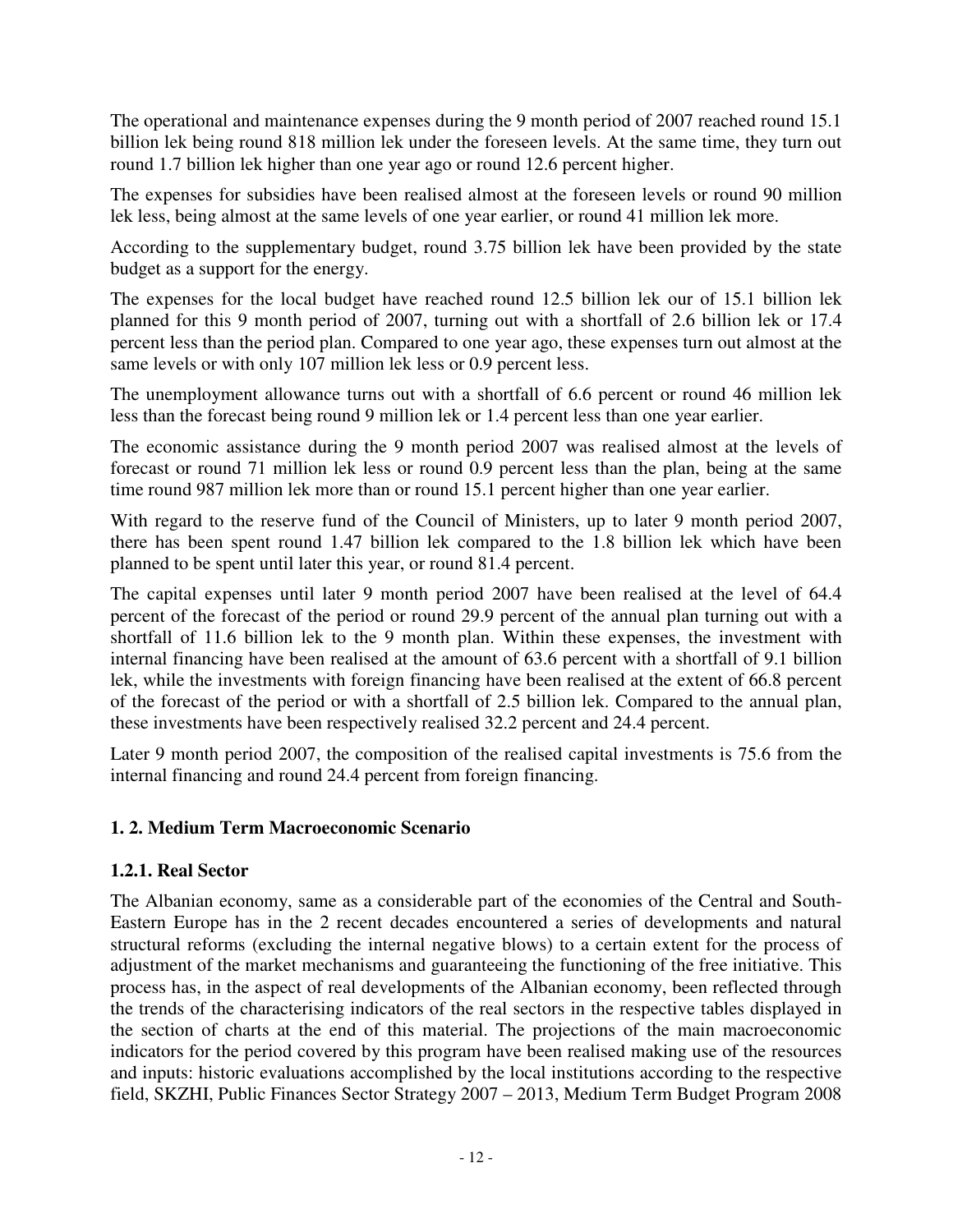The operational and maintenance expenses during the 9 month period of 2007 reached round 15.1 billion lek being round 818 million lek under the foreseen levels. At the same time, they turn out round 1.7 billion lek higher than one year ago or round 12.6 percent higher.

The expenses for subsidies have been realised almost at the foreseen levels or round 90 million lek less, being almost at the same levels of one year earlier, or round 41 million lek more.

According to the supplementary budget, round 3.75 billion lek have been provided by the state budget as a support for the energy.

The expenses for the local budget have reached round 12.5 billion lek our of 15.1 billion lek planned for this 9 month period of 2007, turning out with a shortfall of 2.6 billion lek or 17.4 percent less than the period plan. Compared to one year ago, these expenses turn out almost at the same levels or with only 107 million lek less or 0.9 percent less.

The unemployment allowance turns out with a shortfall of 6.6 percent or round 46 million lek less than the forecast being round 9 million lek or 1.4 percent less than one year earlier.

The economic assistance during the 9 month period 2007 was realised almost at the levels of forecast or round 71 million lek less or round 0.9 percent less than the plan, being at the same time round 987 million lek more than or round 15.1 percent higher than one year earlier.

With regard to the reserve fund of the Council of Ministers, up to later 9 month period 2007, there has been spent round 1.47 billion lek compared to the 1.8 billion lek which have been planned to be spent until later this year, or round 81.4 percent.

The capital expenses until later 9 month period 2007 have been realised at the level of 64.4 percent of the forecast of the period or round 29.9 percent of the annual plan turning out with a shortfall of 11.6 billion lek to the 9 month plan. Within these expenses, the investment with internal financing have been realised at the amount of 63.6 percent with a shortfall of 9.1 billion lek, while the investments with foreign financing have been realised at the extent of 66.8 percent of the forecast of the period or with a shortfall of 2.5 billion lek. Compared to the annual plan, these investments have been respectively realised 32.2 percent and 24.4 percent.

Later 9 month period 2007, the composition of the realised capital investments is 75.6 from the internal financing and round 24.4 percent from foreign financing.

## 1. 2. Medium Term Macroeconomic Scenario

### 1.2.1. Real Sector

The Albanian economy, same as a considerable part of the economies of the Central and South-Eastern Europe has in the 2 recent decades encountered a series of developments and natural structural reforms (excluding the internal negative blows) to a certain extent for the process of adjustment of the market mechanisms and guaranteeing the functioning of the free initiative. This process has, in the aspect of real developments of the Albanian economy, been reflected through the trends of the characterising indicators of the real sectors in the respective tables displayed in the section of charts at the end of this material. The projections of the main macroeconomic indicators for the period covered by this program have been realised making use of the resources and inputs: historic evaluations accomplished by the local institutions according to the respective field, SKZHI, Public Finances Sector Strategy 2007 – 2013, Medium Term Budget Program 2008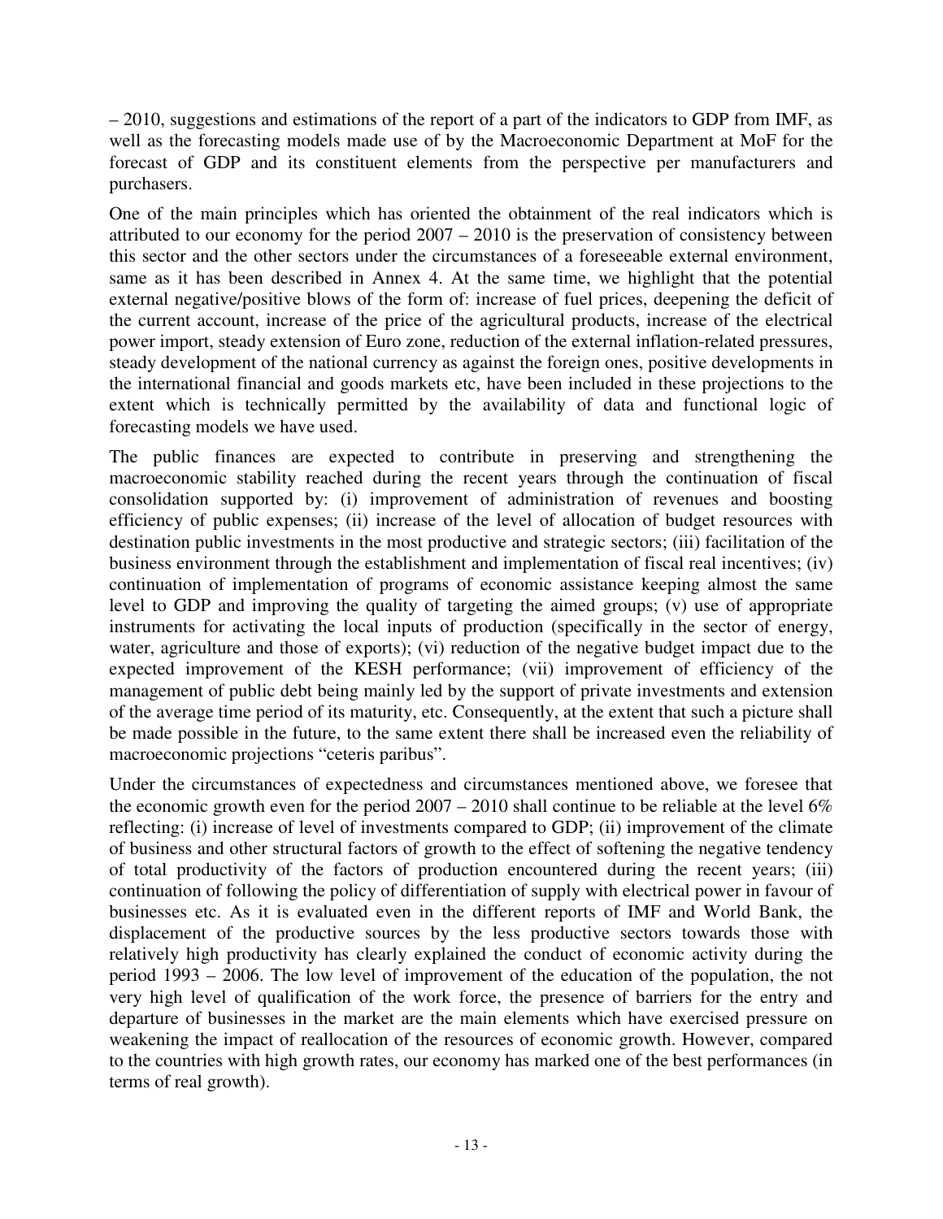– 2010, suggestions and estimations of the report of a part of the indicators to GDP from IMF, as well as the forecasting models made use of by the Macroeconomic Department at MoF for the forecast of GDP and its constituent elements from the perspective per manufacturers and purchasers.

One of the main principles which has oriented the obtainment of the real indicators which is attributed to our economy for the period 2007 – 2010 is the preservation of consistency between this sector and the other sectors under the circumstances of a foreseeable external environment, same as it has been described in Annex 4. At the same time, we highlight that the potential external negative/positive blows of the form of: increase of fuel prices, deepening the deficit of the current account, increase of the price of the agricultural products, increase of the electrical power import, steady extension of Euro zone, reduction of the external inflation-related pressures, steady development of the national currency as against the foreign ones, positive developments in the international financial and goods markets etc, have been included in these projections to the extent which is technically permitted by the availability of data and functional logic of forecasting models we have used.

The public finances are expected to contribute in preserving and strengthening the macroeconomic stability reached during the recent years through the continuation of fiscal consolidation supported by: (i) improvement of administration of revenues and boosting efficiency of public expenses; (ii) increase of the level of allocation of budget resources with destination public investments in the most productive and strategic sectors; (iii) facilitation of the business environment through the establishment and implementation of fiscal real incentives; (iv) continuation of implementation of programs of economic assistance keeping almost the same level to GDP and improving the quality of targeting the aimed groups; (v) use of appropriate instruments for activating the local inputs of production (specifically in the sector of energy, water, agriculture and those of exports); (vi) reduction of the negative budget impact due to the expected improvement of the KESH performance; (vii) improvement of efficiency of the management of public debt being mainly led by the support of private investments and extension of the average time period of its maturity, etc. Consequently, at the extent that such a picture shall be made possible in the future, to the same extent there shall be increased even the reliability of macroeconomic projections "ceteris paribus".

Under the circumstances of expectedness and circumstances mentioned above, we foresee that the economic growth even for the period 2007 – 2010 shall continue to be reliable at the level 6% reflecting: (i) increase of level of investments compared to GDP; (ii) improvement of the climate of business and other structural factors of growth to the effect of softening the negative tendency of total productivity of the factors of production encountered during the recent years; (iii) continuation of following the policy of differentiation of supply with electrical power in favour of businesses etc. As it is evaluated even in the different reports of IMF and World Bank, the displacement of the productive sources by the less productive sectors towards those with relatively high productivity has clearly explained the conduct of economic activity during the period 1993 – 2006. The low level of improvement of the education of the population, the not very high level of qualification of the work force, the presence of barriers for the entry and departure of businesses in the market are the main elements which have exercised pressure on weakening the impact of reallocation of the resources of economic growth. However, compared to the countries with high growth rates, our economy has marked one of the best performances (in terms of real growth).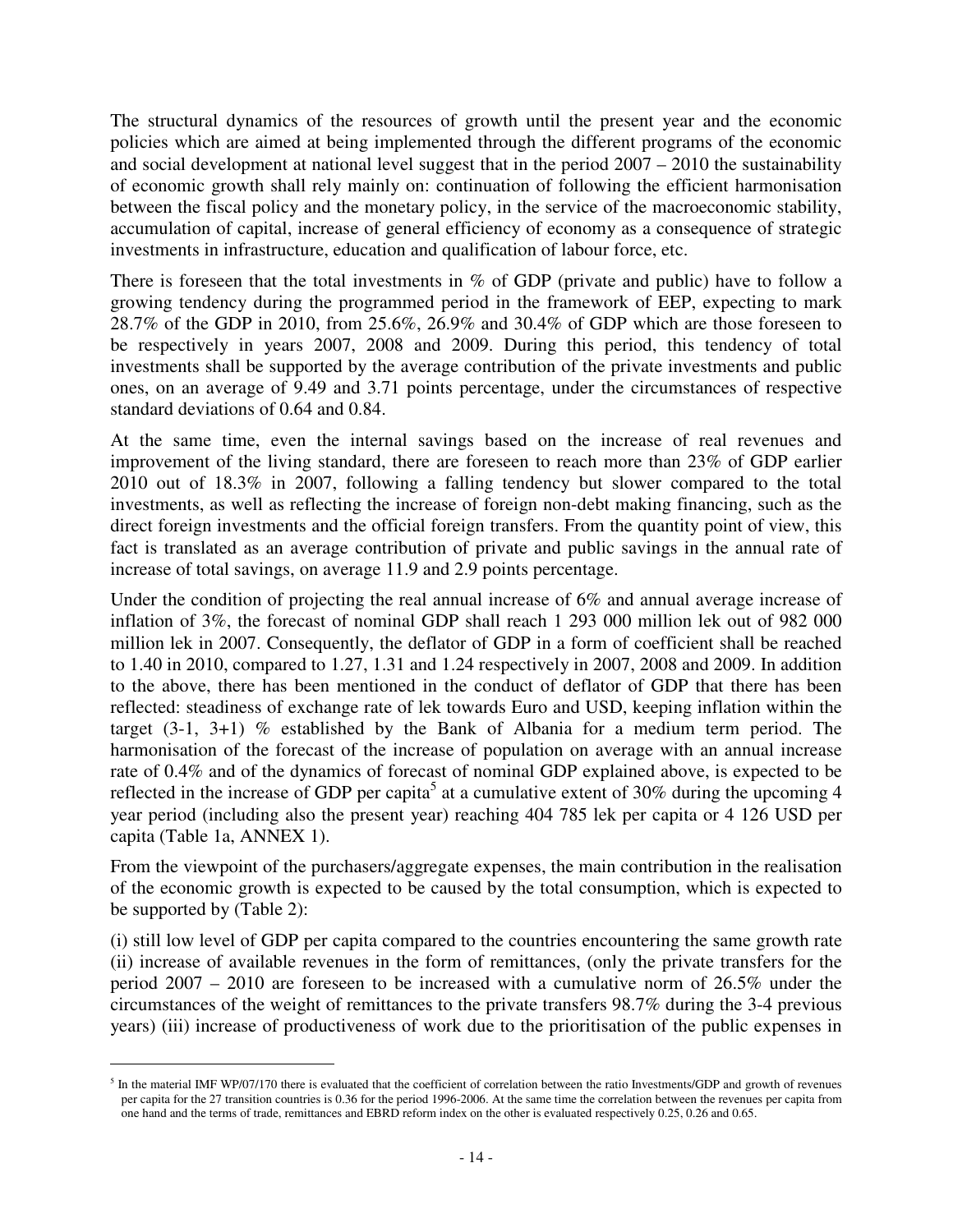The structural dynamics of the resources of growth until the present year and the economic policies which are aimed at being implemented through the different programs of the economic and social development at national level suggest that in the period 2007 – 2010 the sustainability of economic growth shall rely mainly on: continuation of following the efficient harmonisation between the fiscal policy and the monetary policy, in the service of the macroeconomic stability, accumulation of capital, increase of general efficiency of economy as a consequence of strategic investments in infrastructure, education and qualification of labour force, etc.

There is foreseen that the total investments in % of GDP (private and public) have to follow a growing tendency during the programmed period in the framework of EEP, expecting to mark 28.7% of the GDP in 2010, from 25.6%, 26.9% and 30.4% of GDP which are those foreseen to be respectively in years 2007, 2008 and 2009. During this period, this tendency of total investments shall be supported by the average contribution of the private investments and public ones, on an average of 9.49 and 3.71 points percentage, under the circumstances of respective standard deviations of 0.64 and 0.84.

At the same time, even the internal savings based on the increase of real revenues and improvement of the living standard, there are foreseen to reach more than 23% of GDP earlier 2010 out of 18.3% in 2007, following a falling tendency but slower compared to the total investments, as well as reflecting the increase of foreign non-debt making financing, such as the direct foreign investments and the official foreign transfers. From the quantity point of view, this fact is translated as an average contribution of private and public savings in the annual rate of increase of total savings, on average 11.9 and 2.9 points percentage.

Under the condition of projecting the real annual increase of 6% and annual average increase of inflation of 3%, the forecast of nominal GDP shall reach 1 293 000 million lek out of 982 000 million lek in 2007. Consequently, the deflator of GDP in a form of coefficient shall be reached to 1.40 in 2010, compared to 1.27, 1.31 and 1.24 respectively in 2007, 2008 and 2009. In addition to the above, there has been mentioned in the conduct of deflator of GDP that there has been reflected: steadiness of exchange rate of lek towards Euro and USD, keeping inflation within the target (3-1, 3+1) % established by the Bank of Albania for a medium term period. The harmonisation of the forecast of the increase of population on average with an annual increase rate of 0.4% and of the dynamics of forecast of nominal GDP explained above, is expected to be reflected in the increase of GDP per capita[5] at a cumulative extent of 30% during the upcoming 4 year period (including also the present year) reaching 404 785 lek per capita or 4 126 USD per capita (Table 1a, ANNEX 1).

From the viewpoint of the purchasers/aggregate expenses, the main contribution in the realisation of the economic growth is expected to be caused by the total consumption, which is expected to be supported by (Table 2):

(i) still low level of GDP per capita compared to the countries encountering the same growth rate (ii) increase of available revenues in the form of remittances, (only the private transfers for the period 2007 – 2010 are foreseen to be increased with a cumulative norm of 26.5% under the circumstances of the weight of remittances to the private transfers 98.7% during the 3-4 previous years) (iii) increase of productiveness of work due to the prioritisation of the public expenses in

---

[5] In the material IMF WP/07/170 there is evaluated that the coefficient of correlation between the ratio Investments/GDP and growth of revenues per capita for the 27 transition countries is 0.36 for the period 1996-2006. At the same time the correlation between the revenues per capita from one hand and the terms of trade, remittances and EBRD reform index on the other is evaluated respectively 0.25, 0.26 and 0.65.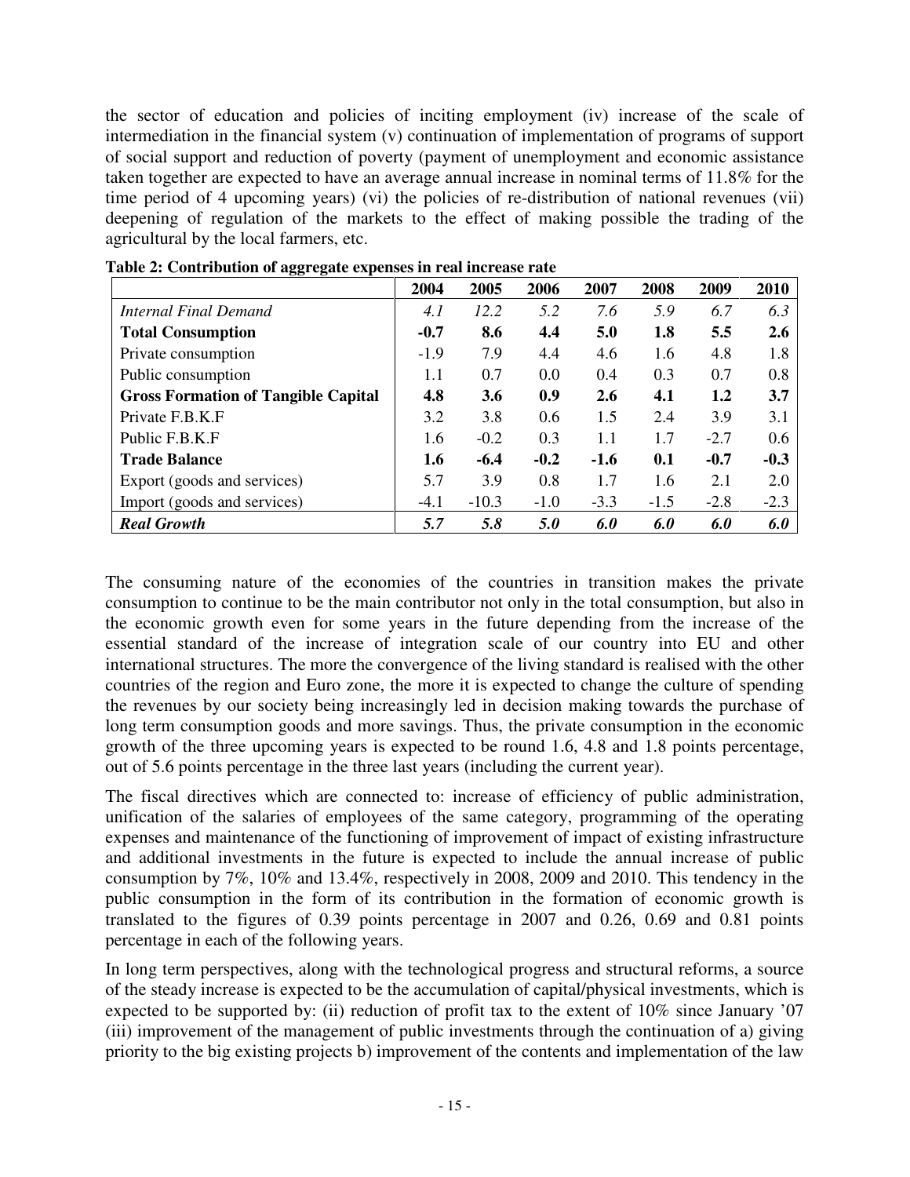the sector of education and policies of inciting employment (iv) increase of the scale of intermediation in the financial system (v) continuation of implementation of programs of support of social support and reduction of poverty (payment of unemployment and economic assistance taken together are expected to have an average annual increase in nominal terms of 11.8% for the time period of 4 upcoming years) (vi) the policies of re-distribution of national revenues (vii) deepening of regulation of the markets to the effect of making possible the trading of the agricultural by the local farmers, etc.

**Table 2: Contribution of aggregate expenses in real increase rate**

| | 2004 | 2005 | 2006 | 2007 | 2008 | 2009 | 2010 |
|---|---|---|---|---|---|---|---|
| *Internal Final Demand* | *4.1* | *12.2* | *5.2* | *7.6* | *5.9* | *6.7* | *6.3* |
| **Total Consumption** | **-0.7** | **8.6** | **4.4** | **5.0** | **1.8** | **5.5** | **2.6** |
| Private consumption | -1.9 | 7.9 | 4.4 | 4.6 | 1.6 | 4.8 | 1.8 |
| Public consumption | 1.1 | 0.7 | 0.0 | 0.4 | 0.3 | 0.7 | 0.8 |
| **Gross Formation of Tangible Capital** | **4.8** | **3.6** | **0.9** | **2.6** | **4.1** | **1.2** | **3.7** |
| Private F.B.K.F | 3.2 | 3.8 | 0.6 | 1.5 | 2.4 | 3.9 | 3.1 |
| Public F.B.K.F | 1.6 | -0.2 | 0.3 | 1.1 | 1.7 | -2.7 | 0.6 |
| **Trade Balance** | **1.6** | **-6.4** | **-0.2** | **-1.6** | **0.1** | **-0.7** | **-0.3** |
| Export (goods and services) | 5.7 | 3.9 | 0.8 | 1.7 | 1.6 | 2.1 | 2.0 |
| Import (goods and services) | -4.1 | -10.3 | -1.0 | -3.3 | -1.5 | -2.8 | -2.3 |
| ***Real Growth*** | ***5.7*** | ***5.8*** | ***5.0*** | ***6.0*** | ***6.0*** | ***6.0*** | ***6.0*** |

The consuming nature of the economies of the countries in transition makes the private consumption to continue to be the main contributor not only in the total consumption, but also in the economic growth even for some years in the future depending from the increase of the essential standard of the increase of integration scale of our country into EU and other international structures. The more the convergence of the living standard is realised with the other countries of the region and Euro zone, the more it is expected to change the culture of spending the revenues by our society being increasingly led in decision making towards the purchase of long term consumption goods and more savings. Thus, the private consumption in the economic growth of the three upcoming years is expected to be round 1.6, 4.8 and 1.8 points percentage, out of 5.6 points percentage in the three last years (including the current year).

The fiscal directives which are connected to: increase of efficiency of public administration, unification of the salaries of employees of the same category, programming of the operating expenses and maintenance of the functioning of improvement of impact of existing infrastructure and additional investments in the future is expected to include the annual increase of public consumption by 7%, 10% and 13.4%, respectively in 2008, 2009 and 2010. This tendency in the public consumption in the form of its contribution in the formation of economic growth is translated to the figures of 0.39 points percentage in 2007 and 0.26, 0.69 and 0.81 points percentage in each of the following years.

In long term perspectives, along with the technological progress and structural reforms, a source of the steady increase is expected to be the accumulation of capital/physical investments, which is expected to be supported by: (ii) reduction of profit tax to the extent of 10% since January '07 (iii) improvement of the management of public investments through the continuation of a) giving priority to the big existing projects b) improvement of the contents and implementation of the law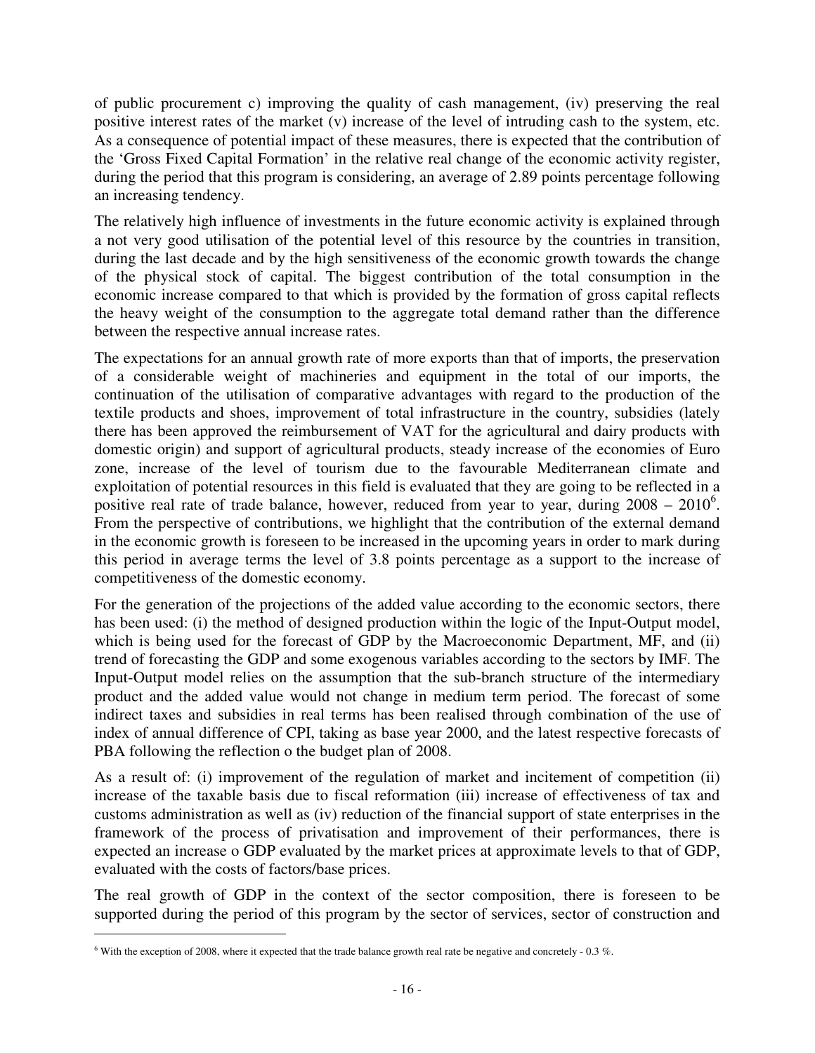of public procurement c) improving the quality of cash management, (iv) preserving the real positive interest rates of the market (v) increase of the level of intruding cash to the system, etc. As a consequence of potential impact of these measures, there is expected that the contribution of the 'Gross Fixed Capital Formation' in the relative real change of the economic activity register, during the period that this program is considering, an average of 2.89 points percentage following an increasing tendency.

The relatively high influence of investments in the future economic activity is explained through a not very good utilisation of the potential level of this resource by the countries in transition, during the last decade and by the high sensitiveness of the economic growth towards the change of the physical stock of capital. The biggest contribution of the total consumption in the economic increase compared to that which is provided by the formation of gross capital reflects the heavy weight of the consumption to the aggregate total demand rather than the difference between the respective annual increase rates.

The expectations for an annual growth rate of more exports than that of imports, the preservation of a considerable weight of machineries and equipment in the total of our imports, the continuation of the utilisation of comparative advantages with regard to the production of the textile products and shoes, improvement of total infrastructure in the country, subsidies (lately there has been approved the reimbursement of VAT for the agricultural and dairy products with domestic origin) and support of agricultural products, steady increase of the economies of Euro zone, increase of the level of tourism due to the favourable Mediterranean climate and exploitation of potential resources in this field is evaluated that they are going to be reflected in a positive real rate of trade balance, however, reduced from year to year, during 2008 – 2010[6]. From the perspective of contributions, we highlight that the contribution of the external demand in the economic growth is foreseen to be increased in the upcoming years in order to mark during this period in average terms the level of 3.8 points percentage as a support to the increase of competitiveness of the domestic economy.

For the generation of the projections of the added value according to the economic sectors, there has been used: (i) the method of designed production within the logic of the Input-Output model, which is being used for the forecast of GDP by the Macroeconomic Department, MF, and (ii) trend of forecasting the GDP and some exogenous variables according to the sectors by IMF. The Input-Output model relies on the assumption that the sub-branch structure of the intermediary product and the added value would not change in medium term period. The forecast of some indirect taxes and subsidies in real terms has been realised through combination of the use of index of annual difference of CPI, taking as base year 2000, and the latest respective forecasts of PBA following the reflection o the budget plan of 2008.

As a result of: (i) improvement of the regulation of market and incitement of competition (ii) increase of the taxable basis due to fiscal reformation (iii) increase of effectiveness of tax and customs administration as well as (iv) reduction of the financial support of state enterprises in the framework of the process of privatisation and improvement of their performances, there is expected an increase o GDP evaluated by the market prices at approximate levels to that of GDP, evaluated with the costs of factors/base prices.

The real growth of GDP in the context of the sector composition, there is foreseen to be supported during the period of this program by the sector of services, sector of construction and

[6] With the exception of 2008, where it expected that the trade balance growth real rate be negative and concretely - 0.3 %.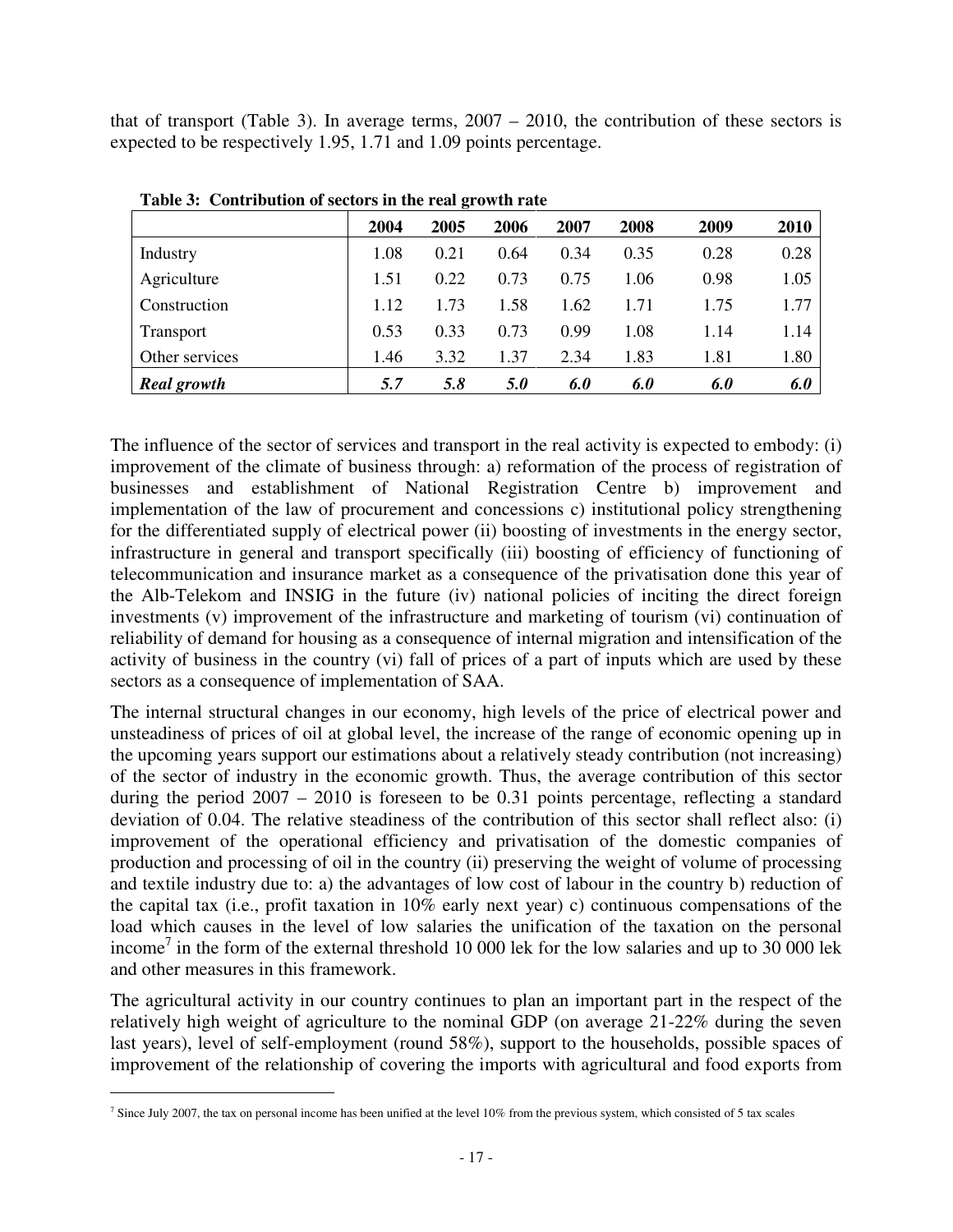that of transport (Table 3). In average terms, 2007 – 2010, the contribution of these sectors is expected to be respectively 1.95, 1.71 and 1.09 points percentage.

**Table 3: Contribution of sectors in the real growth rate**

| | 2004 | 2005 | 2006 | 2007 | 2008 | 2009 | 2010 |
|---|---|---|---|---|---|---|---|
| Industry | 1.08 | 0.21 | 0.64 | 0.34 | 0.35 | 0.28 | 0.28 |
| Agriculture | 1.51 | 0.22 | 0.73 | 0.75 | 1.06 | 0.98 | 1.05 |
| Construction | 1.12 | 1.73 | 1.58 | 1.62 | 1.71 | 1.75 | 1.77 |
| Transport | 0.53 | 0.33 | 0.73 | 0.99 | 1.08 | 1.14 | 1.14 |
| Other services | 1.46 | 3.32 | 1.37 | 2.34 | 1.83 | 1.81 | 1.80 |
| ***Real growth*** | ***5.7*** | ***5.8*** | ***5.0*** | ***6.0*** | ***6.0*** | ***6.0*** | ***6.0*** |

The influence of the sector of services and transport in the real activity is expected to embody: (i) improvement of the climate of business through: a) reformation of the process of registration of businesses and establishment of National Registration Centre b) improvement and implementation of the law of procurement and concessions c) institutional policy strengthening for the differentiated supply of electrical power (ii) boosting of investments in the energy sector, infrastructure in general and transport specifically (iii) boosting of efficiency of functioning of telecommunication and insurance market as a consequence of the privatisation done this year of the Alb-Telekom and INSIG in the future (iv) national policies of inciting the direct foreign investments (v) improvement of the infrastructure and marketing of tourism (vi) continuation of reliability of demand for housing as a consequence of internal migration and intensification of the activity of business in the country (vi) fall of prices of a part of inputs which are used by these sectors as a consequence of implementation of SAA.

The internal structural changes in our economy, high levels of the price of electrical power and unsteadiness of prices of oil at global level, the increase of the range of economic opening up in the upcoming years support our estimations about a relatively steady contribution (not increasing) of the sector of industry in the economic growth. Thus, the average contribution of this sector during the period 2007 – 2010 is foreseen to be 0.31 points percentage, reflecting a standard deviation of 0.04. The relative steadiness of the contribution of this sector shall reflect also: (i) improvement of the operational efficiency and privatisation of the domestic companies of production and processing of oil in the country (ii) preserving the weight of volume of processing and textile industry due to: a) the advantages of low cost of labour in the country b) reduction of the capital tax (i.e., profit taxation in 10% early next year) c) continuous compensations of the load which causes in the level of low salaries the unification of the taxation on the personal income[7] in the form of the external threshold 10 000 lek for the low salaries and up to 30 000 lek and other measures in this framework.

The agricultural activity in our country continues to plan an important part in the respect of the relatively high weight of agriculture to the nominal GDP (on average 21-22% during the seven last years), level of self-employment (round 58%), support to the households, possible spaces of improvement of the relationship of covering the imports with agricultural and food exports from

[7] Since July 2007, the tax on personal income has been unified at the level 10% from the previous system, which consisted of 5 tax scales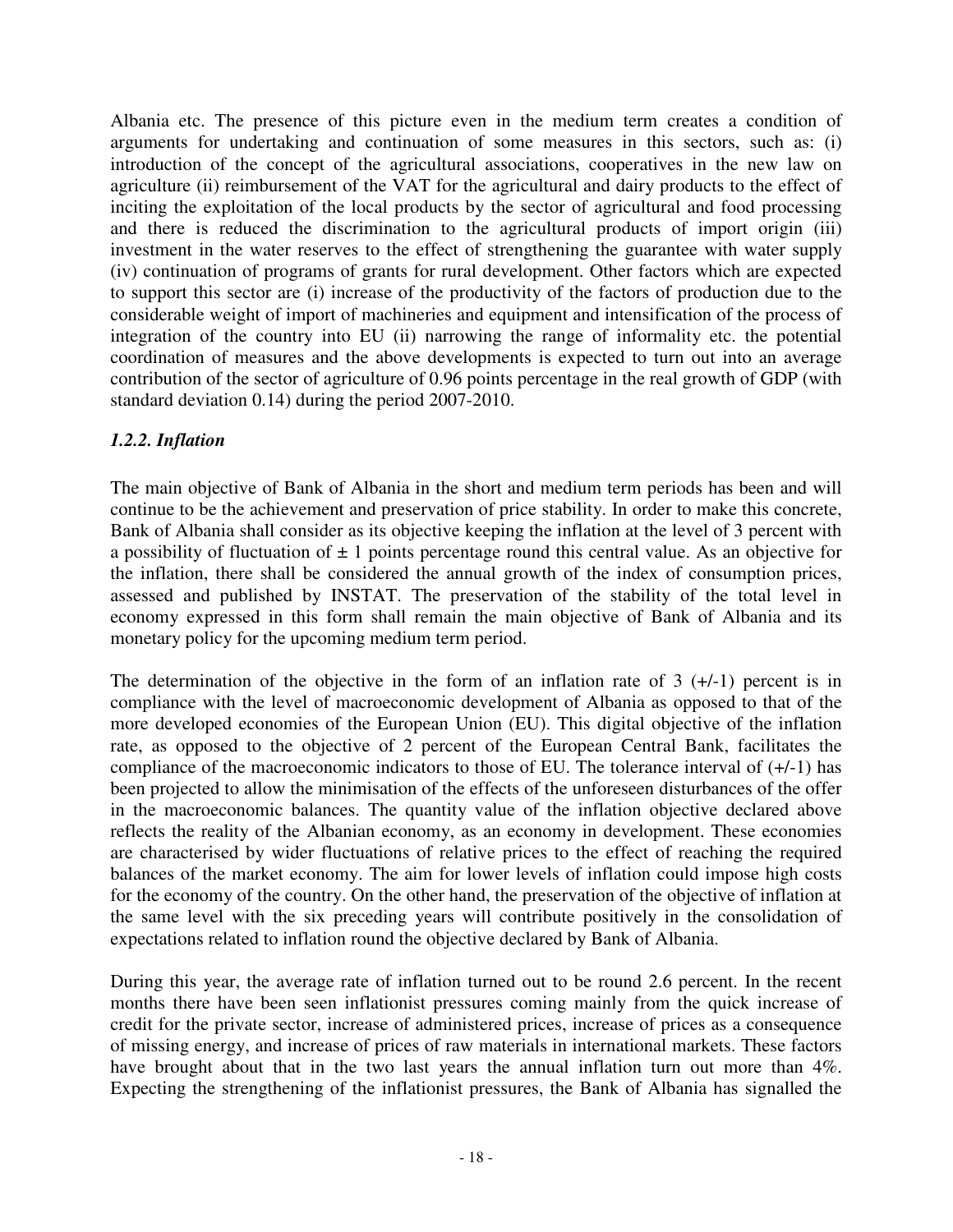Albania etc. The presence of this picture even in the medium term creates a condition of arguments for undertaking and continuation of some measures in this sectors, such as: (i) introduction of the concept of the agricultural associations, cooperatives in the new law on agriculture (ii) reimbursement of the VAT for the agricultural and dairy products to the effect of inciting the exploitation of the local products by the sector of agricultural and food processing and there is reduced the discrimination to the agricultural products of import origin (iii) investment in the water reserves to the effect of strengthening the guarantee with water supply (iv) continuation of programs of grants for rural development. Other factors which are expected to support this sector are (i) increase of the productivity of the factors of production due to the considerable weight of import of machineries and equipment and intensification of the process of integration of the country into EU (ii) narrowing the range of informality etc. the potential coordination of measures and the above developments is expected to turn out into an average contribution of the sector of agriculture of 0.96 points percentage in the real growth of GDP (with standard deviation 0.14) during the period 2007-2010.

### *1.2.2. Inflation*

The main objective of Bank of Albania in the short and medium term periods has been and will continue to be the achievement and preservation of price stability. In order to make this concrete, Bank of Albania shall consider as its objective keeping the inflation at the level of 3 percent with a possibility of fluctuation of ± 1 points percentage round this central value. As an objective for the inflation, there shall be considered the annual growth of the index of consumption prices, assessed and published by INSTAT. The preservation of the stability of the total level in economy expressed in this form shall remain the main objective of Bank of Albania and its monetary policy for the upcoming medium term period.

The determination of the objective in the form of an inflation rate of 3 (+/-1) percent is in compliance with the level of macroeconomic development of Albania as opposed to that of the more developed economies of the European Union (EU). This digital objective of the inflation rate, as opposed to the objective of 2 percent of the European Central Bank, facilitates the compliance of the macroeconomic indicators to those of EU. The tolerance interval of (+/-1) has been projected to allow the minimisation of the effects of the unforeseen disturbances of the offer in the macroeconomic balances. The quantity value of the inflation objective declared above reflects the reality of the Albanian economy, as an economy in development. These economies are characterised by wider fluctuations of relative prices to the effect of reaching the required balances of the market economy. The aim for lower levels of inflation could impose high costs for the economy of the country. On the other hand, the preservation of the objective of inflation at the same level with the six preceding years will contribute positively in the consolidation of expectations related to inflation round the objective declared by Bank of Albania.

During this year, the average rate of inflation turned out to be round 2.6 percent. In the recent months there have been seen inflationist pressures coming mainly from the quick increase of credit for the private sector, increase of administered prices, increase of prices as a consequence of missing energy, and increase of prices of raw materials in international markets. These factors have brought about that in the two last years the annual inflation turn out more than 4%. Expecting the strengthening of the inflationist pressures, the Bank of Albania has signalled the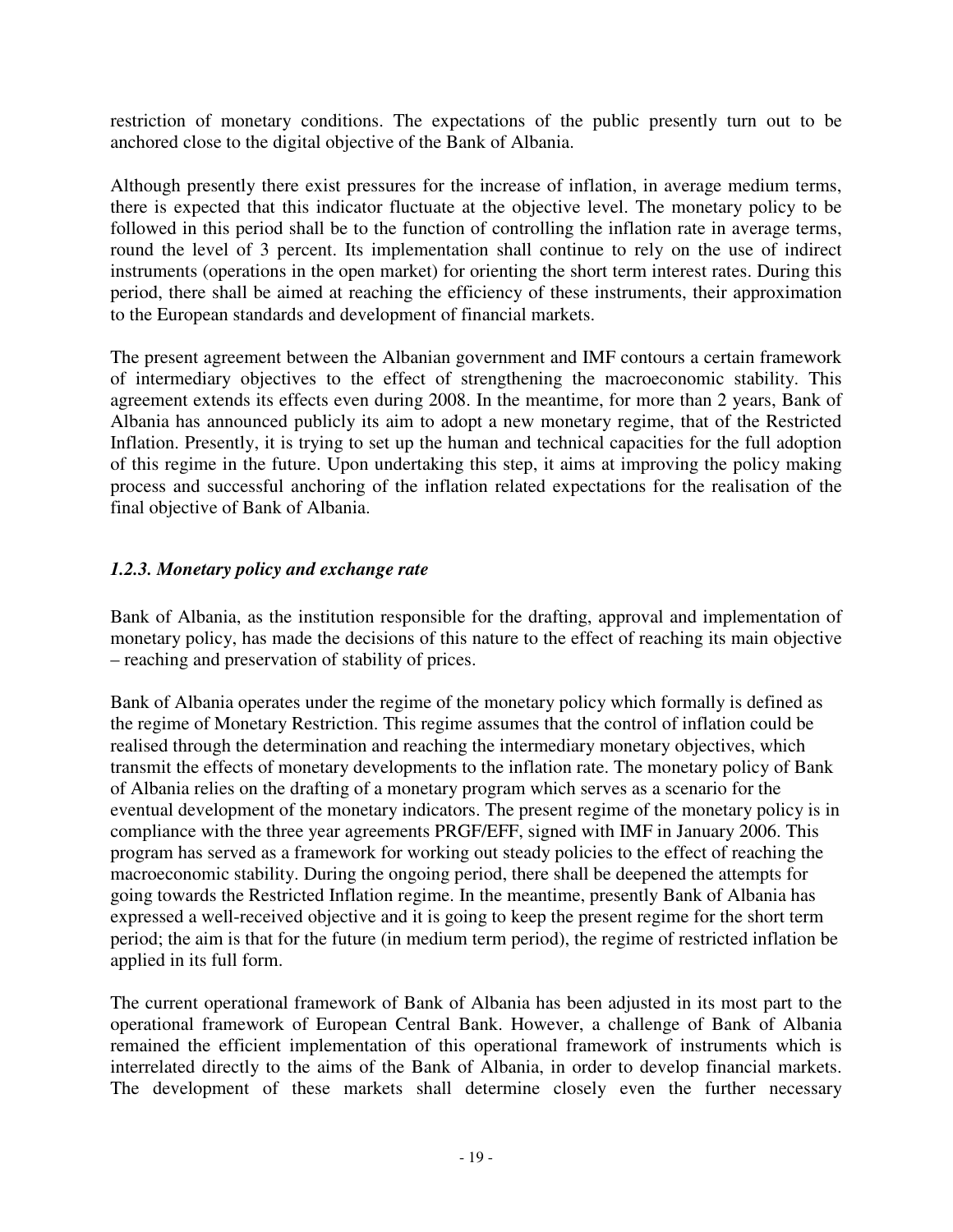restriction of monetary conditions. The expectations of the public presently turn out to be anchored close to the digital objective of the Bank of Albania.

Although presently there exist pressures for the increase of inflation, in average medium terms, there is expected that this indicator fluctuate at the objective level. The monetary policy to be followed in this period shall be to the function of controlling the inflation rate in average terms, round the level of 3 percent. Its implementation shall continue to rely on the use of indirect instruments (operations in the open market) for orienting the short term interest rates. During this period, there shall be aimed at reaching the efficiency of these instruments, their approximation to the European standards and development of financial markets.

The present agreement between the Albanian government and IMF contours a certain framework of intermediary objectives to the effect of strengthening the macroeconomic stability. This agreement extends its effects even during 2008. In the meantime, for more than 2 years, Bank of Albania has announced publicly its aim to adopt a new monetary regime, that of the Restricted Inflation. Presently, it is trying to set up the human and technical capacities for the full adoption of this regime in the future. Upon undertaking this step, it aims at improving the policy making process and successful anchoring of the inflation related expectations for the realisation of the final objective of Bank of Albania.

### *1.2.3. Monetary policy and exchange rate*

Bank of Albania, as the institution responsible for the drafting, approval and implementation of monetary policy, has made the decisions of this nature to the effect of reaching its main objective – reaching and preservation of stability of prices.

Bank of Albania operates under the regime of the monetary policy which formally is defined as the regime of Monetary Restriction. This regime assumes that the control of inflation could be realised through the determination and reaching the intermediary monetary objectives, which transmit the effects of monetary developments to the inflation rate. The monetary policy of Bank of Albania relies on the drafting of a monetary program which serves as a scenario for the eventual development of the monetary indicators. The present regime of the monetary policy is in compliance with the three year agreements PRGF/EFF, signed with IMF in January 2006. This program has served as a framework for working out steady policies to the effect of reaching the macroeconomic stability. During the ongoing period, there shall be deepened the attempts for going towards the Restricted Inflation regime. In the meantime, presently Bank of Albania has expressed a well-received objective and it is going to keep the present regime for the short term period; the aim is that for the future (in medium term period), the regime of restricted inflation be applied in its full form.

The current operational framework of Bank of Albania has been adjusted in its most part to the operational framework of European Central Bank. However, a challenge of Bank of Albania remained the efficient implementation of this operational framework of instruments which is interrelated directly to the aims of the Bank of Albania, in order to develop financial markets. The development of these markets shall determine closely even the further necessary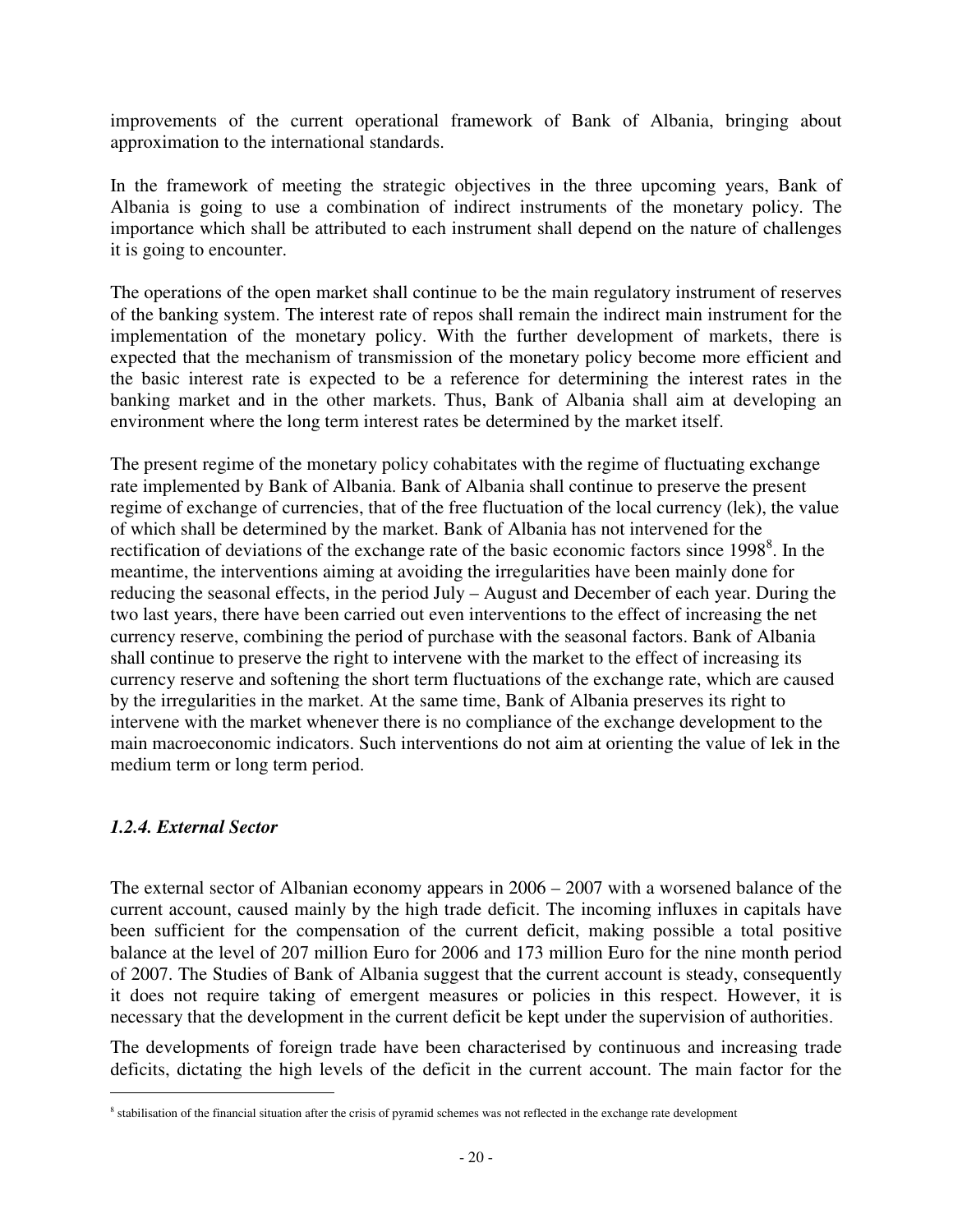improvements of the current operational framework of Bank of Albania, bringing about approximation to the international standards.

In the framework of meeting the strategic objectives in the three upcoming years, Bank of Albania is going to use a combination of indirect instruments of the monetary policy. The importance which shall be attributed to each instrument shall depend on the nature of challenges it is going to encounter.

The operations of the open market shall continue to be the main regulatory instrument of reserves of the banking system. The interest rate of repos shall remain the indirect main instrument for the implementation of the monetary policy. With the further development of markets, there is expected that the mechanism of transmission of the monetary policy become more efficient and the basic interest rate is expected to be a reference for determining the interest rates in the banking market and in the other markets. Thus, Bank of Albania shall aim at developing an environment where the long term interest rates be determined by the market itself.

The present regime of the monetary policy cohabitates with the regime of fluctuating exchange rate implemented by Bank of Albania. Bank of Albania shall continue to preserve the present regime of exchange of currencies, that of the free fluctuation of the local currency (lek), the value of which shall be determined by the market. Bank of Albania has not intervened for the rectification of deviations of the exchange rate of the basic economic factors since 1998[8]. In the meantime, the interventions aiming at avoiding the irregularities have been mainly done for reducing the seasonal effects, in the period July – August and December of each year. During the two last years, there have been carried out even interventions to the effect of increasing the net currency reserve, combining the period of purchase with the seasonal factors. Bank of Albania shall continue to preserve the right to intervene with the market to the effect of increasing its currency reserve and softening the short term fluctuations of the exchange rate, which are caused by the irregularities in the market. At the same time, Bank of Albania preserves its right to intervene with the market whenever there is no compliance of the exchange development to the main macroeconomic indicators. Such interventions do not aim at orienting the value of lek in the medium term or long term period.

### *1.2.4. External Sector*

The external sector of Albanian economy appears in 2006 – 2007 with a worsened balance of the current account, caused mainly by the high trade deficit. The incoming influxes in capitals have been sufficient for the compensation of the current deficit, making possible a total positive balance at the level of 207 million Euro for 2006 and 173 million Euro for the nine month period of 2007. The Studies of Bank of Albania suggest that the current account is steady, consequently it does not require taking of emergent measures or policies in this respect. However, it is necessary that the development in the current deficit be kept under the supervision of authorities.

The developments of foreign trade have been characterised by continuous and increasing trade deficits, dictating the high levels of the deficit in the current account. The main factor for the

---

[8] stabilisation of the financial situation after the crisis of pyramid schemes was not reflected in the exchange rate development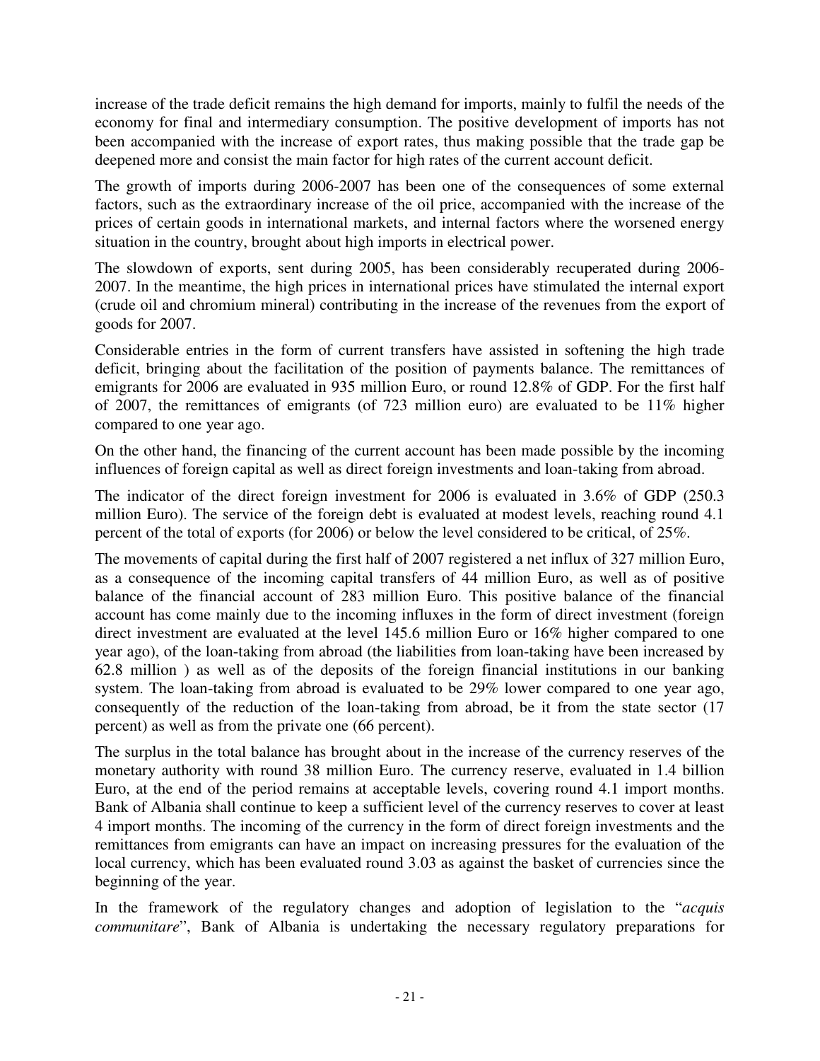increase of the trade deficit remains the high demand for imports, mainly to fulfil the needs of the economy for final and intermediary consumption. The positive development of imports has not been accompanied with the increase of export rates, thus making possible that the trade gap be deepened more and consist the main factor for high rates of the current account deficit.

The growth of imports during 2006-2007 has been one of the consequences of some external factors, such as the extraordinary increase of the oil price, accompanied with the increase of the prices of certain goods in international markets, and internal factors where the worsened energy situation in the country, brought about high imports in electrical power.

The slowdown of exports, sent during 2005, has been considerably recuperated during 2006-2007. In the meantime, the high prices in international prices have stimulated the internal export (crude oil and chromium mineral) contributing in the increase of the revenues from the export of goods for 2007.

Considerable entries in the form of current transfers have assisted in softening the high trade deficit, bringing about the facilitation of the position of payments balance. The remittances of emigrants for 2006 are evaluated in 935 million Euro, or round 12.8% of GDP. For the first half of 2007, the remittances of emigrants (of 723 million euro) are evaluated to be 11% higher compared to one year ago.

On the other hand, the financing of the current account has been made possible by the incoming influences of foreign capital as well as direct foreign investments and loan-taking from abroad.

The indicator of the direct foreign investment for 2006 is evaluated in 3.6% of GDP (250.3 million Euro). The service of the foreign debt is evaluated at modest levels, reaching round 4.1 percent of the total of exports (for 2006) or below the level considered to be critical, of 25%.

The movements of capital during the first half of 2007 registered a net influx of 327 million Euro, as a consequence of the incoming capital transfers of 44 million Euro, as well as of positive balance of the financial account of 283 million Euro. This positive balance of the financial account has come mainly due to the incoming influxes in the form of direct investment (foreign direct investment are evaluated at the level 145.6 million Euro or 16% higher compared to one year ago), of the loan-taking from abroad (the liabilities from loan-taking have been increased by 62.8 million ) as well as of the deposits of the foreign financial institutions in our banking system. The loan-taking from abroad is evaluated to be 29% lower compared to one year ago, consequently of the reduction of the loan-taking from abroad, be it from the state sector (17 percent) as well as from the private one (66 percent).

The surplus in the total balance has brought about in the increase of the currency reserves of the monetary authority with round 38 million Euro. The currency reserve, evaluated in 1.4 billion Euro, at the end of the period remains at acceptable levels, covering round 4.1 import months. Bank of Albania shall continue to keep a sufficient level of the currency reserves to cover at least 4 import months. The incoming of the currency in the form of direct foreign investments and the remittances from emigrants can have an impact on increasing pressures for the evaluation of the local currency, which has been evaluated round 3.03 as against the basket of currencies since the beginning of the year.

In the framework of the regulatory changes and adoption of legislation to the "*acquis communitare*", Bank of Albania is undertaking the necessary regulatory preparations for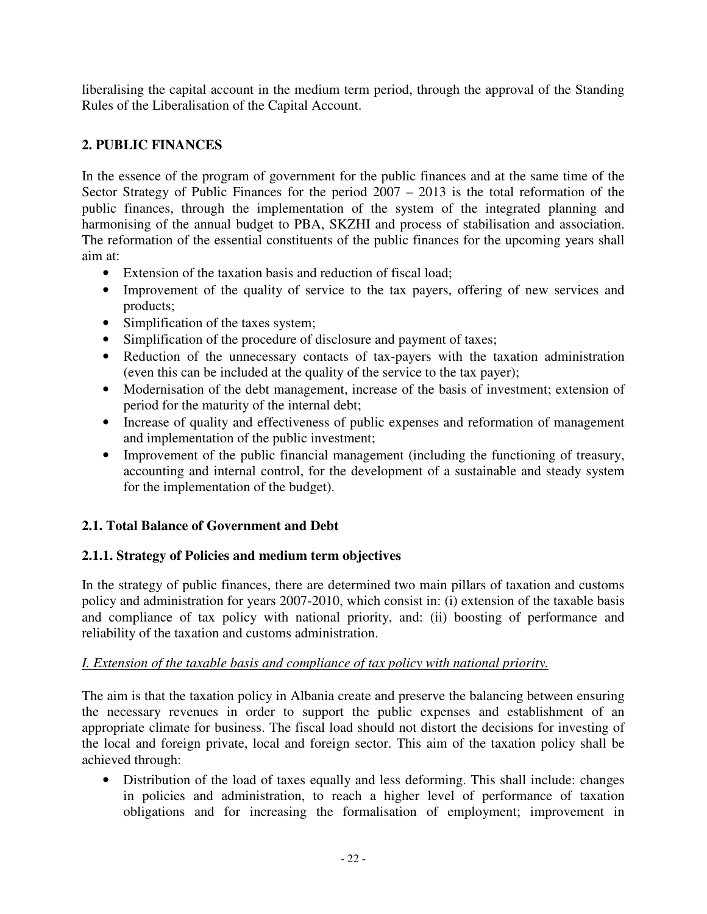liberalising the capital account in the medium term period, through the approval of the Standing Rules of the Liberalisation of the Capital Account.

## 2. PUBLIC FINANCES

In the essence of the program of government for the public finances and at the same time of the Sector Strategy of Public Finances for the period 2007 – 2013 is the total reformation of the public finances, through the implementation of the system of the integrated planning and harmonising of the annual budget to PBA, SKZHI and process of stabilisation and association. The reformation of the essential constituents of the public finances for the upcoming years shall aim at:

- Extension of the taxation basis and reduction of fiscal load;
- Improvement of the quality of service to the tax payers, offering of new services and products;
- Simplification of the taxes system;
- Simplification of the procedure of disclosure and payment of taxes;
- Reduction of the unnecessary contacts of tax-payers with the taxation administration (even this can be included at the quality of the service to the tax payer);
- Modernisation of the debt management, increase of the basis of investment; extension of period for the maturity of the internal debt;
- Increase of quality and effectiveness of public expenses and reformation of management and implementation of the public investment;
- Improvement of the public financial management (including the functioning of treasury, accounting and internal control, for the development of a sustainable and steady system for the implementation of the budget).

### 2.1. Total Balance of Government and Debt

#### 2.1.1. Strategy of Policies and medium term objectives

In the strategy of public finances, there are determined two main pillars of taxation and customs policy and administration for years 2007-2010, which consist in: (i) extension of the taxable basis and compliance of tax policy with national priority, and: (ii) boosting of performance and reliability of the taxation and customs administration.

*I. Extension of the taxable basis and compliance of tax policy with national priority.*

The aim is that the taxation policy in Albania create and preserve the balancing between ensuring the necessary revenues in order to support the public expenses and establishment of an appropriate climate for business. The fiscal load should not distort the decisions for investing of the local and foreign private, local and foreign sector. This aim of the taxation policy shall be achieved through:

- Distribution of the load of taxes equally and less deforming. This shall include: changes in policies and administration, to reach a higher level of performance of taxation obligations and for increasing the formalisation of employment; improvement in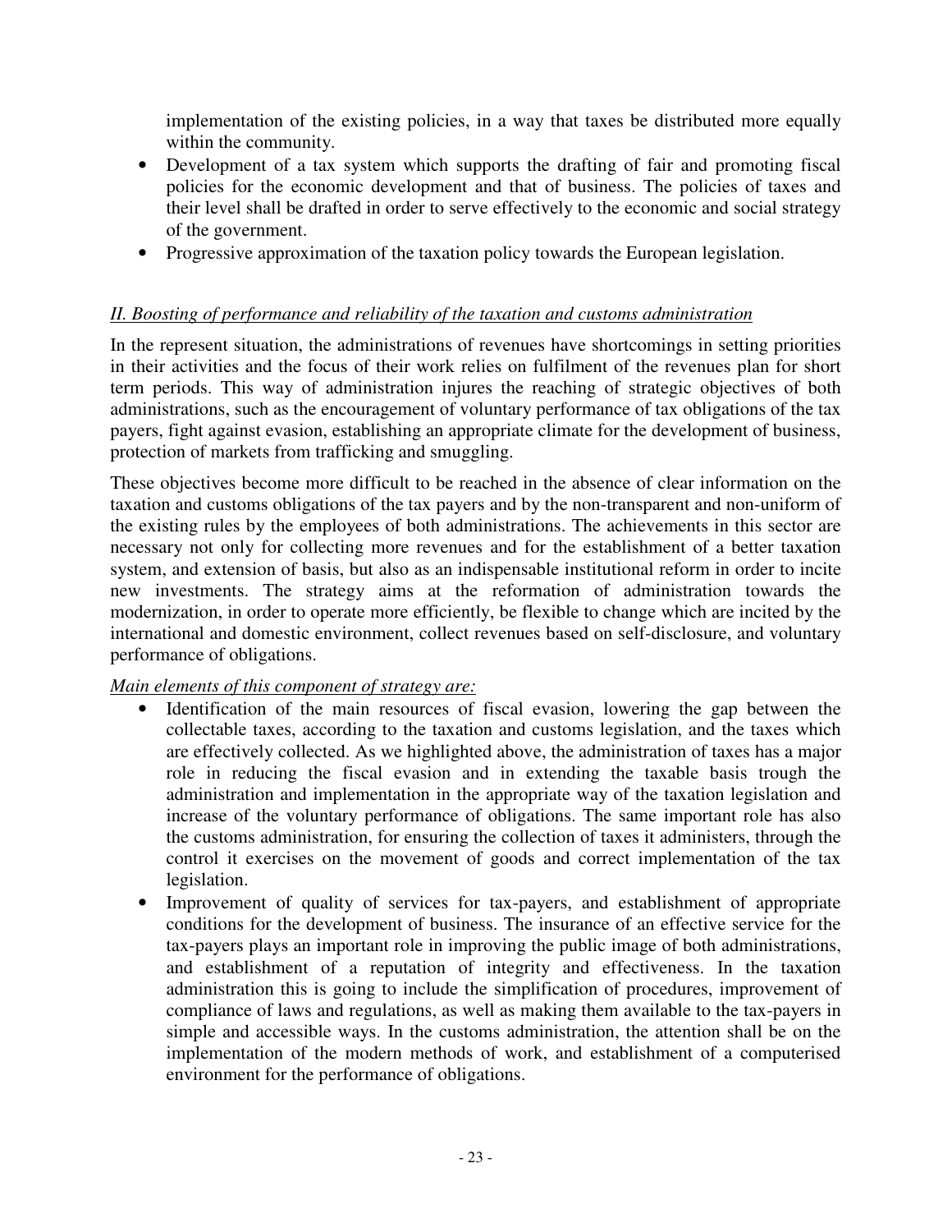implementation of the existing policies, in a way that taxes be distributed more equally within the community.

- Development of a tax system which supports the drafting of fair and promoting fiscal policies for the economic development and that of business. The policies of taxes and their level shall be drafted in order to serve effectively to the economic and social strategy of the government.
- Progressive approximation of the taxation policy towards the European legislation.

*II. Boosting of performance and reliability of the taxation and customs administration*

In the represent situation, the administrations of revenues have shortcomings in setting priorities in their activities and the focus of their work relies on fulfilment of the revenues plan for short term periods. This way of administration injures the reaching of strategic objectives of both administrations, such as the encouragement of voluntary performance of tax obligations of the tax payers, fight against evasion, establishing an appropriate climate for the development of business, protection of markets from trafficking and smuggling.

These objectives become more difficult to be reached in the absence of clear information on the taxation and customs obligations of the tax payers and by the non-transparent and non-uniform of the existing rules by the employees of both administrations. The achievements in this sector are necessary not only for collecting more revenues and for the establishment of a better taxation system, and extension of basis, but also as an indispensable institutional reform in order to incite new investments. The strategy aims at the reformation of administration towards the modernization, in order to operate more efficiently, be flexible to change which are incited by the international and domestic environment, collect revenues based on self-disclosure, and voluntary performance of obligations.

*Main elements of this component of strategy are:*

- Identification of the main resources of fiscal evasion, lowering the gap between the collectable taxes, according to the taxation and customs legislation, and the taxes which are effectively collected. As we highlighted above, the administration of taxes has a major role in reducing the fiscal evasion and in extending the taxable basis trough the administration and implementation in the appropriate way of the taxation legislation and increase of the voluntary performance of obligations. The same important role has also the customs administration, for ensuring the collection of taxes it administers, through the control it exercises on the movement of goods and correct implementation of the tax legislation.
- Improvement of quality of services for tax-payers, and establishment of appropriate conditions for the development of business. The insurance of an effective service for the tax-payers plays an important role in improving the public image of both administrations, and establishment of a reputation of integrity and effectiveness. In the taxation administration this is going to include the simplification of procedures, improvement of compliance of laws and regulations, as well as making them available to the tax-payers in simple and accessible ways. In the customs administration, the attention shall be on the implementation of the modern methods of work, and establishment of a computerised environment for the performance of obligations.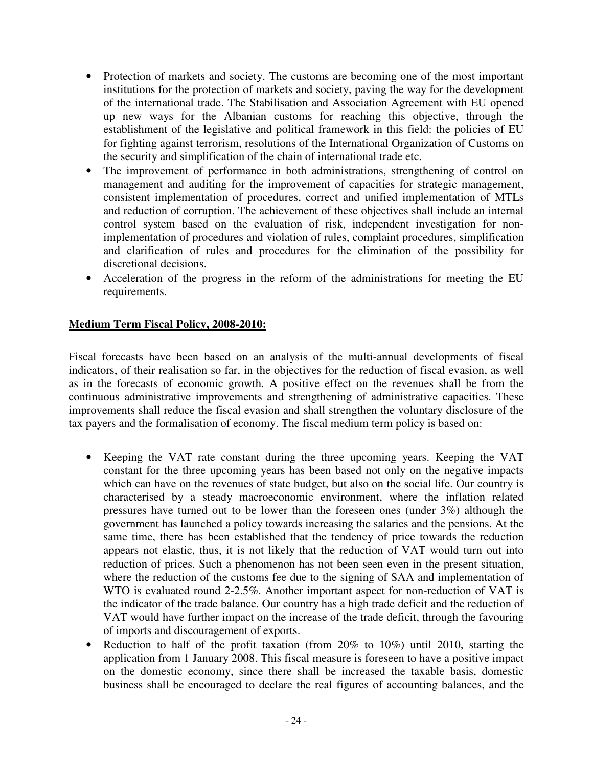- Protection of markets and society. The customs are becoming one of the most important institutions for the protection of markets and society, paving the way for the development of the international trade. The Stabilisation and Association Agreement with EU opened up new ways for the Albanian customs for reaching this objective, through the establishment of the legislative and political framework in this field: the policies of EU for fighting against terrorism, resolutions of the International Organization of Customs on the security and simplification of the chain of international trade etc.
- The improvement of performance in both administrations, strengthening of control on management and auditing for the improvement of capacities for strategic management, consistent implementation of procedures, correct and unified implementation of MTLs and reduction of corruption. The achievement of these objectives shall include an internal control system based on the evaluation of risk, independent investigation for non-implementation of procedures and violation of rules, complaint procedures, simplification and clarification of rules and procedures for the elimination of the possibility for discretional decisions.
- Acceleration of the progress in the reform of the administrations for meeting the EU requirements.

**Medium Term Fiscal Policy, 2008-2010:**

Fiscal forecasts have been based on an analysis of the multi-annual developments of fiscal indicators, of their realisation so far, in the objectives for the reduction of fiscal evasion, as well as in the forecasts of economic growth. A positive effect on the revenues shall be from the continuous administrative improvements and strengthening of administrative capacities. These improvements shall reduce the fiscal evasion and shall strengthen the voluntary disclosure of the tax payers and the formalisation of economy. The fiscal medium term policy is based on:

- Keeping the VAT rate constant during the three upcoming years. Keeping the VAT constant for the three upcoming years has been based not only on the negative impacts which can have on the revenues of state budget, but also on the social life. Our country is characterised by a steady macroeconomic environment, where the inflation related pressures have turned out to be lower than the foreseen ones (under 3%) although the government has launched a policy towards increasing the salaries and the pensions. At the same time, there has been established that the tendency of price towards the reduction appears not elastic, thus, it is not likely that the reduction of VAT would turn out into reduction of prices. Such a phenomenon has not been seen even in the present situation, where the reduction of the customs fee due to the signing of SAA and implementation of WTO is evaluated round 2-2.5%. Another important aspect for non-reduction of VAT is the indicator of the trade balance. Our country has a high trade deficit and the reduction of VAT would have further impact on the increase of the trade deficit, through the favouring of imports and discouragement of exports.
- Reduction to half of the profit taxation (from 20% to 10%) until 2010, starting the application from 1 January 2008. This fiscal measure is foreseen to have a positive impact on the domestic economy, since there shall be increased the taxable basis, domestic business shall be encouraged to declare the real figures of accounting balances, and the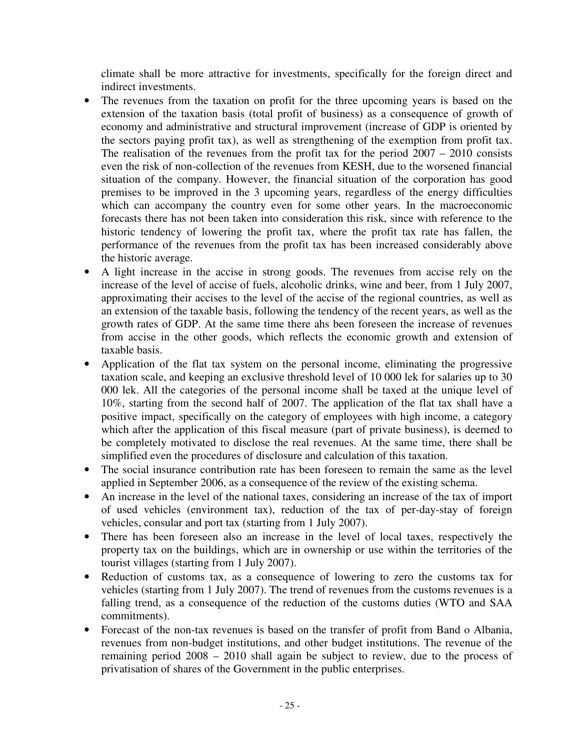climate shall be more attractive for investments, specifically for the foreign direct and indirect investments.

- The revenues from the taxation on profit for the three upcoming years is based on the extension of the taxation basis (total profit of business) as a consequence of growth of economy and administrative and structural improvement (increase of GDP is oriented by the sectors paying profit tax), as well as strengthening of the exemption from profit tax. The realisation of the revenues from the profit tax for the period 2007 – 2010 consists even the risk of non-collection of the revenues from KESH, due to the worsened financial situation of the company. However, the financial situation of the corporation has good premises to be improved in the 3 upcoming years, regardless of the energy difficulties which can accompany the country even for some other years. In the macroeconomic forecasts there has not been taken into consideration this risk, since with reference to the historic tendency of lowering the profit tax, where the profit tax rate has fallen, the performance of the revenues from the profit tax has been increased considerably above the historic average.
- A light increase in the accise in strong goods. The revenues from accise rely on the increase of the level of accise of fuels, alcoholic drinks, wine and beer, from 1 July 2007, approximating their accises to the level of the accise of the regional countries, as well as an extension of the taxable basis, following the tendency of the recent years, as well as the growth rates of GDP. At the same time there ahs been foreseen the increase of revenues from accise in the other goods, which reflects the economic growth and extension of taxable basis.
- Application of the flat tax system on the personal income, eliminating the progressive taxation scale, and keeping an exclusive threshold level of 10 000 lek for salaries up to 30 000 lek. All the categories of the personal income shall be taxed at the unique level of 10%, starting from the second half of 2007. The application of the flat tax shall have a positive impact, specifically on the category of employees with high income, a category which after the application of this fiscal measure (part of private business), is deemed to be completely motivated to disclose the real revenues. At the same time, there shall be simplified even the procedures of disclosure and calculation of this taxation.
- The social insurance contribution rate has been foreseen to remain the same as the level applied in September 2006, as a consequence of the review of the existing schema.
- An increase in the level of the national taxes, considering an increase of the tax of import of used vehicles (environment tax), reduction of the tax of per-day-stay of foreign vehicles, consular and port tax (starting from 1 July 2007).
- There has been foreseen also an increase in the level of local taxes, respectively the property tax on the buildings, which are in ownership or use within the territories of the tourist villages (starting from 1 July 2007).
- Reduction of customs tax, as a consequence of lowering to zero the customs tax for vehicles (starting from 1 July 2007). The trend of revenues from the customs revenues is a falling trend, as a consequence of the reduction of the customs duties (WTO and SAA commitments).
- Forecast of the non-tax revenues is based on the transfer of profit from Band o Albania, revenues from non-budget institutions, and other budget institutions. The revenue of the remaining period 2008 – 2010 shall again be subject to review, due to the process of privatisation of shares of the Government in the public enterprises.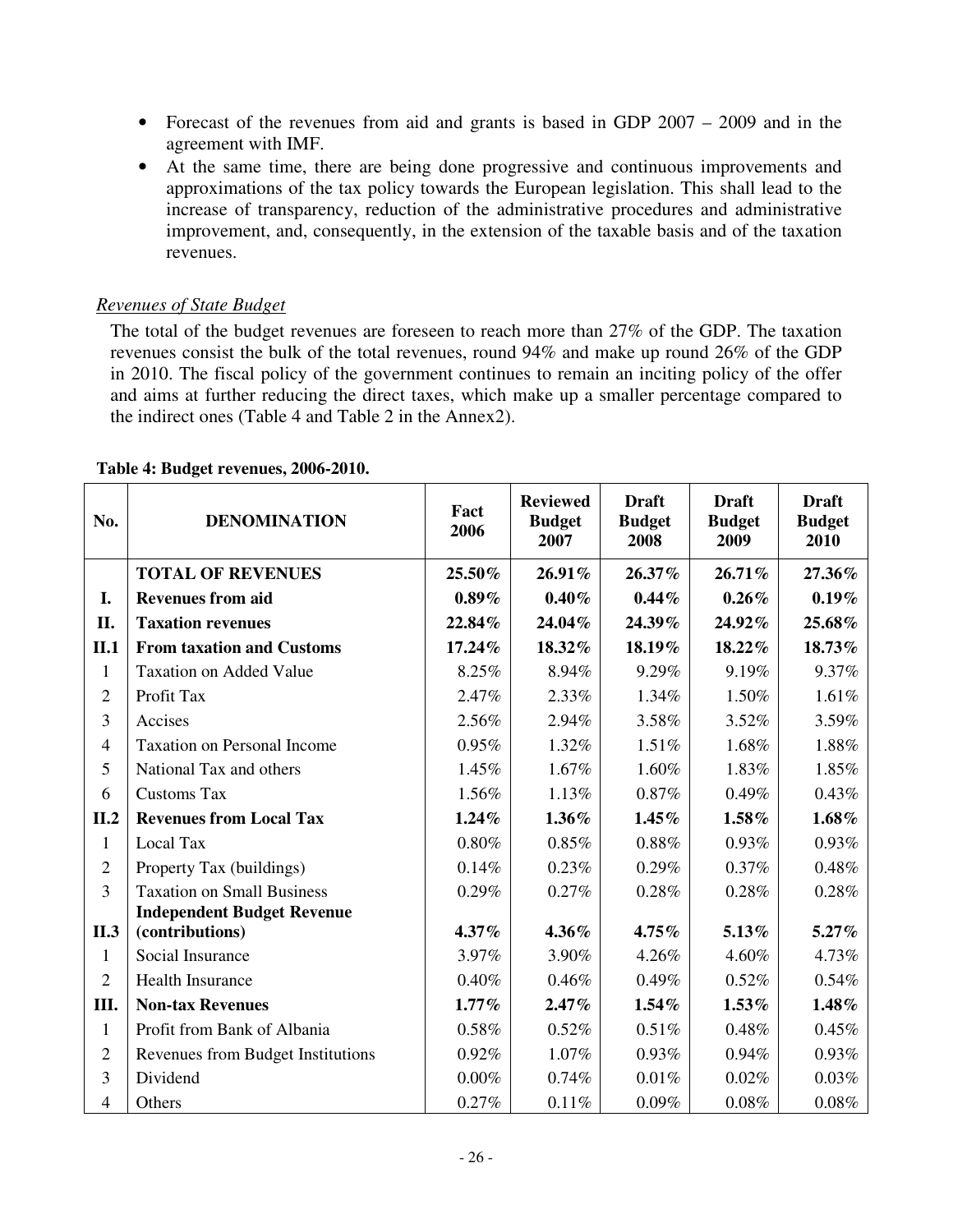- Forecast of the revenues from aid and grants is based in GDP 2007 – 2009 and in the agreement with IMF.
- At the same time, there are being done progressive and continuous improvements and approximations of the tax policy towards the European legislation. This shall lead to the increase of transparency, reduction of the administrative procedures and administrative improvement, and, consequently, in the extension of the taxable basis and of the taxation revenues.

*Revenues of State Budget*

The total of the budget revenues are foreseen to reach more than 27% of the GDP. The taxation revenues consist the bulk of the total revenues, round 94% and make up round 26% of the GDP in 2010. The fiscal policy of the government continues to remain an inciting policy of the offer and aims at further reducing the direct taxes, which make up a smaller percentage compared to the indirect ones (Table 4 and Table 2 in the Annex2).

**Table 4: Budget revenues, 2006-2010.**

| No. | DENOMINATION | Fact 2006 | Reviewed Budget 2007 | Draft Budget 2008 | Draft Budget 2009 | Draft Budget 2010 |
|---|---|---|---|---|---|---|
| | **TOTAL OF REVENUES** | **25.50%** | **26.91%** | **26.37%** | **26.71%** | **27.36%** |
| **I.** | **Revenues from aid** | **0.89%** | **0.40%** | **0.44%** | **0.26%** | **0.19%** |
| **II.** | **Taxation revenues** | **22.84%** | **24.04%** | **24.39%** | **24.92%** | **25.68%** |
| **II.1** | **From taxation and Customs** | **17.24%** | **18.32%** | **18.19%** | **18.22%** | **18.73%** |
| 1 | Taxation on Added Value | 8.25% | 8.94% | 9.29% | 9.19% | 9.37% |
| 2 | Profit Tax | 2.47% | 2.33% | 1.34% | 1.50% | 1.61% |
| 3 | Accises | 2.56% | 2.94% | 3.58% | 3.52% | 3.59% |
| 4 | Taxation on Personal Income | 0.95% | 1.32% | 1.51% | 1.68% | 1.88% |
| 5 | National Tax and others | 1.45% | 1.67% | 1.60% | 1.83% | 1.85% |
| 6 | Customs Tax | 1.56% | 1.13% | 0.87% | 0.49% | 0.43% |
| **II.2** | **Revenues from Local Tax** | **1.24%** | **1.36%** | **1.45%** | **1.58%** | **1.68%** |
| 1 | Local Tax | 0.80% | 0.85% | 0.88% | 0.93% | 0.93% |
| 2 | Property Tax (buildings) | 0.14% | 0.23% | 0.29% | 0.37% | 0.48% |
| 3 | Taxation on Small Business | 0.29% | 0.27% | 0.28% | 0.28% | 0.28% |
| **II.3** | **Independent Budget Revenue (contributions)** | **4.37%** | **4.36%** | **4.75%** | **5.13%** | **5.27%** |
| 1 | Social Insurance | 3.97% | 3.90% | 4.26% | 4.60% | 4.73% |
| 2 | Health Insurance | 0.40% | 0.46% | 0.49% | 0.52% | 0.54% |
| **III.** | **Non-tax Revenues** | **1.77%** | **2.47%** | **1.54%** | **1.53%** | **1.48%** |
| 1 | Profit from Bank of Albania | 0.58% | 0.52% | 0.51% | 0.48% | 0.45% |
| 2 | Revenues from Budget Institutions | 0.92% | 1.07% | 0.93% | 0.94% | 0.93% |
| 3 | Dividend | 0.00% | 0.74% | 0.01% | 0.02% | 0.03% |
| 4 | Others | 0.27% | 0.11% | 0.09% | 0.08% | 0.08% |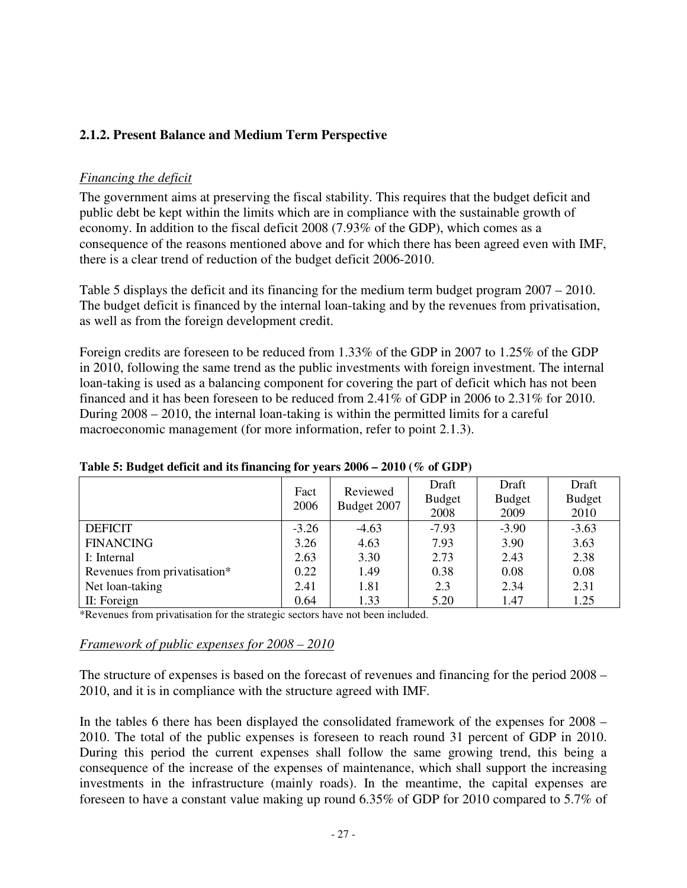### 2.1.2. Present Balance and Medium Term Perspective

*Financing the deficit*

The government aims at preserving the fiscal stability. This requires that the budget deficit and public debt be kept within the limits which are in compliance with the sustainable growth of economy. In addition to the fiscal deficit 2008 (7.93% of the GDP), which comes as a consequence of the reasons mentioned above and for which there has been agreed even with IMF, there is a clear trend of reduction of the budget deficit 2006-2010.

Table 5 displays the deficit and its financing for the medium term budget program 2007 – 2010. The budget deficit is financed by the internal loan-taking and by the revenues from privatisation, as well as from the foreign development credit.

Foreign credits are foreseen to be reduced from 1.33% of the GDP in 2007 to 1.25% of the GDP in 2010, following the same trend as the public investments with foreign investment. The internal loan-taking is used as a balancing component for covering the part of deficit which has not been financed and it has been foreseen to be reduced from 2.41% of GDP in 2006 to 2.31% for 2010. During 2008 – 2010, the internal loan-taking is within the permitted limits for a careful macroeconomic management (for more information, refer to point 2.1.3).

**Table 5: Budget deficit and its financing for years 2006 – 2010 (% of GDP)**

| | Fact 2006 | Reviewed Budget 2007 | Draft Budget 2008 | Draft Budget 2009 | Draft Budget 2010 |
|---|---|---|---|---|---|
| DEFICIT | -3.26 | -4.63 | -7.93 | -3.90 | -3.63 |
| FINANCING | 3.26 | 4.63 | 7.93 | 3.90 | 3.63 |
| I: Internal | 2.63 | 3.30 | 2.73 | 2.43 | 2.38 |
| Revenues from privatisation* | 0.22 | 1.49 | 0.38 | 0.08 | 0.08 |
| Net loan-taking | 2.41 | 1.81 | 2.3 | 2.34 | 2.31 |
| II: Foreign | 0.64 | 1.33 | 5.20 | 1.47 | 1.25 |

*Revenues from privatisation for the strategic sectors have not been included.

*Framework of public expenses for 2008 – 2010*

The structure of expenses is based on the forecast of revenues and financing for the period 2008 – 2010, and it is in compliance with the structure agreed with IMF.

In the tables 6 there has been displayed the consolidated framework of the expenses for 2008 – 2010. The total of the public expenses is foreseen to reach round 31 percent of GDP in 2010. During this period the current expenses shall follow the same growing trend, this being a consequence of the increase of the expenses of maintenance, which shall support the increasing investments in the infrastructure (mainly roads). In the meantime, the capital expenses are foreseen to have a constant value making up round 6.35% of GDP for 2010 compared to 5.7% of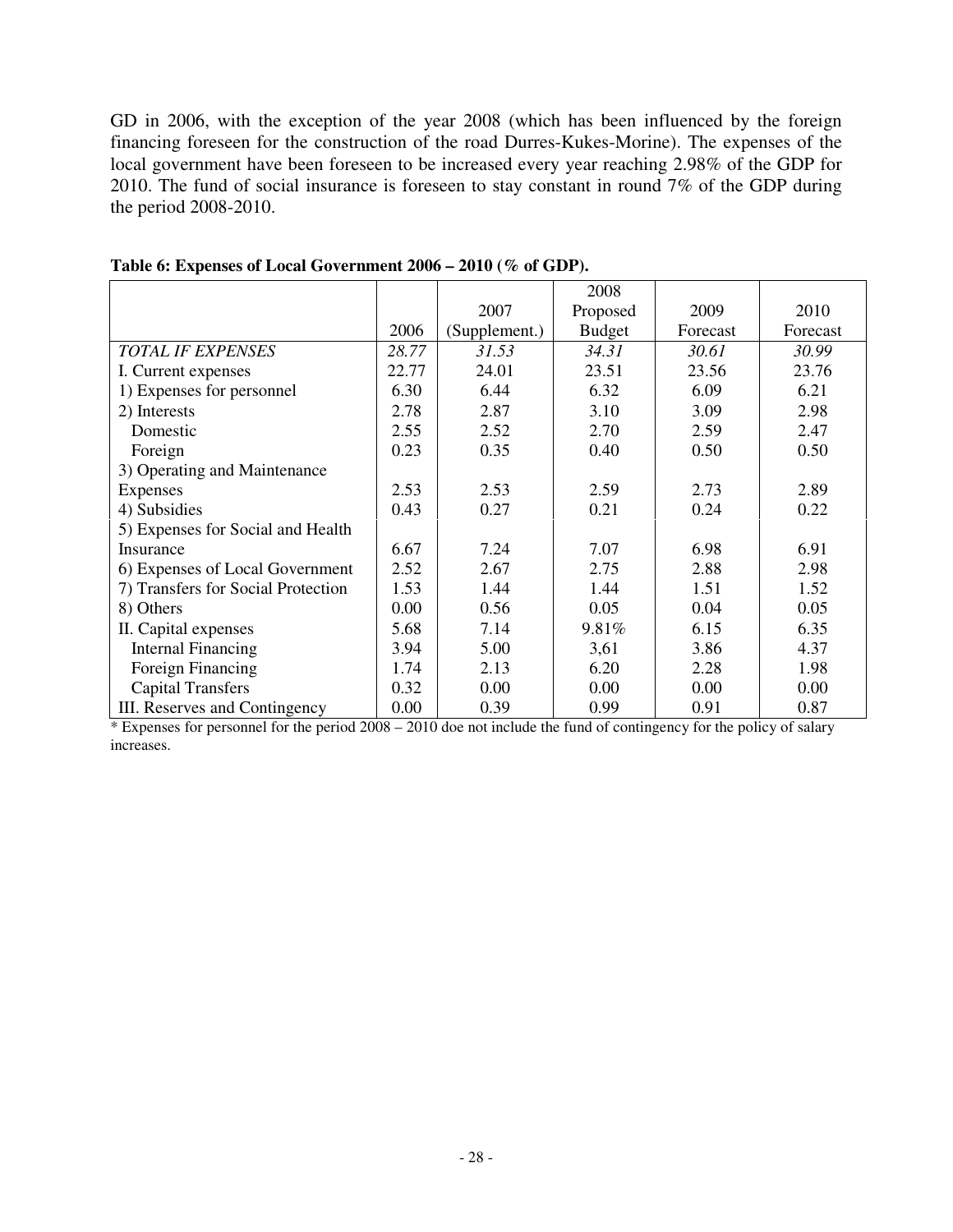GD in 2006, with the exception of the year 2008 (which has been influenced by the foreign financing foreseen for the construction of the road Durres-Kukes-Morine). The expenses of the local government have been foreseen to be increased every year reaching 2.98% of the GDP for 2010. The fund of social insurance is foreseen to stay constant in round 7% of the GDP during the period 2008-2010.

**Table 6: Expenses of Local Government 2006 – 2010 (% of GDP).**

| | 2006 | 2007 (Supplement.) | 2008 Proposed Budget | 2009 Forecast | 2010 Forecast |
|---|---|---|---|---|---|
| *TOTAL IF EXPENSES* | *28.77* | *31.53* | *34.31* | *30.61* | *30.99* |
| I. Current expenses | 22.77 | 24.01 | 23.51 | 23.56 | 23.76 |
| 1) Expenses for personnel | 6.30 | 6.44 | 6.32 | 6.09 | 6.21 |
| 2) Interests | 2.78 | 2.87 | 3.10 | 3.09 | 2.98 |
| Domestic | 2.55 | 2.52 | 2.70 | 2.59 | 2.47 |
| Foreign | 0.23 | 0.35 | 0.40 | 0.50 | 0.50 |
| 3) Operating and Maintenance Expenses | 2.53 | 2.53 | 2.59 | 2.73 | 2.89 |
| 4) Subsidies | 0.43 | 0.27 | 0.21 | 0.24 | 0.22 |
| 5) Expenses for Social and Health Insurance | 6.67 | 7.24 | 7.07 | 6.98 | 6.91 |
| 6) Expenses of Local Government | 2.52 | 2.67 | 2.75 | 2.88 | 2.98 |
| 7) Transfers for Social Protection | 1.53 | 1.44 | 1.44 | 1.51 | 1.52 |
| 8) Others | 0.00 | 0.56 | 0.05 | 0.04 | 0.05 |
| II. Capital expenses | 5.68 | 7.14 | 9.81% | 6.15 | 6.35 |
| Internal Financing | 3.94 | 5.00 | 3,61 | 3.86 | 4.37 |
| Foreign Financing | 1.74 | 2.13 | 6.20 | 2.28 | 1.98 |
| Capital Transfers | 0.32 | 0.00 | 0.00 | 0.00 | 0.00 |
| III. Reserves and Contingency | 0.00 | 0.39 | 0.99 | 0.91 | 0.87 |

* Expenses for personnel for the period 2008 – 2010 doe not include the fund of contingency for the policy of salary increases.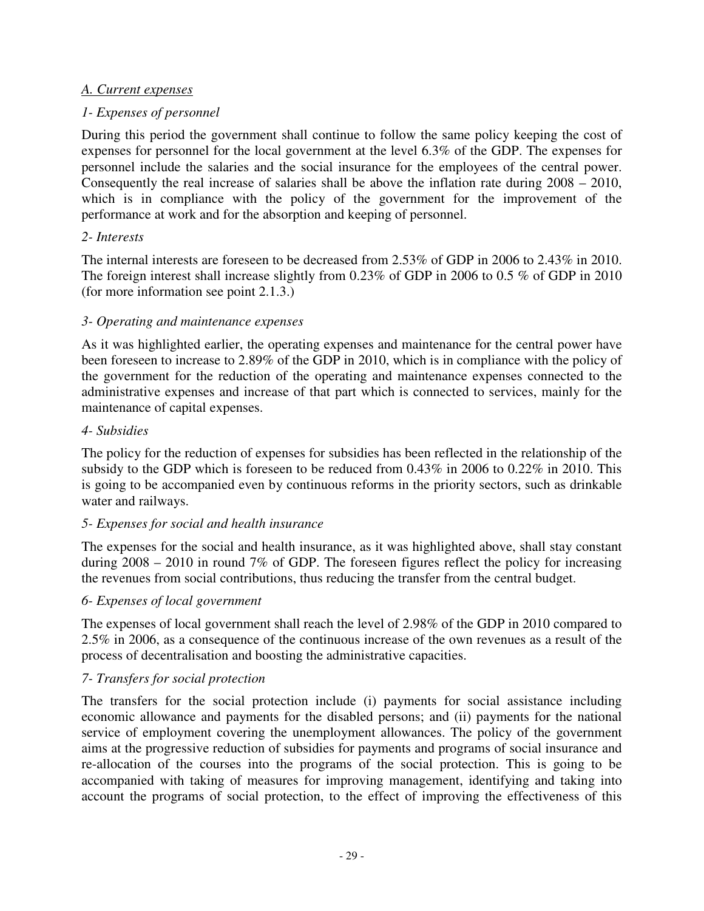*A. Current expenses*

*1- Expenses of personnel*

During this period the government shall continue to follow the same policy keeping the cost of expenses for personnel for the local government at the level 6.3% of the GDP. The expenses for personnel include the salaries and the social insurance for the employees of the central power. Consequently the real increase of salaries shall be above the inflation rate during 2008 – 2010, which is in compliance with the policy of the government for the improvement of the performance at work and for the absorption and keeping of personnel.

*2- Interests*

The internal interests are foreseen to be decreased from 2.53% of GDP in 2006 to 2.43% in 2010. The foreign interest shall increase slightly from 0.23% of GDP in 2006 to 0.5 % of GDP in 2010 (for more information see point 2.1.3.)

*3- Operating and maintenance expenses*

As it was highlighted earlier, the operating expenses and maintenance for the central power have been foreseen to increase to 2.89% of the GDP in 2010, which is in compliance with the policy of the government for the reduction of the operating and maintenance expenses connected to the administrative expenses and increase of that part which is connected to services, mainly for the maintenance of capital expenses.

*4- Subsidies*

The policy for the reduction of expenses for subsidies has been reflected in the relationship of the subsidy to the GDP which is foreseen to be reduced from 0.43% in 2006 to 0.22% in 2010. This is going to be accompanied even by continuous reforms in the priority sectors, such as drinkable water and railways.

*5- Expenses for social and health insurance*

The expenses for the social and health insurance, as it was highlighted above, shall stay constant during 2008 – 2010 in round 7% of GDP. The foreseen figures reflect the policy for increasing the revenues from social contributions, thus reducing the transfer from the central budget.

*6- Expenses of local government*

The expenses of local government shall reach the level of 2.98% of the GDP in 2010 compared to 2.5% in 2006, as a consequence of the continuous increase of the own revenues as a result of the process of decentralisation and boosting the administrative capacities.

*7- Transfers for social protection*

The transfers for the social protection include (i) payments for social assistance including economic allowance and payments for the disabled persons; and (ii) payments for the national service of employment covering the unemployment allowances. The policy of the government aims at the progressive reduction of subsidies for payments and programs of social insurance and re-allocation of the courses into the programs of the social protection. This is going to be accompanied with taking of measures for improving management, identifying and taking into account the programs of social protection, to the effect of improving the effectiveness of this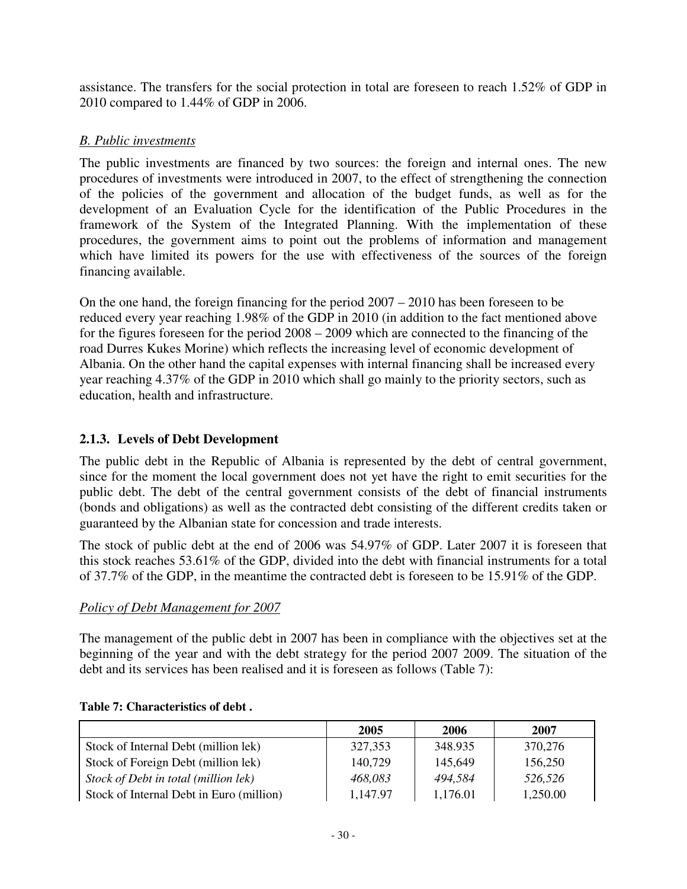assistance. The transfers for the social protection in total are foreseen to reach 1.52% of GDP in 2010 compared to 1.44% of GDP in 2006.

*B. Public investments*

The public investments are financed by two sources: the foreign and internal ones. The new procedures of investments were introduced in 2007, to the effect of strengthening the connection of the policies of the government and allocation of the budget funds, as well as for the development of an Evaluation Cycle for the identification of the Public Procedures in the framework of the System of the Integrated Planning. With the implementation of these procedures, the government aims to point out the problems of information and management which have limited its powers for the use with effectiveness of the sources of the foreign financing available.

On the one hand, the foreign financing for the period 2007 – 2010 has been foreseen to be reduced every year reaching 1.98% of the GDP in 2010 (in addition to the fact mentioned above for the figures foreseen for the period 2008 – 2009 which are connected to the financing of the road Durres Kukes Morine) which reflects the increasing level of economic development of Albania. On the other hand the capital expenses with internal financing shall be increased every year reaching 4.37% of the GDP in 2010 which shall go mainly to the priority sectors, such as education, health and infrastructure.

### 2.1.3. Levels of Debt Development

The public debt in the Republic of Albania is represented by the debt of central government, since for the moment the local government does not yet have the right to emit securities for the public debt. The debt of the central government consists of the debt of financial instruments (bonds and obligations) as well as the contracted debt consisting of the different credits taken or guaranteed by the Albanian state for concession and trade interests.

The stock of public debt at the end of 2006 was 54.97% of GDP. Later 2007 it is foreseen that this stock reaches 53.61% of the GDP, divided into the debt with financial instruments for a total of 37.7% of the GDP, in the meantime the contracted debt is foreseen to be 15.91% of the GDP.

*Policy of Debt Management for 2007*

The management of the public debt in 2007 has been in compliance with the objectives set at the beginning of the year and with the debt strategy for the period 2007 2009. The situation of the debt and its services has been realised and it is foreseen as follows (Table 7):

**Table 7: Characteristics of debt .**

| | 2005 | 2006 | 2007 |
|---|---|---|---|
| Stock of Internal Debt (million lek) | 327,353 | 348.935 | 370,276 |
| Stock of Foreign Debt (million lek) | 140,729 | 145,649 | 156,250 |
| *Stock of Debt in total (million lek)* | *468,083* | *494,584* | *526,526* |
| Stock of Internal Debt in Euro (million) | 1,147.97 | 1,176.01 | 1,250.00 |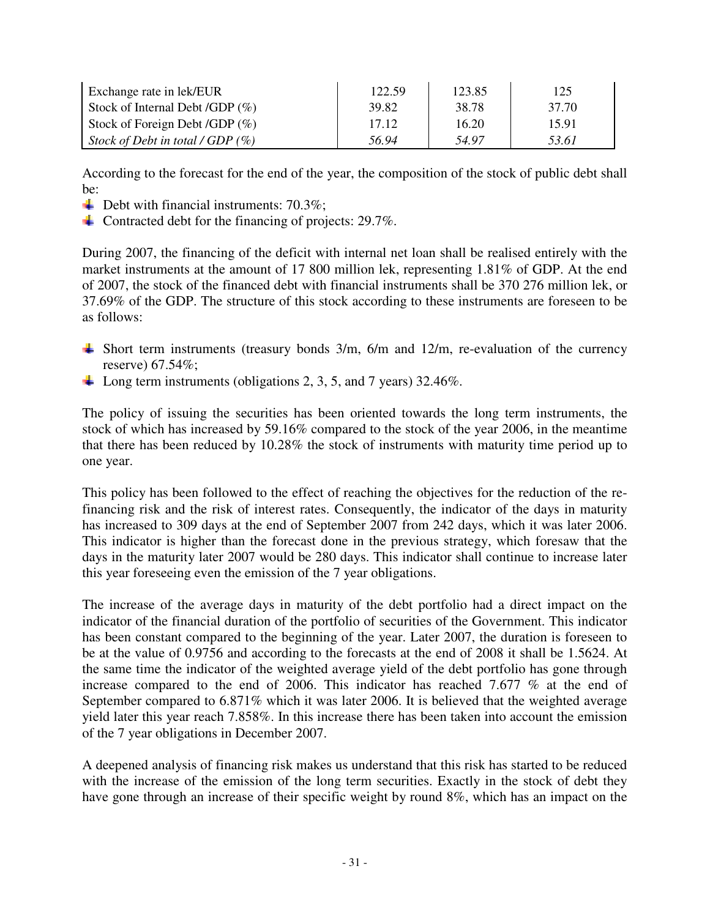| | | | |
|---|---|---|---|
| Exchange rate in lek/EUR | 122.59 | 123.85 | 125 |
| Stock of Internal Debt /GDP (%) | 39.82 | 38.78 | 37.70 |
| Stock of Foreign Debt /GDP (%) | 17.12 | 16.20 | 15.91 |
| *Stock of Debt in total / GDP (%)* | *56.94* | *54.97* | *53.61* |

According to the forecast for the end of the year, the composition of the stock of public debt shall be:

- Debt with financial instruments: 70.3%;
- Contracted debt for the financing of projects: 29.7%.

During 2007, the financing of the deficit with internal net loan shall be realised entirely with the market instruments at the amount of 17 800 million lek, representing 1.81% of GDP. At the end of 2007, the stock of the financed debt with financial instruments shall be 370 276 million lek, or 37.69% of the GDP. The structure of this stock according to these instruments are foreseen to be as follows:

- Short term instruments (treasury bonds 3/m, 6/m and 12/m, re-evaluation of the currency reserve) 67.54%;
- Long term instruments (obligations 2, 3, 5, and 7 years) 32.46%.

The policy of issuing the securities has been oriented towards the long term instruments, the stock of which has increased by 59.16% compared to the stock of the year 2006, in the meantime that there has been reduced by 10.28% the stock of instruments with maturity time period up to one year.

This policy has been followed to the effect of reaching the objectives for the reduction of the re-financing risk and the risk of interest rates. Consequently, the indicator of the days in maturity has increased to 309 days at the end of September 2007 from 242 days, which it was later 2006. This indicator is higher than the forecast done in the previous strategy, which foresaw that the days in the maturity later 2007 would be 280 days. This indicator shall continue to increase later this year foreseeing even the emission of the 7 year obligations.

The increase of the average days in maturity of the debt portfolio had a direct impact on the indicator of the financial duration of the portfolio of securities of the Government. This indicator has been constant compared to the beginning of the year. Later 2007, the duration is foreseen to be at the value of 0.9756 and according to the forecasts at the end of 2008 it shall be 1.5624. At the same time the indicator of the weighted average yield of the debt portfolio has gone through increase compared to the end of 2006. This indicator has reached 7.677 % at the end of September compared to 6.871% which it was later 2006. It is believed that the weighted average yield later this year reach 7.858%. In this increase there has been taken into account the emission of the 7 year obligations in December 2007.

A deepened analysis of financing risk makes us understand that this risk has started to be reduced with the increase of the emission of the long term securities. Exactly in the stock of debt they have gone through an increase of their specific weight by round 8%, which has an impact on the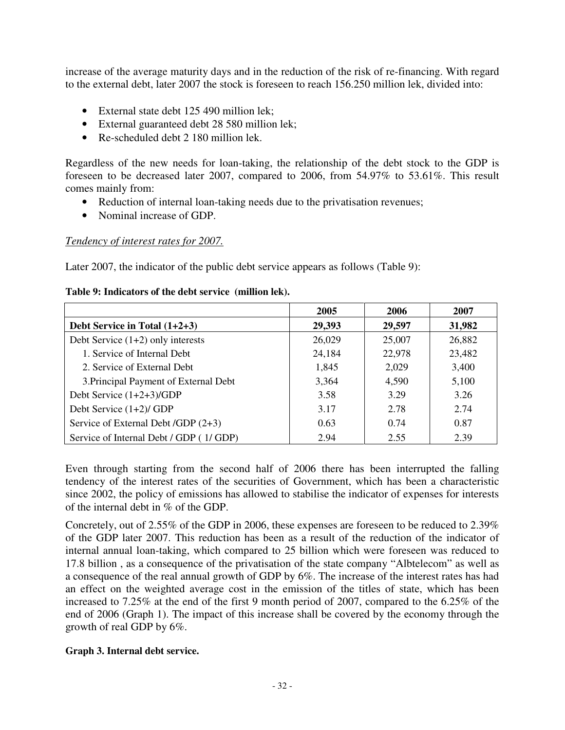increase of the average maturity days and in the reduction of the risk of re-financing. With regard to the external debt, later 2007 the stock is foreseen to reach 156.250 million lek, divided into:

- External state debt 125 490 million lek;
- External guaranteed debt 28 580 million lek;
- Re-scheduled debt 2 180 million lek.

Regardless of the new needs for loan-taking, the relationship of the debt stock to the GDP is foreseen to be decreased later 2007, compared to 2006, from 54.97% to 53.61%. This result comes mainly from:

- Reduction of internal loan-taking needs due to the privatisation revenues;
- Nominal increase of GDP.

*Tendency of interest rates for 2007.*

Later 2007, the indicator of the public debt service appears as follows (Table 9):

**Table 9: Indicators of the debt service (million lek).**

| | 2005 | 2006 | 2007 |
|---|---|---|---|
| **Debt Service in Total (1+2+3)** | **29,393** | **29,597** | **31,982** |
| Debt Service (1+2) only interests | 26,029 | 25,007 | 26,882 |
| 1. Service of Internal Debt | 24,184 | 22,978 | 23,482 |
| 2. Service of External Debt | 1,845 | 2,029 | 3,400 |
| 3.Principal Payment of External Debt | 3,364 | 4,590 | 5,100 |
| Debt Service (1+2+3)/GDP | 3.58 | 3.29 | 3.26 |
| Debt Service (1+2)/ GDP | 3.17 | 2.78 | 2.74 |
| Service of External Debt /GDP (2+3) | 0.63 | 0.74 | 0.87 |
| Service of Internal Debt / GDP ( 1/ GDP) | 2.94 | 2.55 | 2.39 |

Even through starting from the second half of 2006 there has been interrupted the falling tendency of the interest rates of the securities of Government, which has been a characteristic since 2002, the policy of emissions has allowed to stabilise the indicator of expenses for interests of the internal debt in % of the GDP.

Concretely, out of 2.55% of the GDP in 2006, these expenses are foreseen to be reduced to 2.39% of the GDP later 2007. This reduction has been as a result of the reduction of the indicator of internal annual loan-taking, which compared to 25 billion which were foreseen was reduced to 17.8 billion , as a consequence of the privatisation of the state company "Albtelecom" as well as a consequence of the real annual growth of GDP by 6%. The increase of the interest rates has had an effect on the weighted average cost in the emission of the titles of state, which has been increased to 7.25% at the end of the first 9 month period of 2007, compared to the 6.25% of the end of 2006 (Graph 1). The impact of this increase shall be covered by the economy through the growth of real GDP by 6%.

**Graph 3. Internal debt service.**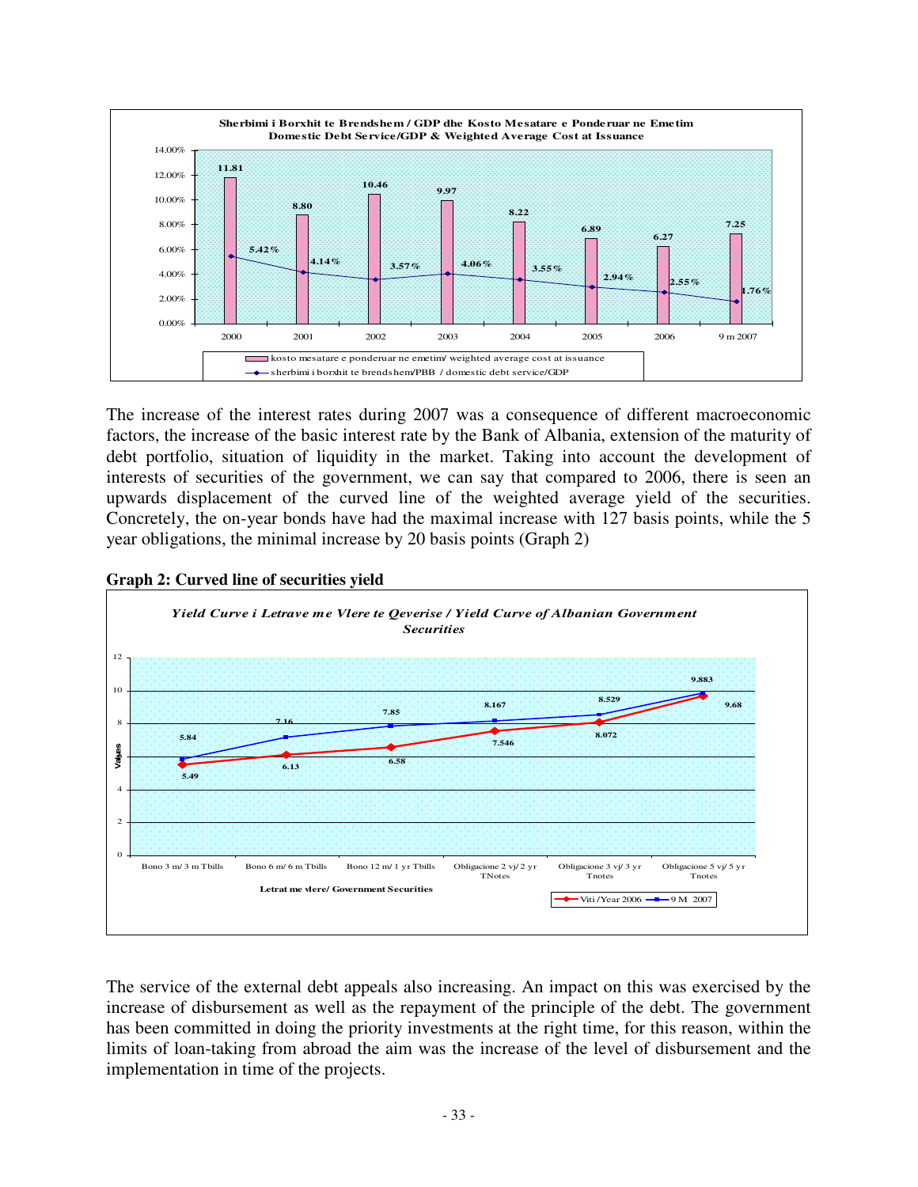**Sherbimi i Borxhit te Brendshem / GDP dhe Kosto Mesatare e Ponderuar ne Emetim**
**Domestic Debt Service/GDP & Weighted Average Cost at Issuance**

| Year | kosto mesatare e ponderuar ne emetim/ weighted average cost at issuance | sherbimi i borxhit te brendshem/PBB / domestic debt service/GDP |
|---|---|---|
| 2000 | 11.81 | 5.42% |
| 2001 | 8.80 | 4.14% |
| 2002 | 10.46 | 3.57% |
| 2003 | 9.97 | 4.06% |
| 2004 | 8.22 | 3.55% |
| 2005 | 6.89 | 2.94% |
| 2006 | 6.27 | 2.55% |
| 9 m 2007 | 7.25 | 1.76% |

The increase of the interest rates during 2007 was a consequence of different macroeconomic factors, the increase of the basic interest rate by the Bank of Albania, extension of the maturity of debt portfolio, situation of liquidity in the market. Taking into account the development of interests of securities of the government, we can say that compared to 2006, there is seen an upwards displacement of the curved line of the weighted average yield of the securities. Concretely, the on-year bonds have had the maximal increase with 127 basis points, while the 5 year obligations, the minimal increase by 20 basis points (Graph 2)

**Graph 2: Curved line of securities yield**

***Yield Curve i Letrave me Vlere te Qeverise / Yield Curve of Albanian Government Securities***

| Letrat me vlere/ Government Securities | Viti /Year 2006 | 9 M 2007 |
|---|---|---|
| Bono 3 m/ 3 m Tbills | 5.49 | 5.84 |
| Bono 6 m/ 6 m Tbills | 6.13 | 7.16 |
| Bono 12 m/ 1 yr Tbills | 6.58 | 7.85 |
| Obligacione 2 vj/ 2 yr TNotes | 7.546 | 8.167 |
| Obligacione 3 vj/ 3 yr Tnotes | 8.072 | 8.529 |
| Obligacione 5 vj/ 5 yr Tnotes | 9.68 | 9.883 |

The service of the external debt appeals also increasing. An impact on this was exercised by the increase of disbursement as well as the repayment of the principle of the debt. The government has been committed in doing the priority investments at the right time, for this reason, within the limits of loan-taking from abroad the aim was the increase of the level of disbursement and the implementation in time of the projects.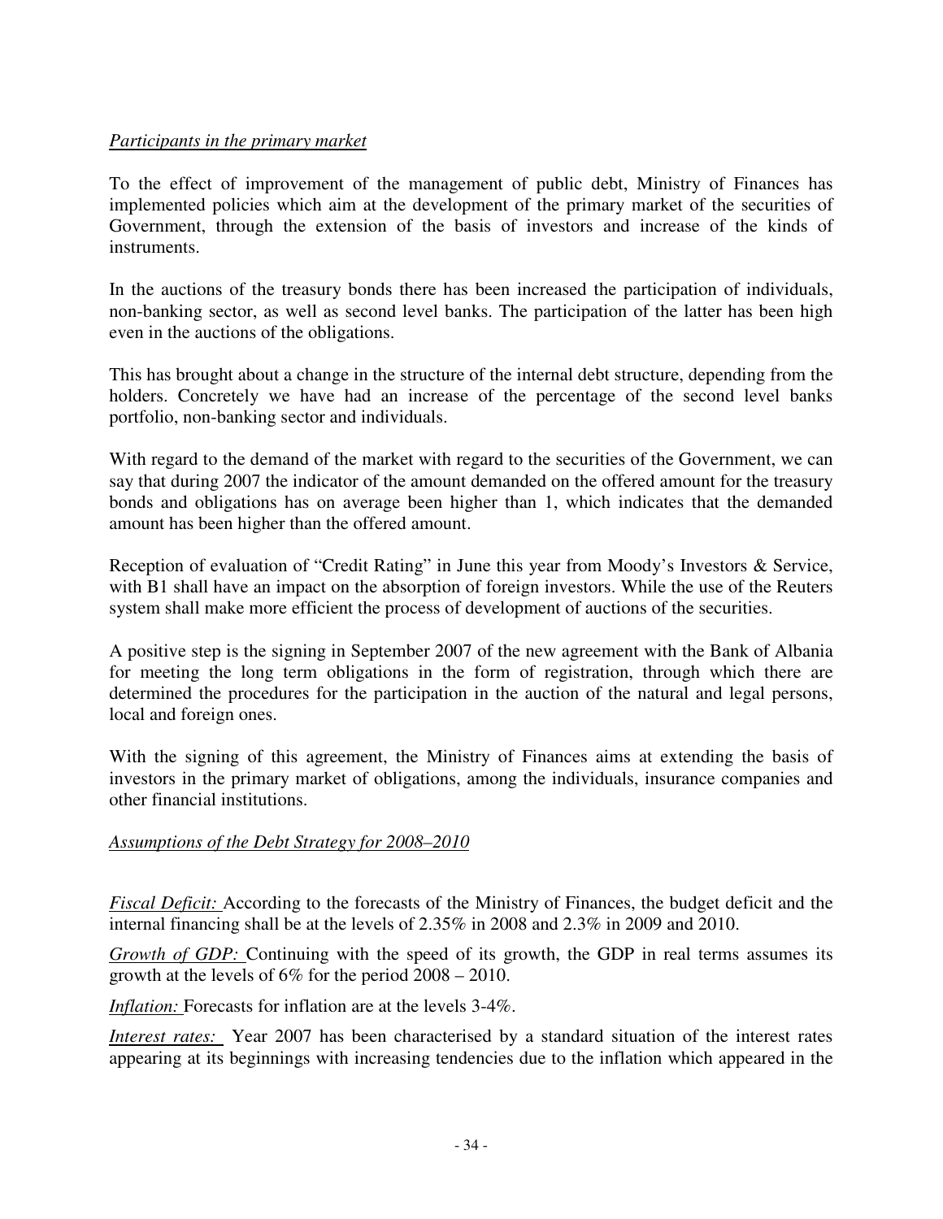*Participants in the primary market*

To the effect of improvement of the management of public debt, Ministry of Finances has implemented policies which aim at the development of the primary market of the securities of Government, through the extension of the basis of investors and increase of the kinds of instruments.

In the auctions of the treasury bonds there has been increased the participation of individuals, non-banking sector, as well as second level banks. The participation of the latter has been high even in the auctions of the obligations.

This has brought about a change in the structure of the internal debt structure, depending from the holders. Concretely we have had an increase of the percentage of the second level banks portfolio, non-banking sector and individuals.

With regard to the demand of the market with regard to the securities of the Government, we can say that during 2007 the indicator of the amount demanded on the offered amount for the treasury bonds and obligations has on average been higher than 1, which indicates that the demanded amount has been higher than the offered amount.

Reception of evaluation of "Credit Rating" in June this year from Moody's Investors & Service, with B1 shall have an impact on the absorption of foreign investors. While the use of the Reuters system shall make more efficient the process of development of auctions of the securities.

A positive step is the signing in September 2007 of the new agreement with the Bank of Albania for meeting the long term obligations in the form of registration, through which there are determined the procedures for the participation in the auction of the natural and legal persons, local and foreign ones.

With the signing of this agreement, the Ministry of Finances aims at extending the basis of investors in the primary market of obligations, among the individuals, insurance companies and other financial institutions.

*Assumptions of the Debt Strategy for 2008–2010*

*Fiscal Deficit:* According to the forecasts of the Ministry of Finances, the budget deficit and the internal financing shall be at the levels of 2.35% in 2008 and 2.3% in 2009 and 2010.

*Growth of GDP:* Continuing with the speed of its growth, the GDP in real terms assumes its growth at the levels of 6% for the period 2008 – 2010.

*Inflation:* Forecasts for inflation are at the levels 3-4%.

*Interest rates:* Year 2007 has been characterised by a standard situation of the interest rates appearing at its beginnings with increasing tendencies due to the inflation which appeared in the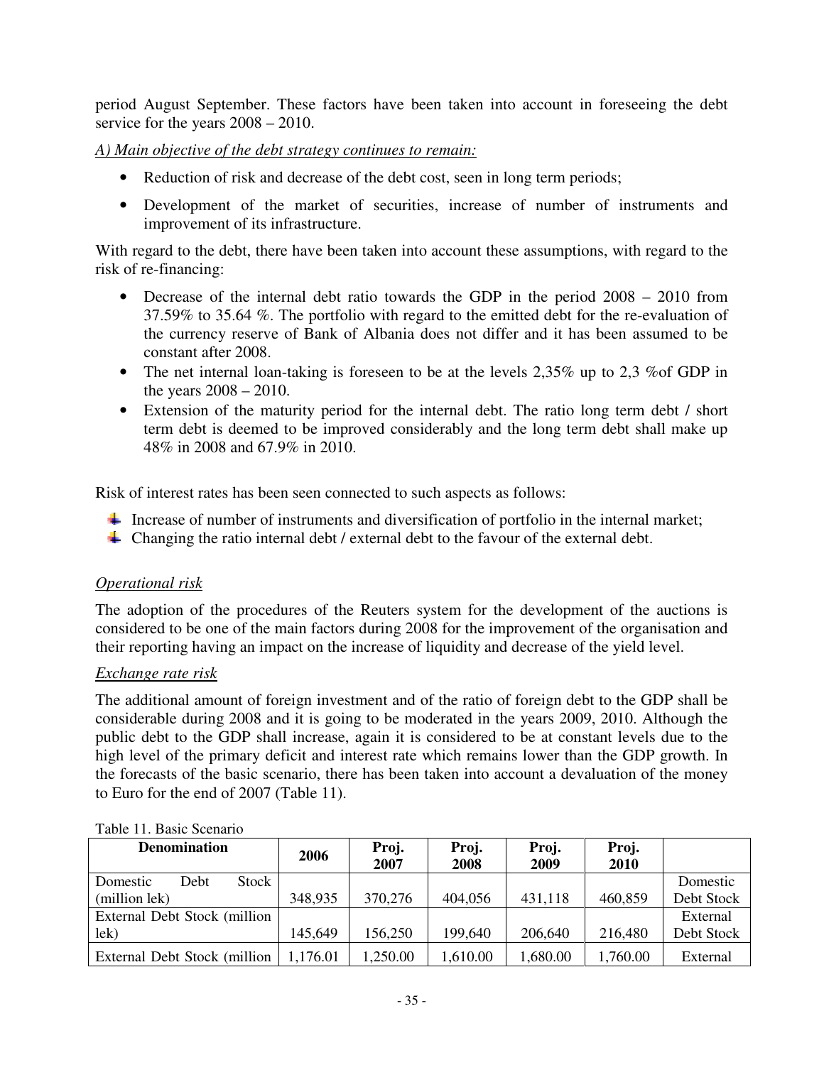period August September. These factors have been taken into account in foreseeing the debt service for the years 2008 – 2010.

*A) Main objective of the debt strategy continues to remain:*

- Reduction of risk and decrease of the debt cost, seen in long term periods;
- Development of the market of securities, increase of number of instruments and improvement of its infrastructure.

With regard to the debt, there have been taken into account these assumptions, with regard to the risk of re-financing:

- Decrease of the internal debt ratio towards the GDP in the period 2008 – 2010 from 37.59% to 35.64 %. The portfolio with regard to the emitted debt for the re-evaluation of the currency reserve of Bank of Albania does not differ and it has been assumed to be constant after 2008.
- The net internal loan-taking is foreseen to be at the levels 2,35% up to 2,3 %of GDP in the years 2008 – 2010.
- Extension of the maturity period for the internal debt. The ratio long term debt / short term debt is deemed to be improved considerably and the long term debt shall make up 48% in 2008 and 67.9% in 2010.

Risk of interest rates has been seen connected to such aspects as follows:

- Increase of number of instruments and diversification of portfolio in the internal market;
- Changing the ratio internal debt / external debt to the favour of the external debt.

*Operational risk*

The adoption of the procedures of the Reuters system for the development of the auctions is considered to be one of the main factors during 2008 for the improvement of the organisation and their reporting having an impact on the increase of liquidity and decrease of the yield level.

*Exchange rate risk*

The additional amount of foreign investment and of the ratio of foreign debt to the GDP shall be considerable during 2008 and it is going to be moderated in the years 2009, 2010. Although the public debt to the GDP shall increase, again it is considered to be at constant levels due to the high level of the primary deficit and interest rate which remains lower than the GDP growth. In the forecasts of the basic scenario, there has been taken into account a devaluation of the money to Euro for the end of 2007 (Table 11).

Table 11. Basic Scenario

| Denomination | 2006 | Proj. 2007 | Proj. 2008 | Proj. 2009 | Proj. 2010 | |
|---|---|---|---|---|---|---|
| Domestic Debt Stock (million lek) | 348,935 | 370,276 | 404,056 | 431,118 | 460,859 | Domestic Debt Stock |
| External Debt Stock (million lek) | 145,649 | 156,250 | 199,640 | 206,640 | 216,480 | External Debt Stock |
| External Debt Stock (million | 1,176.01 | 1,250.00 | 1,610.00 | 1,680.00 | 1,760.00 | External |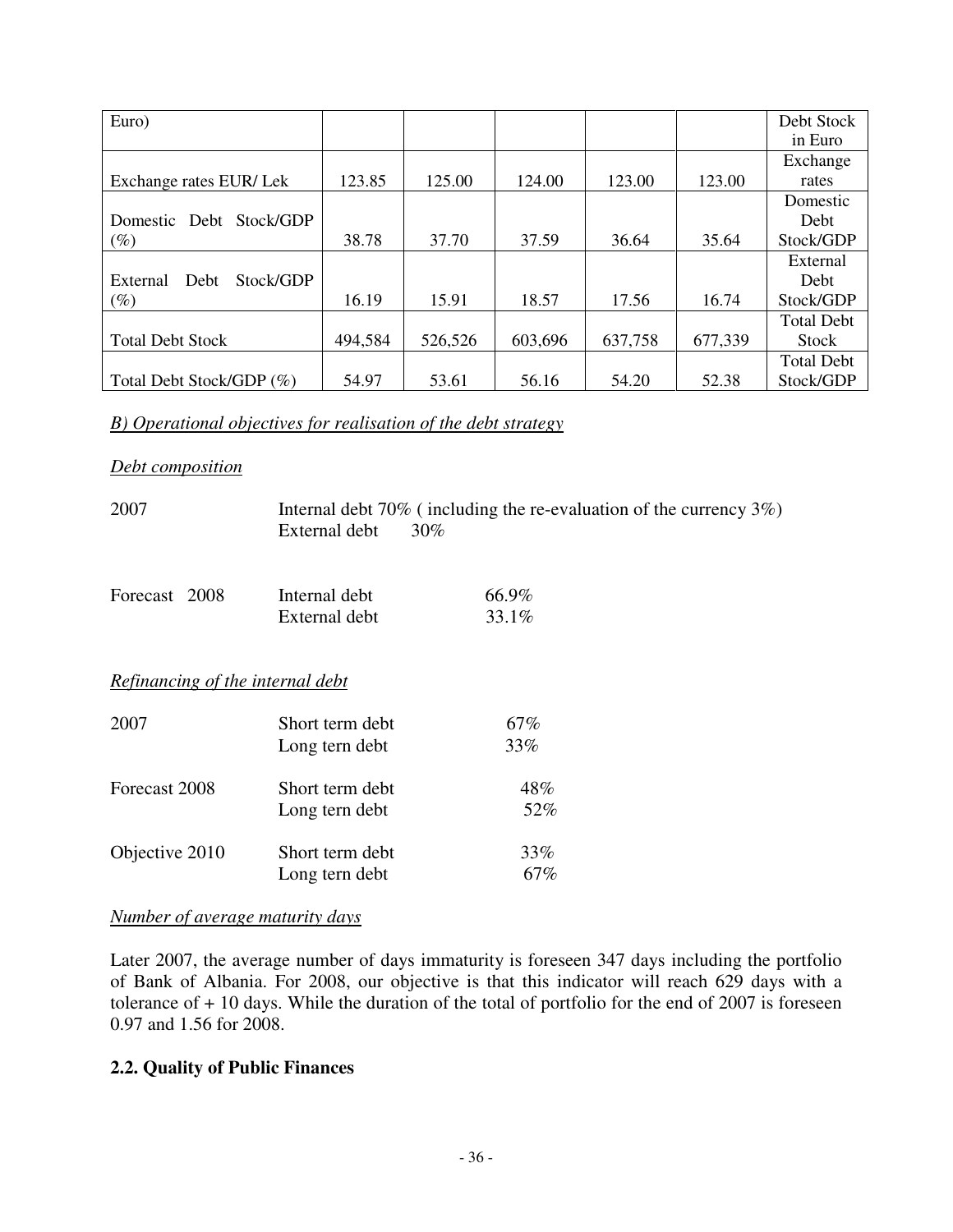| Euro) | | | | | | Debt Stock in Euro |
|---|---|---|---|---|---|---|
| Exchange rates EUR/ Lek | 123.85 | 125.00 | 124.00 | 123.00 | 123.00 | Exchange rates |
| Domestic Debt Stock/GDP (%) | 38.78 | 37.70 | 37.59 | 36.64 | 35.64 | Domestic Debt Stock/GDP |
| External Debt Stock/GDP (%) | 16.19 | 15.91 | 18.57 | 17.56 | 16.74 | External Debt Stock/GDP |
| Total Debt Stock | 494,584 | 526,526 | 603,696 | 637,758 | 677,339 | Total Debt Stock |
| Total Debt Stock/GDP (%) | 54.97 | 53.61 | 56.16 | 54.20 | 52.38 | Total Debt Stock/GDP |

*B) Operational objectives for realisation of the debt strategy*

*Debt composition*

2007 — Internal debt 70% ( including the re-evaluation of the currency 3%)
External debt 30%

Forecast 2008 — Internal debt 66.9%
External debt 33.1%

*Refinancing of the internal debt*

2007 — Short term debt 67%
Long tern debt 33%

Forecast 2008 — Short term debt 48%
Long tern debt 52%

Objective 2010 — Short term debt 33%
Long tern debt 67%

*Number of average maturity days*

Later 2007, the average number of days immaturity is foreseen 347 days including the portfolio of Bank of Albania. For 2008, our objective is that this indicator will reach 629 days with a tolerance of + 10 days. While the duration of the total of portfolio for the end of 2007 is foreseen 0.97 and 1.56 for 2008.

## 2.2. Quality of Public Finances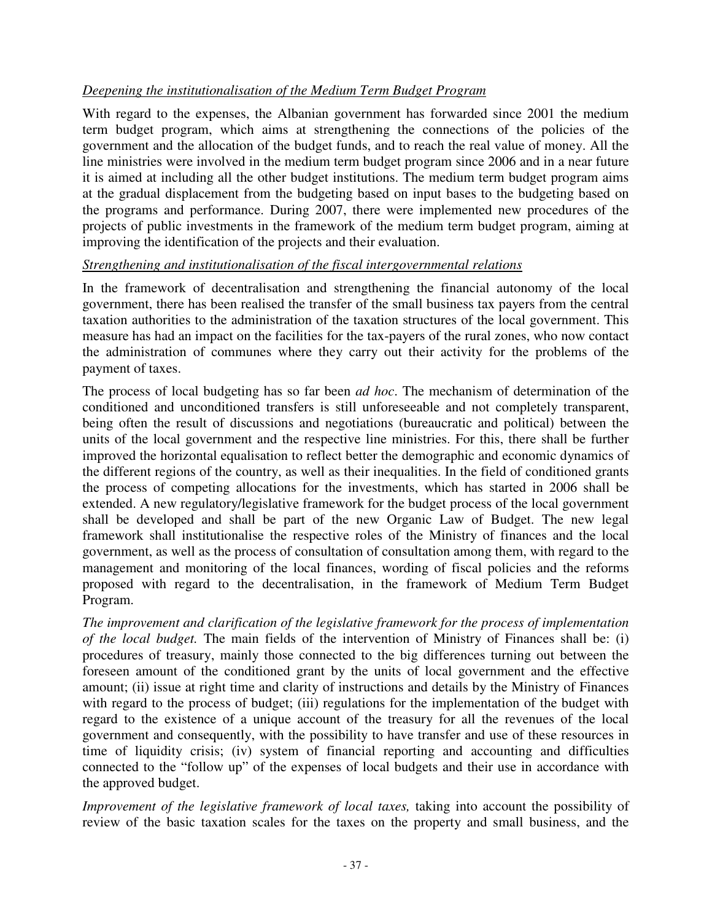*Deepening the institutionalisation of the Medium Term Budget Program*

With regard to the expenses, the Albanian government has forwarded since 2001 the medium term budget program, which aims at strengthening the connections of the policies of the government and the allocation of the budget funds, and to reach the real value of money. All the line ministries were involved in the medium term budget program since 2006 and in a near future it is aimed at including all the other budget institutions. The medium term budget program aims at the gradual displacement from the budgeting based on input bases to the budgeting based on the programs and performance. During 2007, there were implemented new procedures of the projects of public investments in the framework of the medium term budget program, aiming at improving the identification of the projects and their evaluation.

*Strengthening and institutionalisation of the fiscal intergovernmental relations*

In the framework of decentralisation and strengthening the financial autonomy of the local government, there has been realised the transfer of the small business tax payers from the central taxation authorities to the administration of the taxation structures of the local government. This measure has had an impact on the facilities for the tax-payers of the rural zones, who now contact the administration of communes where they carry out their activity for the problems of the payment of taxes.

The process of local budgeting has so far been *ad hoc*. The mechanism of determination of the conditioned and unconditioned transfers is still unforeseeable and not completely transparent, being often the result of discussions and negotiations (bureaucratic and political) between the units of the local government and the respective line ministries. For this, there shall be further improved the horizontal equalisation to reflect better the demographic and economic dynamics of the different regions of the country, as well as their inequalities. In the field of conditioned grants the process of competing allocations for the investments, which has started in 2006 shall be extended. A new regulatory/legislative framework for the budget process of the local government shall be developed and shall be part of the new Organic Law of Budget. The new legal framework shall institutionalise the respective roles of the Ministry of finances and the local government, as well as the process of consultation of consultation among them, with regard to the management and monitoring of the local finances, wording of fiscal policies and the reforms proposed with regard to the decentralisation, in the framework of Medium Term Budget Program.

*The improvement and clarification of the legislative framework for the process of implementation of the local budget.* The main fields of the intervention of Ministry of Finances shall be: (i) procedures of treasury, mainly those connected to the big differences turning out between the foreseen amount of the conditioned grant by the units of local government and the effective amount; (ii) issue at right time and clarity of instructions and details by the Ministry of Finances with regard to the process of budget; (iii) regulations for the implementation of the budget with regard to the existence of a unique account of the treasury for all the revenues of the local government and consequently, with the possibility to have transfer and use of these resources in time of liquidity crisis; (iv) system of financial reporting and accounting and difficulties connected to the "follow up" of the expenses of local budgets and their use in accordance with the approved budget.

*Improvement of the legislative framework of local taxes,* taking into account the possibility of review of the basic taxation scales for the taxes on the property and small business, and the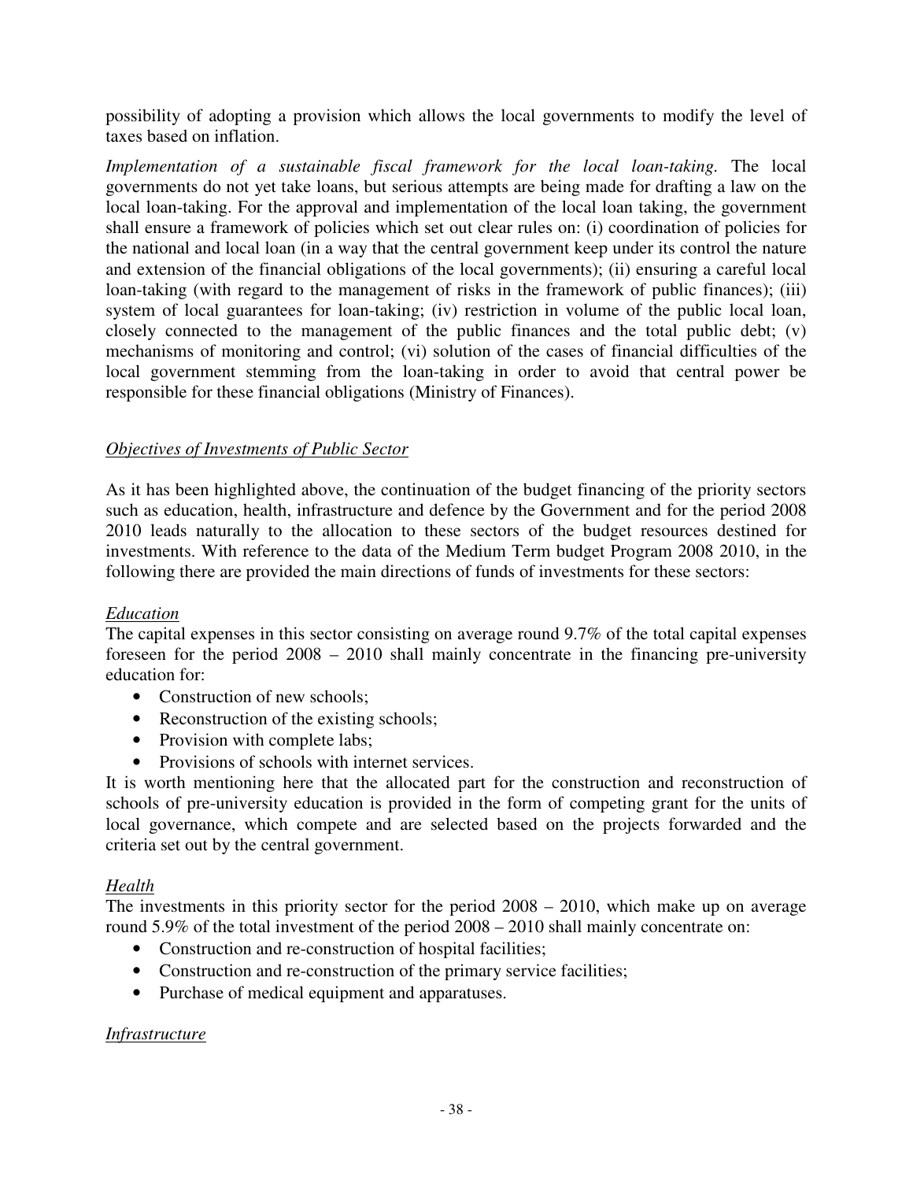possibility of adopting a provision which allows the local governments to modify the level of taxes based on inflation.

*Implementation of a sustainable fiscal framework for the local loan-taking.* The local governments do not yet take loans, but serious attempts are being made for drafting a law on the local loan-taking. For the approval and implementation of the local loan taking, the government shall ensure a framework of policies which set out clear rules on: (i) coordination of policies for the national and local loan (in a way that the central government keep under its control the nature and extension of the financial obligations of the local governments); (ii) ensuring a careful local loan-taking (with regard to the management of risks in the framework of public finances); (iii) system of local guarantees for loan-taking; (iv) restriction in volume of the public local loan, closely connected to the management of the public finances and the total public debt; (v) mechanisms of monitoring and control; (vi) solution of the cases of financial difficulties of the local government stemming from the loan-taking in order to avoid that central power be responsible for these financial obligations (Ministry of Finances).

*Objectives of Investments of Public Sector*

As it has been highlighted above, the continuation of the budget financing of the priority sectors such as education, health, infrastructure and defence by the Government and for the period 2008 2010 leads naturally to the allocation to these sectors of the budget resources destined for investments. With reference to the data of the Medium Term budget Program 2008 2010, in the following there are provided the main directions of funds of investments for these sectors:

*Education*

The capital expenses in this sector consisting on average round 9.7% of the total capital expenses foreseen for the period 2008 – 2010 shall mainly concentrate in the financing pre-university education for:

- Construction of new schools;
- Reconstruction of the existing schools;
- Provision with complete labs;
- Provisions of schools with internet services.

It is worth mentioning here that the allocated part for the construction and reconstruction of schools of pre-university education is provided in the form of competing grant for the units of local governance, which compete and are selected based on the projects forwarded and the criteria set out by the central government.

*Health*

The investments in this priority sector for the period 2008 – 2010, which make up on average round 5.9% of the total investment of the period 2008 – 2010 shall mainly concentrate on:

- Construction and re-construction of hospital facilities;
- Construction and re-construction of the primary service facilities;
- Purchase of medical equipment and apparatuses.

*Infrastructure*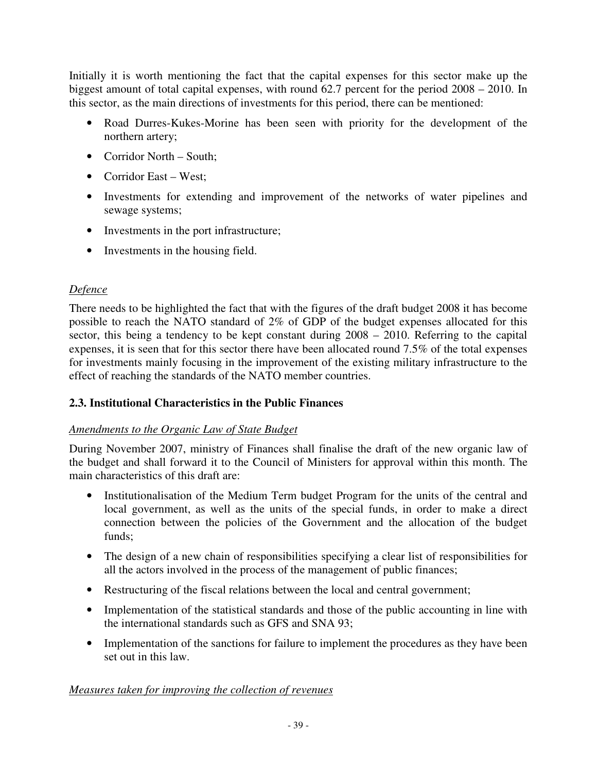Initially it is worth mentioning the fact that the capital expenses for this sector make up the biggest amount of total capital expenses, with round 62.7 percent for the period 2008 – 2010. In this sector, as the main directions of investments for this period, there can be mentioned:

- Road Durres-Kukes-Morine has been seen with priority for the development of the northern artery;
- Corridor North – South;
- Corridor East – West;
- Investments for extending and improvement of the networks of water pipelines and sewage systems;
- Investments in the port infrastructure;
- Investments in the housing field.

*Defence*

There needs to be highlighted the fact that with the figures of the draft budget 2008 it has become possible to reach the NATO standard of 2% of GDP of the budget expenses allocated for this sector, this being a tendency to be kept constant during 2008 – 2010. Referring to the capital expenses, it is seen that for this sector there have been allocated round 7.5% of the total expenses for investments mainly focusing in the improvement of the existing military infrastructure to the effect of reaching the standards of the NATO member countries.

### 2.3. Institutional Characteristics in the Public Finances

*Amendments to the Organic Law of State Budget*

During November 2007, ministry of Finances shall finalise the draft of the new organic law of the budget and shall forward it to the Council of Ministers for approval within this month. The main characteristics of this draft are:

- Institutionalisation of the Medium Term budget Program for the units of the central and local government, as well as the units of the special funds, in order to make a direct connection between the policies of the Government and the allocation of the budget funds;
- The design of a new chain of responsibilities specifying a clear list of responsibilities for all the actors involved in the process of the management of public finances;
- Restructuring of the fiscal relations between the local and central government;
- Implementation of the statistical standards and those of the public accounting in line with the international standards such as GFS and SNA 93;
- Implementation of the sanctions for failure to implement the procedures as they have been set out in this law.

*Measures taken for improving the collection of revenues*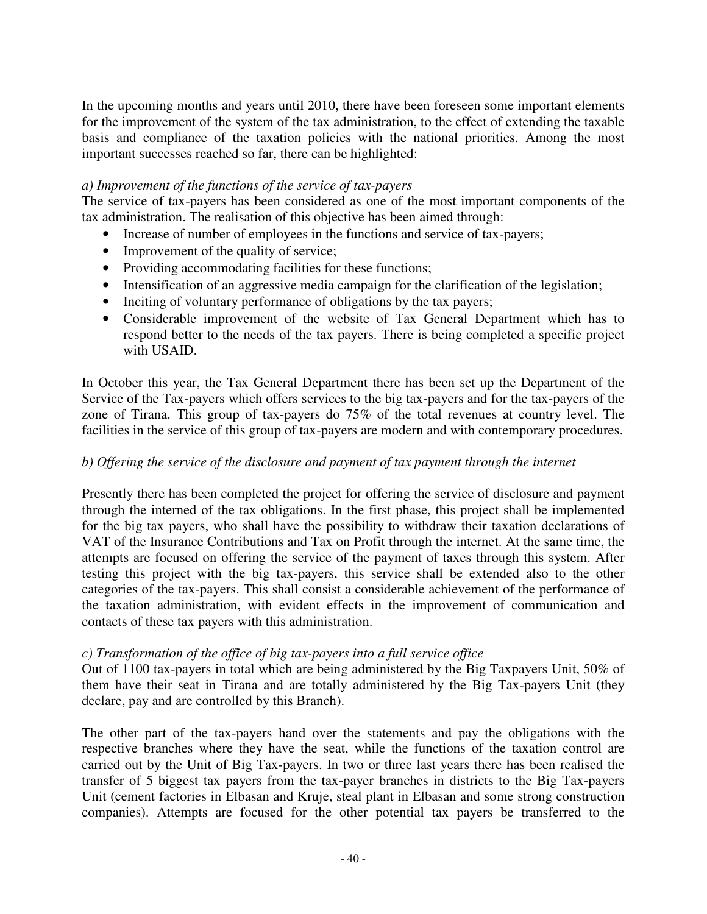In the upcoming months and years until 2010, there have been foreseen some important elements for the improvement of the system of the tax administration, to the effect of extending the taxable basis and compliance of the taxation policies with the national priorities. Among the most important successes reached so far, there can be highlighted:

*a) Improvement of the functions of the service of tax-payers*

The service of tax-payers has been considered as one of the most important components of the tax administration. The realisation of this objective has been aimed through:

- Increase of number of employees in the functions and service of tax-payers;
- Improvement of the quality of service;
- Providing accommodating facilities for these functions;
- Intensification of an aggressive media campaign for the clarification of the legislation;
- Inciting of voluntary performance of obligations by the tax payers;
- Considerable improvement of the website of Tax General Department which has to respond better to the needs of the tax payers. There is being completed a specific project with USAID.

In October this year, the Tax General Department there has been set up the Department of the Service of the Tax-payers which offers services to the big tax-payers and for the tax-payers of the zone of Tirana. This group of tax-payers do 75% of the total revenues at country level. The facilities in the service of this group of tax-payers are modern and with contemporary procedures.

*b) Offering the service of the disclosure and payment of tax payment through the internet*

Presently there has been completed the project for offering the service of disclosure and payment through the interned of the tax obligations. In the first phase, this project shall be implemented for the big tax payers, who shall have the possibility to withdraw their taxation declarations of VAT of the Insurance Contributions and Tax on Profit through the internet. At the same time, the attempts are focused on offering the service of the payment of taxes through this system. After testing this project with the big tax-payers, this service shall be extended also to the other categories of the tax-payers. This shall consist a considerable achievement of the performance of the taxation administration, with evident effects in the improvement of communication and contacts of these tax payers with this administration.

*c) Transformation of the office of big tax-payers into a full service office*

Out of 1100 tax-payers in total which are being administered by the Big Taxpayers Unit, 50% of them have their seat in Tirana and are totally administered by the Big Tax-payers Unit (they declare, pay and are controlled by this Branch).

The other part of the tax-payers hand over the statements and pay the obligations with the respective branches where they have the seat, while the functions of the taxation control are carried out by the Unit of Big Tax-payers. In two or three last years there has been realised the transfer of 5 biggest tax payers from the tax-payer branches in districts to the Big Tax-payers Unit (cement factories in Elbasan and Kruje, steal plant in Elbasan and some strong construction companies). Attempts are focused for the other potential tax payers be transferred to the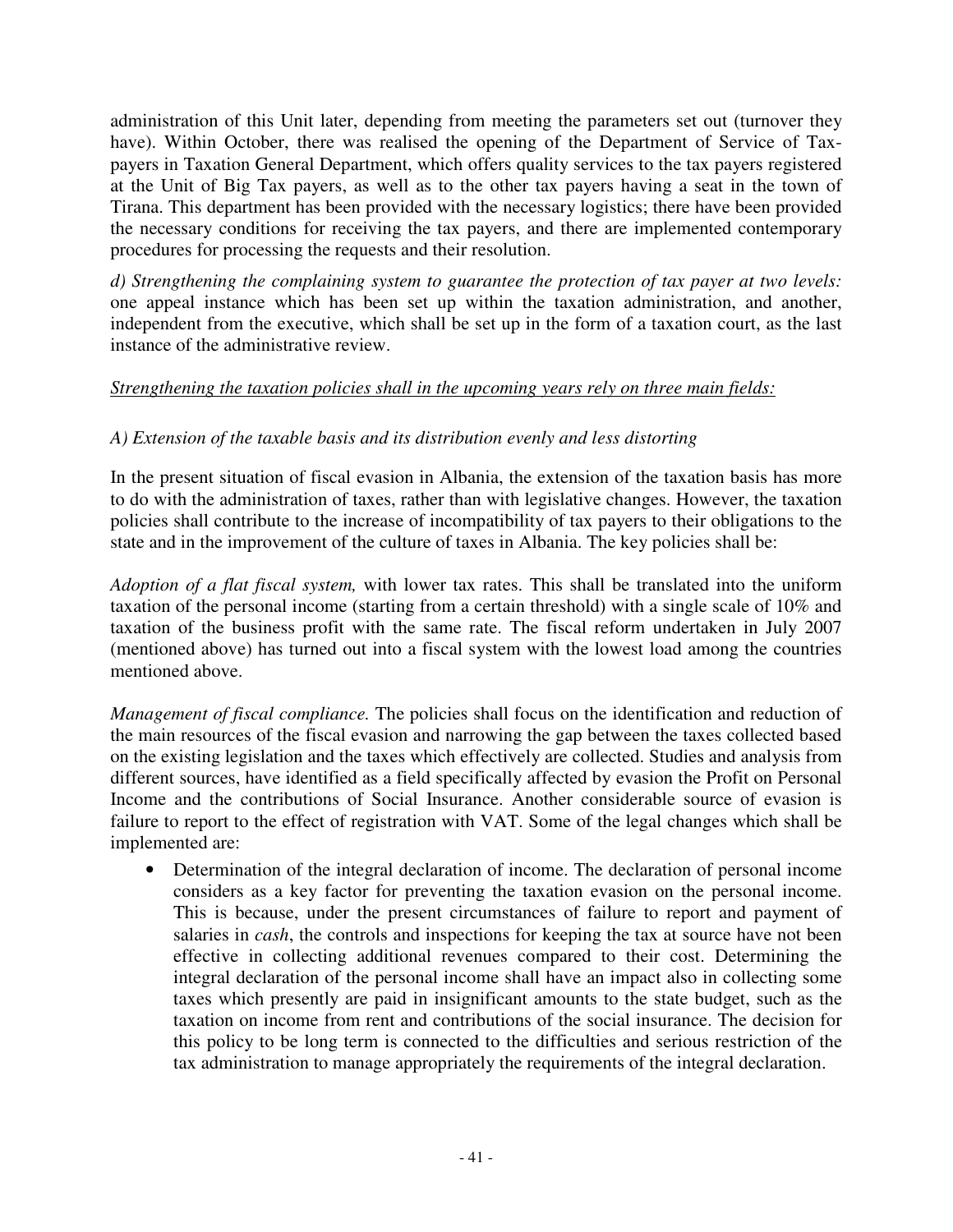administration of this Unit later, depending from meeting the parameters set out (turnover they have). Within October, there was realised the opening of the Department of Service of Tax-payers in Taxation General Department, which offers quality services to the tax payers registered at the Unit of Big Tax payers, as well as to the other tax payers having a seat in the town of Tirana. This department has been provided with the necessary logistics; there have been provided the necessary conditions for receiving the tax payers, and there are implemented contemporary procedures for processing the requests and their resolution.

*d) Strengthening the complaining system to guarantee the protection of tax payer at two levels:* one appeal instance which has been set up within the taxation administration, and another, independent from the executive, which shall be set up in the form of a taxation court, as the last instance of the administrative review.

<u>*Strengthening the taxation policies shall in the upcoming years rely on three main fields:*</u>

*A) Extension of the taxable basis and its distribution evenly and less distorting*

In the present situation of fiscal evasion in Albania, the extension of the taxation basis has more to do with the administration of taxes, rather than with legislative changes. However, the taxation policies shall contribute to the increase of incompatibility of tax payers to their obligations to the state and in the improvement of the culture of taxes in Albania. The key policies shall be:

*Adoption of a flat fiscal system,* with lower tax rates. This shall be translated into the uniform taxation of the personal income (starting from a certain threshold) with a single scale of 10% and taxation of the business profit with the same rate. The fiscal reform undertaken in July 2007 (mentioned above) has turned out into a fiscal system with the lowest load among the countries mentioned above.

*Management of fiscal compliance.* The policies shall focus on the identification and reduction of the main resources of the fiscal evasion and narrowing the gap between the taxes collected based on the existing legislation and the taxes which effectively are collected. Studies and analysis from different sources, have identified as a field specifically affected by evasion the Profit on Personal Income and the contributions of Social Insurance. Another considerable source of evasion is failure to report to the effect of registration with VAT. Some of the legal changes which shall be implemented are:

- Determination of the integral declaration of income. The declaration of personal income considers as a key factor for preventing the taxation evasion on the personal income. This is because, under the present circumstances of failure to report and payment of salaries in *cash*, the controls and inspections for keeping the tax at source have not been effective in collecting additional revenues compared to their cost. Determining the integral declaration of the personal income shall have an impact also in collecting some taxes which presently are paid in insignificant amounts to the state budget, such as the taxation on income from rent and contributions of the social insurance. The decision for this policy to be long term is connected to the difficulties and serious restriction of the tax administration to manage appropriately the requirements of the integral declaration.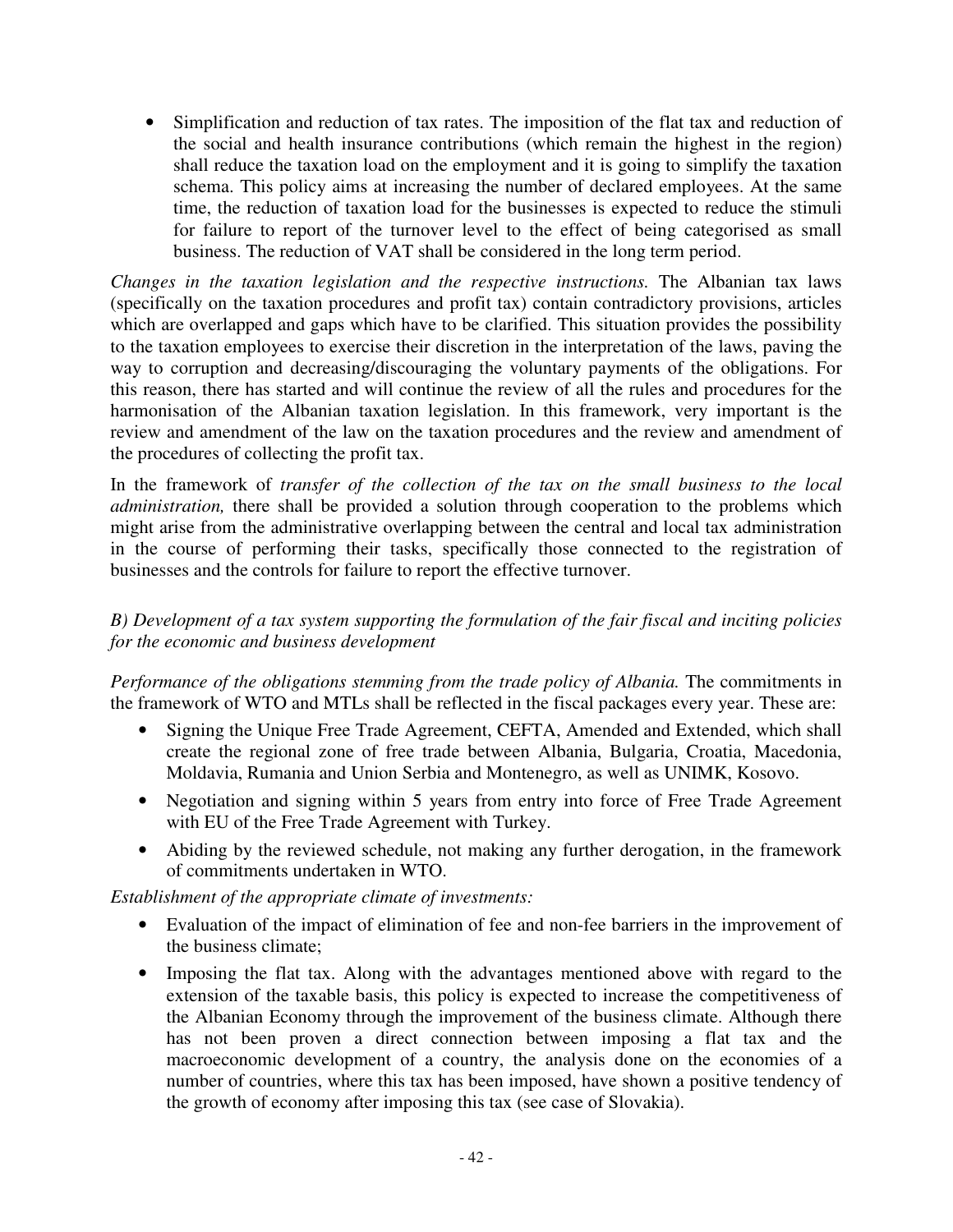- Simplification and reduction of tax rates. The imposition of the flat tax and reduction of the social and health insurance contributions (which remain the highest in the region) shall reduce the taxation load on the employment and it is going to simplify the taxation schema. This policy aims at increasing the number of declared employees. At the same time, the reduction of taxation load for the businesses is expected to reduce the stimuli for failure to report of the turnover level to the effect of being categorised as small business. The reduction of VAT shall be considered in the long term period.

*Changes in the taxation legislation and the respective instructions.* The Albanian tax laws (specifically on the taxation procedures and profit tax) contain contradictory provisions, articles which are overlapped and gaps which have to be clarified. This situation provides the possibility to the taxation employees to exercise their discretion in the interpretation of the laws, paving the way to corruption and decreasing/discouraging the voluntary payments of the obligations. For this reason, there has started and will continue the review of all the rules and procedures for the harmonisation of the Albanian taxation legislation. In this framework, very important is the review and amendment of the law on the taxation procedures and the review and amendment of the procedures of collecting the profit tax.

In the framework of *transfer of the collection of the tax on the small business to the local administration,* there shall be provided a solution through cooperation to the problems which might arise from the administrative overlapping between the central and local tax administration in the course of performing their tasks, specifically those connected to the registration of businesses and the controls for failure to report the effective turnover.

*B) Development of a tax system supporting the formulation of the fair fiscal and inciting policies for the economic and business development*

*Performance of the obligations stemming from the trade policy of Albania.* The commitments in the framework of WTO and MTLs shall be reflected in the fiscal packages every year. These are:

- Signing the Unique Free Trade Agreement, CEFTA, Amended and Extended, which shall create the regional zone of free trade between Albania, Bulgaria, Croatia, Macedonia, Moldavia, Rumania and Union Serbia and Montenegro, as well as UNIMK, Kosovo.
- Negotiation and signing within 5 years from entry into force of Free Trade Agreement with EU of the Free Trade Agreement with Turkey.
- Abiding by the reviewed schedule, not making any further derogation, in the framework of commitments undertaken in WTO.

*Establishment of the appropriate climate of investments:*

- Evaluation of the impact of elimination of fee and non-fee barriers in the improvement of the business climate;
- Imposing the flat tax. Along with the advantages mentioned above with regard to the extension of the taxable basis, this policy is expected to increase the competitiveness of the Albanian Economy through the improvement of the business climate. Although there has not been proven a direct connection between imposing a flat tax and the macroeconomic development of a country, the analysis done on the economies of a number of countries, where this tax has been imposed, have shown a positive tendency of the growth of economy after imposing this tax (see case of Slovakia).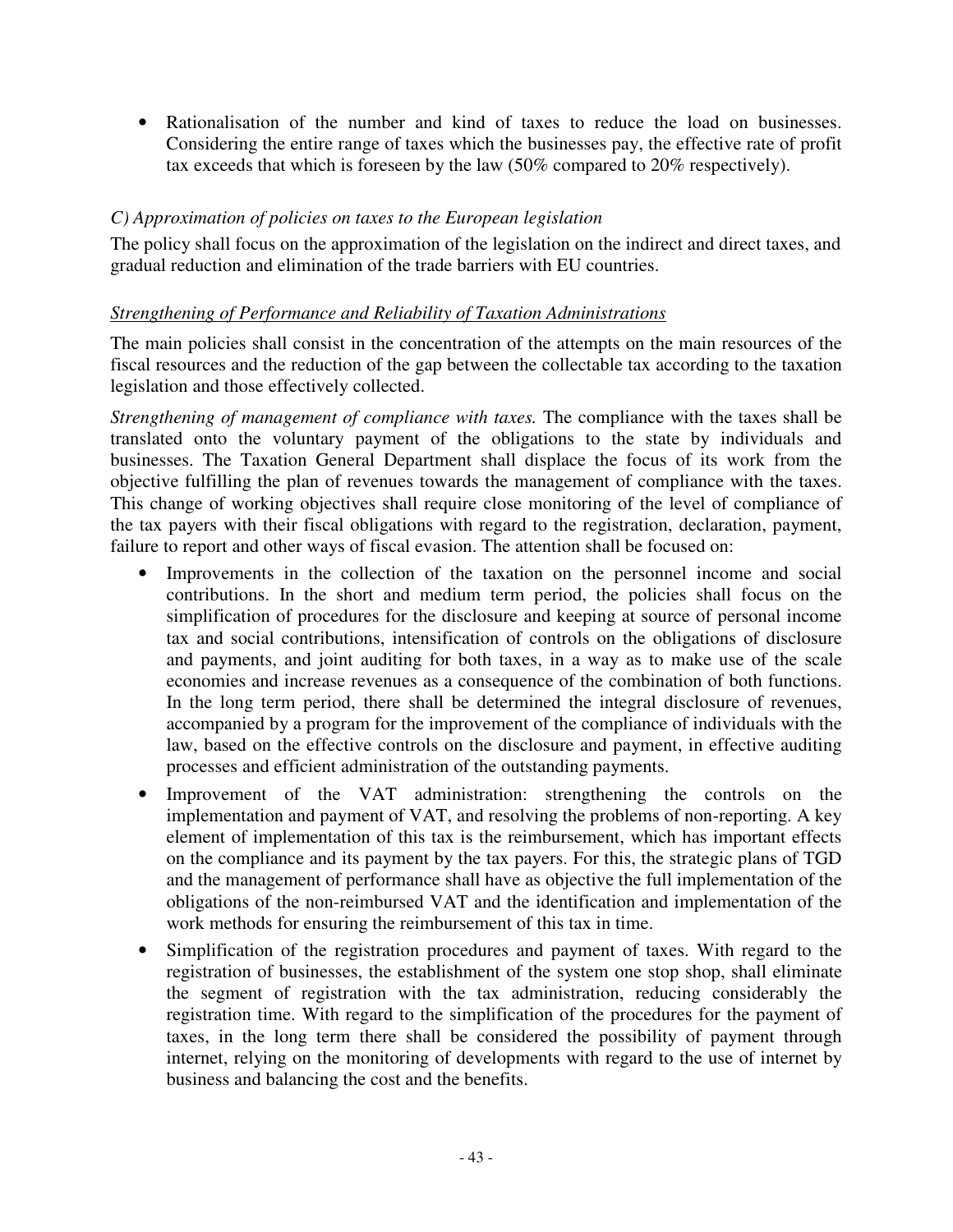- Rationalisation of the number and kind of taxes to reduce the load on businesses. Considering the entire range of taxes which the businesses pay, the effective rate of profit tax exceeds that which is foreseen by the law (50% compared to 20% respectively).

*C) Approximation of policies on taxes to the European legislation*

The policy shall focus on the approximation of the legislation on the indirect and direct taxes, and gradual reduction and elimination of the trade barriers with EU countries.

*Strengthening of Performance and Reliability of Taxation Administrations*

The main policies shall consist in the concentration of the attempts on the main resources of the fiscal resources and the reduction of the gap between the collectable tax according to the taxation legislation and those effectively collected.

*Strengthening of management of compliance with taxes.* The compliance with the taxes shall be translated onto the voluntary payment of the obligations to the state by individuals and businesses. The Taxation General Department shall displace the focus of its work from the objective fulfilling the plan of revenues towards the management of compliance with the taxes. This change of working objectives shall require close monitoring of the level of compliance of the tax payers with their fiscal obligations with regard to the registration, declaration, payment, failure to report and other ways of fiscal evasion. The attention shall be focused on:

- Improvements in the collection of the taxation on the personnel income and social contributions. In the short and medium term period, the policies shall focus on the simplification of procedures for the disclosure and keeping at source of personal income tax and social contributions, intensification of controls on the obligations of disclosure and payments, and joint auditing for both taxes, in a way as to make use of the scale economies and increase revenues as a consequence of the combination of both functions. In the long term period, there shall be determined the integral disclosure of revenues, accompanied by a program for the improvement of the compliance of individuals with the law, based on the effective controls on the disclosure and payment, in effective auditing processes and efficient administration of the outstanding payments.
- Improvement of the VAT administration: strengthening the controls on the implementation and payment of VAT, and resolving the problems of non-reporting. A key element of implementation of this tax is the reimbursement, which has important effects on the compliance and its payment by the tax payers. For this, the strategic plans of TGD and the management of performance shall have as objective the full implementation of the obligations of the non-reimbursed VAT and the identification and implementation of the work methods for ensuring the reimbursement of this tax in time.
- Simplification of the registration procedures and payment of taxes. With regard to the registration of businesses, the establishment of the system one stop shop, shall eliminate the segment of registration with the tax administration, reducing considerably the registration time. With regard to the simplification of the procedures for the payment of taxes, in the long term there shall be considered the possibility of payment through internet, relying on the monitoring of developments with regard to the use of internet by business and balancing the cost and the benefits.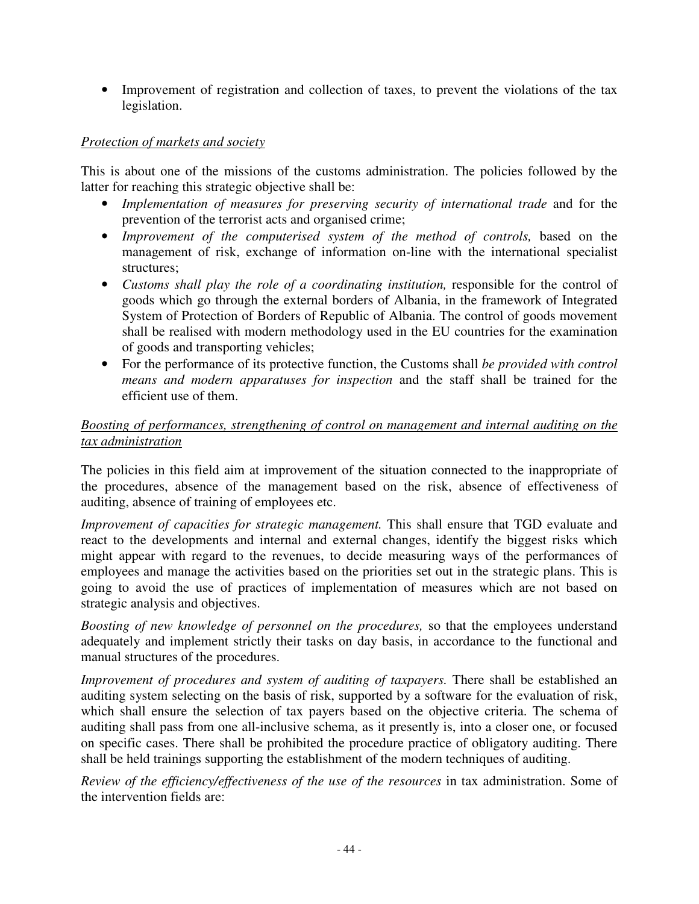- Improvement of registration and collection of taxes, to prevent the violations of the tax legislation.

<u>*Protection of markets and society*</u>

This is about one of the missions of the customs administration. The policies followed by the latter for reaching this strategic objective shall be:

- *Implementation of measures for preserving security of international trade* and for the prevention of the terrorist acts and organised crime;
- *Improvement of the computerised system of the method of controls,* based on the management of risk, exchange of information on-line with the international specialist structures;
- *Customs shall play the role of a coordinating institution,* responsible for the control of goods which go through the external borders of Albania, in the framework of Integrated System of Protection of Borders of Republic of Albania. The control of goods movement shall be realised with modern methodology used in the EU countries for the examination of goods and transporting vehicles;
- For the performance of its protective function, the Customs shall *be provided with control means and modern apparatuses for inspection* and the staff shall be trained for the efficient use of them.

<u>*Boosting of performances, strengthening of control on management and internal auditing on the tax administration*</u>

The policies in this field aim at improvement of the situation connected to the inappropriate of the procedures, absence of the management based on the risk, absence of effectiveness of auditing, absence of training of employees etc.

*Improvement of capacities for strategic management.* This shall ensure that TGD evaluate and react to the developments and internal and external changes, identify the biggest risks which might appear with regard to the revenues, to decide measuring ways of the performances of employees and manage the activities based on the priorities set out in the strategic plans. This is going to avoid the use of practices of implementation of measures which are not based on strategic analysis and objectives.

*Boosting of new knowledge of personnel on the procedures,* so that the employees understand adequately and implement strictly their tasks on day basis, in accordance to the functional and manual structures of the procedures.

*Improvement of procedures and system of auditing of taxpayers.* There shall be established an auditing system selecting on the basis of risk, supported by a software for the evaluation of risk, which shall ensure the selection of tax payers based on the objective criteria. The schema of auditing shall pass from one all-inclusive schema, as it presently is, into a closer one, or focused on specific cases. There shall be prohibited the procedure practice of obligatory auditing. There shall be held trainings supporting the establishment of the modern techniques of auditing.

*Review of the efficiency/effectiveness of the use of the resources* in tax administration. Some of the intervention fields are: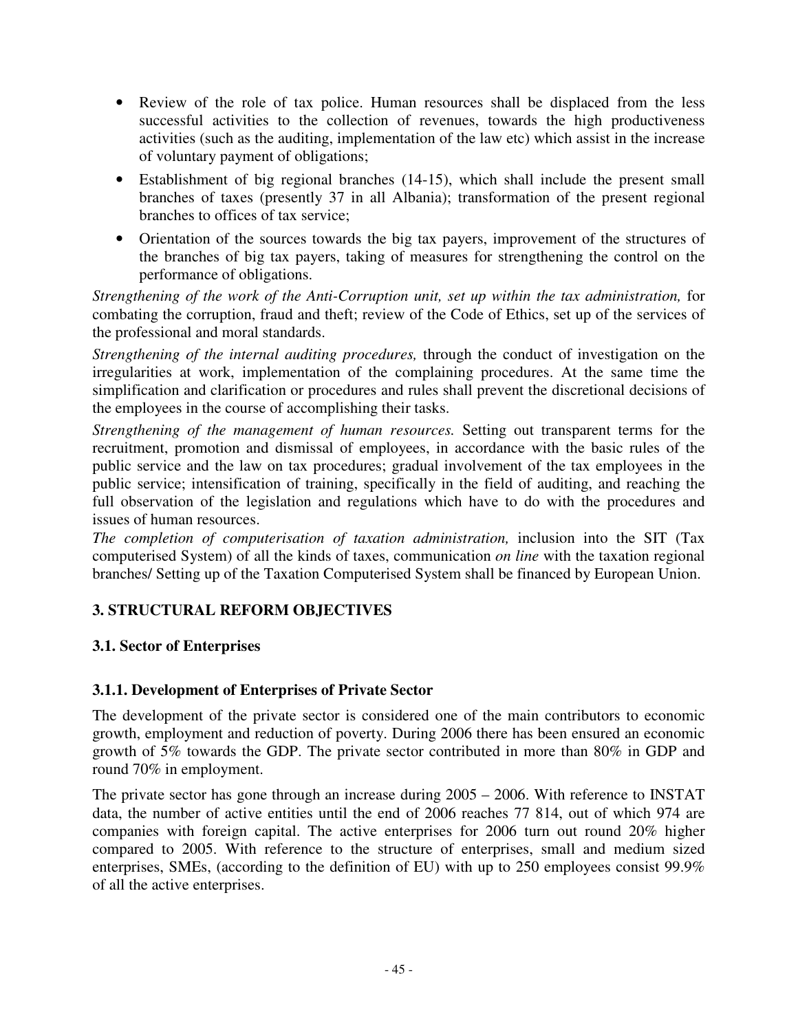- Review of the role of tax police. Human resources shall be displaced from the less successful activities to the collection of revenues, towards the high productiveness activities (such as the auditing, implementation of the law etc) which assist in the increase of voluntary payment of obligations;
- Establishment of big regional branches (14-15), which shall include the present small branches of taxes (presently 37 in all Albania); transformation of the present regional branches to offices of tax service;
- Orientation of the sources towards the big tax payers, improvement of the structures of the branches of big tax payers, taking of measures for strengthening the control on the performance of obligations.

*Strengthening of the work of the Anti-Corruption unit, set up within the tax administration,* for combating the corruption, fraud and theft; review of the Code of Ethics, set up of the services of the professional and moral standards.

*Strengthening of the internal auditing procedures,* through the conduct of investigation on the irregularities at work, implementation of the complaining procedures. At the same time the simplification and clarification or procedures and rules shall prevent the discretional decisions of the employees in the course of accomplishing their tasks.

*Strengthening of the management of human resources.* Setting out transparent terms for the recruitment, promotion and dismissal of employees, in accordance with the basic rules of the public service and the law on tax procedures; gradual involvement of the tax employees in the public service; intensification of training, specifically in the field of auditing, and reaching the full observation of the legislation and regulations which have to do with the procedures and issues of human resources.

*The completion of computerisation of taxation administration,* inclusion into the SIT (Tax computerised System) of all the kinds of taxes, communication *on line* with the taxation regional branches/ Setting up of the Taxation Computerised System shall be financed by European Union.

## 3. STRUCTURAL REFORM OBJECTIVES

### 3.1. Sector of Enterprises

#### 3.1.1. Development of Enterprises of Private Sector

The development of the private sector is considered one of the main contributors to economic growth, employment and reduction of poverty. During 2006 there has been ensured an economic growth of 5% towards the GDP. The private sector contributed in more than 80% in GDP and round 70% in employment.

The private sector has gone through an increase during 2005 – 2006. With reference to INSTAT data, the number of active entities until the end of 2006 reaches 77 814, out of which 974 are companies with foreign capital. The active enterprises for 2006 turn out round 20% higher compared to 2005. With reference to the structure of enterprises, small and medium sized enterprises, SMEs, (according to the definition of EU) with up to 250 employees consist 99.9% of all the active enterprises.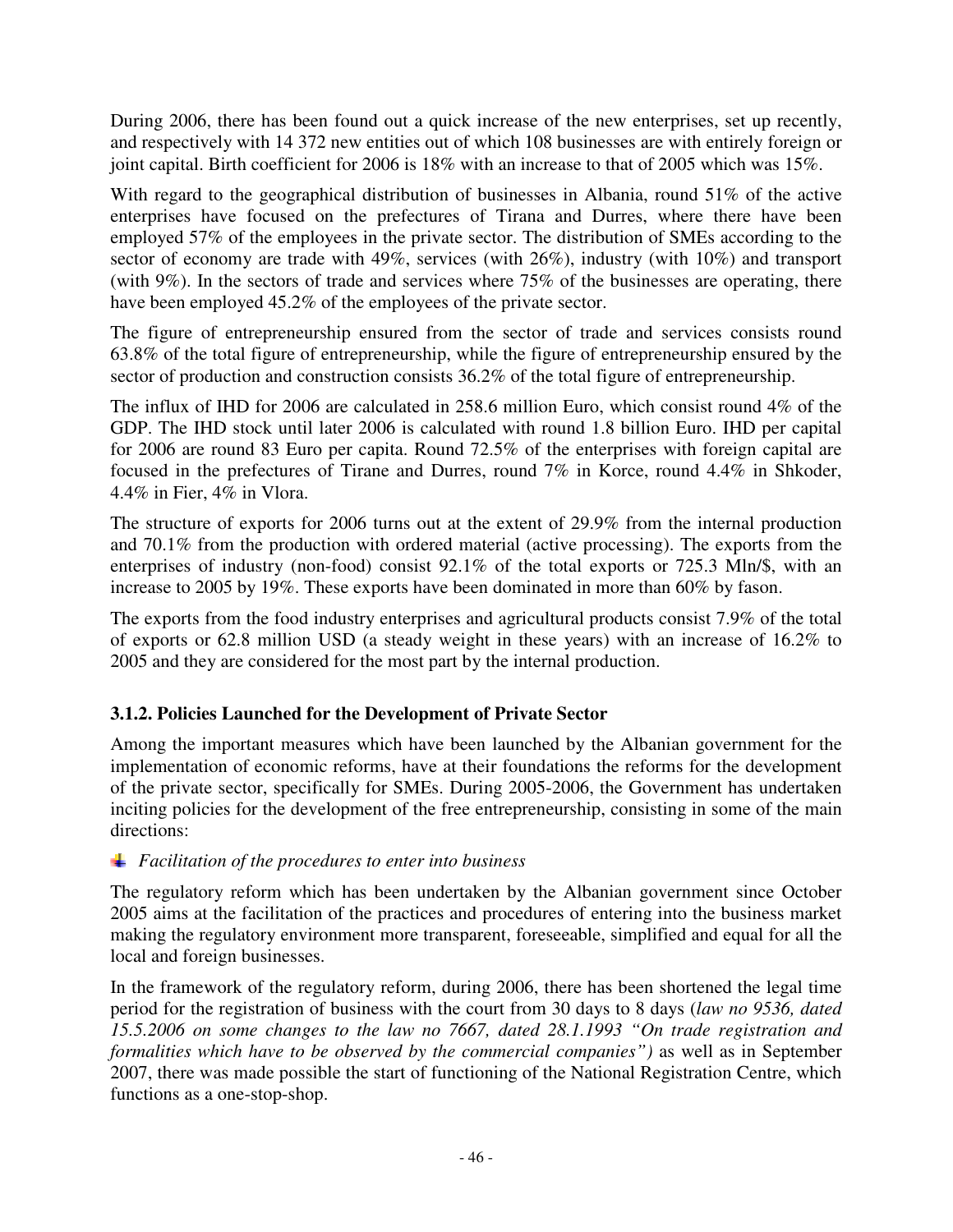During 2006, there has been found out a quick increase of the new enterprises, set up recently, and respectively with 14 372 new entities out of which 108 businesses are with entirely foreign or joint capital. Birth coefficient for 2006 is 18% with an increase to that of 2005 which was 15%.

With regard to the geographical distribution of businesses in Albania, round 51% of the active enterprises have focused on the prefectures of Tirana and Durres, where there have been employed 57% of the employees in the private sector. The distribution of SMEs according to the sector of economy are trade with 49%, services (with 26%), industry (with 10%) and transport (with 9%). In the sectors of trade and services where 75% of the businesses are operating, there have been employed 45.2% of the employees of the private sector.

The figure of entrepreneurship ensured from the sector of trade and services consists round 63.8% of the total figure of entrepreneurship, while the figure of entrepreneurship ensured by the sector of production and construction consists 36.2% of the total figure of entrepreneurship.

The influx of IHD for 2006 are calculated in 258.6 million Euro, which consist round 4% of the GDP. The IHD stock until later 2006 is calculated with round 1.8 billion Euro. IHD per capital for 2006 are round 83 Euro per capita. Round 72.5% of the enterprises with foreign capital are focused in the prefectures of Tirane and Durres, round 7% in Korce, round 4.4% in Shkoder, 4.4% in Fier, 4% in Vlora.

The structure of exports for 2006 turns out at the extent of 29.9% from the internal production and 70.1% from the production with ordered material (active processing). The exports from the enterprises of industry (non-food) consist 92.1% of the total exports or 725.3 Mln/$, with an increase to 2005 by 19%. These exports have been dominated in more than 60% by fason.

The exports from the food industry enterprises and agricultural products consist 7.9% of the total of exports or 62.8 million USD (a steady weight in these years) with an increase of 16.2% to 2005 and they are considered for the most part by the internal production.

### 3.1.2. Policies Launched for the Development of Private Sector

Among the important measures which have been launched by the Albanian government for the implementation of economic reforms, have at their foundations the reforms for the development of the private sector, specifically for SMEs. During 2005-2006, the Government has undertaken inciting policies for the development of the free entrepreneurship, consisting in some of the main directions:

- *Facilitation of the procedures to enter into business*

The regulatory reform which has been undertaken by the Albanian government since October 2005 aims at the facilitation of the practices and procedures of entering into the business market making the regulatory environment more transparent, foreseeable, simplified and equal for all the local and foreign businesses.

In the framework of the regulatory reform, during 2006, there has been shortened the legal time period for the registration of business with the court from 30 days to 8 days (*law no 9536, dated 15.5.2006 on some changes to the law no 7667, dated 28.1.1993 "On trade registration and formalities which have to be observed by the commercial companies")* as well as in September 2007, there was made possible the start of functioning of the National Registration Centre, which functions as a one-stop-shop.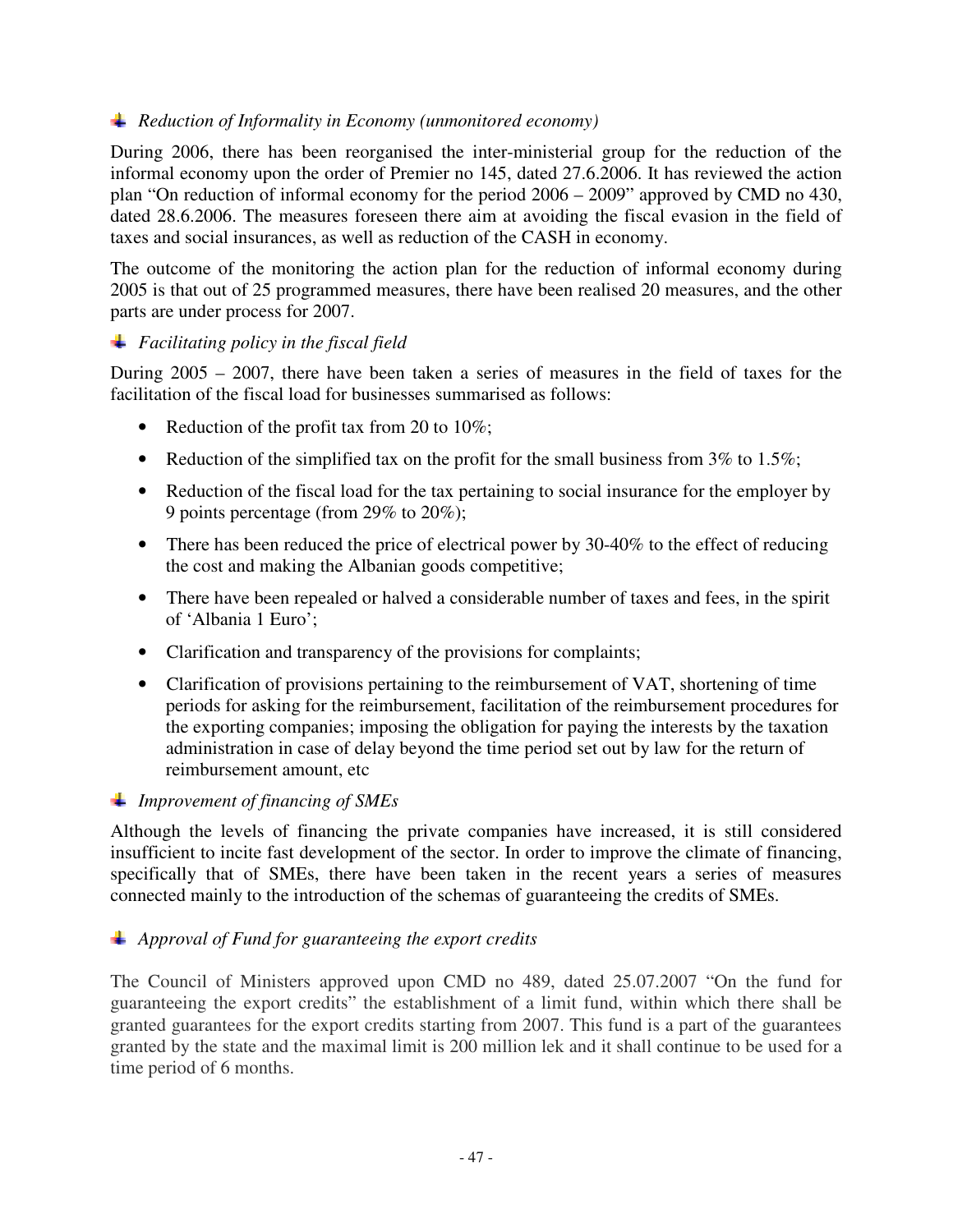- *Reduction of Informality in Economy (unmonitored economy)*

During 2006, there has been reorganised the inter-ministerial group for the reduction of the informal economy upon the order of Premier no 145, dated 27.6.2006. It has reviewed the action plan "On reduction of informal economy for the period 2006 – 2009" approved by CMD no 430, dated 28.6.2006. The measures foreseen there aim at avoiding the fiscal evasion in the field of taxes and social insurances, as well as reduction of the CASH in economy.

The outcome of the monitoring the action plan for the reduction of informal economy during 2005 is that out of 25 programmed measures, there have been realised 20 measures, and the other parts are under process for 2007.

- *Facilitating policy in the fiscal field*

During 2005 – 2007, there have been taken a series of measures in the field of taxes for the facilitation of the fiscal load for businesses summarised as follows:

- Reduction of the profit tax from 20 to 10%;
- Reduction of the simplified tax on the profit for the small business from 3% to 1.5%;
- Reduction of the fiscal load for the tax pertaining to social insurance for the employer by 9 points percentage (from 29% to 20%);
- There has been reduced the price of electrical power by 30-40% to the effect of reducing the cost and making the Albanian goods competitive;
- There have been repealed or halved a considerable number of taxes and fees, in the spirit of 'Albania 1 Euro';
- Clarification and transparency of the provisions for complaints;
- Clarification of provisions pertaining to the reimbursement of VAT, shortening of time periods for asking for the reimbursement, facilitation of the reimbursement procedures for the exporting companies; imposing the obligation for paying the interests by the taxation administration in case of delay beyond the time period set out by law for the return of reimbursement amount, etc

- *Improvement of financing of SMEs*

Although the levels of financing the private companies have increased, it is still considered insufficient to incite fast development of the sector. In order to improve the climate of financing, specifically that of SMEs, there have been taken in the recent years a series of measures connected mainly to the introduction of the schemas of guaranteeing the credits of SMEs.

- *Approval of Fund for guaranteeing the export credits*

The Council of Ministers approved upon CMD no 489, dated 25.07.2007 "On the fund for guaranteeing the export credits" the establishment of a limit fund, within which there shall be granted guarantees for the export credits starting from 2007. This fund is a part of the guarantees granted by the state and the maximal limit is 200 million lek and it shall continue to be used for a time period of 6 months.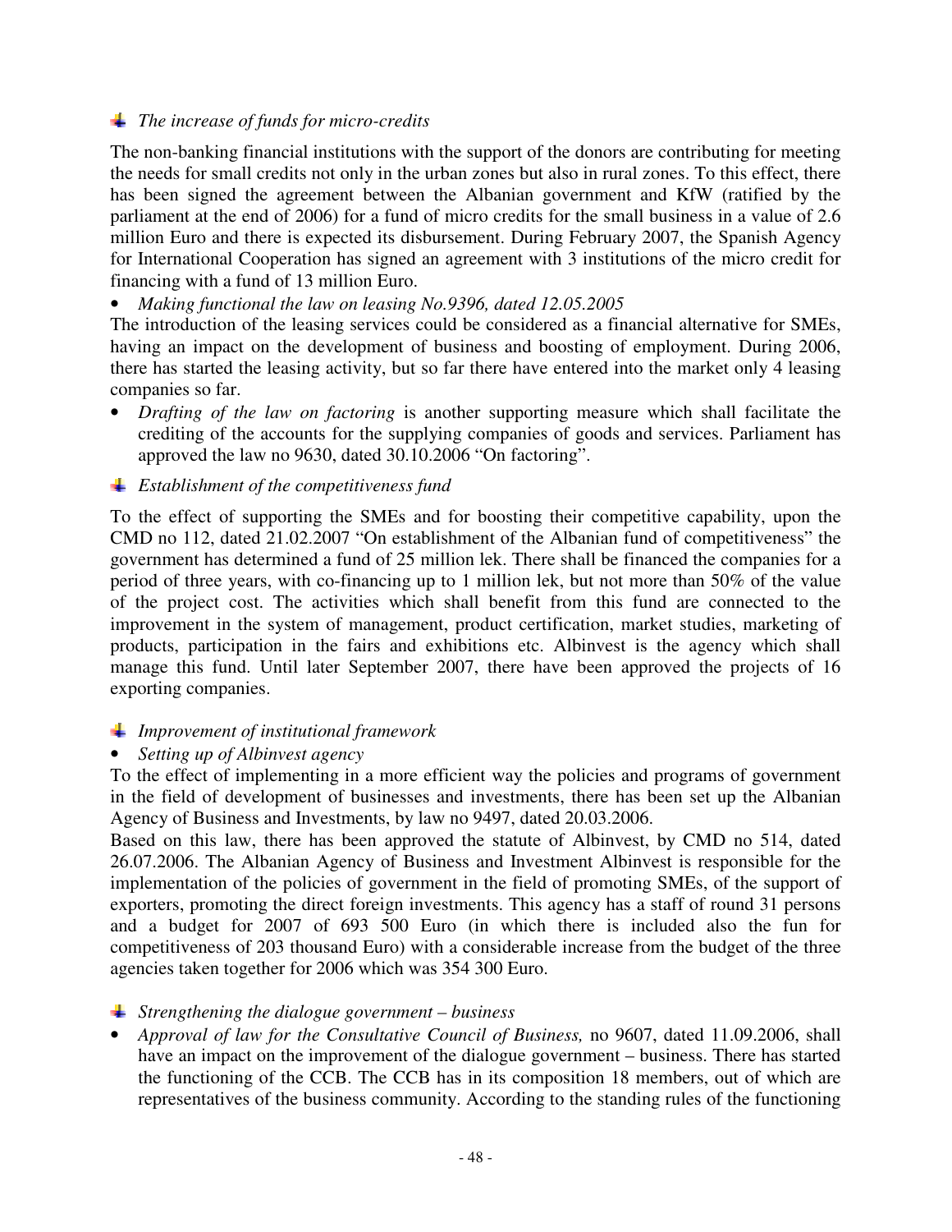- *The increase of funds for micro-credits*

The non-banking financial institutions with the support of the donors are contributing for meeting the needs for small credits not only in the urban zones but also in rural zones. To this effect, there has been signed the agreement between the Albanian government and KfW (ratified by the parliament at the end of 2006) for a fund of micro credits for the small business in a value of 2.6 million Euro and there is expected its disbursement. During February 2007, the Spanish Agency for International Cooperation has signed an agreement with 3 institutions of the micro credit for financing with a fund of 13 million Euro.

- *Making functional the law on leasing No.9396, dated 12.05.2005*

The introduction of the leasing services could be considered as a financial alternative for SMEs, having an impact on the development of business and boosting of employment. During 2006, there has started the leasing activity, but so far there have entered into the market only 4 leasing companies so far.

- *Drafting of the law on factoring* is another supporting measure which shall facilitate the crediting of the accounts for the supplying companies of goods and services. Parliament has approved the law no 9630, dated 30.10.2006 "On factoring".

- *Establishment of the competitiveness fund*

To the effect of supporting the SMEs and for boosting their competitive capability, upon the CMD no 112, dated 21.02.2007 "On establishment of the Albanian fund of competitiveness" the government has determined a fund of 25 million lek. There shall be financed the companies for a period of three years, with co-financing up to 1 million lek, but not more than 50% of the value of the project cost. The activities which shall benefit from this fund are connected to the improvement in the system of management, product certification, market studies, marketing of products, participation in the fairs and exhibitions etc. Albinvest is the agency which shall manage this fund. Until later September 2007, there have been approved the projects of 16 exporting companies.

- *Improvement of institutional framework*

- *Setting up of Albinvest agency*

To the effect of implementing in a more efficient way the policies and programs of government in the field of development of businesses and investments, there has been set up the Albanian Agency of Business and Investments, by law no 9497, dated 20.03.2006.

Based on this law, there has been approved the statute of Albinvest, by CMD no 514, dated 26.07.2006. The Albanian Agency of Business and Investment Albinvest is responsible for the implementation of the policies of government in the field of promoting SMEs, of the support of exporters, promoting the direct foreign investments. This agency has a staff of round 31 persons and a budget for 2007 of 693 500 Euro (in which there is included also the fun for competitiveness of 203 thousand Euro) with a considerable increase from the budget of the three agencies taken together for 2006 which was 354 300 Euro.

- *Strengthening the dialogue government – business*

- *Approval of law for the Consultative Council of Business,* no 9607, dated 11.09.2006, shall have an impact on the improvement of the dialogue government – business. There has started the functioning of the CCB. The CCB has in its composition 18 members, out of which are representatives of the business community. According to the standing rules of the functioning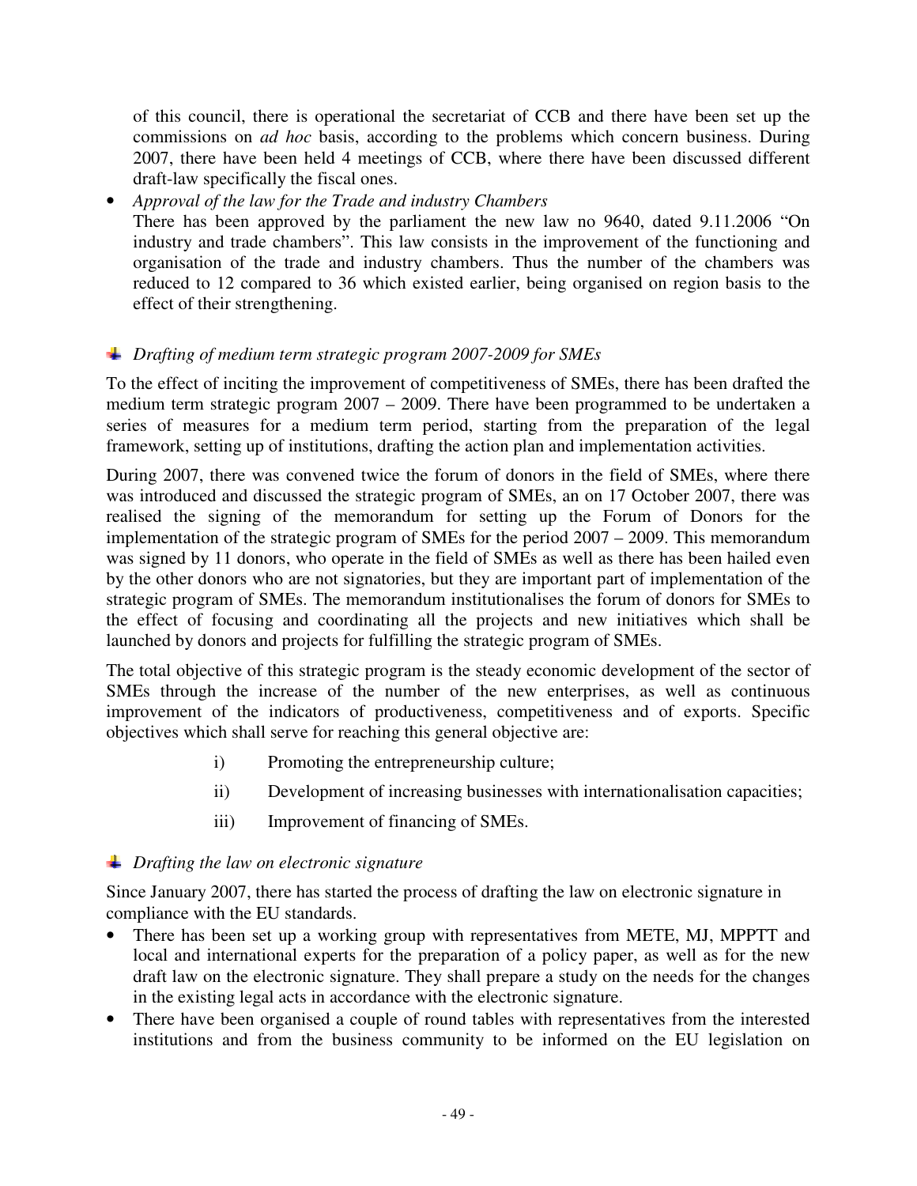of this council, there is operational the secretariat of CCB and there have been set up the commissions on *ad hoc* basis, according to the problems which concern business. During 2007, there have been held 4 meetings of CCB, where there have been discussed different draft-law specifically the fiscal ones.

- *Approval of the law for the Trade and industry Chambers*
  There has been approved by the parliament the new law no 9640, dated 9.11.2006 "On industry and trade chambers". This law consists in the improvement of the functioning and organisation of the trade and industry chambers. Thus the number of the chambers was reduced to 12 compared to 36 which existed earlier, being organised on region basis to the effect of their strengthening.

### *Drafting of medium term strategic program 2007-2009 for SMEs*

To the effect of inciting the improvement of competitiveness of SMEs, there has been drafted the medium term strategic program 2007 – 2009. There have been programmed to be undertaken a series of measures for a medium term period, starting from the preparation of the legal framework, setting up of institutions, drafting the action plan and implementation activities.

During 2007, there was convened twice the forum of donors in the field of SMEs, where there was introduced and discussed the strategic program of SMEs, an on 17 October 2007, there was realised the signing of the memorandum for setting up the Forum of Donors for the implementation of the strategic program of SMEs for the period 2007 – 2009. This memorandum was signed by 11 donors, who operate in the field of SMEs as well as there has been hailed even by the other donors who are not signatories, but they are important part of implementation of the strategic program of SMEs. The memorandum institutionalises the forum of donors for SMEs to the effect of focusing and coordinating all the projects and new initiatives which shall be launched by donors and projects for fulfilling the strategic program of SMEs.

The total objective of this strategic program is the steady economic development of the sector of SMEs through the increase of the number of the new enterprises, as well as continuous improvement of the indicators of productiveness, competitiveness and of exports. Specific objectives which shall serve for reaching this general objective are:

i) Promoting the entrepreneurship culture;

ii) Development of increasing businesses with internationalisation capacities;

iii) Improvement of financing of SMEs.

### *Drafting the law on electronic signature*

Since January 2007, there has started the process of drafting the law on electronic signature in compliance with the EU standards.

- There has been set up a working group with representatives from METE, MJ, MPPTT and local and international experts for the preparation of a policy paper, as well as for the new draft law on the electronic signature. They shall prepare a study on the needs for the changes in the existing legal acts in accordance with the electronic signature.
- There have been organised a couple of round tables with representatives from the interested institutions and from the business community to be informed on the EU legislation on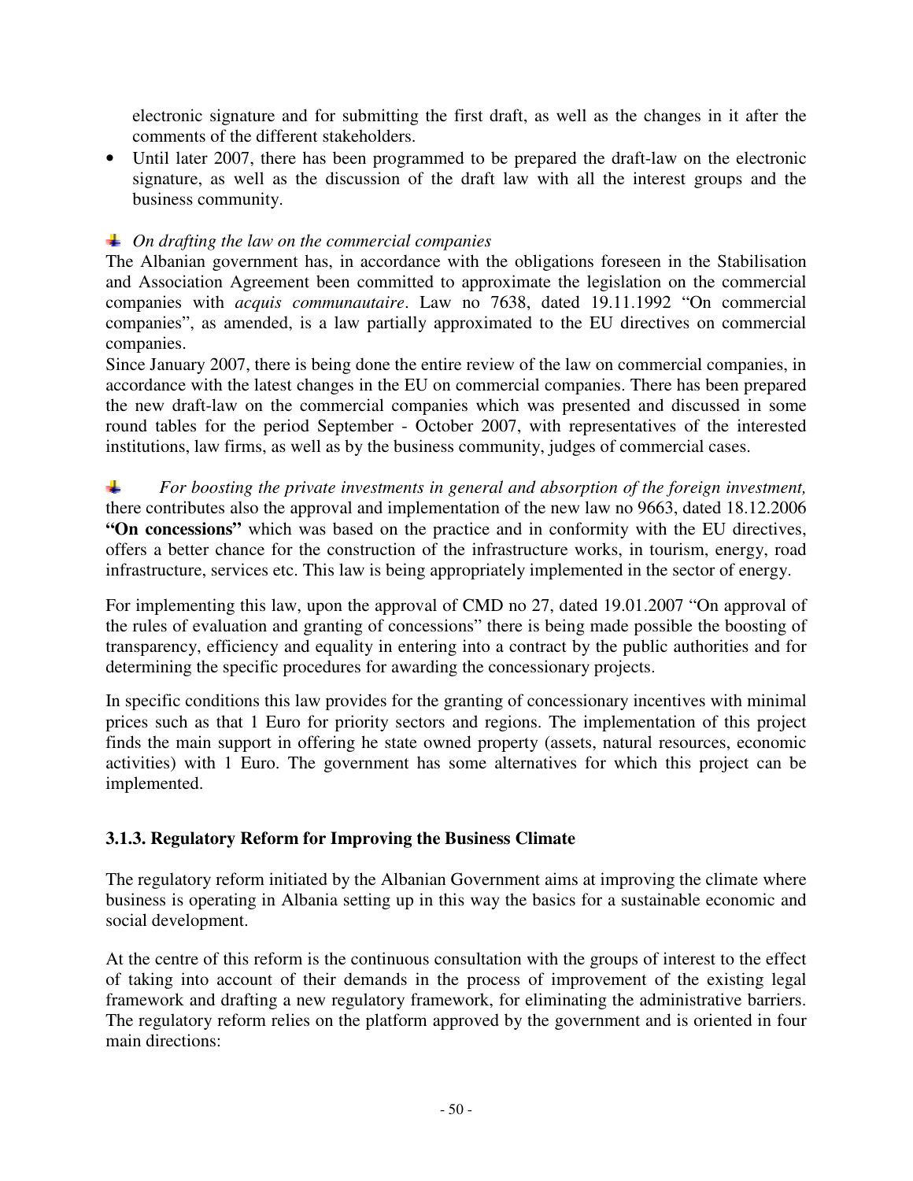electronic signature and for submitting the first draft, as well as the changes in it after the comments of the different stakeholders.

- Until later 2007, there has been programmed to be prepared the draft-law on the electronic signature, as well as the discussion of the draft law with all the interest groups and the business community.

- *On drafting the law on the commercial companies*

The Albanian government has, in accordance with the obligations foreseen in the Stabilisation and Association Agreement been committed to approximate the legislation on the commercial companies with *acquis communautaire*. Law no 7638, dated 19.11.1992 "On commercial companies", as amended, is a law partially approximated to the EU directives on commercial companies.

Since January 2007, there is being done the entire review of the law on commercial companies, in accordance with the latest changes in the EU on commercial companies. There has been prepared the new draft-law on the commercial companies which was presented and discussed in some round tables for the period September - October 2007, with representatives of the interested institutions, law firms, as well as by the business community, judges of commercial cases.

- *For boosting the private investments in general and absorption of the foreign investment,* there contributes also the approval and implementation of the new law no 9663, dated 18.12.2006 **"On concessions"** which was based on the practice and in conformity with the EU directives, offers a better chance for the construction of the infrastructure works, in tourism, energy, road infrastructure, services etc. This law is being appropriately implemented in the sector of energy.

For implementing this law, upon the approval of CMD no 27, dated 19.01.2007 "On approval of the rules of evaluation and granting of concessions" there is being made possible the boosting of transparency, efficiency and equality in entering into a contract by the public authorities and for determining the specific procedures for awarding the concessionary projects.

In specific conditions this law provides for the granting of concessionary incentives with minimal prices such as that 1 Euro for priority sectors and regions. The implementation of this project finds the main support in offering he state owned property (assets, natural resources, economic activities) with 1 Euro. The government has some alternatives for which this project can be implemented.

### 3.1.3. Regulatory Reform for Improving the Business Climate

The regulatory reform initiated by the Albanian Government aims at improving the climate where business is operating in Albania setting up in this way the basics for a sustainable economic and social development.

At the centre of this reform is the continuous consultation with the groups of interest to the effect of taking into account of their demands in the process of improvement of the existing legal framework and drafting a new regulatory framework, for eliminating the administrative barriers. The regulatory reform relies on the platform approved by the government and is oriented in four main directions: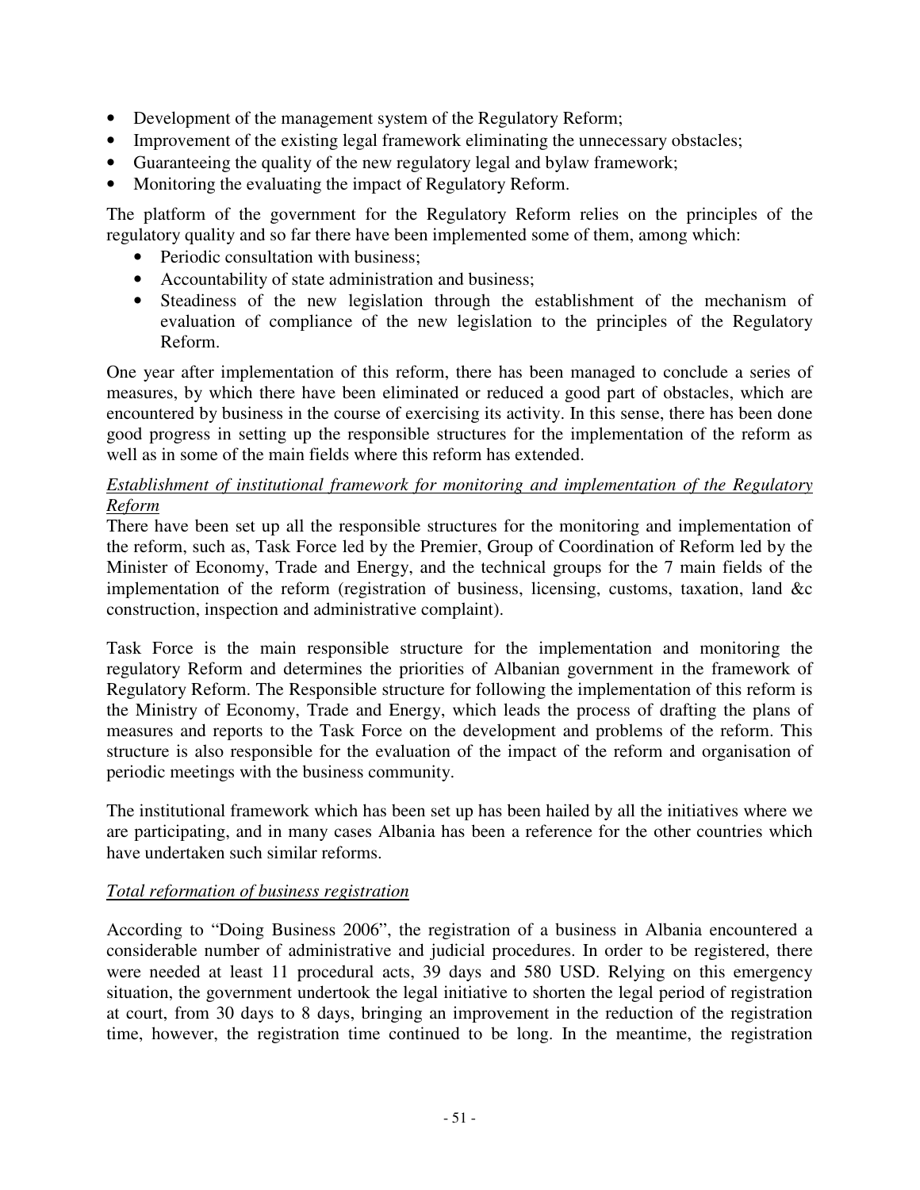- Development of the management system of the Regulatory Reform;
- Improvement of the existing legal framework eliminating the unnecessary obstacles;
- Guaranteeing the quality of the new regulatory legal and bylaw framework;
- Monitoring the evaluating the impact of Regulatory Reform.

The platform of the government for the Regulatory Reform relies on the principles of the regulatory quality and so far there have been implemented some of them, among which:

- Periodic consultation with business;
- Accountability of state administration and business;
- Steadiness of the new legislation through the establishment of the mechanism of evaluation of compliance of the new legislation to the principles of the Regulatory Reform.

One year after implementation of this reform, there has been managed to conclude a series of measures, by which there have been eliminated or reduced a good part of obstacles, which are encountered by business in the course of exercising its activity. In this sense, there has been done good progress in setting up the responsible structures for the implementation of the reform as well as in some of the main fields where this reform has extended.

*Establishment of institutional framework for monitoring and implementation of the Regulatory Reform*

There have been set up all the responsible structures for the monitoring and implementation of the reform, such as, Task Force led by the Premier, Group of Coordination of Reform led by the Minister of Economy, Trade and Energy, and the technical groups for the 7 main fields of the implementation of the reform (registration of business, licensing, customs, taxation, land &c construction, inspection and administrative complaint).

Task Force is the main responsible structure for the implementation and monitoring the regulatory Reform and determines the priorities of Albanian government in the framework of Regulatory Reform. The Responsible structure for following the implementation of this reform is the Ministry of Economy, Trade and Energy, which leads the process of drafting the plans of measures and reports to the Task Force on the development and problems of the reform. This structure is also responsible for the evaluation of the impact of the reform and organisation of periodic meetings with the business community.

The institutional framework which has been set up has been hailed by all the initiatives where we are participating, and in many cases Albania has been a reference for the other countries which have undertaken such similar reforms.

*Total reformation of business registration*

According to "Doing Business 2006", the registration of a business in Albania encountered a considerable number of administrative and judicial procedures. In order to be registered, there were needed at least 11 procedural acts, 39 days and 580 USD. Relying on this emergency situation, the government undertook the legal initiative to shorten the legal period of registration at court, from 30 days to 8 days, bringing an improvement in the reduction of the registration time, however, the registration time continued to be long. In the meantime, the registration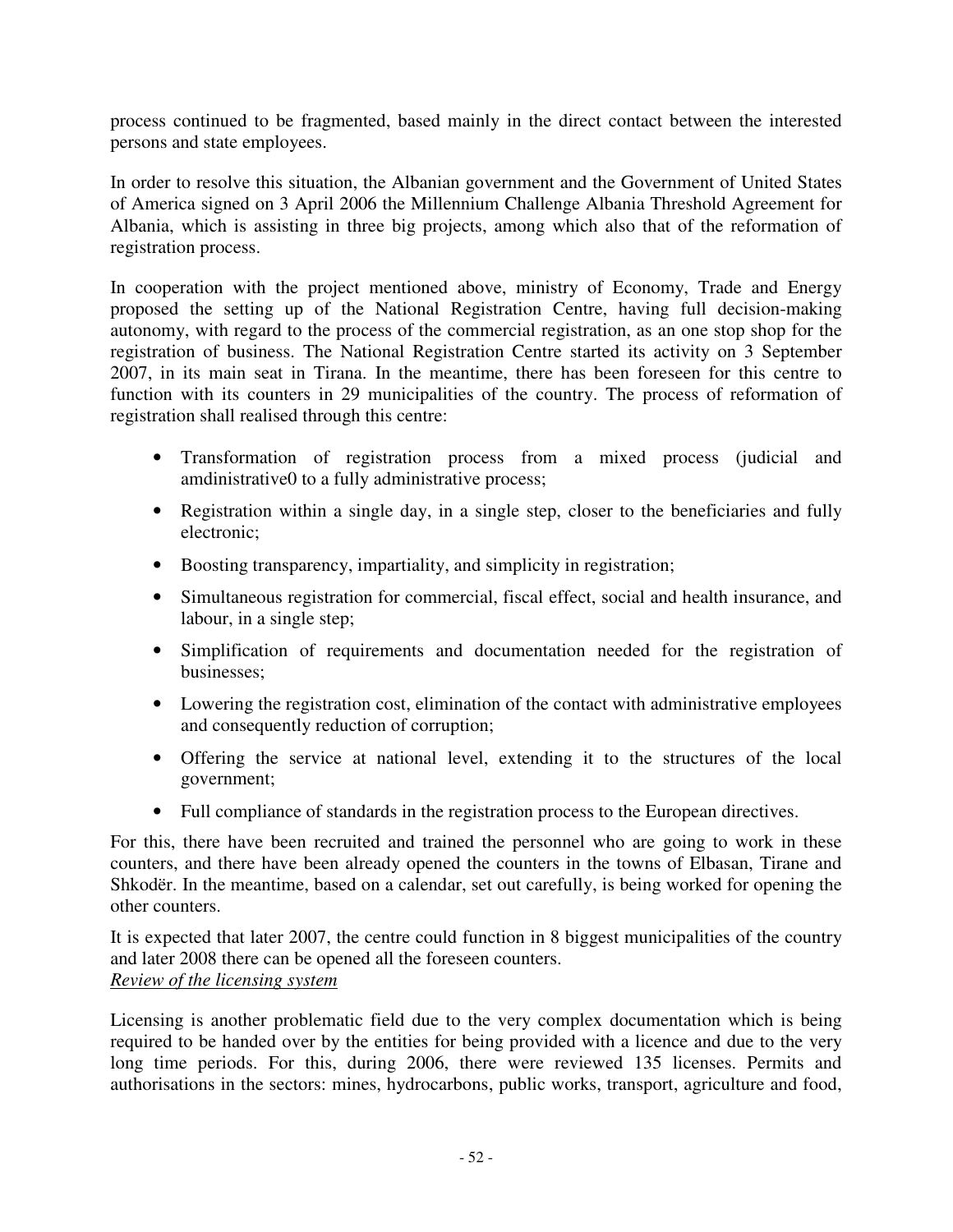process continued to be fragmented, based mainly in the direct contact between the interested persons and state employees.

In order to resolve this situation, the Albanian government and the Government of United States of America signed on 3 April 2006 the Millennium Challenge Albania Threshold Agreement for Albania, which is assisting in three big projects, among which also that of the reformation of registration process.

In cooperation with the project mentioned above, ministry of Economy, Trade and Energy proposed the setting up of the National Registration Centre, having full decision-making autonomy, with regard to the process of the commercial registration, as an one stop shop for the registration of business. The National Registration Centre started its activity on 3 September 2007, in its main seat in Tirana. In the meantime, there has been foreseen for this centre to function with its counters in 29 municipalities of the country. The process of reformation of registration shall realised through this centre:

- Transformation of registration process from a mixed process (judicial and amdinistrative0 to a fully administrative process;
- Registration within a single day, in a single step, closer to the beneficiaries and fully electronic;
- Boosting transparency, impartiality, and simplicity in registration;
- Simultaneous registration for commercial, fiscal effect, social and health insurance, and labour, in a single step;
- Simplification of requirements and documentation needed for the registration of businesses;
- Lowering the registration cost, elimination of the contact with administrative employees and consequently reduction of corruption;
- Offering the service at national level, extending it to the structures of the local government;
- Full compliance of standards in the registration process to the European directives.

For this, there have been recruited and trained the personnel who are going to work in these counters, and there have been already opened the counters in the towns of Elbasan, Tirane and Shkodër. In the meantime, based on a calendar, set out carefully, is being worked for opening the other counters.

It is expected that later 2007, the centre could function in 8 biggest municipalities of the country and later 2008 there can be opened all the foreseen counters.

*Review of the licensing system*

Licensing is another problematic field due to the very complex documentation which is being required to be handed over by the entities for being provided with a licence and due to the very long time periods. For this, during 2006, there were reviewed 135 licenses. Permits and authorisations in the sectors: mines, hydrocarbons, public works, transport, agriculture and food,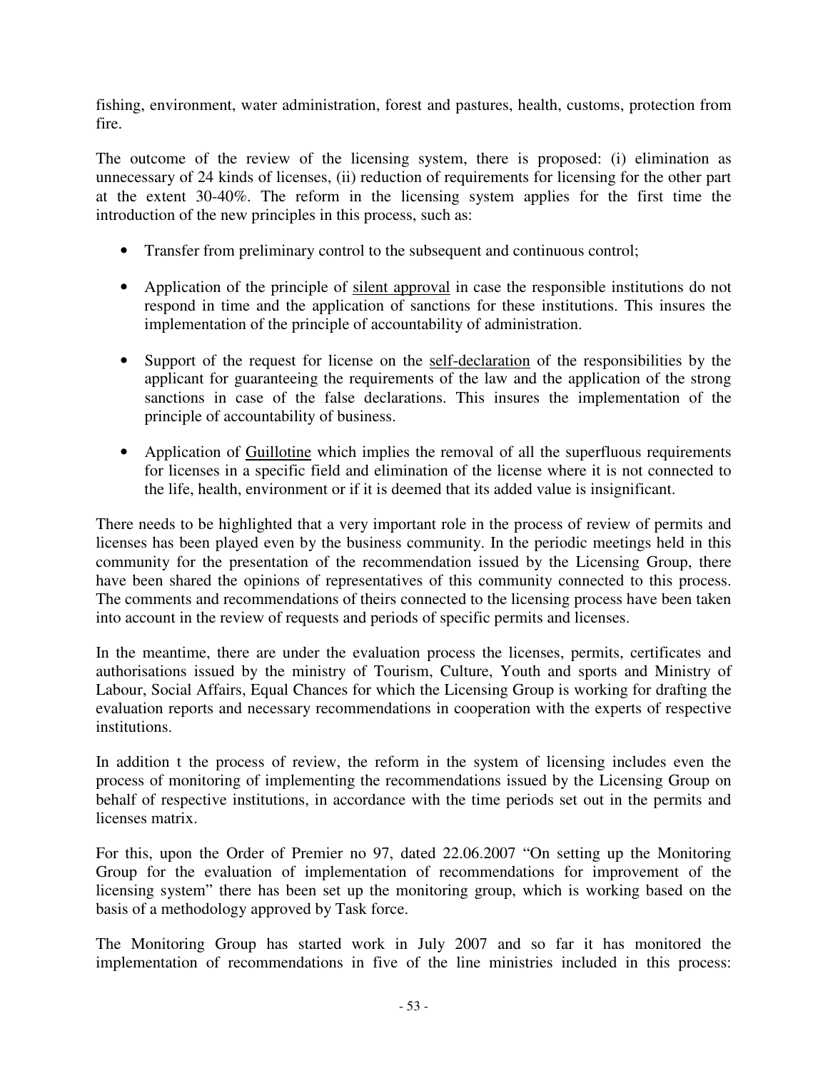fishing, environment, water administration, forest and pastures, health, customs, protection from fire.

The outcome of the review of the licensing system, there is proposed: (i) elimination as unnecessary of 24 kinds of licenses, (ii) reduction of requirements for licensing for the other part at the extent 30-40%. The reform in the licensing system applies for the first time the introduction of the new principles in this process, such as:

- Transfer from preliminary control to the subsequent and continuous control;
- Application of the principle of silent approval in case the responsible institutions do not respond in time and the application of sanctions for these institutions. This insures the implementation of the principle of accountability of administration.
- Support of the request for license on the self-declaration of the responsibilities by the applicant for guaranteeing the requirements of the law and the application of the strong sanctions in case of the false declarations. This insures the implementation of the principle of accountability of business.
- Application of Guillotine which implies the removal of all the superfluous requirements for licenses in a specific field and elimination of the license where it is not connected to the life, health, environment or if it is deemed that its added value is insignificant.

There needs to be highlighted that a very important role in the process of review of permits and licenses has been played even by the business community. In the periodic meetings held in this community for the presentation of the recommendation issued by the Licensing Group, there have been shared the opinions of representatives of this community connected to this process. The comments and recommendations of theirs connected to the licensing process have been taken into account in the review of requests and periods of specific permits and licenses.

In the meantime, there are under the evaluation process the licenses, permits, certificates and authorisations issued by the ministry of Tourism, Culture, Youth and sports and Ministry of Labour, Social Affairs, Equal Chances for which the Licensing Group is working for drafting the evaluation reports and necessary recommendations in cooperation with the experts of respective institutions.

In addition t the process of review, the reform in the system of licensing includes even the process of monitoring of implementing the recommendations issued by the Licensing Group on behalf of respective institutions, in accordance with the time periods set out in the permits and licenses matrix.

For this, upon the Order of Premier no 97, dated 22.06.2007 "On setting up the Monitoring Group for the evaluation of implementation of recommendations for improvement of the licensing system" there has been set up the monitoring group, which is working based on the basis of a methodology approved by Task force.

The Monitoring Group has started work in July 2007 and so far it has monitored the implementation of recommendations in five of the line ministries included in this process: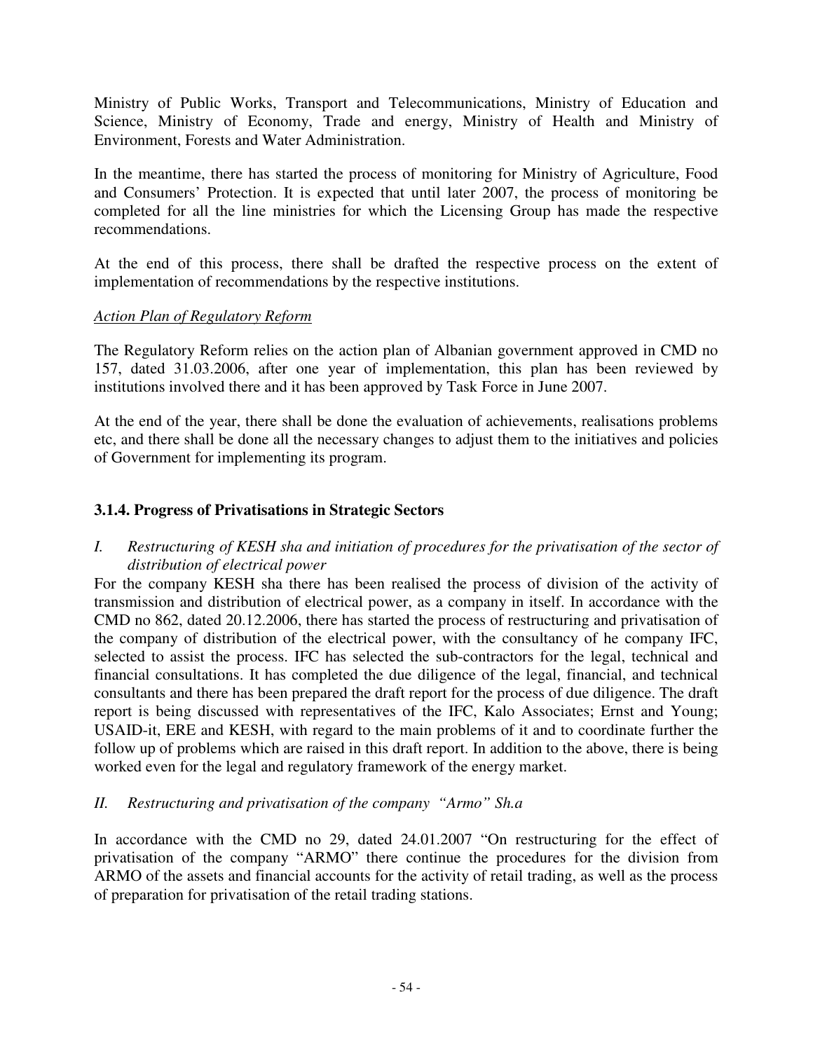Ministry of Public Works, Transport and Telecommunications, Ministry of Education and Science, Ministry of Economy, Trade and energy, Ministry of Health and Ministry of Environment, Forests and Water Administration.

In the meantime, there has started the process of monitoring for Ministry of Agriculture, Food and Consumers' Protection. It is expected that until later 2007, the process of monitoring be completed for all the line ministries for which the Licensing Group has made the respective recommendations.

At the end of this process, there shall be drafted the respective process on the extent of implementation of recommendations by the respective institutions.

*Action Plan of Regulatory Reform*

The Regulatory Reform relies on the action plan of Albanian government approved in CMD no 157, dated 31.03.2006, after one year of implementation, this plan has been reviewed by institutions involved there and it has been approved by Task Force in June 2007.

At the end of the year, there shall be done the evaluation of achievements, realisations problems etc, and there shall be done all the necessary changes to adjust them to the initiatives and policies of Government for implementing its program.

### 3.1.4. Progress of Privatisations in Strategic Sectors

*I. Restructuring of KESH sha and initiation of procedures for the privatisation of the sector of distribution of electrical power*

For the company KESH sha there has been realised the process of division of the activity of transmission and distribution of electrical power, as a company in itself. In accordance with the CMD no 862, dated 20.12.2006, there has started the process of restructuring and privatisation of the company of distribution of the electrical power, with the consultancy of he company IFC, selected to assist the process. IFC has selected the sub-contractors for the legal, technical and financial consultations. It has completed the due diligence of the legal, financial, and technical consultants and there has been prepared the draft report for the process of due diligence. The draft report is being discussed with representatives of the IFC, Kalo Associates; Ernst and Young; USAID-it, ERE and KESH, with regard to the main problems of it and to coordinate further the follow up of problems which are raised in this draft report. In addition to the above, there is being worked even for the legal and regulatory framework of the energy market.

*II. Restructuring and privatisation of the company "Armo" Sh.a*

In accordance with the CMD no 29, dated 24.01.2007 "On restructuring for the effect of privatisation of the company "ARMO" there continue the procedures for the division from ARMO of the assets and financial accounts for the activity of retail trading, as well as the process of preparation for privatisation of the retail trading stations.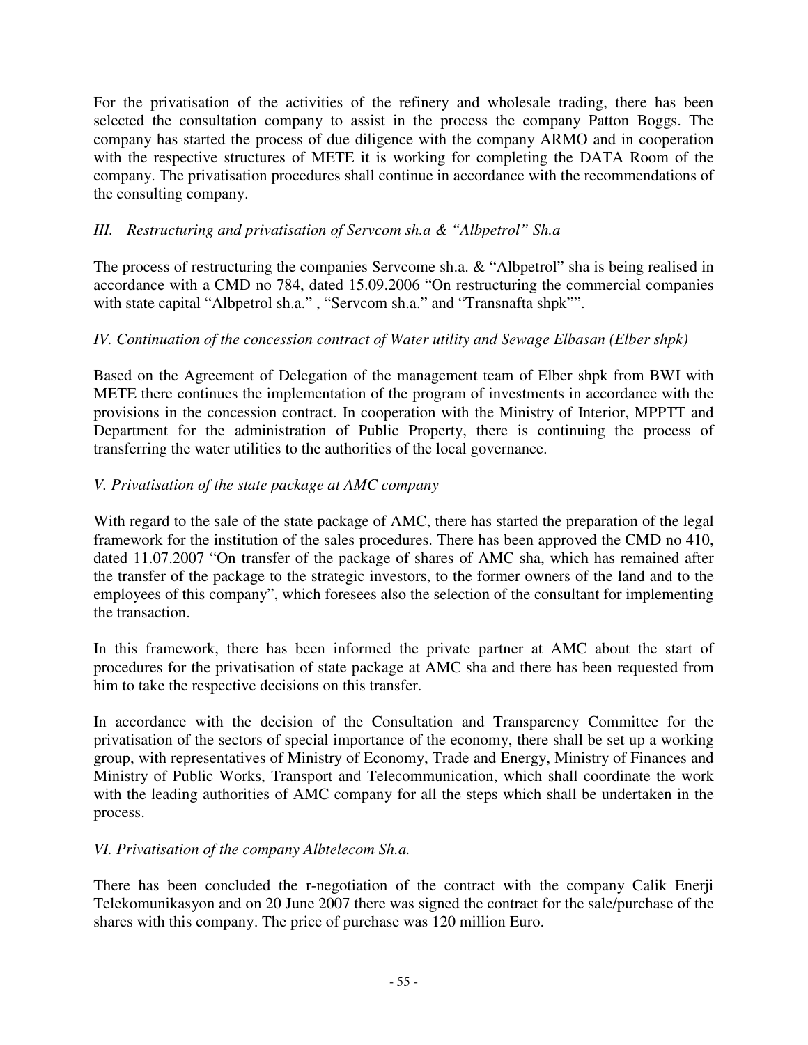For the privatisation of the activities of the refinery and wholesale trading, there has been selected the consultation company to assist in the process the company Patton Boggs. The company has started the process of due diligence with the company ARMO and in cooperation with the respective structures of METE it is working for completing the DATA Room of the company. The privatisation procedures shall continue in accordance with the recommendations of the consulting company.

*III. Restructuring and privatisation of Servcom sh.a & "Albpetrol" Sh.a*

The process of restructuring the companies Servcome sh.a. & "Albpetrol" sha is being realised in accordance with a CMD no 784, dated 15.09.2006 "On restructuring the commercial companies with state capital "Albpetrol sh.a." , "Servcom sh.a." and "Transnafta shpk"".

*IV. Continuation of the concession contract of Water utility and Sewage Elbasan (Elber shpk)*

Based on the Agreement of Delegation of the management team of Elber shpk from BWI with METE there continues the implementation of the program of investments in accordance with the provisions in the concession contract. In cooperation with the Ministry of Interior, MPPTT and Department for the administration of Public Property, there is continuing the process of transferring the water utilities to the authorities of the local governance.

*V. Privatisation of the state package at AMC company*

With regard to the sale of the state package of AMC, there has started the preparation of the legal framework for the institution of the sales procedures. There has been approved the CMD no 410, dated 11.07.2007 "On transfer of the package of shares of AMC sha, which has remained after the transfer of the package to the strategic investors, to the former owners of the land and to the employees of this company", which foresees also the selection of the consultant for implementing the transaction.

In this framework, there has been informed the private partner at AMC about the start of procedures for the privatisation of state package at AMC sha and there has been requested from him to take the respective decisions on this transfer.

In accordance with the decision of the Consultation and Transparency Committee for the privatisation of the sectors of special importance of the economy, there shall be set up a working group, with representatives of Ministry of Economy, Trade and Energy, Ministry of Finances and Ministry of Public Works, Transport and Telecommunication, which shall coordinate the work with the leading authorities of AMC company for all the steps which shall be undertaken in the process.

*VI. Privatisation of the company Albtelecom Sh.a.*

There has been concluded the r-negotiation of the contract with the company Calik Enerji Telekomunikasyon and on 20 June 2007 there was signed the contract for the sale/purchase of the shares with this company. The price of purchase was 120 million Euro.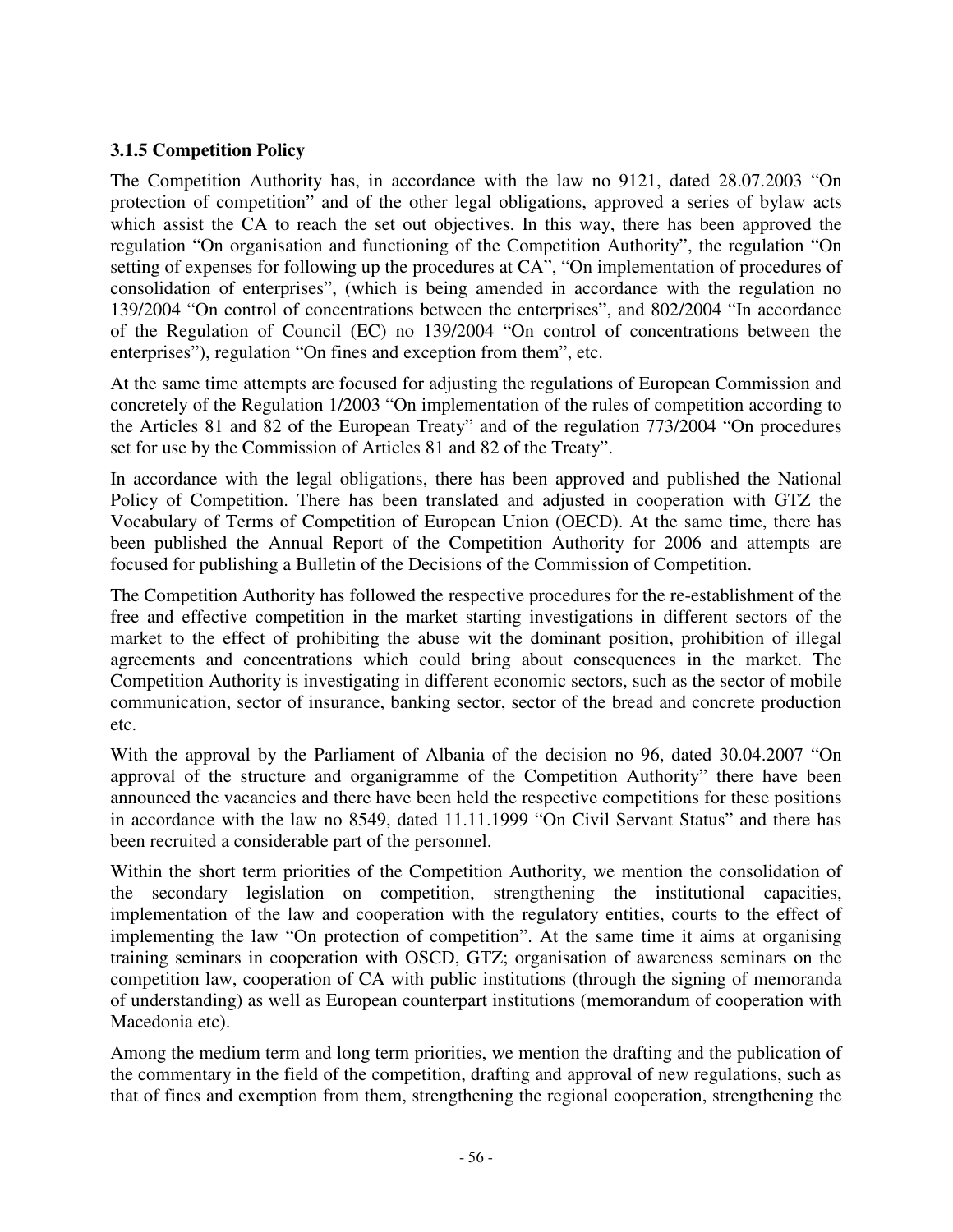### 3.1.5 Competition Policy

The Competition Authority has, in accordance with the law no 9121, dated 28.07.2003 "On protection of competition" and of the other legal obligations, approved a series of bylaw acts which assist the CA to reach the set out objectives. In this way, there has been approved the regulation "On organisation and functioning of the Competition Authority", the regulation "On setting of expenses for following up the procedures at CA", "On implementation of procedures of consolidation of enterprises", (which is being amended in accordance with the regulation no 139/2004 "On control of concentrations between the enterprises", and 802/2004 "In accordance of the Regulation of Council (EC) no 139/2004 "On control of concentrations between the enterprises"), regulation "On fines and exception from them", etc.

At the same time attempts are focused for adjusting the regulations of European Commission and concretely of the Regulation 1/2003 "On implementation of the rules of competition according to the Articles 81 and 82 of the European Treaty" and of the regulation 773/2004 "On procedures set for use by the Commission of Articles 81 and 82 of the Treaty".

In accordance with the legal obligations, there has been approved and published the National Policy of Competition. There has been translated and adjusted in cooperation with GTZ the Vocabulary of Terms of Competition of European Union (OECD). At the same time, there has been published the Annual Report of the Competition Authority for 2006 and attempts are focused for publishing a Bulletin of the Decisions of the Commission of Competition.

The Competition Authority has followed the respective procedures for the re-establishment of the free and effective competition in the market starting investigations in different sectors of the market to the effect of prohibiting the abuse wit the dominant position, prohibition of illegal agreements and concentrations which could bring about consequences in the market. The Competition Authority is investigating in different economic sectors, such as the sector of mobile communication, sector of insurance, banking sector, sector of the bread and concrete production etc.

With the approval by the Parliament of Albania of the decision no 96, dated 30.04.2007 "On approval of the structure and organigramme of the Competition Authority" there have been announced the vacancies and there have been held the respective competitions for these positions in accordance with the law no 8549, dated 11.11.1999 "On Civil Servant Status" and there has been recruited a considerable part of the personnel.

Within the short term priorities of the Competition Authority, we mention the consolidation of the secondary legislation on competition, strengthening the institutional capacities, implementation of the law and cooperation with the regulatory entities, courts to the effect of implementing the law "On protection of competition". At the same time it aims at organising training seminars in cooperation with OSCD, GTZ; organisation of awareness seminars on the competition law, cooperation of CA with public institutions (through the signing of memoranda of understanding) as well as European counterpart institutions (memorandum of cooperation with Macedonia etc).

Among the medium term and long term priorities, we mention the drafting and the publication of the commentary in the field of the competition, drafting and approval of new regulations, such as that of fines and exemption from them, strengthening the regional cooperation, strengthening the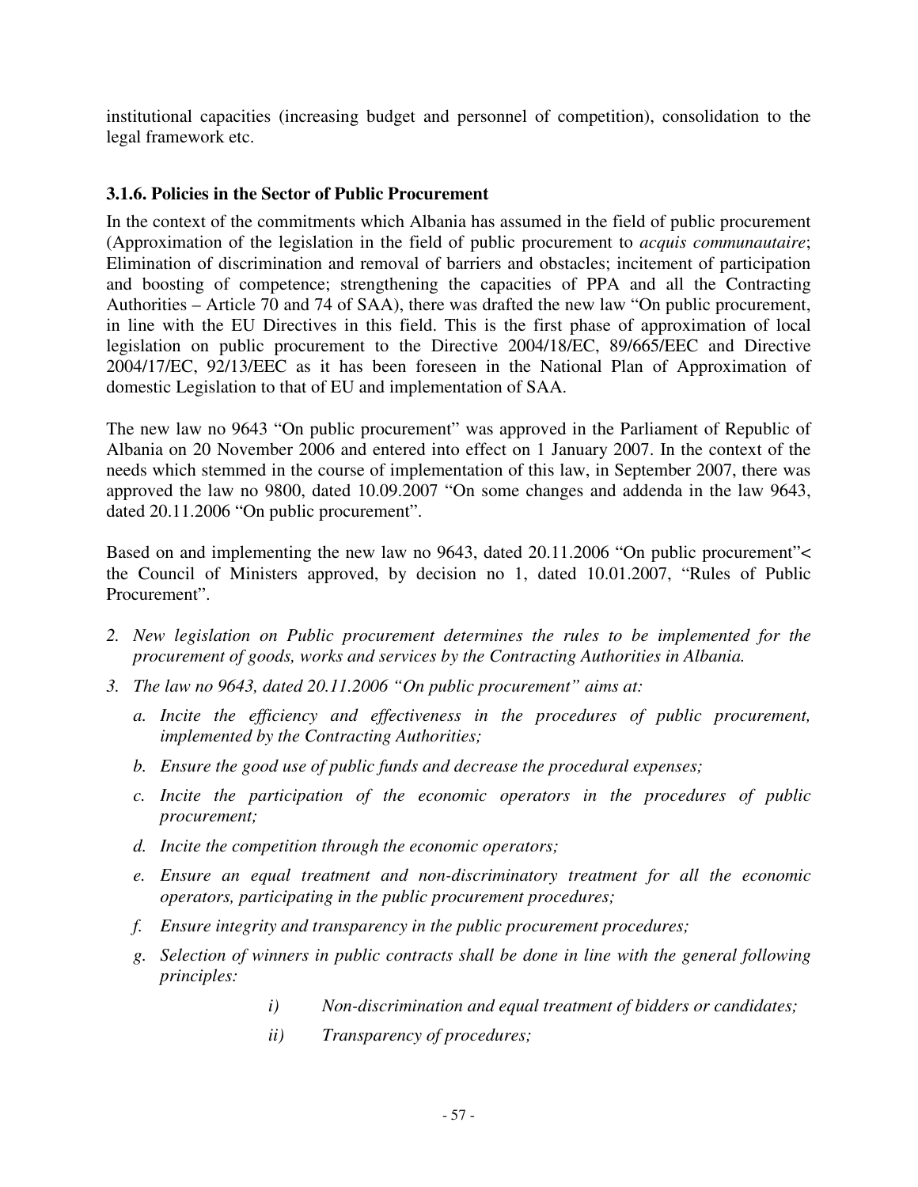institutional capacities (increasing budget and personnel of competition), consolidation to the legal framework etc.

### 3.1.6. Policies in the Sector of Public Procurement

In the context of the commitments which Albania has assumed in the field of public procurement (Approximation of the legislation in the field of public procurement to *acquis communautaire*; Elimination of discrimination and removal of barriers and obstacles; incitement of participation and boosting of competence; strengthening the capacities of PPA and all the Contracting Authorities – Article 70 and 74 of SAA), there was drafted the new law "On public procurement, in line with the EU Directives in this field. This is the first phase of approximation of local legislation on public procurement to the Directive 2004/18/EC, 89/665/EEC and Directive 2004/17/EC, 92/13/EEC as it has been foreseen in the National Plan of Approximation of domestic Legislation to that of EU and implementation of SAA.

The new law no 9643 "On public procurement" was approved in the Parliament of Republic of Albania on 20 November 2006 and entered into effect on 1 January 2007. In the context of the needs which stemmed in the course of implementation of this law, in September 2007, there was approved the law no 9800, dated 10.09.2007 "On some changes and addenda in the law 9643, dated 20.11.2006 "On public procurement".

Based on and implementing the new law no 9643, dated 20.11.2006 "On public procurement"< the Council of Ministers approved, by decision no 1, dated 10.01.2007, "Rules of Public Procurement".

2. *New legislation on Public procurement determines the rules to be implemented for the procurement of goods, works and services by the Contracting Authorities in Albania.*
3. *The law no 9643, dated 20.11.2006 "On public procurement" aims at:*
   a. *Incite the efficiency and effectiveness in the procedures of public procurement, implemented by the Contracting Authorities;*
   b. *Ensure the good use of public funds and decrease the procedural expenses;*
   c. *Incite the participation of the economic operators in the procedures of public procurement;*
   d. *Incite the competition through the economic operators;*
   e. *Ensure an equal treatment and non-discriminatory treatment for all the economic operators, participating in the public procurement procedures;*
   f. *Ensure integrity and transparency in the public procurement procedures;*
   g. *Selection of winners in public contracts shall be done in line with the general following principles:*
      i) *Non-discrimination and equal treatment of bidders or candidates;*
      ii) *Transparency of procedures;*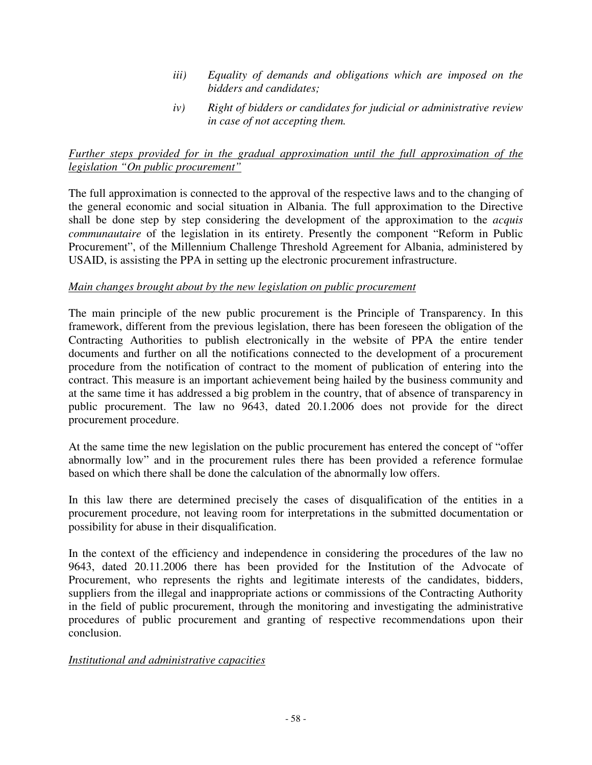*iii) Equality of demands and obligations which are imposed on the bidders and candidates;*

*iv) Right of bidders or candidates for judicial or administrative review in case of not accepting them.*

*Further steps provided for in the gradual approximation until the full approximation of the legislation "On public procurement"*

The full approximation is connected to the approval of the respective laws and to the changing of the general economic and social situation in Albania. The full approximation to the Directive shall be done step by step considering the development of the approximation to the *acquis communautaire* of the legislation in its entirety. Presently the component "Reform in Public Procurement", of the Millennium Challenge Threshold Agreement for Albania, administered by USAID, is assisting the PPA in setting up the electronic procurement infrastructure.

*Main changes brought about by the new legislation on public procurement*

The main principle of the new public procurement is the Principle of Transparency. In this framework, different from the previous legislation, there has been foreseen the obligation of the Contracting Authorities to publish electronically in the website of PPA the entire tender documents and further on all the notifications connected to the development of a procurement procedure from the notification of contract to the moment of publication of entering into the contract. This measure is an important achievement being hailed by the business community and at the same time it has addressed a big problem in the country, that of absence of transparency in public procurement. The law no 9643, dated 20.1.2006 does not provide for the direct procurement procedure.

At the same time the new legislation on the public procurement has entered the concept of "offer abnormally low" and in the procurement rules there has been provided a reference formulae based on which there shall be done the calculation of the abnormally low offers.

In this law there are determined precisely the cases of disqualification of the entities in a procurement procedure, not leaving room for interpretations in the submitted documentation or possibility for abuse in their disqualification.

In the context of the efficiency and independence in considering the procedures of the law no 9643, dated 20.11.2006 there has been provided for the Institution of the Advocate of Procurement, who represents the rights and legitimate interests of the candidates, bidders, suppliers from the illegal and inappropriate actions or commissions of the Contracting Authority in the field of public procurement, through the monitoring and investigating the administrative procedures of public procurement and granting of respective recommendations upon their conclusion.

*Institutional and administrative capacities*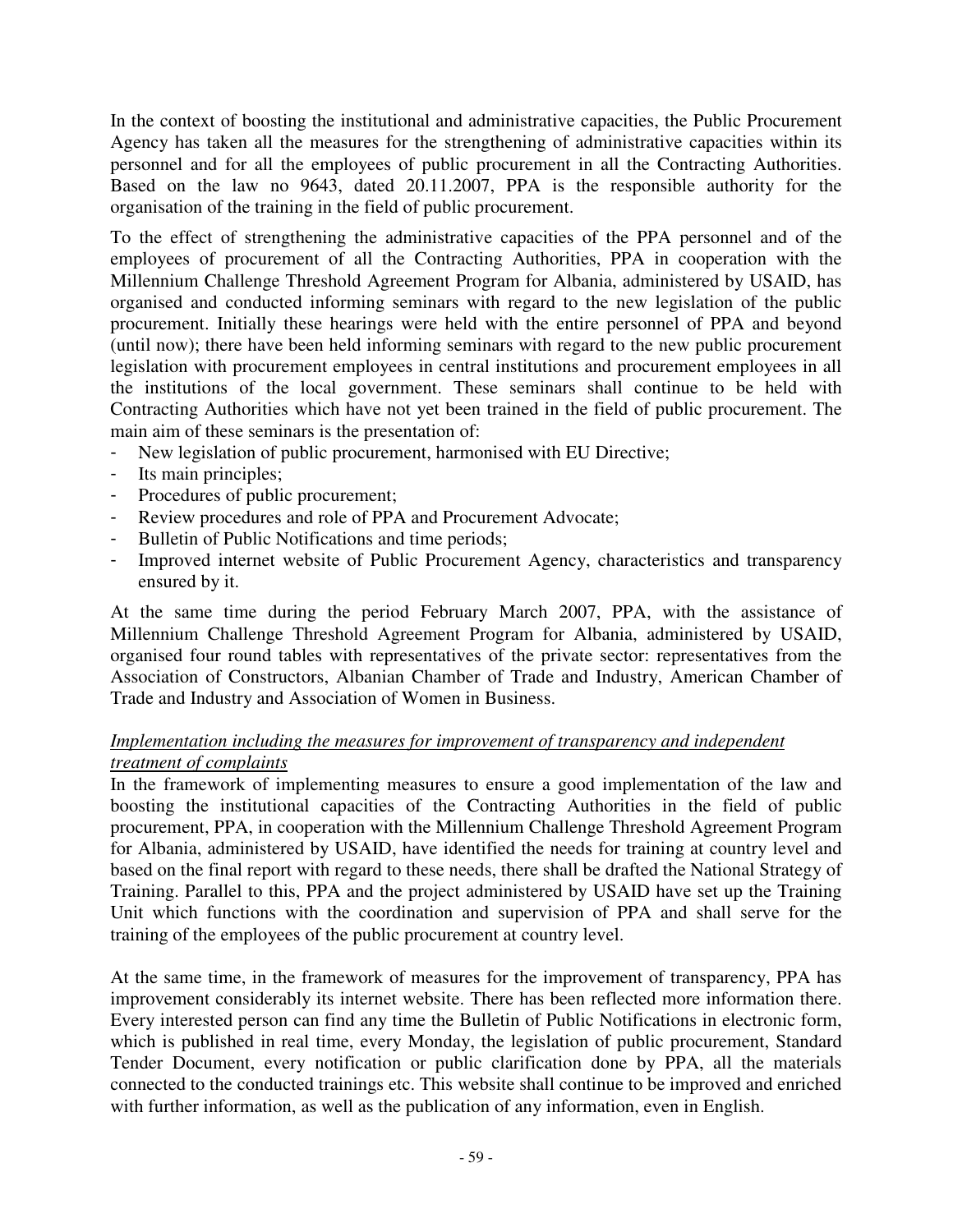In the context of boosting the institutional and administrative capacities, the Public Procurement Agency has taken all the measures for the strengthening of administrative capacities within its personnel and for all the employees of public procurement in all the Contracting Authorities. Based on the law no 9643, dated 20.11.2007, PPA is the responsible authority for the organisation of the training in the field of public procurement.

To the effect of strengthening the administrative capacities of the PPA personnel and of the employees of procurement of all the Contracting Authorities, PPA in cooperation with the Millennium Challenge Threshold Agreement Program for Albania, administered by USAID, has organised and conducted informing seminars with regard to the new legislation of the public procurement. Initially these hearings were held with the entire personnel of PPA and beyond (until now); there have been held informing seminars with regard to the new public procurement legislation with procurement employees in central institutions and procurement employees in all the institutions of the local government. These seminars shall continue to be held with Contracting Authorities which have not yet been trained in the field of public procurement. The main aim of these seminars is the presentation of:

- New legislation of public procurement, harmonised with EU Directive;
- Its main principles;
- Procedures of public procurement;
- Review procedures and role of PPA and Procurement Advocate;
- Bulletin of Public Notifications and time periods;
- Improved internet website of Public Procurement Agency, characteristics and transparency ensured by it.

At the same time during the period February March 2007, PPA, with the assistance of Millennium Challenge Threshold Agreement Program for Albania, administered by USAID, organised four round tables with representatives of the private sector: representatives from the Association of Constructors, Albanian Chamber of Trade and Industry, American Chamber of Trade and Industry and Association of Women in Business.

*Implementation including the measures for improvement of transparency and independent treatment of complaints*

In the framework of implementing measures to ensure a good implementation of the law and boosting the institutional capacities of the Contracting Authorities in the field of public procurement, PPA, in cooperation with the Millennium Challenge Threshold Agreement Program for Albania, administered by USAID, have identified the needs for training at country level and based on the final report with regard to these needs, there shall be drafted the National Strategy of Training. Parallel to this, PPA and the project administered by USAID have set up the Training Unit which functions with the coordination and supervision of PPA and shall serve for the training of the employees of the public procurement at country level.

At the same time, in the framework of measures for the improvement of transparency, PPA has improvement considerably its internet website. There has been reflected more information there. Every interested person can find any time the Bulletin of Public Notifications in electronic form, which is published in real time, every Monday, the legislation of public procurement, Standard Tender Document, every notification or public clarification done by PPA, all the materials connected to the conducted trainings etc. This website shall continue to be improved and enriched with further information, as well as the publication of any information, even in English.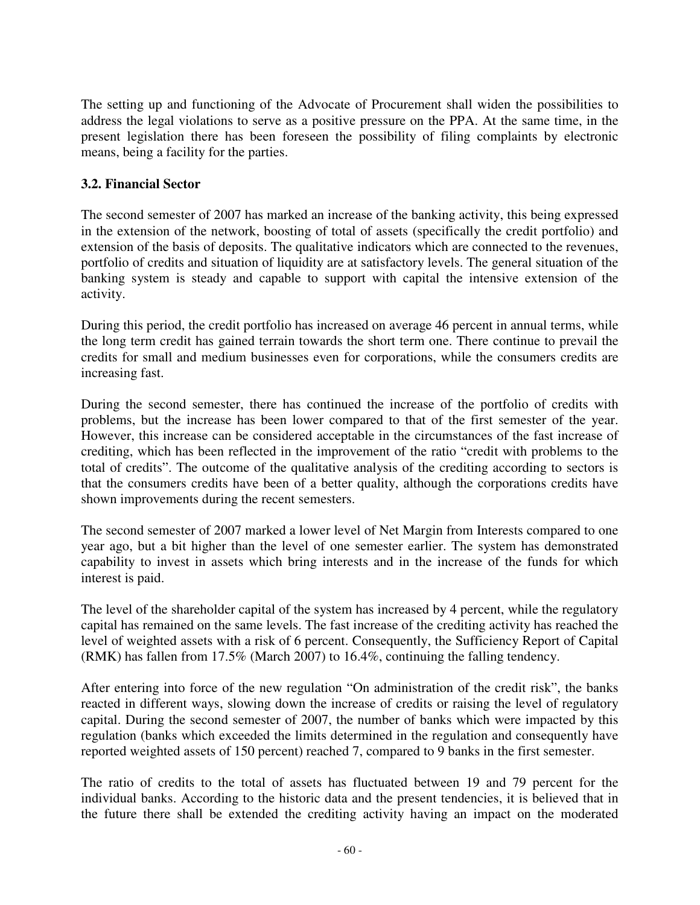The setting up and functioning of the Advocate of Procurement shall widen the possibilities to address the legal violations to serve as a positive pressure on the PPA. At the same time, in the present legislation there has been foreseen the possibility of filing complaints by electronic means, being a facility for the parties.

### 3.2. Financial Sector

The second semester of 2007 has marked an increase of the banking activity, this being expressed in the extension of the network, boosting of total of assets (specifically the credit portfolio) and extension of the basis of deposits. The qualitative indicators which are connected to the revenues, portfolio of credits and situation of liquidity are at satisfactory levels. The general situation of the banking system is steady and capable to support with capital the intensive extension of the activity.

During this period, the credit portfolio has increased on average 46 percent in annual terms, while the long term credit has gained terrain towards the short term one. There continue to prevail the credits for small and medium businesses even for corporations, while the consumers credits are increasing fast.

During the second semester, there has continued the increase of the portfolio of credits with problems, but the increase has been lower compared to that of the first semester of the year. However, this increase can be considered acceptable in the circumstances of the fast increase of crediting, which has been reflected in the improvement of the ratio "credit with problems to the total of credits". The outcome of the qualitative analysis of the crediting according to sectors is that the consumers credits have been of a better quality, although the corporations credits have shown improvements during the recent semesters.

The second semester of 2007 marked a lower level of Net Margin from Interests compared to one year ago, but a bit higher than the level of one semester earlier. The system has demonstrated capability to invest in assets which bring interests and in the increase of the funds for which interest is paid.

The level of the shareholder capital of the system has increased by 4 percent, while the regulatory capital has remained on the same levels. The fast increase of the crediting activity has reached the level of weighted assets with a risk of 6 percent. Consequently, the Sufficiency Report of Capital (RMK) has fallen from 17.5% (March 2007) to 16.4%, continuing the falling tendency.

After entering into force of the new regulation "On administration of the credit risk", the banks reacted in different ways, slowing down the increase of credits or raising the level of regulatory capital. During the second semester of 2007, the number of banks which were impacted by this regulation (banks which exceeded the limits determined in the regulation and consequently have reported weighted assets of 150 percent) reached 7, compared to 9 banks in the first semester.

The ratio of credits to the total of assets has fluctuated between 19 and 79 percent for the individual banks. According to the historic data and the present tendencies, it is believed that in the future there shall be extended the crediting activity having an impact on the moderated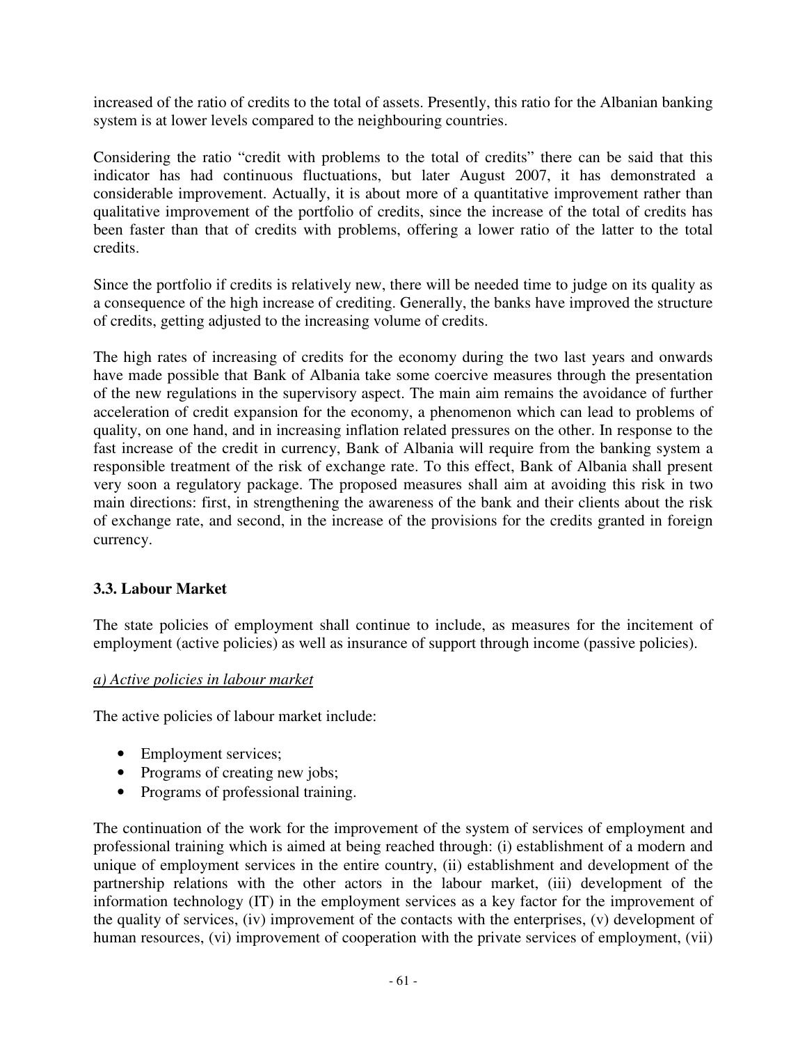increased of the ratio of credits to the total of assets. Presently, this ratio for the Albanian banking system is at lower levels compared to the neighbouring countries.

Considering the ratio "credit with problems to the total of credits" there can be said that this indicator has had continuous fluctuations, but later August 2007, it has demonstrated a considerable improvement. Actually, it is about more of a quantitative improvement rather than qualitative improvement of the portfolio of credits, since the increase of the total of credits has been faster than that of credits with problems, offering a lower ratio of the latter to the total credits.

Since the portfolio if credits is relatively new, there will be needed time to judge on its quality as a consequence of the high increase of crediting. Generally, the banks have improved the structure of credits, getting adjusted to the increasing volume of credits.

The high rates of increasing of credits for the economy during the two last years and onwards have made possible that Bank of Albania take some coercive measures through the presentation of the new regulations in the supervisory aspect. The main aim remains the avoidance of further acceleration of credit expansion for the economy, a phenomenon which can lead to problems of quality, on one hand, and in increasing inflation related pressures on the other. In response to the fast increase of the credit in currency, Bank of Albania will require from the banking system a responsible treatment of the risk of exchange rate. To this effect, Bank of Albania shall present very soon a regulatory package. The proposed measures shall aim at avoiding this risk in two main directions: first, in strengthening the awareness of the bank and their clients about the risk of exchange rate, and second, in the increase of the provisions for the credits granted in foreign currency.

### 3.3. Labour Market

The state policies of employment shall continue to include, as measures for the incitement of employment (active policies) as well as insurance of support through income (passive policies).

*a) Active policies in labour market*

The active policies of labour market include:

- Employment services;
- Programs of creating new jobs;
- Programs of professional training.

The continuation of the work for the improvement of the system of services of employment and professional training which is aimed at being reached through: (i) establishment of a modern and unique of employment services in the entire country, (ii) establishment and development of the partnership relations with the other actors in the labour market, (iii) development of the information technology (IT) in the employment services as a key factor for the improvement of the quality of services, (iv) improvement of the contacts with the enterprises, (v) development of human resources, (vi) improvement of cooperation with the private services of employment, (vii)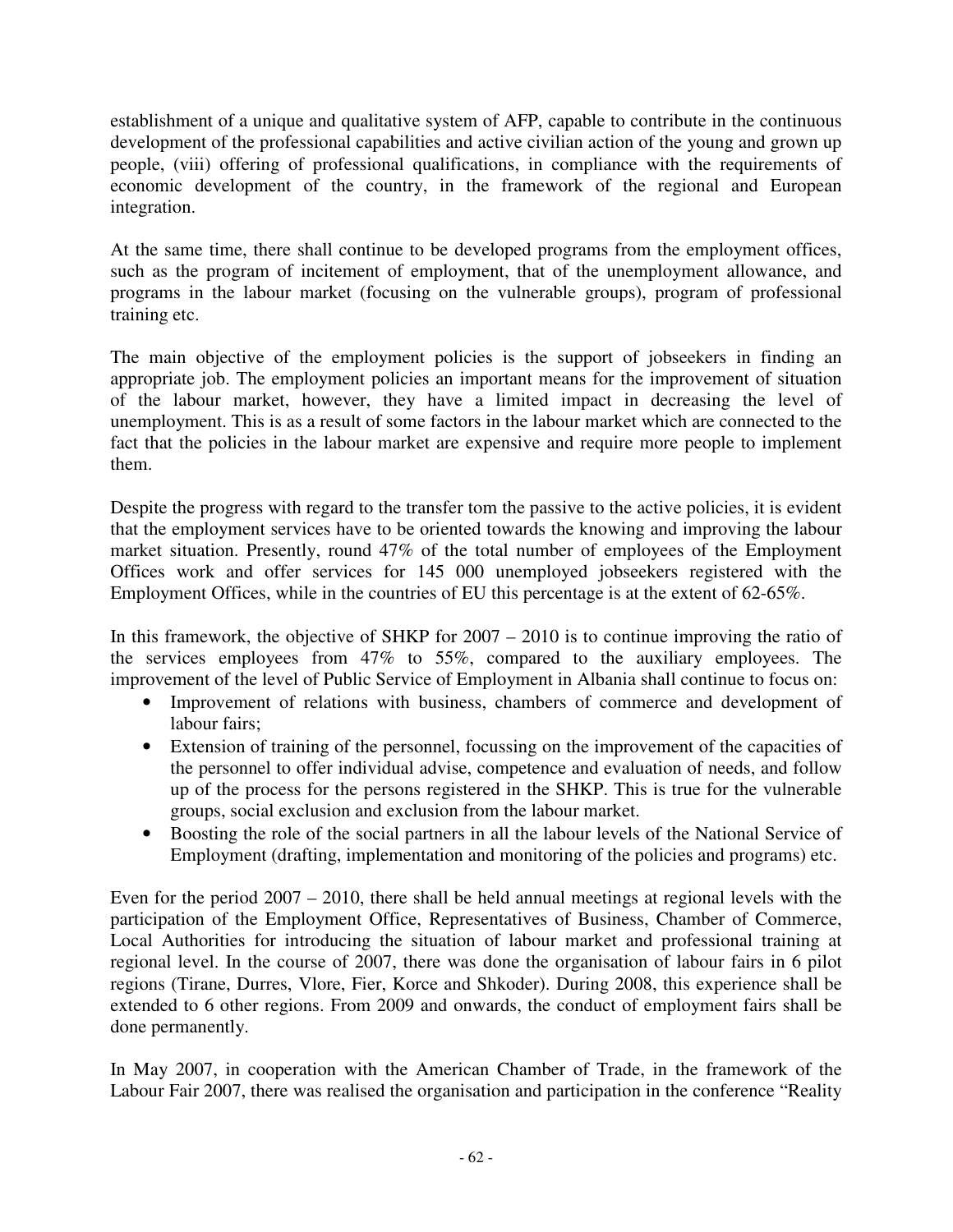establishment of a unique and qualitative system of AFP, capable to contribute in the continuous development of the professional capabilities and active civilian action of the young and grown up people, (viii) offering of professional qualifications, in compliance with the requirements of economic development of the country, in the framework of the regional and European integration.

At the same time, there shall continue to be developed programs from the employment offices, such as the program of incitement of employment, that of the unemployment allowance, and programs in the labour market (focusing on the vulnerable groups), program of professional training etc.

The main objective of the employment policies is the support of jobseekers in finding an appropriate job. The employment policies an important means for the improvement of situation of the labour market, however, they have a limited impact in decreasing the level of unemployment. This is as a result of some factors in the labour market which are connected to the fact that the policies in the labour market are expensive and require more people to implement them.

Despite the progress with regard to the transfer tom the passive to the active policies, it is evident that the employment services have to be oriented towards the knowing and improving the labour market situation. Presently, round 47% of the total number of employees of the Employment Offices work and offer services for 145 000 unemployed jobseekers registered with the Employment Offices, while in the countries of EU this percentage is at the extent of 62-65%.

In this framework, the objective of SHKP for 2007 – 2010 is to continue improving the ratio of the services employees from 47% to 55%, compared to the auxiliary employees. The improvement of the level of Public Service of Employment in Albania shall continue to focus on:

- Improvement of relations with business, chambers of commerce and development of labour fairs;
- Extension of training of the personnel, focussing on the improvement of the capacities of the personnel to offer individual advise, competence and evaluation of needs, and follow up of the process for the persons registered in the SHKP. This is true for the vulnerable groups, social exclusion and exclusion from the labour market.
- Boosting the role of the social partners in all the labour levels of the National Service of Employment (drafting, implementation and monitoring of the policies and programs) etc.

Even for the period 2007 – 2010, there shall be held annual meetings at regional levels with the participation of the Employment Office, Representatives of Business, Chamber of Commerce, Local Authorities for introducing the situation of labour market and professional training at regional level. In the course of 2007, there was done the organisation of labour fairs in 6 pilot regions (Tirane, Durres, Vlore, Fier, Korce and Shkoder). During 2008, this experience shall be extended to 6 other regions. From 2009 and onwards, the conduct of employment fairs shall be done permanently.

In May 2007, in cooperation with the American Chamber of Trade, in the framework of the Labour Fair 2007, there was realised the organisation and participation in the conference "Reality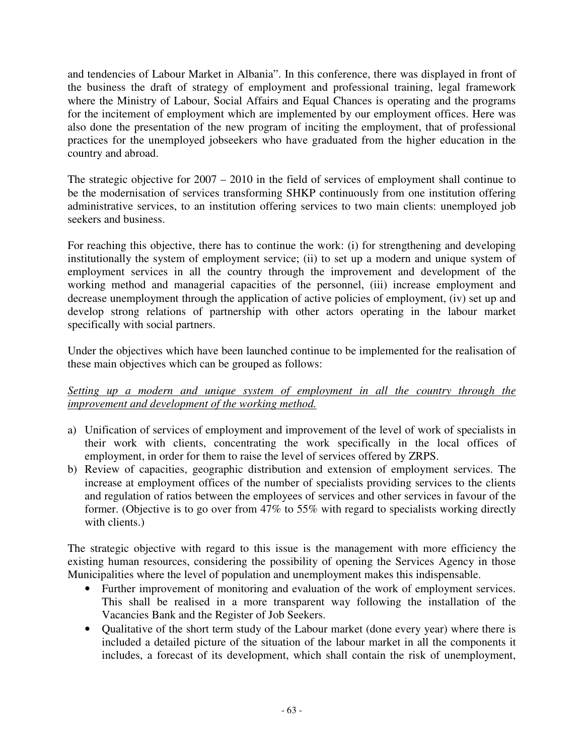and tendencies of Labour Market in Albania". In this conference, there was displayed in front of the business the draft of strategy of employment and professional training, legal framework where the Ministry of Labour, Social Affairs and Equal Chances is operating and the programs for the incitement of employment which are implemented by our employment offices. Here was also done the presentation of the new program of inciting the employment, that of professional practices for the unemployed jobseekers who have graduated from the higher education in the country and abroad.

The strategic objective for 2007 – 2010 in the field of services of employment shall continue to be the modernisation of services transforming SHKP continuously from one institution offering administrative services, to an institution offering services to two main clients: unemployed job seekers and business.

For reaching this objective, there has to continue the work: (i) for strengthening and developing institutionally the system of employment service; (ii) to set up a modern and unique system of employment services in all the country through the improvement and development of the working method and managerial capacities of the personnel, (iii) increase employment and decrease unemployment through the application of active policies of employment, (iv) set up and develop strong relations of partnership with other actors operating in the labour market specifically with social partners.

Under the objectives which have been launched continue to be implemented for the realisation of these main objectives which can be grouped as follows:

<u>Setting up a modern and unique system of employment in all the country through the improvement and development of the working method.</u>

a) Unification of services of employment and improvement of the level of work of specialists in their work with clients, concentrating the work specifically in the local offices of employment, in order for them to raise the level of services offered by ZRPS.
b) Review of capacities, geographic distribution and extension of employment services. The increase at employment offices of the number of specialists providing services to the clients and regulation of ratios between the employees of services and other services in favour of the former. (Objective is to go over from 47% to 55% with regard to specialists working directly with clients.)

The strategic objective with regard to this issue is the management with more efficiency the existing human resources, considering the possibility of opening the Services Agency in those Municipalities where the level of population and unemployment makes this indispensable.

- Further improvement of monitoring and evaluation of the work of employment services. This shall be realised in a more transparent way following the installation of the Vacancies Bank and the Register of Job Seekers.
- Qualitative of the short term study of the Labour market (done every year) where there is included a detailed picture of the situation of the labour market in all the components it includes, a forecast of its development, which shall contain the risk of unemployment,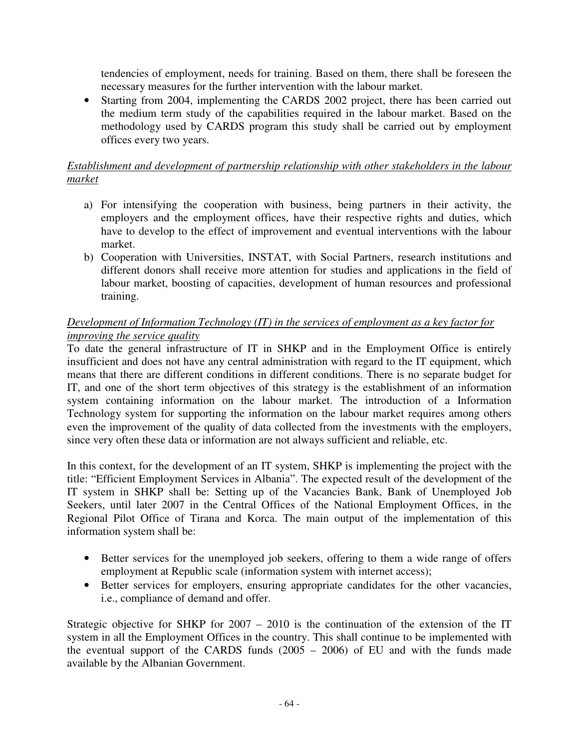tendencies of employment, needs for training. Based on them, there shall be foreseen the necessary measures for the further intervention with the labour market.

- Starting from 2004, implementing the CARDS 2002 project, there has been carried out the medium term study of the capabilities required in the labour market. Based on the methodology used by CARDS program this study shall be carried out by employment offices every two years.

<u>*Establishment and development of partnership relationship with other stakeholders in the labour market*</u>

a) For intensifying the cooperation with business, being partners in their activity, the employers and the employment offices, have their respective rights and duties, which have to develop to the effect of improvement and eventual interventions with the labour market.
b) Cooperation with Universities, INSTAT, with Social Partners, research institutions and different donors shall receive more attention for studies and applications in the field of labour market, boosting of capacities, development of human resources and professional training.

<u>*Development of Information Technology (IT) in the services of employment as a key factor for improving the service quality*</u>

To date the general infrastructure of IT in SHKP and in the Employment Office is entirely insufficient and does not have any central administration with regard to the IT equipment, which means that there are different conditions in different conditions. There is no separate budget for IT, and one of the short term objectives of this strategy is the establishment of an information system containing information on the labour market. The introduction of a Information Technology system for supporting the information on the labour market requires among others even the improvement of the quality of data collected from the investments with the employers, since very often these data or information are not always sufficient and reliable, etc.

In this context, for the development of an IT system, SHKP is implementing the project with the title: "Efficient Employment Services in Albania". The expected result of the development of the IT system in SHKP shall be: Setting up of the Vacancies Bank, Bank of Unemployed Job Seekers, until later 2007 in the Central Offices of the National Employment Offices, in the Regional Pilot Office of Tirana and Korca. The main output of the implementation of this information system shall be:

- Better services for the unemployed job seekers, offering to them a wide range of offers employment at Republic scale (information system with internet access);
- Better services for employers, ensuring appropriate candidates for the other vacancies, i.e., compliance of demand and offer.

Strategic objective for SHKP for 2007 – 2010 is the continuation of the extension of the IT system in all the Employment Offices in the country. This shall continue to be implemented with the eventual support of the CARDS funds (2005 – 2006) of EU and with the funds made available by the Albanian Government.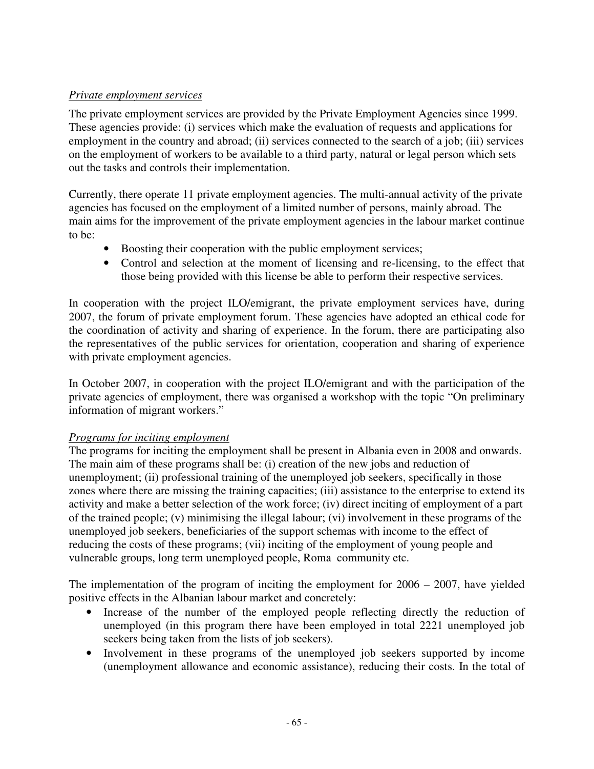*Private employment services*

The private employment services are provided by the Private Employment Agencies since 1999. These agencies provide: (i) services which make the evaluation of requests and applications for employment in the country and abroad; (ii) services connected to the search of a job; (iii) services on the employment of workers to be available to a third party, natural or legal person which sets out the tasks and controls their implementation.

Currently, there operate 11 private employment agencies. The multi-annual activity of the private agencies has focused on the employment of a limited number of persons, mainly abroad. The main aims for the improvement of the private employment agencies in the labour market continue to be:

- Boosting their cooperation with the public employment services;
- Control and selection at the moment of licensing and re-licensing, to the effect that those being provided with this license be able to perform their respective services.

In cooperation with the project ILO/emigrant, the private employment services have, during 2007, the forum of private employment forum. These agencies have adopted an ethical code for the coordination of activity and sharing of experience. In the forum, there are participating also the representatives of the public services for orientation, cooperation and sharing of experience with private employment agencies.

In October 2007, in cooperation with the project ILO/emigrant and with the participation of the private agencies of employment, there was organised a workshop with the topic "On preliminary information of migrant workers."

*Programs for inciting employment*

The programs for inciting the employment shall be present in Albania even in 2008 and onwards. The main aim of these programs shall be: (i) creation of the new jobs and reduction of unemployment; (ii) professional training of the unemployed job seekers, specifically in those zones where there are missing the training capacities; (iii) assistance to the enterprise to extend its activity and make a better selection of the work force; (iv) direct inciting of employment of a part of the trained people; (v) minimising the illegal labour; (vi) involvement in these programs of the unemployed job seekers, beneficiaries of the support schemas with income to the effect of reducing the costs of these programs; (vii) inciting of the employment of young people and vulnerable groups, long term unemployed people, Roma community etc.

The implementation of the program of inciting the employment for 2006 – 2007, have yielded positive effects in the Albanian labour market and concretely:

- Increase of the number of the employed people reflecting directly the reduction of unemployed (in this program there have been employed in total 2221 unemployed job seekers being taken from the lists of job seekers).
- Involvement in these programs of the unemployed job seekers supported by income (unemployment allowance and economic assistance), reducing their costs. In the total of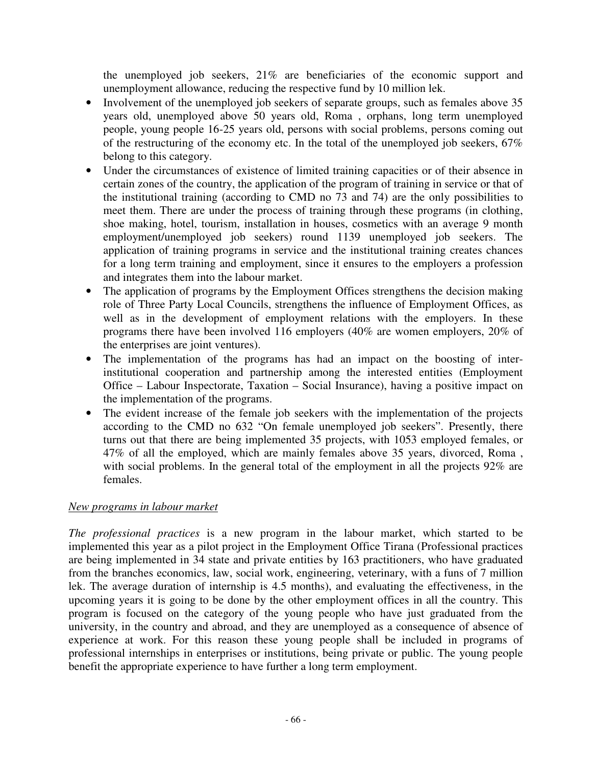the unemployed job seekers, 21% are beneficiaries of the economic support and unemployment allowance, reducing the respective fund by 10 million lek.

- Involvement of the unemployed job seekers of separate groups, such as females above 35 years old, unemployed above 50 years old, Roma , orphans, long term unemployed people, young people 16-25 years old, persons with social problems, persons coming out of the restructuring of the economy etc. In the total of the unemployed job seekers, 67% belong to this category.
- Under the circumstances of existence of limited training capacities or of their absence in certain zones of the country, the application of the program of training in service or that of the institutional training (according to CMD no 73 and 74) are the only possibilities to meet them. There are under the process of training through these programs (in clothing, shoe making, hotel, tourism, installation in houses, cosmetics with an average 9 month employment/unemployed job seekers) round 1139 unemployed job seekers. The application of training programs in service and the institutional training creates chances for a long term training and employment, since it ensures to the employers a profession and integrates them into the labour market.
- The application of programs by the Employment Offices strengthens the decision making role of Three Party Local Councils, strengthens the influence of Employment Offices, as well as in the development of employment relations with the employers. In these programs there have been involved 116 employers (40% are women employers, 20% of the enterprises are joint ventures).
- The implementation of the programs has had an impact on the boosting of inter-institutional cooperation and partnership among the interested entities (Employment Office – Labour Inspectorate, Taxation – Social Insurance), having a positive impact on the implementation of the programs.
- The evident increase of the female job seekers with the implementation of the projects according to the CMD no 632 "On female unemployed job seekers". Presently, there turns out that there are being implemented 35 projects, with 1053 employed females, or 47% of all the employed, which are mainly females above 35 years, divorced, Roma , with social problems. In the general total of the employment in all the projects 92% are females.

<u>*New programs in labour market*</u>

*The professional practices* is a new program in the labour market, which started to be implemented this year as a pilot project in the Employment Office Tirana (Professional practices are being implemented in 34 state and private entities by 163 practitioners, who have graduated from the branches economics, law, social work, engineering, veterinary, with a funs of 7 million lek. The average duration of internship is 4.5 months), and evaluating the effectiveness, in the upcoming years it is going to be done by the other employment offices in all the country. This program is focused on the category of the young people who have just graduated from the university, in the country and abroad, and they are unemployed as a consequence of absence of experience at work. For this reason these young people shall be included in programs of professional internships in enterprises or institutions, being private or public. The young people benefit the appropriate experience to have further a long term employment.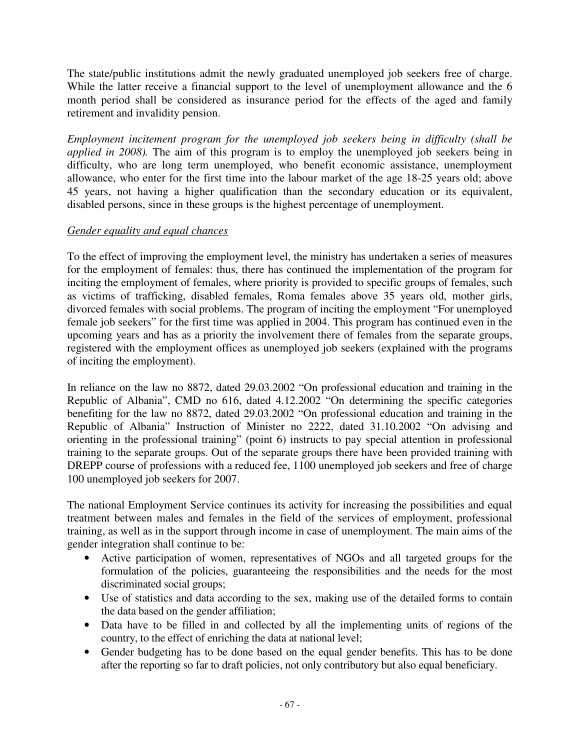The state/public institutions admit the newly graduated unemployed job seekers free of charge. While the latter receive a financial support to the level of unemployment allowance and the 6 month period shall be considered as insurance period for the effects of the aged and family retirement and invalidity pension.

*Employment incitement program for the unemployed job seekers being in difficulty (shall be applied in 2008).* The aim of this program is to employ the unemployed job seekers being in difficulty, who are long term unemployed, who benefit economic assistance, unemployment allowance, who enter for the first time into the labour market of the age 18-25 years old; above 45 years, not having a higher qualification than the secondary education or its equivalent, disabled persons, since in these groups is the highest percentage of unemployment.

<u>*Gender equality and equal chances*</u>

To the effect of improving the employment level, the ministry has undertaken a series of measures for the employment of females: thus, there has continued the implementation of the program for inciting the employment of females, where priority is provided to specific groups of females, such as victims of trafficking, disabled females, Roma females above 35 years old, mother girls, divorced females with social problems. The program of inciting the employment "For unemployed female job seekers" for the first time was applied in 2004. This program has continued even in the upcoming years and has as a priority the involvement there of females from the separate groups, registered with the employment offices as unemployed job seekers (explained with the programs of inciting the employment).

In reliance on the law no 8872, dated 29.03.2002 "On professional education and training in the Republic of Albania", CMD no 616, dated 4.12.2002 "On determining the specific categories benefiting for the law no 8872, dated 29.03.2002 "On professional education and training in the Republic of Albania" Instruction of Minister no 2222, dated 31.10.2002 "On advising and orienting in the professional training" (point 6) instructs to pay special attention in professional training to the separate groups. Out of the separate groups there have been provided training with DREPP course of professions with a reduced fee, 1100 unemployed job seekers and free of charge 100 unemployed job seekers for 2007.

The national Employment Service continues its activity for increasing the possibilities and equal treatment between males and females in the field of the services of employment, professional training, as well as in the support through income in case of unemployment. The main aims of the gender integration shall continue to be:

- Active participation of women, representatives of NGOs and all targeted groups for the formulation of the policies, guaranteeing the responsibilities and the needs for the most discriminated social groups;
- Use of statistics and data according to the sex, making use of the detailed forms to contain the data based on the gender affiliation;
- Data have to be filled in and collected by all the implementing units of regions of the country, to the effect of enriching the data at national level;
- Gender budgeting has to be done based on the equal gender benefits. This has to be done after the reporting so far to draft policies, not only contributory but also equal beneficiary.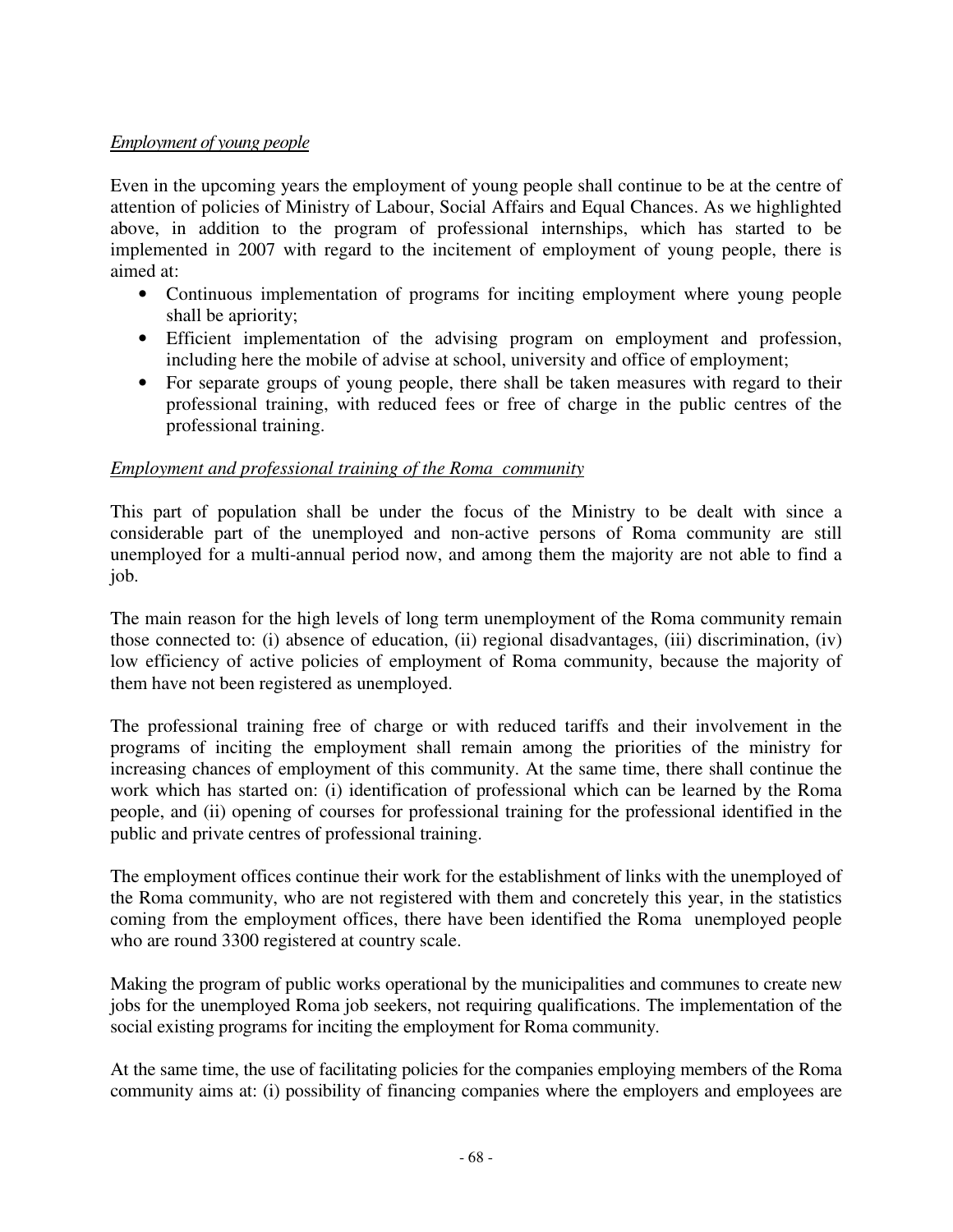*Employment of young people*

Even in the upcoming years the employment of young people shall continue to be at the centre of attention of policies of Ministry of Labour, Social Affairs and Equal Chances. As we highlighted above, in addition to the program of professional internships, which has started to be implemented in 2007 with regard to the incitement of employment of young people, there is aimed at:

- Continuous implementation of programs for inciting employment where young people shall be apriority;
- Efficient implementation of the advising program on employment and profession, including here the mobile of advise at school, university and office of employment;
- For separate groups of young people, there shall be taken measures with regard to their professional training, with reduced fees or free of charge in the public centres of the professional training.

*Employment and professional training of the Roma community*

This part of population shall be under the focus of the Ministry to be dealt with since a considerable part of the unemployed and non-active persons of Roma community are still unemployed for a multi-annual period now, and among them the majority are not able to find a job.

The main reason for the high levels of long term unemployment of the Roma community remain those connected to: (i) absence of education, (ii) regional disadvantages, (iii) discrimination, (iv) low efficiency of active policies of employment of Roma community, because the majority of them have not been registered as unemployed.

The professional training free of charge or with reduced tariffs and their involvement in the programs of inciting the employment shall remain among the priorities of the ministry for increasing chances of employment of this community. At the same time, there shall continue the work which has started on: (i) identification of professional which can be learned by the Roma people, and (ii) opening of courses for professional training for the professional identified in the public and private centres of professional training.

The employment offices continue their work for the establishment of links with the unemployed of the Roma community, who are not registered with them and concretely this year, in the statistics coming from the employment offices, there have been identified the Roma unemployed people who are round 3300 registered at country scale.

Making the program of public works operational by the municipalities and communes to create new jobs for the unemployed Roma job seekers, not requiring qualifications. The implementation of the social existing programs for inciting the employment for Roma community.

At the same time, the use of facilitating policies for the companies employing members of the Roma community aims at: (i) possibility of financing companies where the employers and employees are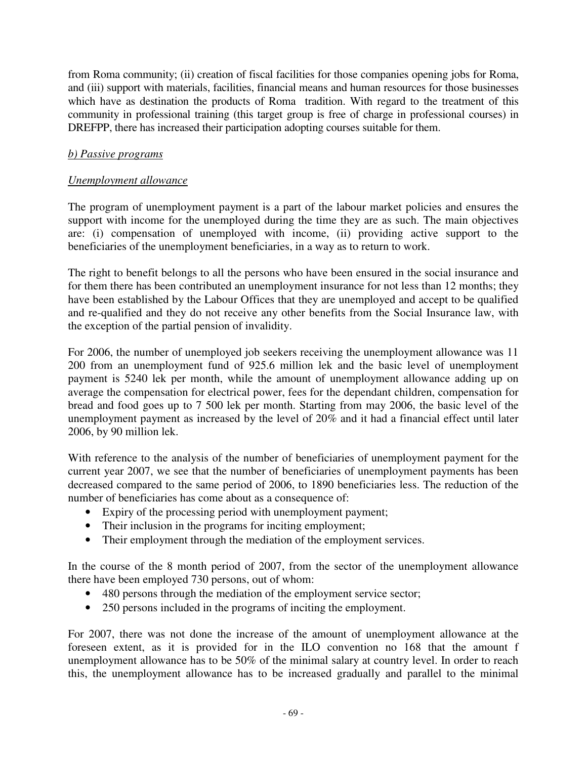from Roma community; (ii) creation of fiscal facilities for those companies opening jobs for Roma, and (iii) support with materials, facilities, financial means and human resources for those businesses which have as destination the products of Roma tradition. With regard to the treatment of this community in professional training (this target group is free of charge in professional courses) in DREFPP, there has increased their participation adopting courses suitable for them.

*b) Passive programs*

*Unemployment allowance*

The program of unemployment payment is a part of the labour market policies and ensures the support with income for the unemployed during the time they are as such. The main objectives are: (i) compensation of unemployed with income, (ii) providing active support to the beneficiaries of the unemployment beneficiaries, in a way as to return to work.

The right to benefit belongs to all the persons who have been ensured in the social insurance and for them there has been contributed an unemployment insurance for not less than 12 months; they have been established by the Labour Offices that they are unemployed and accept to be qualified and re-qualified and they do not receive any other benefits from the Social Insurance law, with the exception of the partial pension of invalidity.

For 2006, the number of unemployed job seekers receiving the unemployment allowance was 11 200 from an unemployment fund of 925.6 million lek and the basic level of unemployment payment is 5240 lek per month, while the amount of unemployment allowance adding up on average the compensation for electrical power, fees for the dependant children, compensation for bread and food goes up to 7 500 lek per month. Starting from may 2006, the basic level of the unemployment payment as increased by the level of 20% and it had a financial effect until later 2006, by 90 million lek.

With reference to the analysis of the number of beneficiaries of unemployment payment for the current year 2007, we see that the number of beneficiaries of unemployment payments has been decreased compared to the same period of 2006, to 1890 beneficiaries less. The reduction of the number of beneficiaries has come about as a consequence of:

- Expiry of the processing period with unemployment payment;
- Their inclusion in the programs for inciting employment;
- Their employment through the mediation of the employment services.

In the course of the 8 month period of 2007, from the sector of the unemployment allowance there have been employed 730 persons, out of whom:

- 480 persons through the mediation of the employment service sector;
- 250 persons included in the programs of inciting the employment.

For 2007, there was not done the increase of the amount of unemployment allowance at the foreseen extent, as it is provided for in the ILO convention no 168 that the amount f unemployment allowance has to be 50% of the minimal salary at country level. In order to reach this, the unemployment allowance has to be increased gradually and parallel to the minimal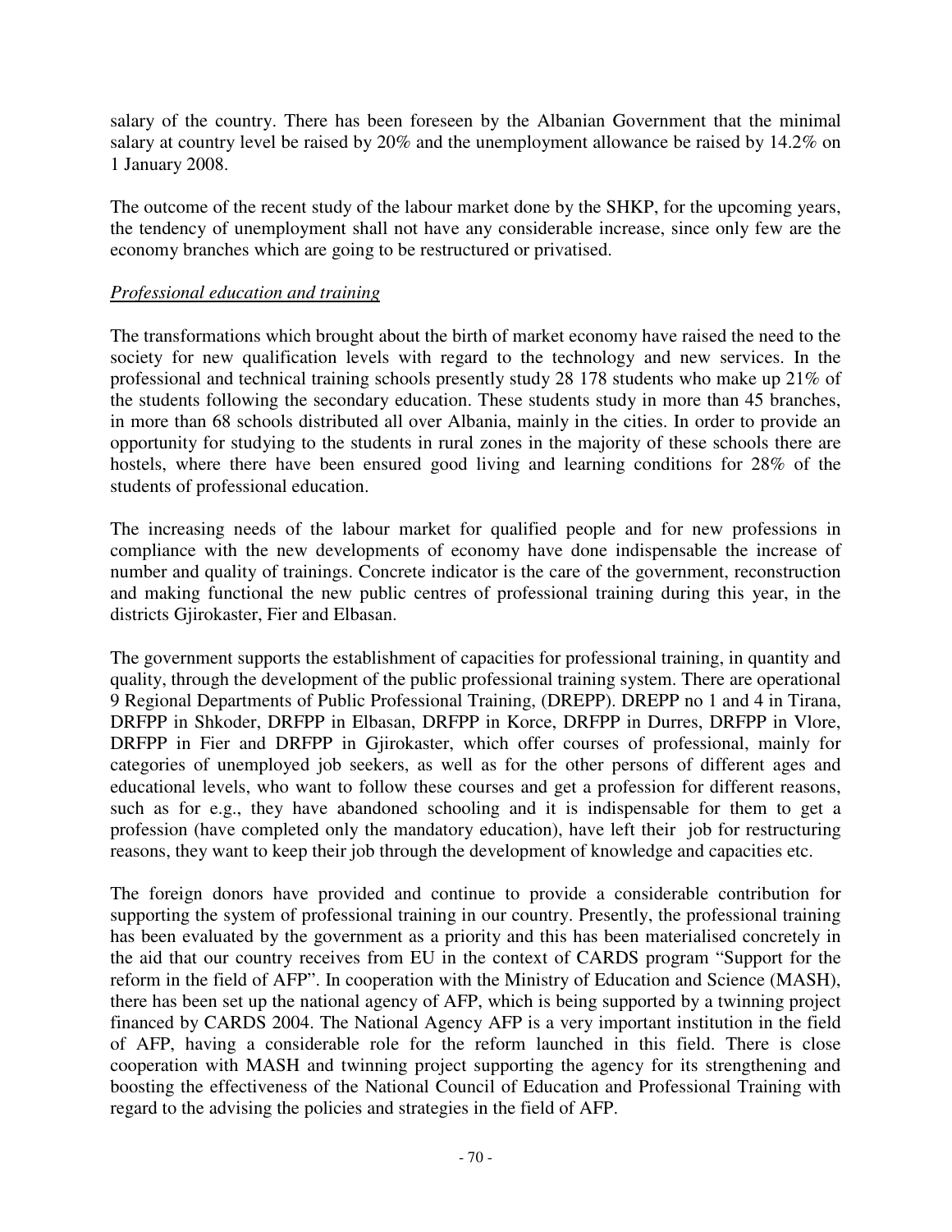salary of the country. There has been foreseen by the Albanian Government that the minimal salary at country level be raised by 20% and the unemployment allowance be raised by 14.2% on 1 January 2008.

The outcome of the recent study of the labour market done by the SHKP, for the upcoming years, the tendency of unemployment shall not have any considerable increase, since only few are the economy branches which are going to be restructured or privatised.

*Professional education and training*

The transformations which brought about the birth of market economy have raised the need to the society for new qualification levels with regard to the technology and new services. In the professional and technical training schools presently study 28 178 students who make up 21% of the students following the secondary education. These students study in more than 45 branches, in more than 68 schools distributed all over Albania, mainly in the cities. In order to provide an opportunity for studying to the students in rural zones in the majority of these schools there are hostels, where there have been ensured good living and learning conditions for 28% of the students of professional education.

The increasing needs of the labour market for qualified people and for new professions in compliance with the new developments of economy have done indispensable the increase of number and quality of trainings. Concrete indicator is the care of the government, reconstruction and making functional the new public centres of professional training during this year, in the districts Gjirokaster, Fier and Elbasan.

The government supports the establishment of capacities for professional training, in quantity and quality, through the development of the public professional training system. There are operational 9 Regional Departments of Public Professional Training, (DREPP). DREPP no 1 and 4 in Tirana, DRFPP in Shkoder, DRFPP in Elbasan, DRFPP in Korce, DRFPP in Durres, DRFPP in Vlore, DRFPP in Fier and DRFPP in Gjirokaster, which offer courses of professional, mainly for categories of unemployed job seekers, as well as for the other persons of different ages and educational levels, who want to follow these courses and get a profession for different reasons, such as for e.g., they have abandoned schooling and it is indispensable for them to get a profession (have completed only the mandatory education), have left their job for restructuring reasons, they want to keep their job through the development of knowledge and capacities etc.

The foreign donors have provided and continue to provide a considerable contribution for supporting the system of professional training in our country. Presently, the professional training has been evaluated by the government as a priority and this has been materialised concretely in the aid that our country receives from EU in the context of CARDS program "Support for the reform in the field of AFP". In cooperation with the Ministry of Education and Science (MASH), there has been set up the national agency of AFP, which is being supported by a twinning project financed by CARDS 2004. The National Agency AFP is a very important institution in the field of AFP, having a considerable role for the reform launched in this field. There is close cooperation with MASH and twinning project supporting the agency for its strengthening and boosting the effectiveness of the National Council of Education and Professional Training with regard to the advising the policies and strategies in the field of AFP.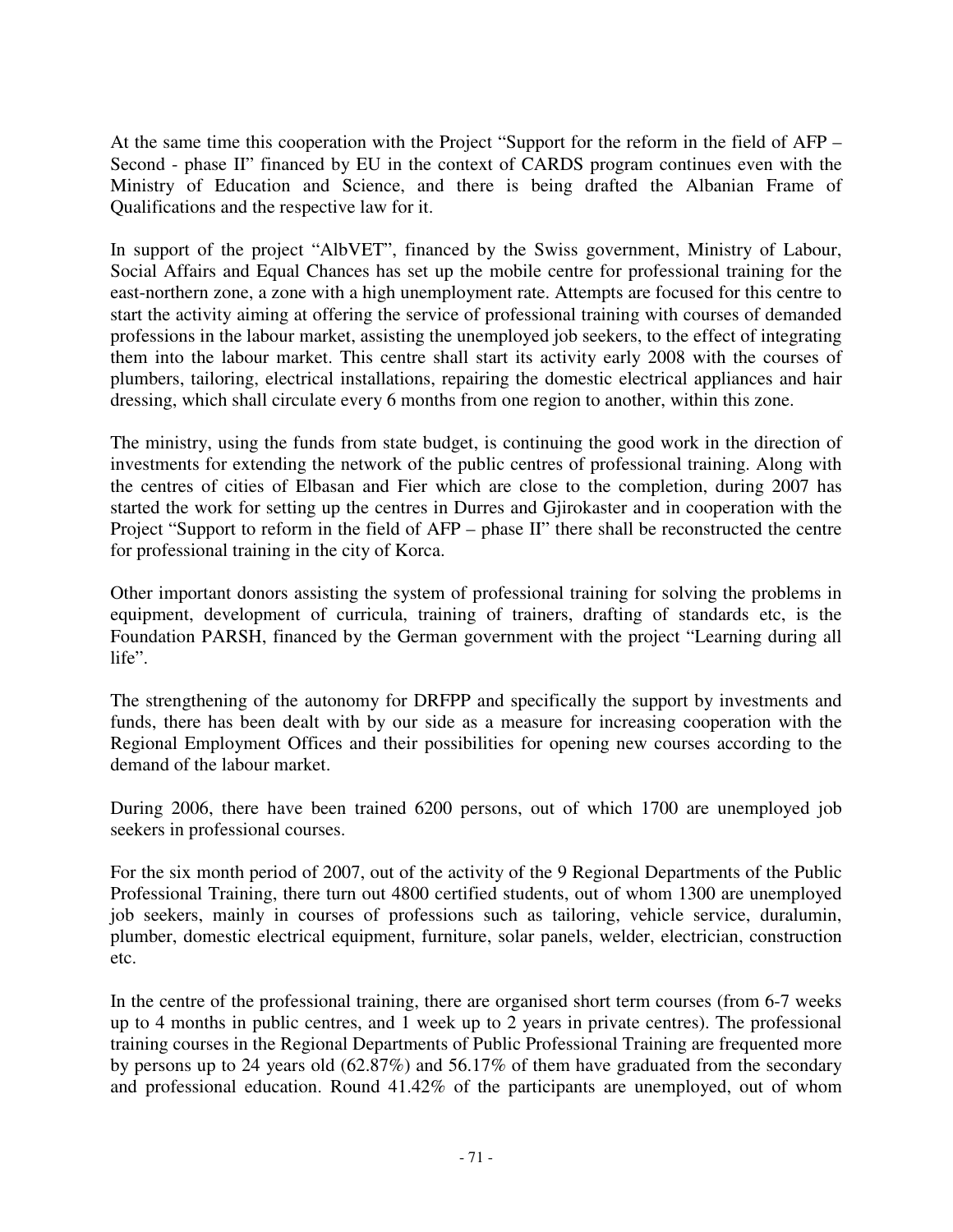At the same time this cooperation with the Project "Support for the reform in the field of AFP – Second - phase II" financed by EU in the context of CARDS program continues even with the Ministry of Education and Science, and there is being drafted the Albanian Frame of Qualifications and the respective law for it.

In support of the project "AlbVET", financed by the Swiss government, Ministry of Labour, Social Affairs and Equal Chances has set up the mobile centre for professional training for the east-northern zone, a zone with a high unemployment rate. Attempts are focused for this centre to start the activity aiming at offering the service of professional training with courses of demanded professions in the labour market, assisting the unemployed job seekers, to the effect of integrating them into the labour market. This centre shall start its activity early 2008 with the courses of plumbers, tailoring, electrical installations, repairing the domestic electrical appliances and hair dressing, which shall circulate every 6 months from one region to another, within this zone.

The ministry, using the funds from state budget, is continuing the good work in the direction of investments for extending the network of the public centres of professional training. Along with the centres of cities of Elbasan and Fier which are close to the completion, during 2007 has started the work for setting up the centres in Durres and Gjirokaster and in cooperation with the Project "Support to reform in the field of AFP – phase II" there shall be reconstructed the centre for professional training in the city of Korca.

Other important donors assisting the system of professional training for solving the problems in equipment, development of curricula, training of trainers, drafting of standards etc, is the Foundation PARSH, financed by the German government with the project "Learning during all life".

The strengthening of the autonomy for DRFPP and specifically the support by investments and funds, there has been dealt with by our side as a measure for increasing cooperation with the Regional Employment Offices and their possibilities for opening new courses according to the demand of the labour market.

During 2006, there have been trained 6200 persons, out of which 1700 are unemployed job seekers in professional courses.

For the six month period of 2007, out of the activity of the 9 Regional Departments of the Public Professional Training, there turn out 4800 certified students, out of whom 1300 are unemployed job seekers, mainly in courses of professions such as tailoring, vehicle service, duralumin, plumber, domestic electrical equipment, furniture, solar panels, welder, electrician, construction etc.

In the centre of the professional training, there are organised short term courses (from 6-7 weeks up to 4 months in public centres, and 1 week up to 2 years in private centres). The professional training courses in the Regional Departments of Public Professional Training are frequented more by persons up to 24 years old (62.87%) and 56.17% of them have graduated from the secondary and professional education. Round 41.42% of the participants are unemployed, out of whom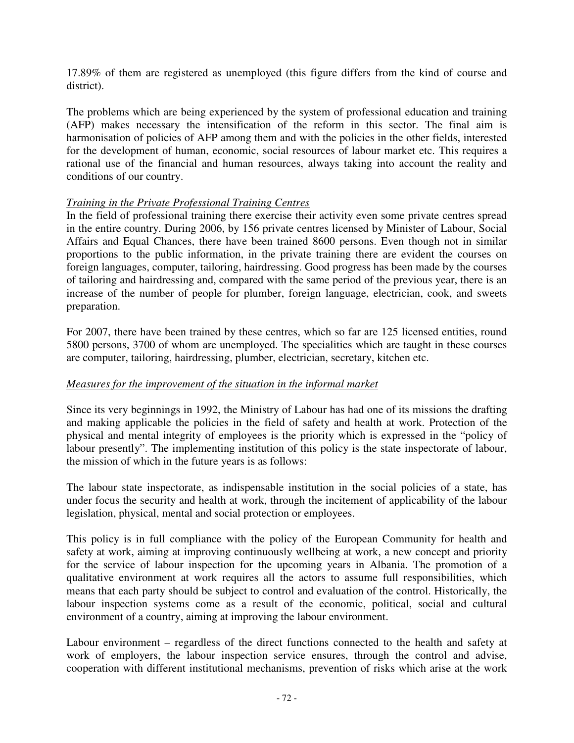17.89% of them are registered as unemployed (this figure differs from the kind of course and district).

The problems which are being experienced by the system of professional education and training (AFP) makes necessary the intensification of the reform in this sector. The final aim is harmonisation of policies of AFP among them and with the policies in the other fields, interested for the development of human, economic, social resources of labour market etc. This requires a rational use of the financial and human resources, always taking into account the reality and conditions of our country.

*Training in the Private Professional Training Centres*

In the field of professional training there exercise their activity even some private centres spread in the entire country. During 2006, by 156 private centres licensed by Minister of Labour, Social Affairs and Equal Chances, there have been trained 8600 persons. Even though not in similar proportions to the public information, in the private training there are evident the courses on foreign languages, computer, tailoring, hairdressing. Good progress has been made by the courses of tailoring and hairdressing and, compared with the same period of the previous year, there is an increase of the number of people for plumber, foreign language, electrician, cook, and sweets preparation.

For 2007, there have been trained by these centres, which so far are 125 licensed entities, round 5800 persons, 3700 of whom are unemployed. The specialities which are taught in these courses are computer, tailoring, hairdressing, plumber, electrician, secretary, kitchen etc.

*Measures for the improvement of the situation in the informal market*

Since its very beginnings in 1992, the Ministry of Labour has had one of its missions the drafting and making applicable the policies in the field of safety and health at work. Protection of the physical and mental integrity of employees is the priority which is expressed in the "policy of labour presently". The implementing institution of this policy is the state inspectorate of labour, the mission of which in the future years is as follows:

The labour state inspectorate, as indispensable institution in the social policies of a state, has under focus the security and health at work, through the incitement of applicability of the labour legislation, physical, mental and social protection or employees.

This policy is in full compliance with the policy of the European Community for health and safety at work, aiming at improving continuously wellbeing at work, a new concept and priority for the service of labour inspection for the upcoming years in Albania. The promotion of a qualitative environment at work requires all the actors to assume full responsibilities, which means that each party should be subject to control and evaluation of the control. Historically, the labour inspection systems come as a result of the economic, political, social and cultural environment of a country, aiming at improving the labour environment.

Labour environment – regardless of the direct functions connected to the health and safety at work of employers, the labour inspection service ensures, through the control and advise, cooperation with different institutional mechanisms, prevention of risks which arise at the work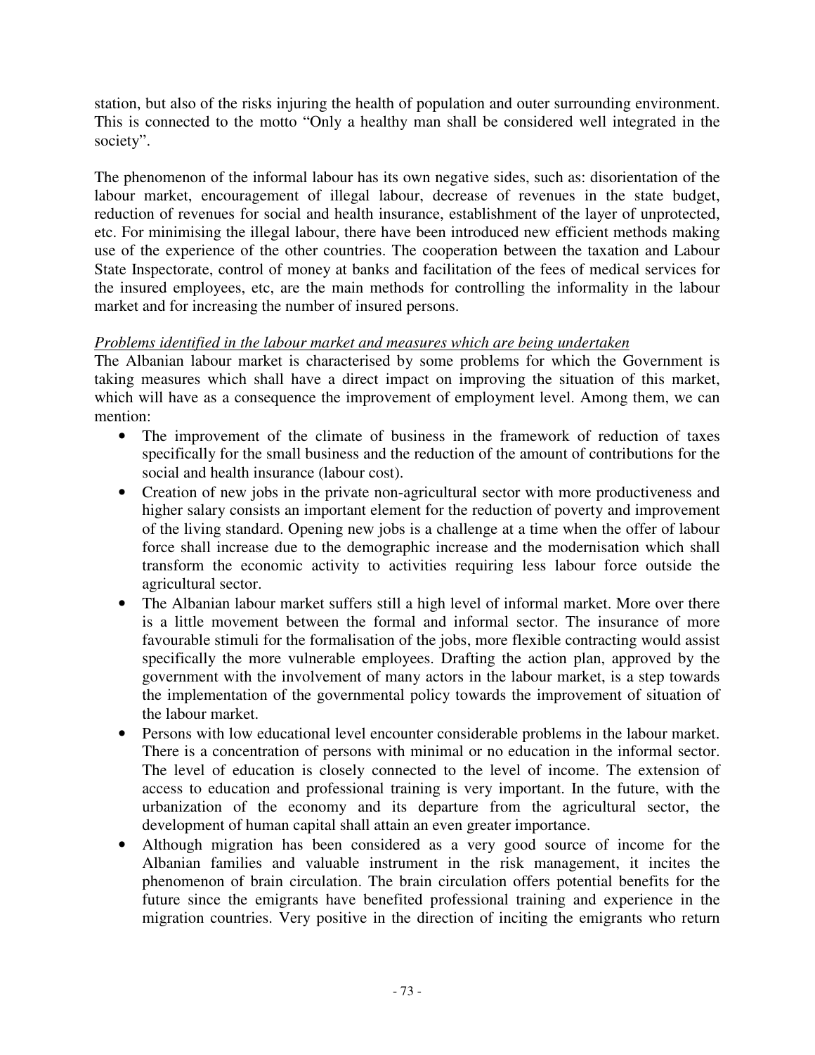station, but also of the risks injuring the health of population and outer surrounding environment. This is connected to the motto "Only a healthy man shall be considered well integrated in the society".

The phenomenon of the informal labour has its own negative sides, such as: disorientation of the labour market, encouragement of illegal labour, decrease of revenues in the state budget, reduction of revenues for social and health insurance, establishment of the layer of unprotected, etc. For minimising the illegal labour, there have been introduced new efficient methods making use of the experience of the other countries. The cooperation between the taxation and Labour State Inspectorate, control of money at banks and facilitation of the fees of medical services for the insured employees, etc, are the main methods for controlling the informality in the labour market and for increasing the number of insured persons.

*Problems identified in the labour market and measures which are being undertaken*

The Albanian labour market is characterised by some problems for which the Government is taking measures which shall have a direct impact on improving the situation of this market, which will have as a consequence the improvement of employment level. Among them, we can mention:

- The improvement of the climate of business in the framework of reduction of taxes specifically for the small business and the reduction of the amount of contributions for the social and health insurance (labour cost).
- Creation of new jobs in the private non-agricultural sector with more productiveness and higher salary consists an important element for the reduction of poverty and improvement of the living standard. Opening new jobs is a challenge at a time when the offer of labour force shall increase due to the demographic increase and the modernisation which shall transform the economic activity to activities requiring less labour force outside the agricultural sector.
- The Albanian labour market suffers still a high level of informal market. More over there is a little movement between the formal and informal sector. The insurance of more favourable stimuli for the formalisation of the jobs, more flexible contracting would assist specifically the more vulnerable employees. Drafting the action plan, approved by the government with the involvement of many actors in the labour market, is a step towards the implementation of the governmental policy towards the improvement of situation of the labour market.
- Persons with low educational level encounter considerable problems in the labour market. There is a concentration of persons with minimal or no education in the informal sector. The level of education is closely connected to the level of income. The extension of access to education and professional training is very important. In the future, with the urbanization of the economy and its departure from the agricultural sector, the development of human capital shall attain an even greater importance.
- Although migration has been considered as a very good source of income for the Albanian families and valuable instrument in the risk management, it incites the phenomenon of brain circulation. The brain circulation offers potential benefits for the future since the emigrants have benefited professional training and experience in the migration countries. Very positive in the direction of inciting the emigrants who return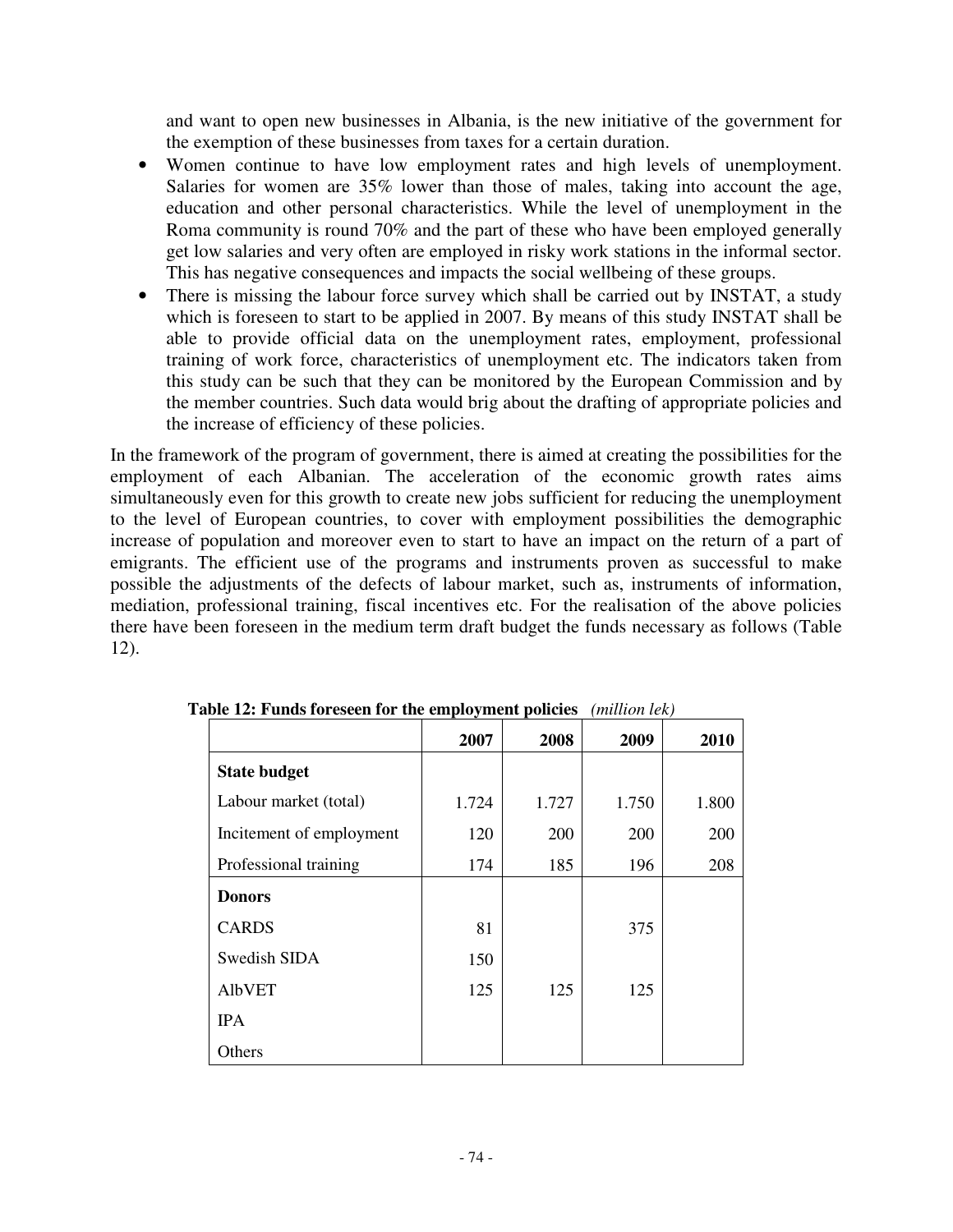and want to open new businesses in Albania, is the new initiative of the government for the exemption of these businesses from taxes for a certain duration.

- Women continue to have low employment rates and high levels of unemployment. Salaries for women are 35% lower than those of males, taking into account the age, education and other personal characteristics. While the level of unemployment in the Roma community is round 70% and the part of these who have been employed generally get low salaries and very often are employed in risky work stations in the informal sector. This has negative consequences and impacts the social wellbeing of these groups.
- There is missing the labour force survey which shall be carried out by INSTAT, a study which is foreseen to start to be applied in 2007. By means of this study INSTAT shall be able to provide official data on the unemployment rates, employment, professional training of work force, characteristics of unemployment etc. The indicators taken from this study can be such that they can be monitored by the European Commission and by the member countries. Such data would brig about the drafting of appropriate policies and the increase of efficiency of these policies.

In the framework of the program of government, there is aimed at creating the possibilities for the employment of each Albanian. The acceleration of the economic growth rates aims simultaneously even for this growth to create new jobs sufficient for reducing the unemployment to the level of European countries, to cover with employment possibilities the demographic increase of population and moreover even to start to have an impact on the return of a part of emigrants. The efficient use of the programs and instruments proven as successful to make possible the adjustments of the defects of labour market, such as, instruments of information, mediation, professional training, fiscal incentives etc. For the realisation of the above policies there have been foreseen in the medium term draft budget the funds necessary as follows (Table 12).

**Table 12: Funds foreseen for the employment policies** *(million lek)*

| | 2007 | 2008 | 2009 | 2010 |
|---|---|---|---|---|
| **State budget** | | | | |
| Labour market (total) | 1.724 | 1.727 | 1.750 | 1.800 |
| Incitement of employment | 120 | 200 | 200 | 200 |
| Professional training | 174 | 185 | 196 | 208 |
| **Donors** | | | | |
| CARDS | 81 | | 375 | |
| Swedish SIDA | 150 | | | |
| AlbVET | 125 | 125 | 125 | |
| IPA | | | | |
| Others | | | | |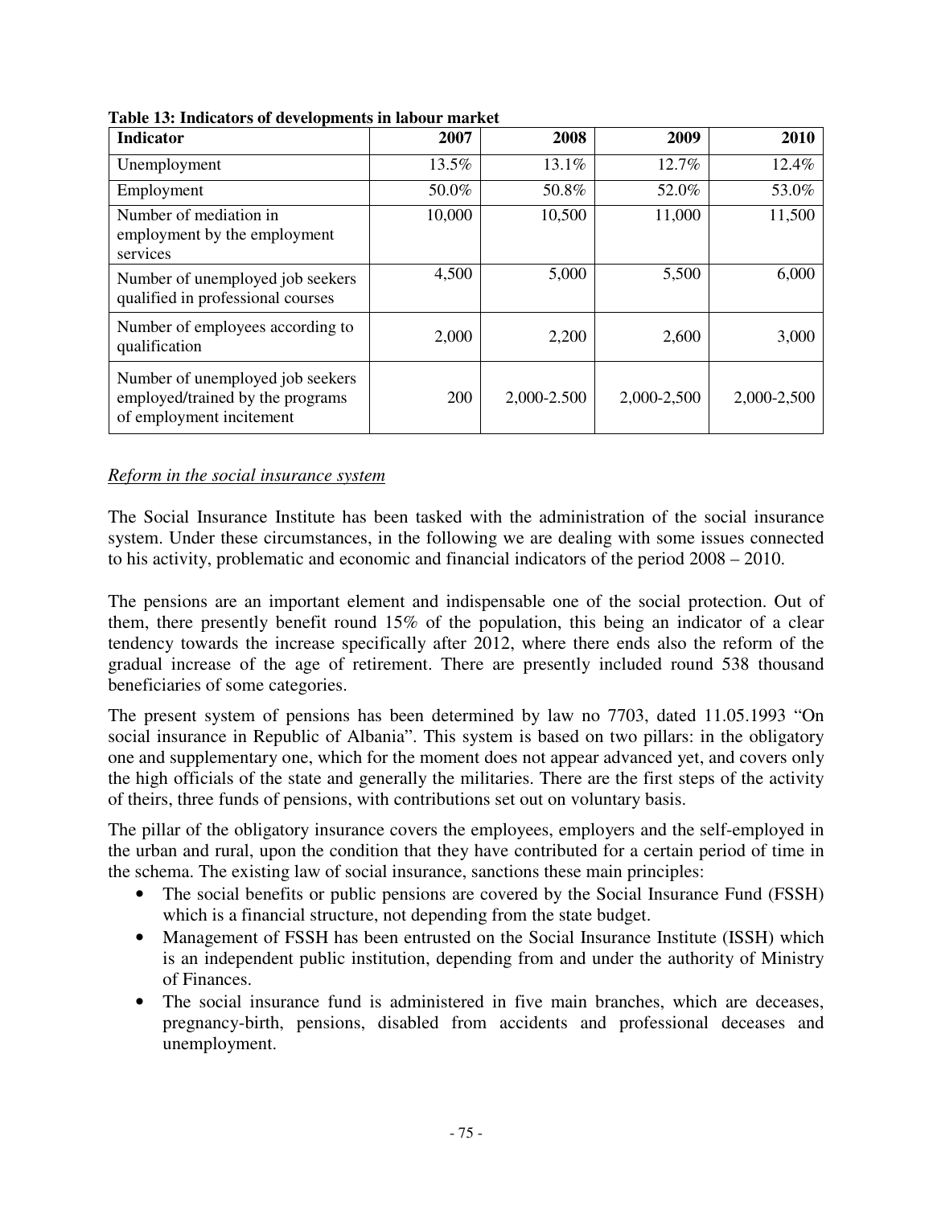**Table 13: Indicators of developments in labour market**

| Indicator | 2007 | 2008 | 2009 | 2010 |
|---|---|---|---|---|
| Unemployment | 13.5% | 13.1% | 12.7% | 12.4% |
| Employment | 50.0% | 50.8% | 52.0% | 53.0% |
| Number of mediation in employment by the employment services | 10,000 | 10,500 | 11,000 | 11,500 |
| Number of unemployed job seekers qualified in professional courses | 4,500 | 5,000 | 5,500 | 6,000 |
| Number of employees according to qualification | 2,000 | 2,200 | 2,600 | 3,000 |
| Number of unemployed job seekers employed/trained by the programs of employment incitement | 200 | 2,000-2.500 | 2,000-2,500 | 2,000-2,500 |

*Reform in the social insurance system*

The Social Insurance Institute has been tasked with the administration of the social insurance system. Under these circumstances, in the following we are dealing with some issues connected to his activity, problematic and economic and financial indicators of the period 2008 – 2010.

The pensions are an important element and indispensable one of the social protection. Out of them, there presently benefit round 15% of the population, this being an indicator of a clear tendency towards the increase specifically after 2012, where there ends also the reform of the gradual increase of the age of retirement. There are presently included round 538 thousand beneficiaries of some categories.

The present system of pensions has been determined by law no 7703, dated 11.05.1993 "On social insurance in Republic of Albania". This system is based on two pillars: in the obligatory one and supplementary one, which for the moment does not appear advanced yet, and covers only the high officials of the state and generally the militaries. There are the first steps of the activity of theirs, three funds of pensions, with contributions set out on voluntary basis.

The pillar of the obligatory insurance covers the employees, employers and the self-employed in the urban and rural, upon the condition that they have contributed for a certain period of time in the schema. The existing law of social insurance, sanctions these main principles:

- The social benefits or public pensions are covered by the Social Insurance Fund (FSSH) which is a financial structure, not depending from the state budget.
- Management of FSSH has been entrusted on the Social Insurance Institute (ISSH) which is an independent public institution, depending from and under the authority of Ministry of Finances.
- The social insurance fund is administered in five main branches, which are deceases, pregnancy-birth, pensions, disabled from accidents and professional deceases and unemployment.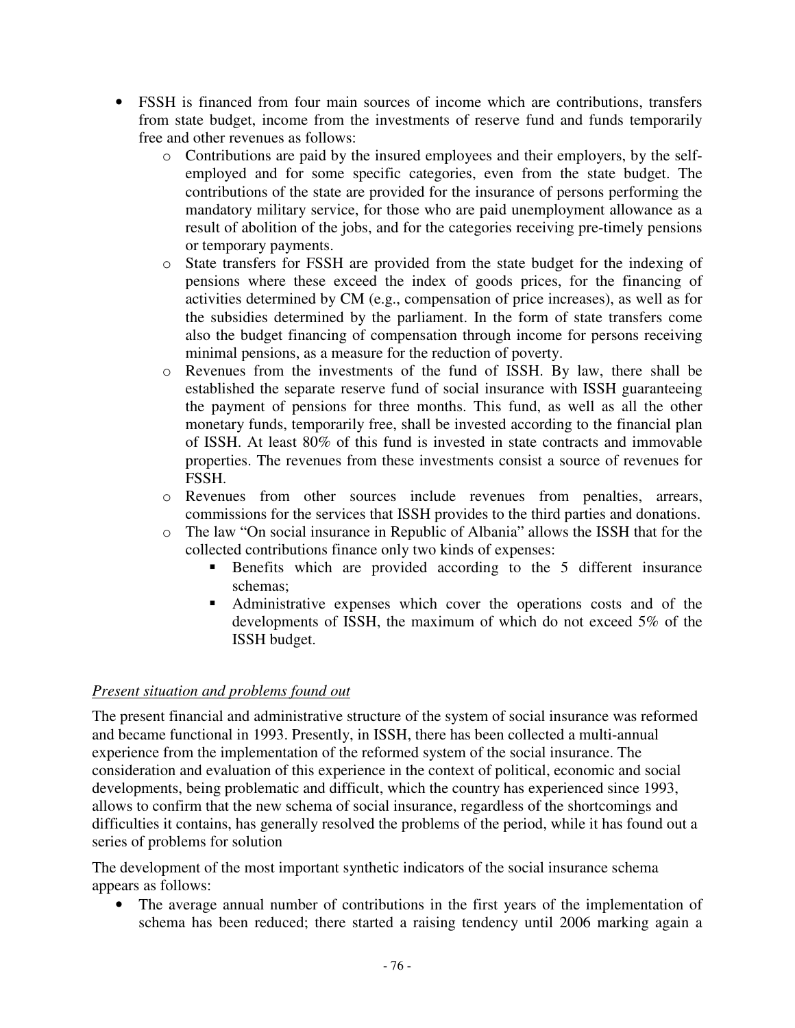- FSSH is financed from four main sources of income which are contributions, transfers from state budget, income from the investments of reserve fund and funds temporarily free and other revenues as follows:
  - Contributions are paid by the insured employees and their employers, by the self-employed and for some specific categories, even from the state budget. The contributions of the state are provided for the insurance of persons performing the mandatory military service, for those who are paid unemployment allowance as a result of abolition of the jobs, and for the categories receiving pre-timely pensions or temporary payments.
  - State transfers for FSSH are provided from the state budget for the indexing of pensions where these exceed the index of goods prices, for the financing of activities determined by CM (e.g., compensation of price increases), as well as for the subsidies determined by the parliament. In the form of state transfers come also the budget financing of compensation through income for persons receiving minimal pensions, as a measure for the reduction of poverty.
  - Revenues from the investments of the fund of ISSH. By law, there shall be established the separate reserve fund of social insurance with ISSH guaranteeing the payment of pensions for three months. This fund, as well as all the other monetary funds, temporarily free, shall be invested according to the financial plan of ISSH. At least 80% of this fund is invested in state contracts and immovable properties. The revenues from these investments consist a source of revenues for FSSH.
  - Revenues from other sources include revenues from penalties, arrears, commissions for the services that ISSH provides to the third parties and donations.
  - The law "On social insurance in Republic of Albania" allows the ISSH that for the collected contributions finance only two kinds of expenses:
    - Benefits which are provided according to the 5 different insurance schemas;
    - Administrative expenses which cover the operations costs and of the developments of ISSH, the maximum of which do not exceed 5% of the ISSH budget.

*Present situation and problems found out*

The present financial and administrative structure of the system of social insurance was reformed and became functional in 1993. Presently, in ISSH, there has been collected a multi-annual experience from the implementation of the reformed system of the social insurance. The consideration and evaluation of this experience in the context of political, economic and social developments, being problematic and difficult, which the country has experienced since 1993, allows to confirm that the new schema of social insurance, regardless of the shortcomings and difficulties it contains, has generally resolved the problems of the period, while it has found out a series of problems for solution

The development of the most important synthetic indicators of the social insurance schema appears as follows:

- The average annual number of contributions in the first years of the implementation of schema has been reduced; there started a raising tendency until 2006 marking again a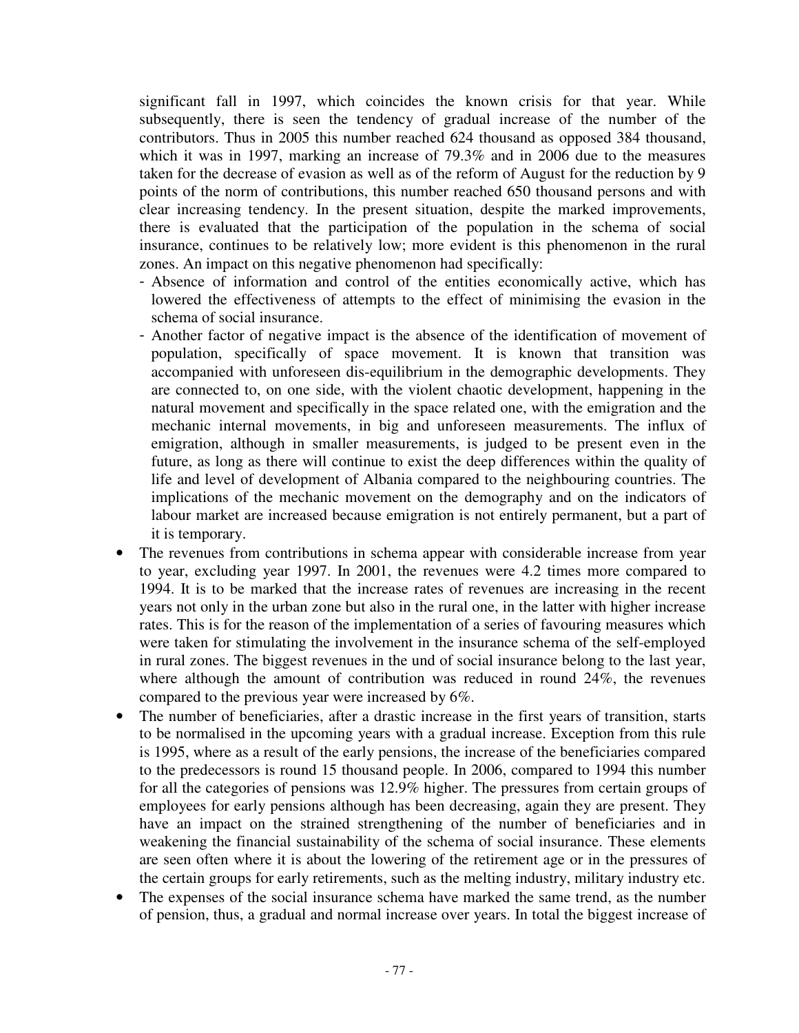significant fall in 1997, which coincides the known crisis for that year. While subsequently, there is seen the tendency of gradual increase of the number of the contributors. Thus in 2005 this number reached 624 thousand as opposed 384 thousand, which it was in 1997, marking an increase of 79.3% and in 2006 due to the measures taken for the decrease of evasion as well as of the reform of August for the reduction by 9 points of the norm of contributions, this number reached 650 thousand persons and with clear increasing tendency. In the present situation, despite the marked improvements, there is evaluated that the participation of the population in the schema of social insurance, continues to be relatively low; more evident is this phenomenon in the rural zones. An impact on this negative phenomenon had specifically:

- Absence of information and control of the entities economically active, which has lowered the effectiveness of attempts to the effect of minimising the evasion in the schema of social insurance.
- Another factor of negative impact is the absence of the identification of movement of population, specifically of space movement. It is known that transition was accompanied with unforeseen dis-equilibrium in the demographic developments. They are connected to, on one side, with the violent chaotic development, happening in the natural movement and specifically in the space related one, with the emigration and the mechanic internal movements, in big and unforeseen measurements. The influx of emigration, although in smaller measurements, is judged to be present even in the future, as long as there will continue to exist the deep differences within the quality of life and level of development of Albania compared to the neighbouring countries. The implications of the mechanic movement on the demography and on the indicators of labour market are increased because emigration is not entirely permanent, but a part of it is temporary.

- The revenues from contributions in schema appear with considerable increase from year to year, excluding year 1997. In 2001, the revenues were 4.2 times more compared to 1994. It is to be marked that the increase rates of revenues are increasing in the recent years not only in the urban zone but also in the rural one, in the latter with higher increase rates. This is for the reason of the implementation of a series of favouring measures which were taken for stimulating the involvement in the insurance schema of the self-employed in rural zones. The biggest revenues in the und of social insurance belong to the last year, where although the amount of contribution was reduced in round 24%, the revenues compared to the previous year were increased by 6%.
- The number of beneficiaries, after a drastic increase in the first years of transition, starts to be normalised in the upcoming years with a gradual increase. Exception from this rule is 1995, where as a result of the early pensions, the increase of the beneficiaries compared to the predecessors is round 15 thousand people. In 2006, compared to 1994 this number for all the categories of pensions was 12.9% higher. The pressures from certain groups of employees for early pensions although has been decreasing, again they are present. They have an impact on the strained strengthening of the number of beneficiaries and in weakening the financial sustainability of the schema of social insurance. These elements are seen often where it is about the lowering of the retirement age or in the pressures of the certain groups for early retirements, such as the melting industry, military industry etc.
- The expenses of the social insurance schema have marked the same trend, as the number of pension, thus, a gradual and normal increase over years. In total the biggest increase of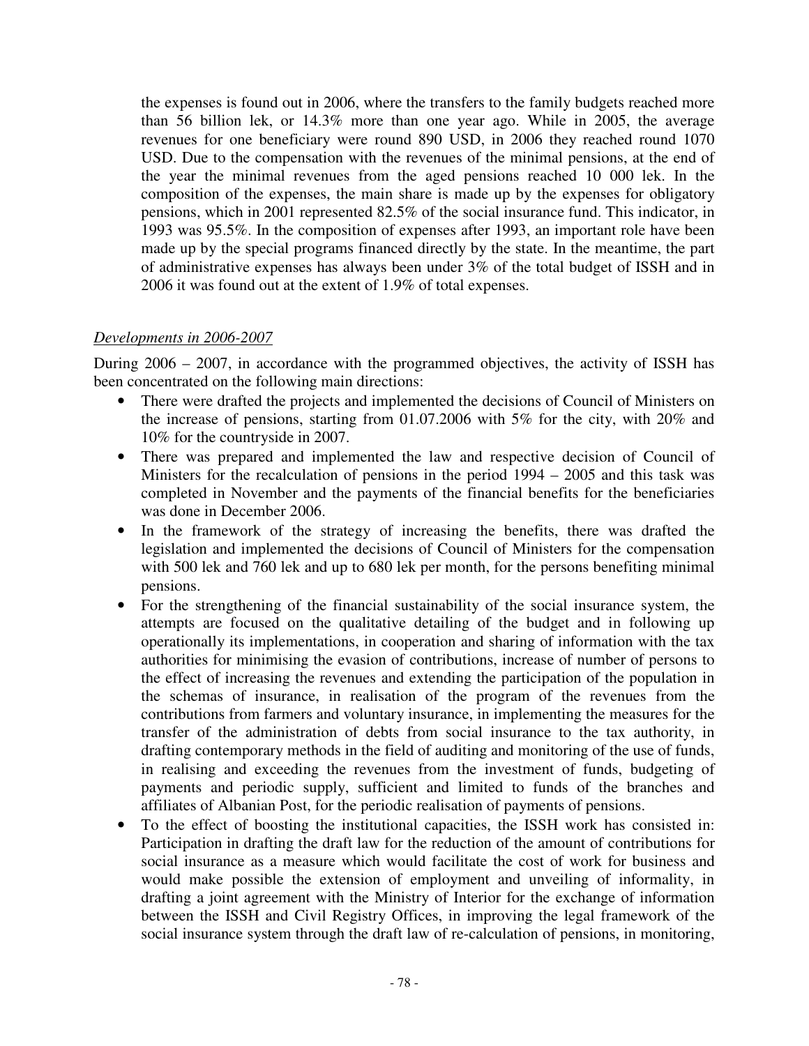the expenses is found out in 2006, where the transfers to the family budgets reached more than 56 billion lek, or 14.3% more than one year ago. While in 2005, the average revenues for one beneficiary were round 890 USD, in 2006 they reached round 1070 USD. Due to the compensation with the revenues of the minimal pensions, at the end of the year the minimal revenues from the aged pensions reached 10 000 lek. In the composition of the expenses, the main share is made up by the expenses for obligatory pensions, which in 2001 represented 82.5% of the social insurance fund. This indicator, in 1993 was 95.5%. In the composition of expenses after 1993, an important role have been made up by the special programs financed directly by the state. In the meantime, the part of administrative expenses has always been under 3% of the total budget of ISSH and in 2006 it was found out at the extent of 1.9% of total expenses.

*Developments in 2006-2007*

During 2006 – 2007, in accordance with the programmed objectives, the activity of ISSH has been concentrated on the following main directions:

- There were drafted the projects and implemented the decisions of Council of Ministers on the increase of pensions, starting from 01.07.2006 with 5% for the city, with 20% and 10% for the countryside in 2007.
- There was prepared and implemented the law and respective decision of Council of Ministers for the recalculation of pensions in the period 1994 – 2005 and this task was completed in November and the payments of the financial benefits for the beneficiaries was done in December 2006.
- In the framework of the strategy of increasing the benefits, there was drafted the legislation and implemented the decisions of Council of Ministers for the compensation with 500 lek and 760 lek and up to 680 lek per month, for the persons benefiting minimal pensions.
- For the strengthening of the financial sustainability of the social insurance system, the attempts are focused on the qualitative detailing of the budget and in following up operationally its implementations, in cooperation and sharing of information with the tax authorities for minimising the evasion of contributions, increase of number of persons to the effect of increasing the revenues and extending the participation of the population in the schemas of insurance, in realisation of the program of the revenues from the contributions from farmers and voluntary insurance, in implementing the measures for the transfer of the administration of debts from social insurance to the tax authority, in drafting contemporary methods in the field of auditing and monitoring of the use of funds, in realising and exceeding the revenues from the investment of funds, budgeting of payments and periodic supply, sufficient and limited to funds of the branches and affiliates of Albanian Post, for the periodic realisation of payments of pensions.
- To the effect of boosting the institutional capacities, the ISSH work has consisted in: Participation in drafting the draft law for the reduction of the amount of contributions for social insurance as a measure which would facilitate the cost of work for business and would make possible the extension of employment and unveiling of informality, in drafting a joint agreement with the Ministry of Interior for the exchange of information between the ISSH and Civil Registry Offices, in improving the legal framework of the social insurance system through the draft law of re-calculation of pensions, in monitoring,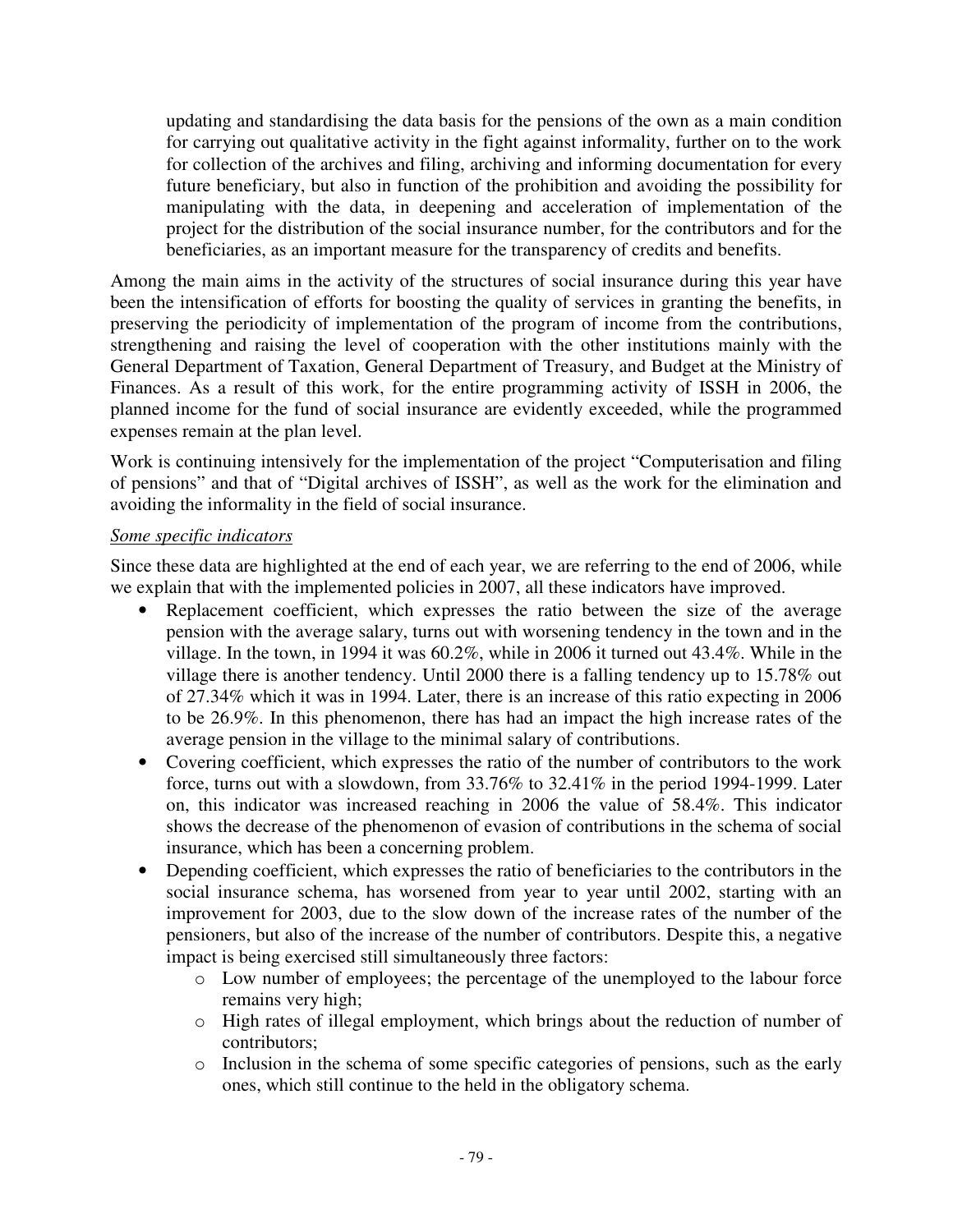updating and standardising the data basis for the pensions of the own as a main condition for carrying out qualitative activity in the fight against informality, further on to the work for collection of the archives and filing, archiving and informing documentation for every future beneficiary, but also in function of the prohibition and avoiding the possibility for manipulating with the data, in deepening and acceleration of implementation of the project for the distribution of the social insurance number, for the contributors and for the beneficiaries, as an important measure for the transparency of credits and benefits.

Among the main aims in the activity of the structures of social insurance during this year have been the intensification of efforts for boosting the quality of services in granting the benefits, in preserving the periodicity of implementation of the program of income from the contributions, strengthening and raising the level of cooperation with the other institutions mainly with the General Department of Taxation, General Department of Treasury, and Budget at the Ministry of Finances. As a result of this work, for the entire programming activity of ISSH in 2006, the planned income for the fund of social insurance are evidently exceeded, while the programmed expenses remain at the plan level.

Work is continuing intensively for the implementation of the project "Computerisation and filing of pensions" and that of "Digital archives of ISSH", as well as the work for the elimination and avoiding the informality in the field of social insurance.

*Some specific indicators*

Since these data are highlighted at the end of each year, we are referring to the end of 2006, while we explain that with the implemented policies in 2007, all these indicators have improved.

- Replacement coefficient, which expresses the ratio between the size of the average pension with the average salary, turns out with worsening tendency in the town and in the village. In the town, in 1994 it was 60.2%, while in 2006 it turned out 43.4%. While in the village there is another tendency. Until 2000 there is a falling tendency up to 15.78% out of 27.34% which it was in 1994. Later, there is an increase of this ratio expecting in 2006 to be 26.9%. In this phenomenon, there has had an impact the high increase rates of the average pension in the village to the minimal salary of contributions.
- Covering coefficient, which expresses the ratio of the number of contributors to the work force, turns out with a slowdown, from 33.76% to 32.41% in the period 1994-1999. Later on, this indicator was increased reaching in 2006 the value of 58.4%. This indicator shows the decrease of the phenomenon of evasion of contributions in the schema of social insurance, which has been a concerning problem.
- Depending coefficient, which expresses the ratio of beneficiaries to the contributors in the social insurance schema, has worsened from year to year until 2002, starting with an improvement for 2003, due to the slow down of the increase rates of the number of the pensioners, but also of the increase of the number of contributors. Despite this, a negative impact is being exercised still simultaneously three factors:
    - Low number of employees; the percentage of the unemployed to the labour force remains very high;
    - High rates of illegal employment, which brings about the reduction of number of contributors;
    - Inclusion in the schema of some specific categories of pensions, such as the early ones, which still continue to the held in the obligatory schema.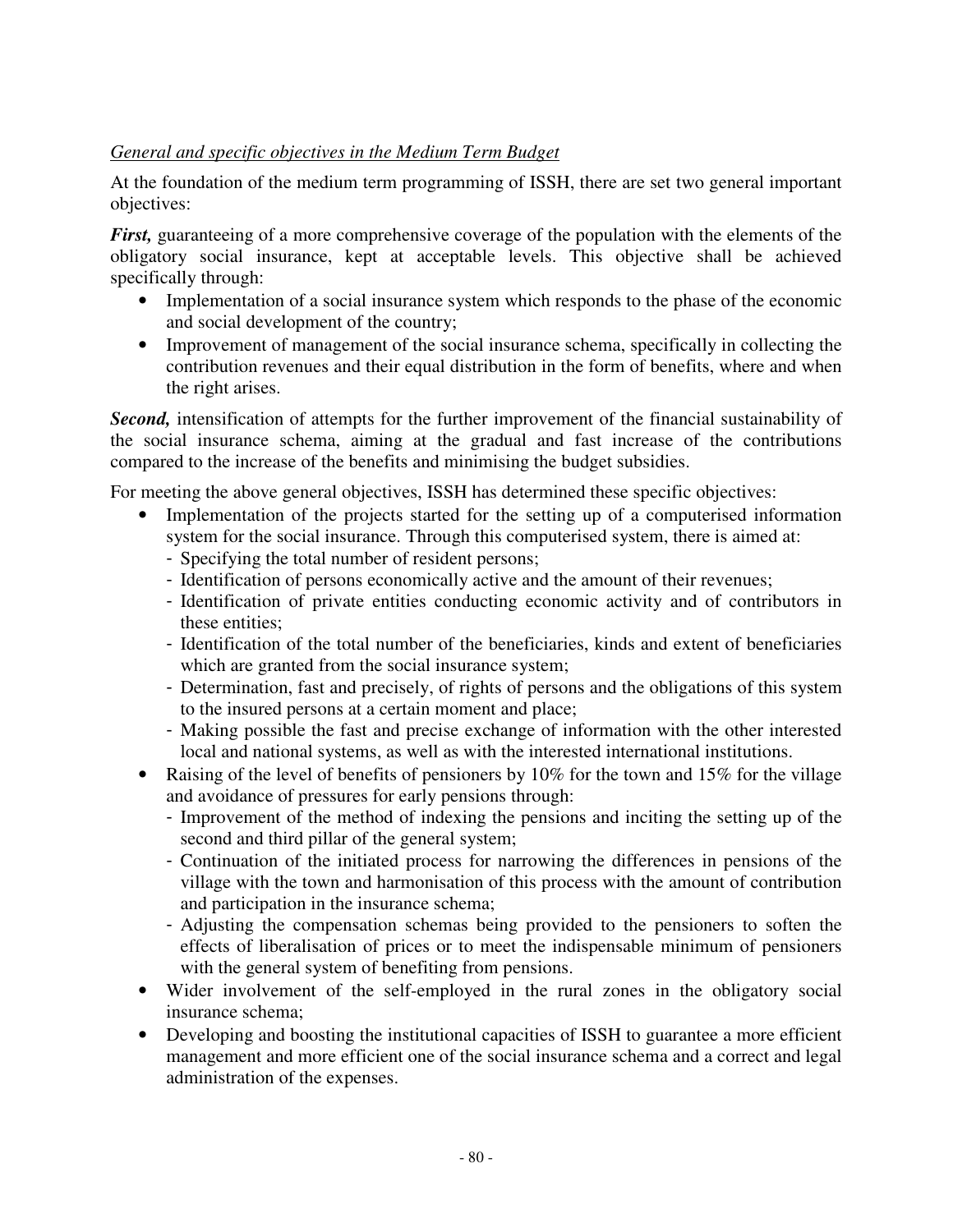*General and specific objectives in the Medium Term Budget*

At the foundation of the medium term programming of ISSH, there are set two general important objectives:

***First,*** guaranteeing of a more comprehensive coverage of the population with the elements of the obligatory social insurance, kept at acceptable levels. This objective shall be achieved specifically through:

- Implementation of a social insurance system which responds to the phase of the economic and social development of the country;
- Improvement of management of the social insurance schema, specifically in collecting the contribution revenues and their equal distribution in the form of benefits, where and when the right arises.

***Second,*** intensification of attempts for the further improvement of the financial sustainability of the social insurance schema, aiming at the gradual and fast increase of the contributions compared to the increase of the benefits and minimising the budget subsidies.

For meeting the above general objectives, ISSH has determined these specific objectives:

- Implementation of the projects started for the setting up of a computerised information system for the social insurance. Through this computerised system, there is aimed at:
  - Specifying the total number of resident persons;
  - Identification of persons economically active and the amount of their revenues;
  - Identification of private entities conducting economic activity and of contributors in these entities;
  - Identification of the total number of the beneficiaries, kinds and extent of beneficiaries which are granted from the social insurance system;
  - Determination, fast and precisely, of rights of persons and the obligations of this system to the insured persons at a certain moment and place;
  - Making possible the fast and precise exchange of information with the other interested local and national systems, as well as with the interested international institutions.
- Raising of the level of benefits of pensioners by 10% for the town and 15% for the village and avoidance of pressures for early pensions through:
  - Improvement of the method of indexing the pensions and inciting the setting up of the second and third pillar of the general system;
  - Continuation of the initiated process for narrowing the differences in pensions of the village with the town and harmonisation of this process with the amount of contribution and participation in the insurance schema;
  - Adjusting the compensation schemas being provided to the pensioners to soften the effects of liberalisation of prices or to meet the indispensable minimum of pensioners with the general system of benefiting from pensions.
- Wider involvement of the self-employed in the rural zones in the obligatory social insurance schema;
- Developing and boosting the institutional capacities of ISSH to guarantee a more efficient management and more efficient one of the social insurance schema and a correct and legal administration of the expenses.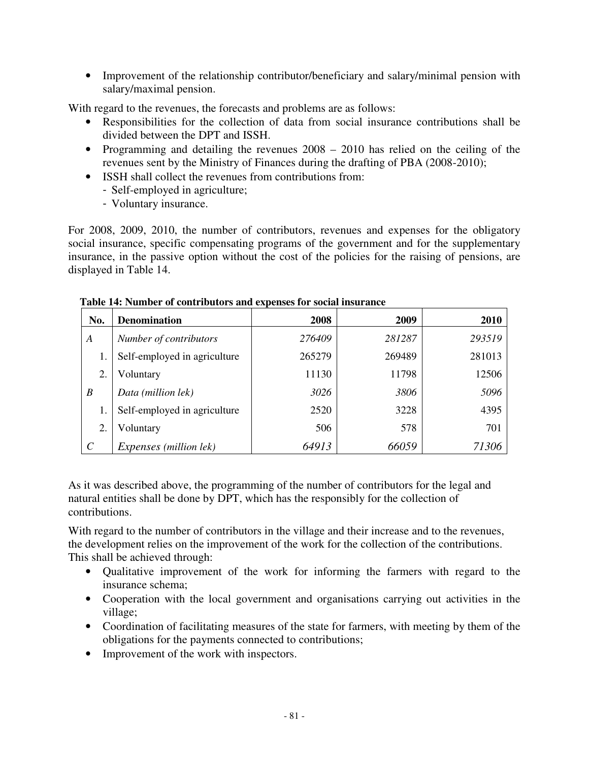- Improvement of the relationship contributor/beneficiary and salary/minimal pension with salary/maximal pension.

With regard to the revenues, the forecasts and problems are as follows:

- Responsibilities for the collection of data from social insurance contributions shall be divided between the DPT and ISSH.
- Programming and detailing the revenues 2008 – 2010 has relied on the ceiling of the revenues sent by the Ministry of Finances during the drafting of PBA (2008-2010);
- ISSH shall collect the revenues from contributions from:
  - Self-employed in agriculture;
  - Voluntary insurance.

For 2008, 2009, 2010, the number of contributors, revenues and expenses for the obligatory social insurance, specific compensating programs of the government and for the supplementary insurance, in the passive option without the cost of the policies for the raising of pensions, are displayed in Table 14.

**Table 14: Number of contributors and expenses for social insurance**

| No. | Denomination | 2008 | 2009 | 2010 |
|---|---|---|---|---|
| *A* | *Number of contributors* | *276409* | *281287* | *293519* |
| 1. | Self-employed in agriculture | 265279 | 269489 | 281013 |
| 2. | Voluntary | 11130 | 11798 | 12506 |
| *B* | *Data (million lek)* | *3026* | *3806* | *5096* |
| 1. | Self-employed in agriculture | 2520 | 3228 | 4395 |
| 2. | Voluntary | 506 | 578 | 701 |
| *C* | *Expenses (million lek)* | *64913* | *66059* | *71306* |

As it was described above, the programming of the number of contributors for the legal and natural entities shall be done by DPT, which has the responsibly for the collection of contributions.

With regard to the number of contributors in the village and their increase and to the revenues, the development relies on the improvement of the work for the collection of the contributions. This shall be achieved through:

- Qualitative improvement of the work for informing the farmers with regard to the insurance schema;
- Cooperation with the local government and organisations carrying out activities in the village;
- Coordination of facilitating measures of the state for farmers, with meeting by them of the obligations for the payments connected to contributions;
- Improvement of the work with inspectors.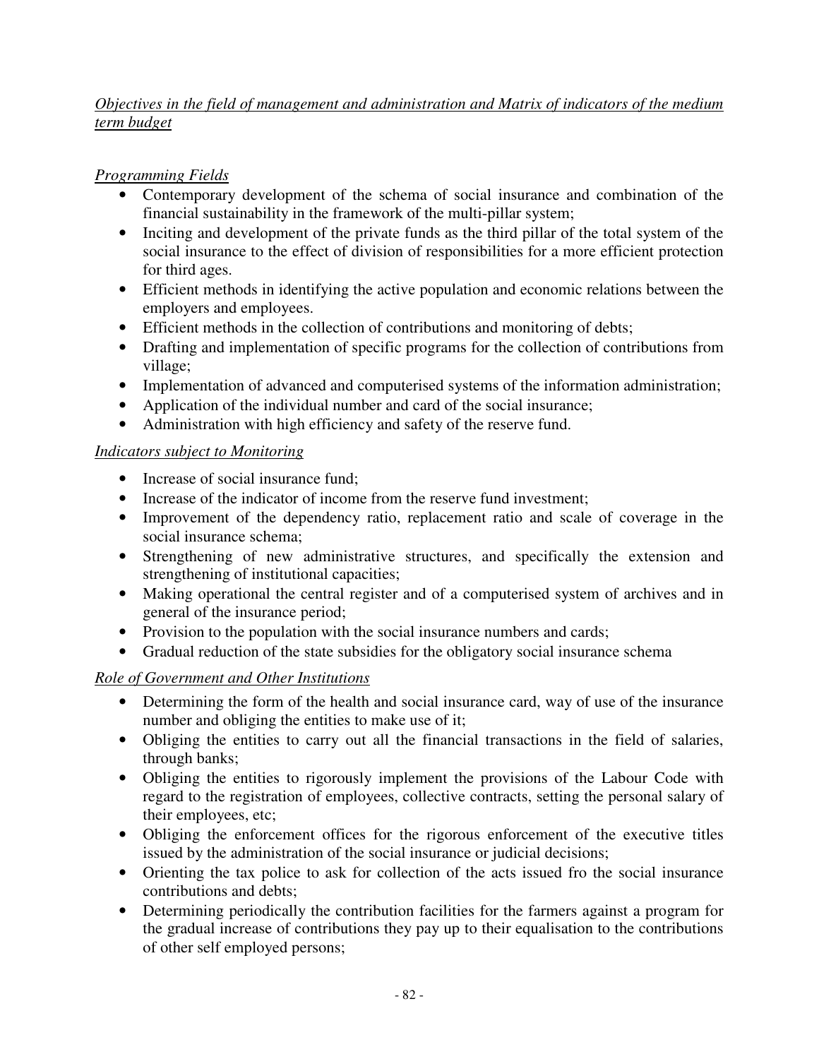*Objectives in the field of management and administration and Matrix of indicators of the medium term budget*

*Programming Fields*

- Contemporary development of the schema of social insurance and combination of the financial sustainability in the framework of the multi-pillar system;
- Inciting and development of the private funds as the third pillar of the total system of the social insurance to the effect of division of responsibilities for a more efficient protection for third ages.
- Efficient methods in identifying the active population and economic relations between the employers and employees.
- Efficient methods in the collection of contributions and monitoring of debts;
- Drafting and implementation of specific programs for the collection of contributions from village;
- Implementation of advanced and computerised systems of the information administration;
- Application of the individual number and card of the social insurance;
- Administration with high efficiency and safety of the reserve fund.

*Indicators subject to Monitoring*

- Increase of social insurance fund;
- Increase of the indicator of income from the reserve fund investment;
- Improvement of the dependency ratio, replacement ratio and scale of coverage in the social insurance schema;
- Strengthening of new administrative structures, and specifically the extension and strengthening of institutional capacities;
- Making operational the central register and of a computerised system of archives and in general of the insurance period;
- Provision to the population with the social insurance numbers and cards;
- Gradual reduction of the state subsidies for the obligatory social insurance schema

*Role of Government and Other Institutions*

- Determining the form of the health and social insurance card, way of use of the insurance number and obliging the entities to make use of it;
- Obliging the entities to carry out all the financial transactions in the field of salaries, through banks;
- Obliging the entities to rigorously implement the provisions of the Labour Code with regard to the registration of employees, collective contracts, setting the personal salary of their employees, etc;
- Obliging the enforcement offices for the rigorous enforcement of the executive titles issued by the administration of the social insurance or judicial decisions;
- Orienting the tax police to ask for collection of the acts issued fro the social insurance contributions and debts;
- Determining periodically the contribution facilities for the farmers against a program for the gradual increase of contributions they pay up to their equalisation to the contributions of other self employed persons;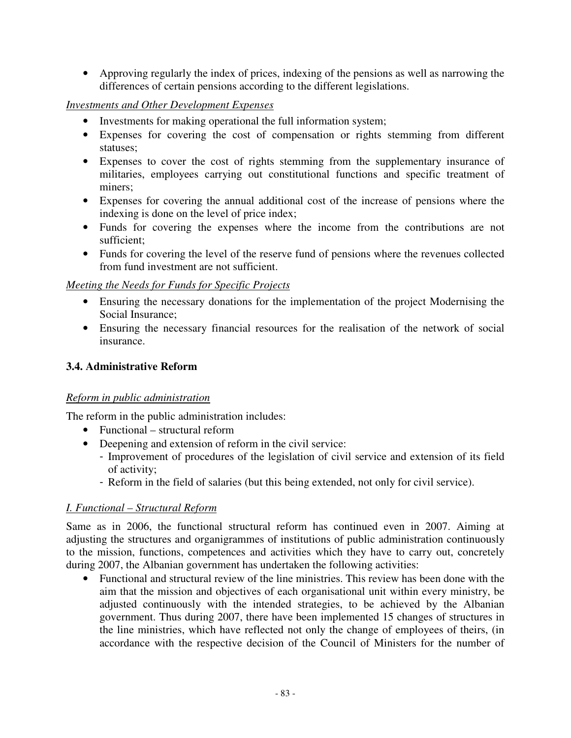- Approving regularly the index of prices, indexing of the pensions as well as narrowing the differences of certain pensions according to the different legislations.

*Investments and Other Development Expenses*

- Investments for making operational the full information system;
- Expenses for covering the cost of compensation or rights stemming from different statuses;
- Expenses to cover the cost of rights stemming from the supplementary insurance of militaries, employees carrying out constitutional functions and specific treatment of miners;
- Expenses for covering the annual additional cost of the increase of pensions where the indexing is done on the level of price index;
- Funds for covering the expenses where the income from the contributions are not sufficient;
- Funds for covering the level of the reserve fund of pensions where the revenues collected from fund investment are not sufficient.

*Meeting the Needs for Funds for Specific Projects*

- Ensuring the necessary donations for the implementation of the project Modernising the Social Insurance;
- Ensuring the necessary financial resources for the realisation of the network of social insurance.

### 3.4. Administrative Reform

*Reform in public administration*

The reform in the public administration includes:

- Functional – structural reform
- Deepening and extension of reform in the civil service:
  - Improvement of procedures of the legislation of civil service and extension of its field of activity;
  - Reform in the field of salaries (but this being extended, not only for civil service).

*I. Functional – Structural Reform*

Same as in 2006, the functional structural reform has continued even in 2007. Aiming at adjusting the structures and organigrammes of institutions of public administration continuously to the mission, functions, competences and activities which they have to carry out, concretely during 2007, the Albanian government has undertaken the following activities:

- Functional and structural review of the line ministries. This review has been done with the aim that the mission and objectives of each organisational unit within every ministry, be adjusted continuously with the intended strategies, to be achieved by the Albanian government. Thus during 2007, there have been implemented 15 changes of structures in the line ministries, which have reflected not only the change of employees of theirs, (in accordance with the respective decision of the Council of Ministers for the number of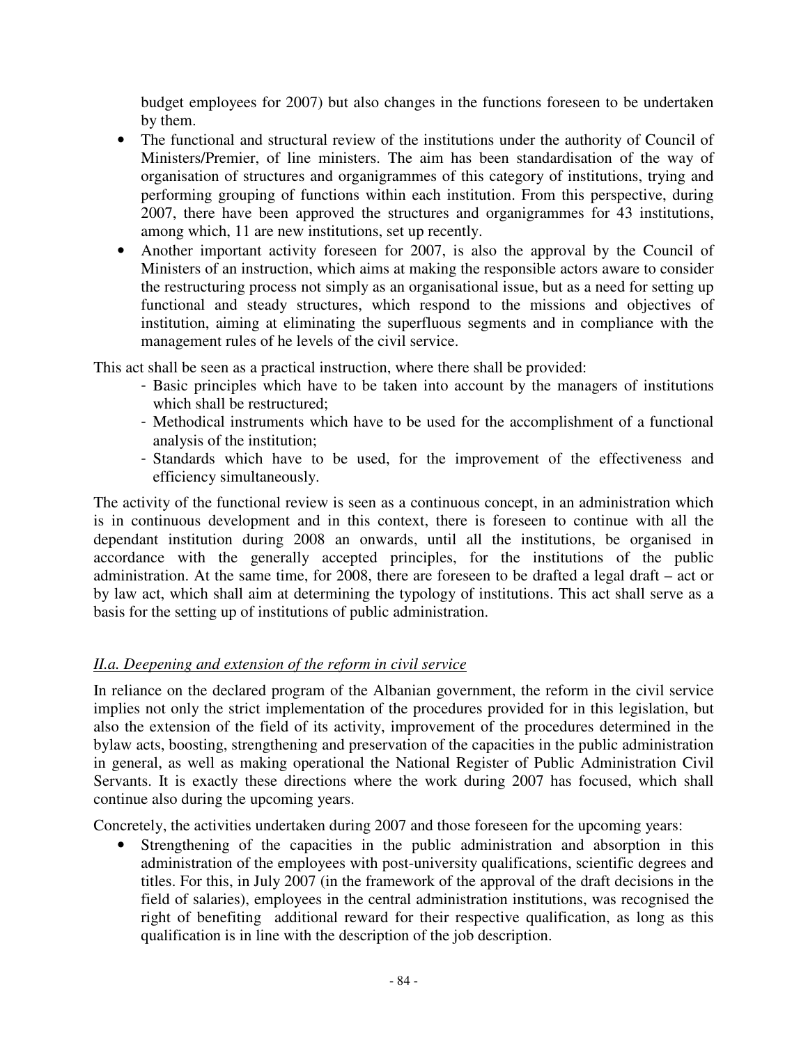budget employees for 2007) but also changes in the functions foreseen to be undertaken by them.

- The functional and structural review of the institutions under the authority of Council of Ministers/Premier, of line ministers. The aim has been standardisation of the way of organisation of structures and organigrammes of this category of institutions, trying and performing grouping of functions within each institution. From this perspective, during 2007, there have been approved the structures and organigrammes for 43 institutions, among which, 11 are new institutions, set up recently.
- Another important activity foreseen for 2007, is also the approval by the Council of Ministers of an instruction, which aims at making the responsible actors aware to consider the restructuring process not simply as an organisational issue, but as a need for setting up functional and steady structures, which respond to the missions and objectives of institution, aiming at eliminating the superfluous segments and in compliance with the management rules of he levels of the civil service.

This act shall be seen as a practical instruction, where there shall be provided:

- Basic principles which have to be taken into account by the managers of institutions which shall be restructured;
- Methodical instruments which have to be used for the accomplishment of a functional analysis of the institution;
- Standards which have to be used, for the improvement of the effectiveness and efficiency simultaneously.

The activity of the functional review is seen as a continuous concept, in an administration which is in continuous development and in this context, there is foreseen to continue with all the dependant institution during 2008 an onwards, until all the institutions, be organised in accordance with the generally accepted principles, for the institutions of the public administration. At the same time, for 2008, there are foreseen to be drafted a legal draft – act or by law act, which shall aim at determining the typology of institutions. This act shall serve as a basis for the setting up of institutions of public administration.

*II.a. Deepening and extension of the reform in civil service*

In reliance on the declared program of the Albanian government, the reform in the civil service implies not only the strict implementation of the procedures provided for in this legislation, but also the extension of the field of its activity, improvement of the procedures determined in the bylaw acts, boosting, strengthening and preservation of the capacities in the public administration in general, as well as making operational the National Register of Public Administration Civil Servants. It is exactly these directions where the work during 2007 has focused, which shall continue also during the upcoming years.

Concretely, the activities undertaken during 2007 and those foreseen for the upcoming years:

- Strengthening of the capacities in the public administration and absorption in this administration of the employees with post-university qualifications, scientific degrees and titles. For this, in July 2007 (in the framework of the approval of the draft decisions in the field of salaries), employees in the central administration institutions, was recognised the right of benefiting additional reward for their respective qualification, as long as this qualification is in line with the description of the job description.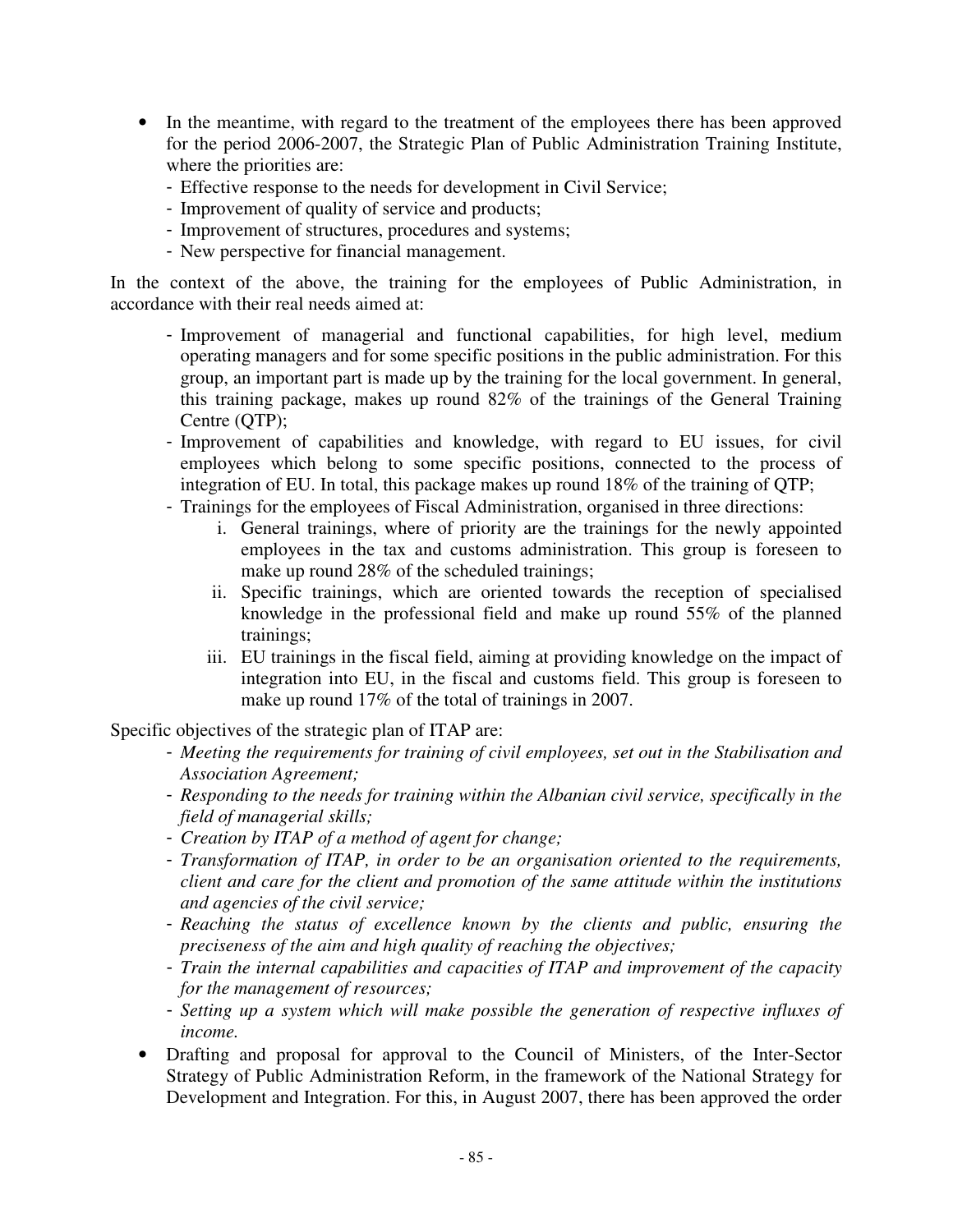- In the meantime, with regard to the treatment of the employees there has been approved for the period 2006-2007, the Strategic Plan of Public Administration Training Institute, where the priorities are:
  - Effective response to the needs for development in Civil Service;
  - Improvement of quality of service and products;
  - Improvement of structures, procedures and systems;
  - New perspective for financial management.

In the context of the above, the training for the employees of Public Administration, in accordance with their real needs aimed at:

- Improvement of managerial and functional capabilities, for high level, medium operating managers and for some specific positions in the public administration. For this group, an important part is made up by the training for the local government. In general, this training package, makes up round 82% of the trainings of the General Training Centre (QTP);
- Improvement of capabilities and knowledge, with regard to EU issues, for civil employees which belong to some specific positions, connected to the process of integration of EU. In total, this package makes up round 18% of the training of QTP;
- Trainings for the employees of Fiscal Administration, organised in three directions:
  - i. General trainings, where of priority are the trainings for the newly appointed employees in the tax and customs administration. This group is foreseen to make up round 28% of the scheduled trainings;
  - ii. Specific trainings, which are oriented towards the reception of specialised knowledge in the professional field and make up round 55% of the planned trainings;
  - iii. EU trainings in the fiscal field, aiming at providing knowledge on the impact of integration into EU, in the fiscal and customs field. This group is foreseen to make up round 17% of the total of trainings in 2007.

Specific objectives of the strategic plan of ITAP are:

- *Meeting the requirements for training of civil employees, set out in the Stabilisation and Association Agreement;*
- *Responding to the needs for training within the Albanian civil service, specifically in the field of managerial skills;*
- *Creation by ITAP of a method of agent for change;*
- *Transformation of ITAP, in order to be an organisation oriented to the requirements, client and care for the client and promotion of the same attitude within the institutions and agencies of the civil service;*
- *Reaching the status of excellence known by the clients and public, ensuring the preciseness of the aim and high quality of reaching the objectives;*
- *Train the internal capabilities and capacities of ITAP and improvement of the capacity for the management of resources;*
- *Setting up a system which will make possible the generation of respective influxes of income.*

- Drafting and proposal for approval to the Council of Ministers, of the Inter-Sector Strategy of Public Administration Reform, in the framework of the National Strategy for Development and Integration. For this, in August 2007, there has been approved the order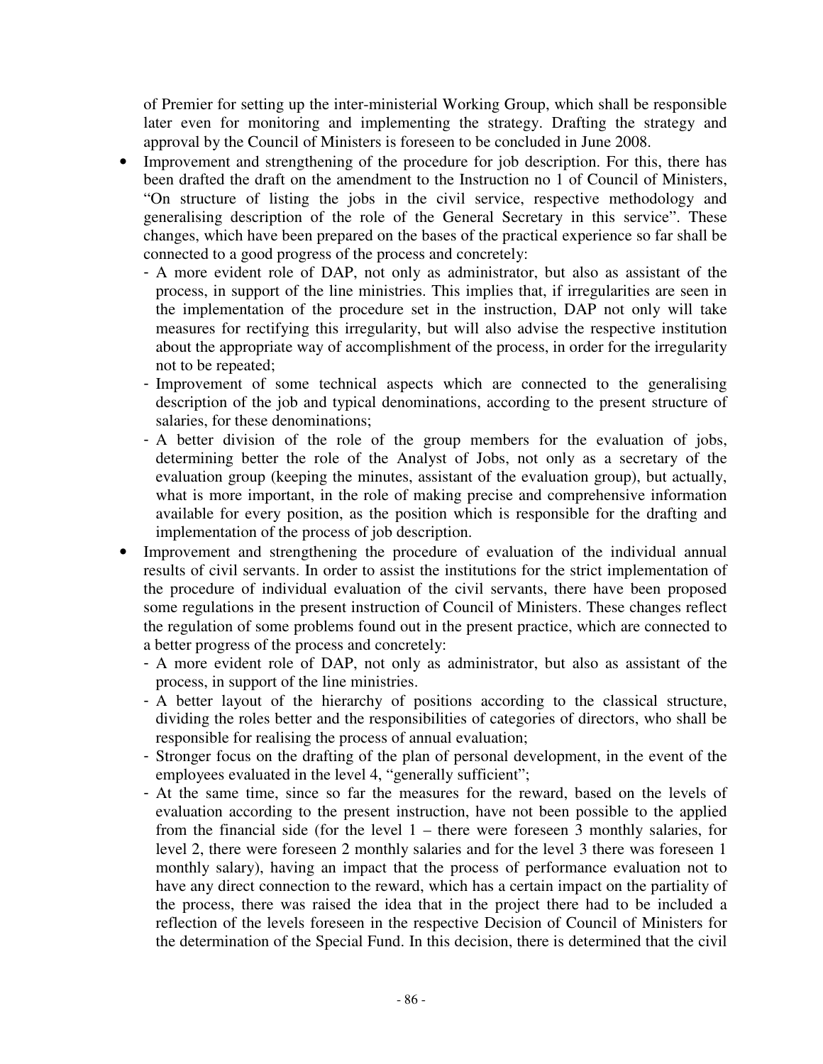of Premier for setting up the inter-ministerial Working Group, which shall be responsible later even for monitoring and implementing the strategy. Drafting the strategy and approval by the Council of Ministers is foreseen to be concluded in June 2008.

- Improvement and strengthening of the procedure for job description. For this, there has been drafted the draft on the amendment to the Instruction no 1 of Council of Ministers, "On structure of listing the jobs in the civil service, respective methodology and generalising description of the role of the General Secretary in this service". These changes, which have been prepared on the bases of the practical experience so far shall be connected to a good progress of the process and concretely:
  - A more evident role of DAP, not only as administrator, but also as assistant of the process, in support of the line ministries. This implies that, if irregularities are seen in the implementation of the procedure set in the instruction, DAP not only will take measures for rectifying this irregularity, but will also advise the respective institution about the appropriate way of accomplishment of the process, in order for the irregularity not to be repeated;
  - Improvement of some technical aspects which are connected to the generalising description of the job and typical denominations, according to the present structure of salaries, for these denominations;
  - A better division of the role of the group members for the evaluation of jobs, determining better the role of the Analyst of Jobs, not only as a secretary of the evaluation group (keeping the minutes, assistant of the evaluation group), but actually, what is more important, in the role of making precise and comprehensive information available for every position, as the position which is responsible for the drafting and implementation of the process of job description.
- Improvement and strengthening the procedure of evaluation of the individual annual results of civil servants. In order to assist the institutions for the strict implementation of the procedure of individual evaluation of the civil servants, there have been proposed some regulations in the present instruction of Council of Ministers. These changes reflect the regulation of some problems found out in the present practice, which are connected to a better progress of the process and concretely:
  - A more evident role of DAP, not only as administrator, but also as assistant of the process, in support of the line ministries.
  - A better layout of the hierarchy of positions according to the classical structure, dividing the roles better and the responsibilities of categories of directors, who shall be responsible for realising the process of annual evaluation;
  - Stronger focus on the drafting of the plan of personal development, in the event of the employees evaluated in the level 4, "generally sufficient";
  - At the same time, since so far the measures for the reward, based on the levels of evaluation according to the present instruction, have not been possible to the applied from the financial side (for the level 1 – there were foreseen 3 monthly salaries, for level 2, there were foreseen 2 monthly salaries and for the level 3 there was foreseen 1 monthly salary), having an impact that the process of performance evaluation not to have any direct connection to the reward, which has a certain impact on the partiality of the process, there was raised the idea that in the project there had to be included a reflection of the levels foreseen in the respective Decision of Council of Ministers for the determination of the Special Fund. In this decision, there is determined that the civil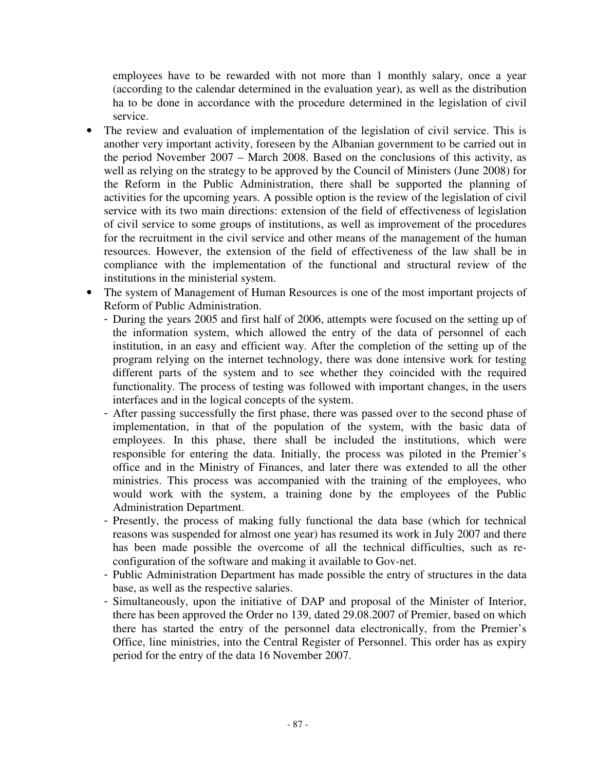employees have to be rewarded with not more than 1 monthly salary, once a year (according to the calendar determined in the evaluation year), as well as the distribution ha to be done in accordance with the procedure determined in the legislation of civil service.

- The review and evaluation of implementation of the legislation of civil service. This is another very important activity, foreseen by the Albanian government to be carried out in the period November 2007 – March 2008. Based on the conclusions of this activity, as well as relying on the strategy to be approved by the Council of Ministers (June 2008) for the Reform in the Public Administration, there shall be supported the planning of activities for the upcoming years. A possible option is the review of the legislation of civil service with its two main directions: extension of the field of effectiveness of legislation of civil service to some groups of institutions, as well as improvement of the procedures for the recruitment in the civil service and other means of the management of the human resources. However, the extension of the field of effectiveness of the law shall be in compliance with the implementation of the functional and structural review of the institutions in the ministerial system.
- The system of Management of Human Resources is one of the most important projects of Reform of Public Administration.
  - During the years 2005 and first half of 2006, attempts were focused on the setting up of the information system, which allowed the entry of the data of personnel of each institution, in an easy and efficient way. After the completion of the setting up of the program relying on the internet technology, there was done intensive work for testing different parts of the system and to see whether they coincided with the required functionality. The process of testing was followed with important changes, in the users interfaces and in the logical concepts of the system.
  - After passing successfully the first phase, there was passed over to the second phase of implementation, in that of the population of the system, with the basic data of employees. In this phase, there shall be included the institutions, which were responsible for entering the data. Initially, the process was piloted in the Premier's office and in the Ministry of Finances, and later there was extended to all the other ministries. This process was accompanied with the training of the employees, who would work with the system, a training done by the employees of the Public Administration Department.
  - Presently, the process of making fully functional the data base (which for technical reasons was suspended for almost one year) has resumed its work in July 2007 and there has been made possible the overcome of all the technical difficulties, such as re-configuration of the software and making it available to Gov-net.
  - Public Administration Department has made possible the entry of structures in the data base, as well as the respective salaries.
  - Simultaneously, upon the initiative of DAP and proposal of the Minister of Interior, there has been approved the Order no 139, dated 29.08.2007 of Premier, based on which there has started the entry of the personnel data electronically, from the Premier's Office, line ministries, into the Central Register of Personnel. This order has as expiry period for the entry of the data 16 November 2007.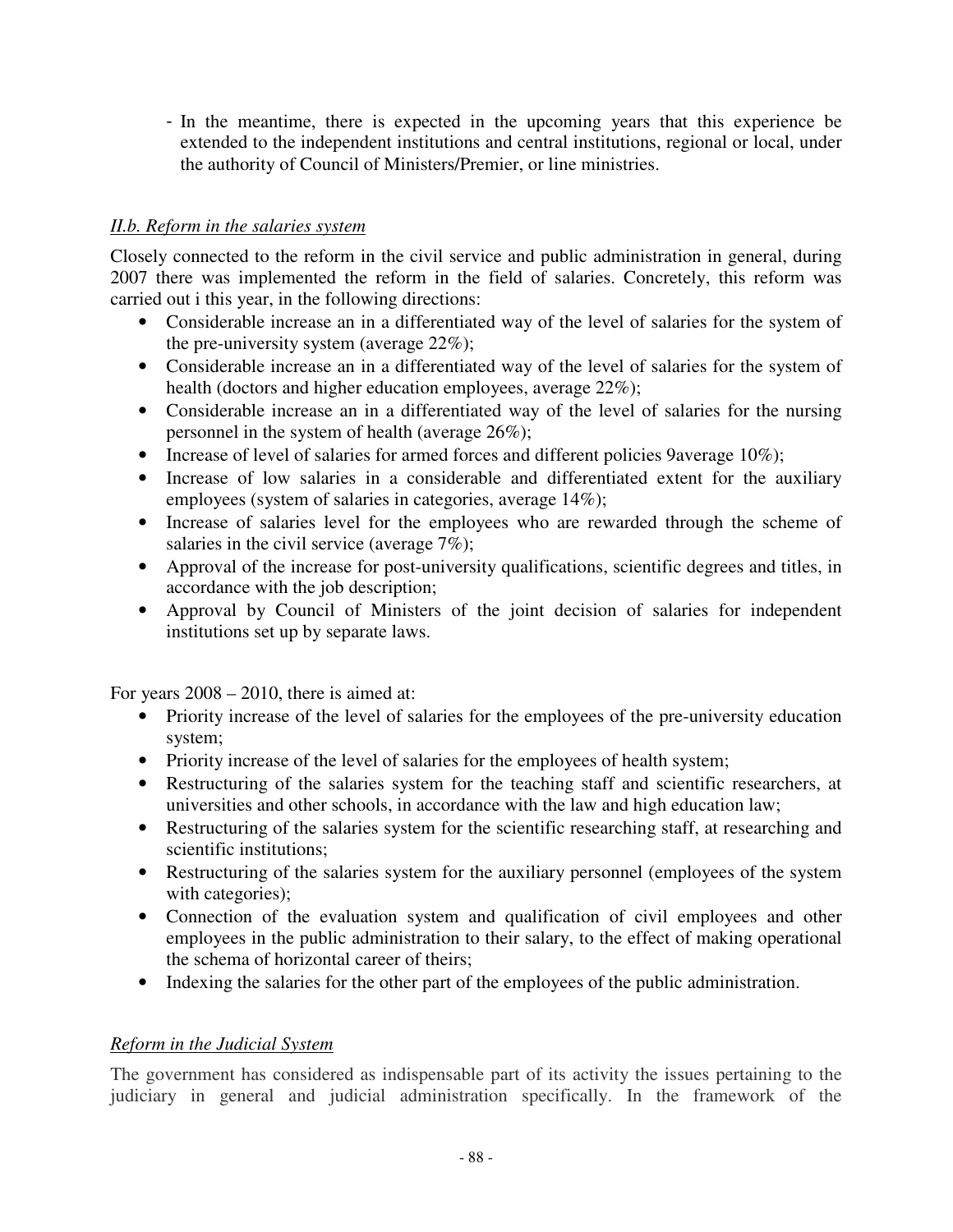- In the meantime, there is expected in the upcoming years that this experience be extended to the independent institutions and central institutions, regional or local, under the authority of Council of Ministers/Premier, or line ministries.

### *II.b. Reform in the salaries system*

Closely connected to the reform in the civil service and public administration in general, during 2007 there was implemented the reform in the field of salaries. Concretely, this reform was carried out i this year, in the following directions:

- Considerable increase an in a differentiated way of the level of salaries for the system of the pre-university system (average 22%);
- Considerable increase an in a differentiated way of the level of salaries for the system of health (doctors and higher education employees, average 22%);
- Considerable increase an in a differentiated way of the level of salaries for the nursing personnel in the system of health (average 26%);
- Increase of level of salaries for armed forces and different policies 9average 10%);
- Increase of low salaries in a considerable and differentiated extent for the auxiliary employees (system of salaries in categories, average 14%);
- Increase of salaries level for the employees who are rewarded through the scheme of salaries in the civil service (average 7%);
- Approval of the increase for post-university qualifications, scientific degrees and titles, in accordance with the job description;
- Approval by Council of Ministers of the joint decision of salaries for independent institutions set up by separate laws.

For years 2008 – 2010, there is aimed at:

- Priority increase of the level of salaries for the employees of the pre-university education system;
- Priority increase of the level of salaries for the employees of health system;
- Restructuring of the salaries system for the teaching staff and scientific researchers, at universities and other schools, in accordance with the law and high education law;
- Restructuring of the salaries system for the scientific researching staff, at researching and scientific institutions;
- Restructuring of the salaries system for the auxiliary personnel (employees of the system with categories);
- Connection of the evaluation system and qualification of civil employees and other employees in the public administration to their salary, to the effect of making operational the schema of horizontal career of theirs;
- Indexing the salaries for the other part of the employees of the public administration.

### *Reform in the Judicial System*

The government has considered as indispensable part of its activity the issues pertaining to the judiciary in general and judicial administration specifically. In the framework of the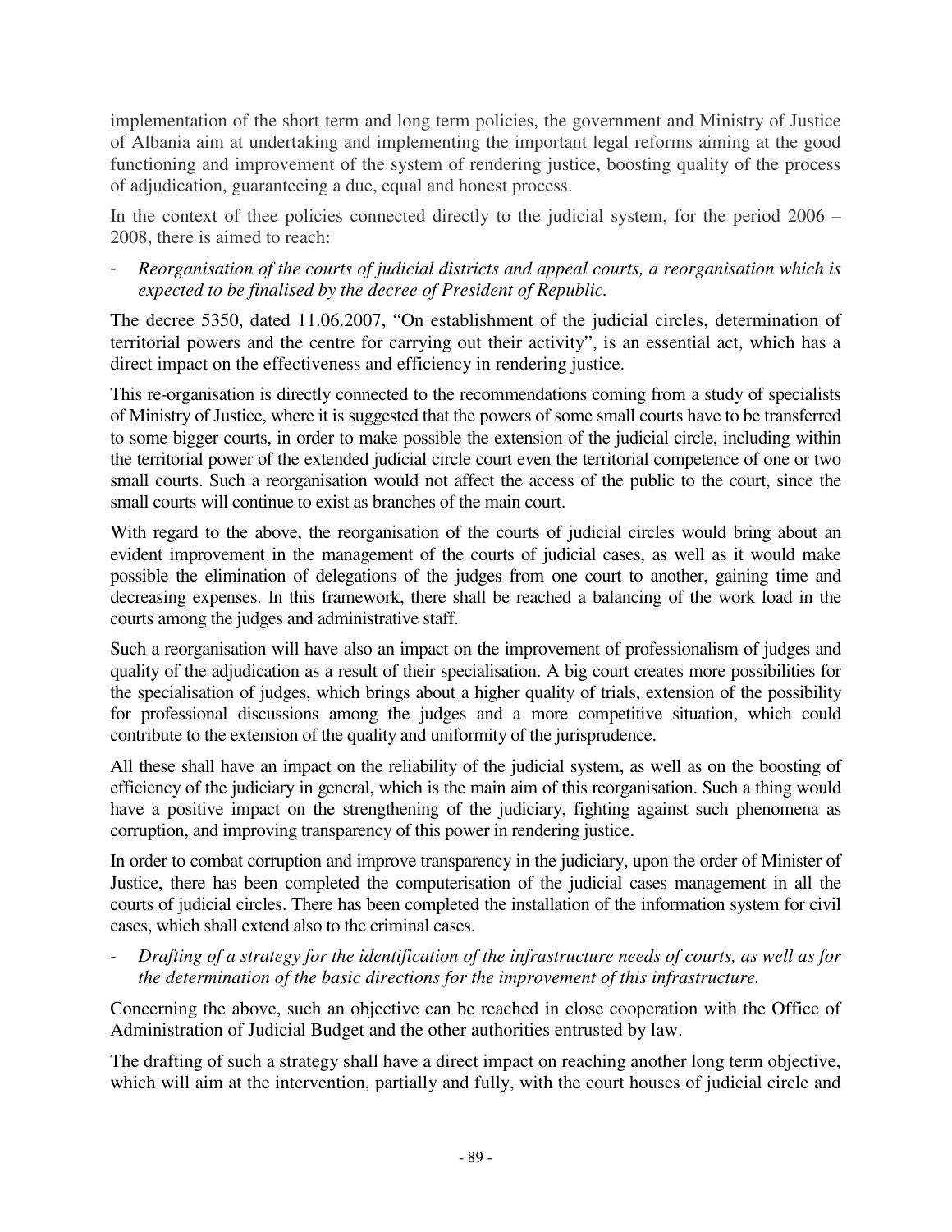implementation of the short term and long term policies, the government and Ministry of Justice of Albania aim at undertaking and implementing the important legal reforms aiming at the good functioning and improvement of the system of rendering justice, boosting quality of the process of adjudication, guaranteeing a due, equal and honest process.

In the context of thee policies connected directly to the judicial system, for the period 2006 – 2008, there is aimed to reach:

- *Reorganisation of the courts of judicial districts and appeal courts, a reorganisation which is expected to be finalised by the decree of President of Republic.*

The decree 5350, dated 11.06.2007, "On establishment of the judicial circles, determination of territorial powers and the centre for carrying out their activity", is an essential act, which has a direct impact on the effectiveness and efficiency in rendering justice.

This re-organisation is directly connected to the recommendations coming from a study of specialists of Ministry of Justice, where it is suggested that the powers of some small courts have to be transferred to some bigger courts, in order to make possible the extension of the judicial circle, including within the territorial power of the extended judicial circle court even the territorial competence of one or two small courts. Such a reorganisation would not affect the access of the public to the court, since the small courts will continue to exist as branches of the main court.

With regard to the above, the reorganisation of the courts of judicial circles would bring about an evident improvement in the management of the courts of judicial cases, as well as it would make possible the elimination of delegations of the judges from one court to another, gaining time and decreasing expenses. In this framework, there shall be reached a balancing of the work load in the courts among the judges and administrative staff.

Such a reorganisation will have also an impact on the improvement of professionalism of judges and quality of the adjudication as a result of their specialisation. A big court creates more possibilities for the specialisation of judges, which brings about a higher quality of trials, extension of the possibility for professional discussions among the judges and a more competitive situation, which could contribute to the extension of the quality and uniformity of the jurisprudence.

All these shall have an impact on the reliability of the judicial system, as well as on the boosting of efficiency of the judiciary in general, which is the main aim of this reorganisation. Such a thing would have a positive impact on the strengthening of the judiciary, fighting against such phenomena as corruption, and improving transparency of this power in rendering justice.

In order to combat corruption and improve transparency in the judiciary, upon the order of Minister of Justice, there has been completed the computerisation of the judicial cases management in all the courts of judicial circles. There has been completed the installation of the information system for civil cases, which shall extend also to the criminal cases.

- *Drafting of a strategy for the identification of the infrastructure needs of courts, as well as for the determination of the basic directions for the improvement of this infrastructure.*

Concerning the above, such an objective can be reached in close cooperation with the Office of Administration of Judicial Budget and the other authorities entrusted by law.

The drafting of such a strategy shall have a direct impact on reaching another long term objective, which will aim at the intervention, partially and fully, with the court houses of judicial circle and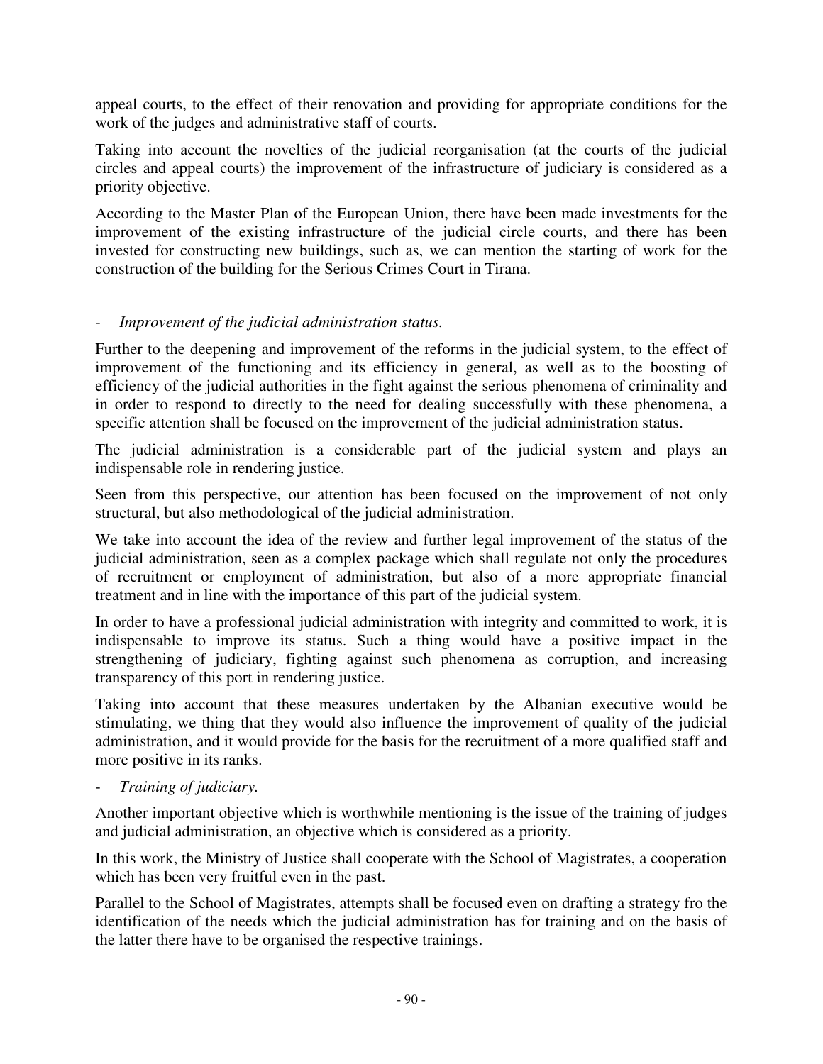appeal courts, to the effect of their renovation and providing for appropriate conditions for the work of the judges and administrative staff of courts.

Taking into account the novelties of the judicial reorganisation (at the courts of the judicial circles and appeal courts) the improvement of the infrastructure of judiciary is considered as a priority objective.

According to the Master Plan of the European Union, there have been made investments for the improvement of the existing infrastructure of the judicial circle courts, and there has been invested for constructing new buildings, such as, we can mention the starting of work for the construction of the building for the Serious Crimes Court in Tirana.

- *Improvement of the judicial administration status.*

Further to the deepening and improvement of the reforms in the judicial system, to the effect of improvement of the functioning and its efficiency in general, as well as to the boosting of efficiency of the judicial authorities in the fight against the serious phenomena of criminality and in order to respond to directly to the need for dealing successfully with these phenomena, a specific attention shall be focused on the improvement of the judicial administration status.

The judicial administration is a considerable part of the judicial system and plays an indispensable role in rendering justice.

Seen from this perspective, our attention has been focused on the improvement of not only structural, but also methodological of the judicial administration.

We take into account the idea of the review and further legal improvement of the status of the judicial administration, seen as a complex package which shall regulate not only the procedures of recruitment or employment of administration, but also of a more appropriate financial treatment and in line with the importance of this part of the judicial system.

In order to have a professional judicial administration with integrity and committed to work, it is indispensable to improve its status. Such a thing would have a positive impact in the strengthening of judiciary, fighting against such phenomena as corruption, and increasing transparency of this port in rendering justice.

Taking into account that these measures undertaken by the Albanian executive would be stimulating, we thing that they would also influence the improvement of quality of the judicial administration, and it would provide for the basis for the recruitment of a more qualified staff and more positive in its ranks.

- *Training of judiciary.*

Another important objective which is worthwhile mentioning is the issue of the training of judges and judicial administration, an objective which is considered as a priority.

In this work, the Ministry of Justice shall cooperate with the School of Magistrates, a cooperation which has been very fruitful even in the past.

Parallel to the School of Magistrates, attempts shall be focused even on drafting a strategy fro the identification of the needs which the judicial administration has for training and on the basis of the latter there have to be organised the respective trainings.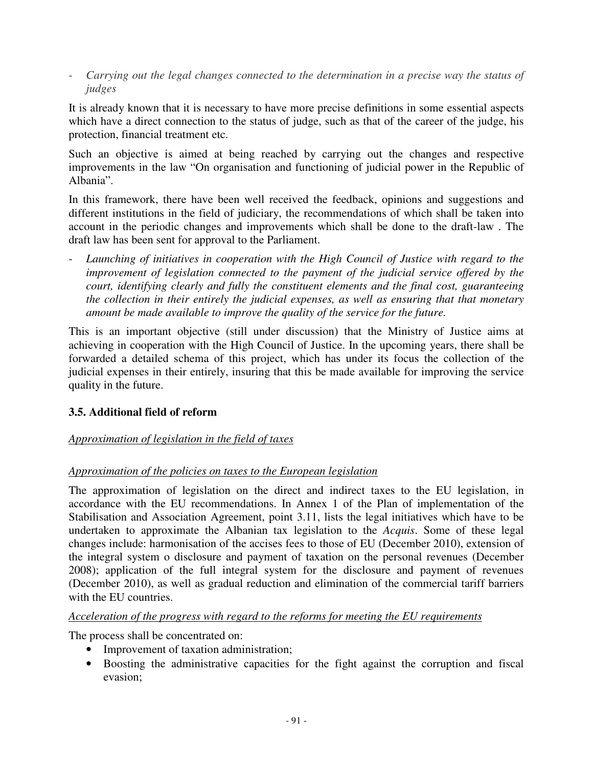- *Carrying out the legal changes connected to the determination in a precise way the status of judges*

It is already known that it is necessary to have more precise definitions in some essential aspects which have a direct connection to the status of judge, such as that of the career of the judge, his protection, financial treatment etc.

Such an objective is aimed at being reached by carrying out the changes and respective improvements in the law "On organisation and functioning of judicial power in the Republic of Albania".

In this framework, there have been well received the feedback, opinions and suggestions and different institutions in the field of judiciary, the recommendations of which shall be taken into account in the periodic changes and improvements which shall be done to the draft-law . The draft law has been sent for approval to the Parliament.

- *Launching of initiatives in cooperation with the High Council of Justice with regard to the improvement of legislation connected to the payment of the judicial service offered by the court, identifying clearly and fully the constituent elements and the final cost, guaranteeing the collection in their entirely the judicial expenses, as well as ensuring that that monetary amount be made available to improve the quality of the service for the future.*

This is an important objective (still under discussion) that the Ministry of Justice aims at achieving in cooperation with the High Council of Justice. In the upcoming years, there shall be forwarded a detailed schema of this project, which has under its focus the collection of the judicial expenses in their entirely, insuring that this be made available for improving the service quality in the future.

### 3.5. Additional field of reform

<u>*Approximation of legislation in the field of taxes*</u>

<u>*Approximation of the policies on taxes to the European legislation*</u>

The approximation of legislation on the direct and indirect taxes to the EU legislation, in accordance with the EU recommendations. In Annex 1 of the Plan of implementation of the Stabilisation and Association Agreement, point 3.11, lists the legal initiatives which have to be undertaken to approximate the Albanian tax legislation to the *Acquis*. Some of these legal changes include: harmonisation of the accises fees to those of EU (December 2010), extension of the integral system o disclosure and payment of taxation on the personal revenues (December 2008); application of the full integral system for the disclosure and payment of revenues (December 2010), as well as gradual reduction and elimination of the commercial tariff barriers with the EU countries.

<u>*Acceleration of the progress with regard to the reforms for meeting the EU requirements*</u>

The process shall be concentrated on:

- Improvement of taxation administration;
- Boosting the administrative capacities for the fight against the corruption and fiscal evasion;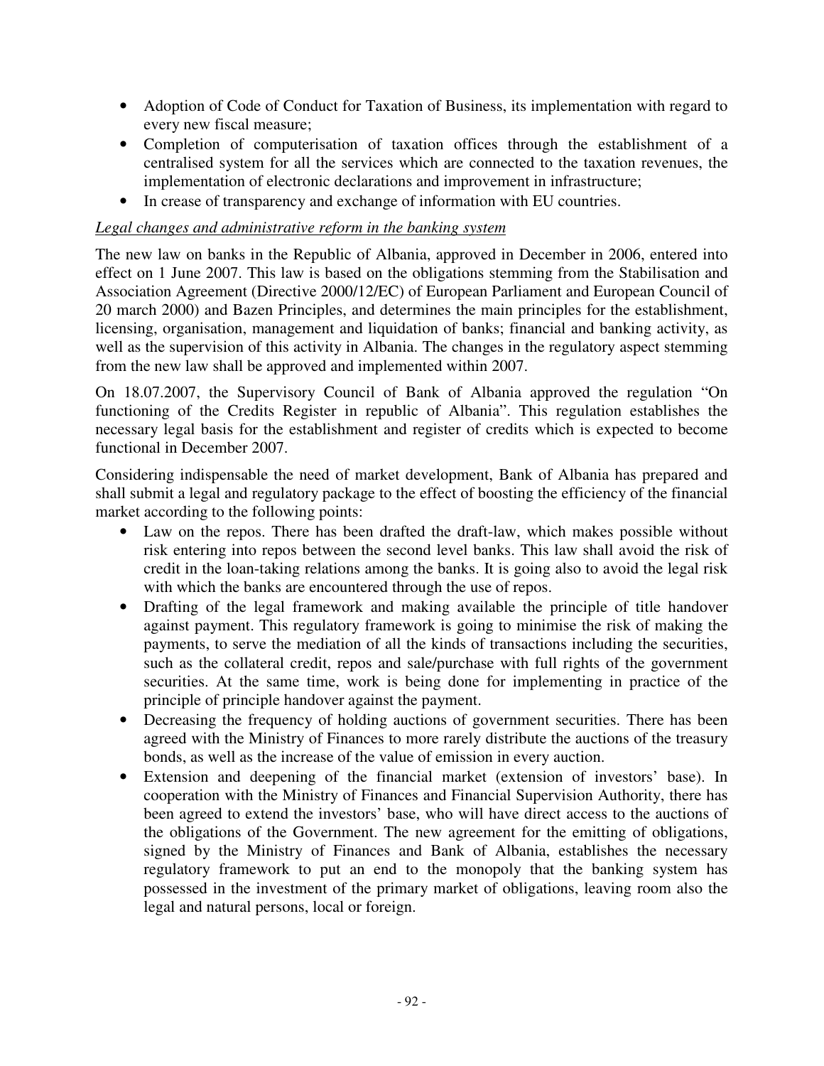- Adoption of Code of Conduct for Taxation of Business, its implementation with regard to every new fiscal measure;
- Completion of computerisation of taxation offices through the establishment of a centralised system for all the services which are connected to the taxation revenues, the implementation of electronic declarations and improvement in infrastructure;
- In crease of transparency and exchange of information with EU countries.

*Legal changes and administrative reform in the banking system*

The new law on banks in the Republic of Albania, approved in December in 2006, entered into effect on 1 June 2007. This law is based on the obligations stemming from the Stabilisation and Association Agreement (Directive 2000/12/EC) of European Parliament and European Council of 20 march 2000) and Bazen Principles, and determines the main principles for the establishment, licensing, organisation, management and liquidation of banks; financial and banking activity, as well as the supervision of this activity in Albania. The changes in the regulatory aspect stemming from the new law shall be approved and implemented within 2007.

On 18.07.2007, the Supervisory Council of Bank of Albania approved the regulation "On functioning of the Credits Register in republic of Albania". This regulation establishes the necessary legal basis for the establishment and register of credits which is expected to become functional in December 2007.

Considering indispensable the need of market development, Bank of Albania has prepared and shall submit a legal and regulatory package to the effect of boosting the efficiency of the financial market according to the following points:

- Law on the repos. There has been drafted the draft-law, which makes possible without risk entering into repos between the second level banks. This law shall avoid the risk of credit in the loan-taking relations among the banks. It is going also to avoid the legal risk with which the banks are encountered through the use of repos.
- Drafting of the legal framework and making available the principle of title handover against payment. This regulatory framework is going to minimise the risk of making the payments, to serve the mediation of all the kinds of transactions including the securities, such as the collateral credit, repos and sale/purchase with full rights of the government securities. At the same time, work is being done for implementing in practice of the principle of principle handover against the payment.
- Decreasing the frequency of holding auctions of government securities. There has been agreed with the Ministry of Finances to more rarely distribute the auctions of the treasury bonds, as well as the increase of the value of emission in every auction.
- Extension and deepening of the financial market (extension of investors' base). In cooperation with the Ministry of Finances and Financial Supervision Authority, there has been agreed to extend the investors' base, who will have direct access to the auctions of the obligations of the Government. The new agreement for the emitting of obligations, signed by the Ministry of Finances and Bank of Albania, establishes the necessary regulatory framework to put an end to the monopoly that the banking system has possessed in the investment of the primary market of obligations, leaving room also the legal and natural persons, local or foreign.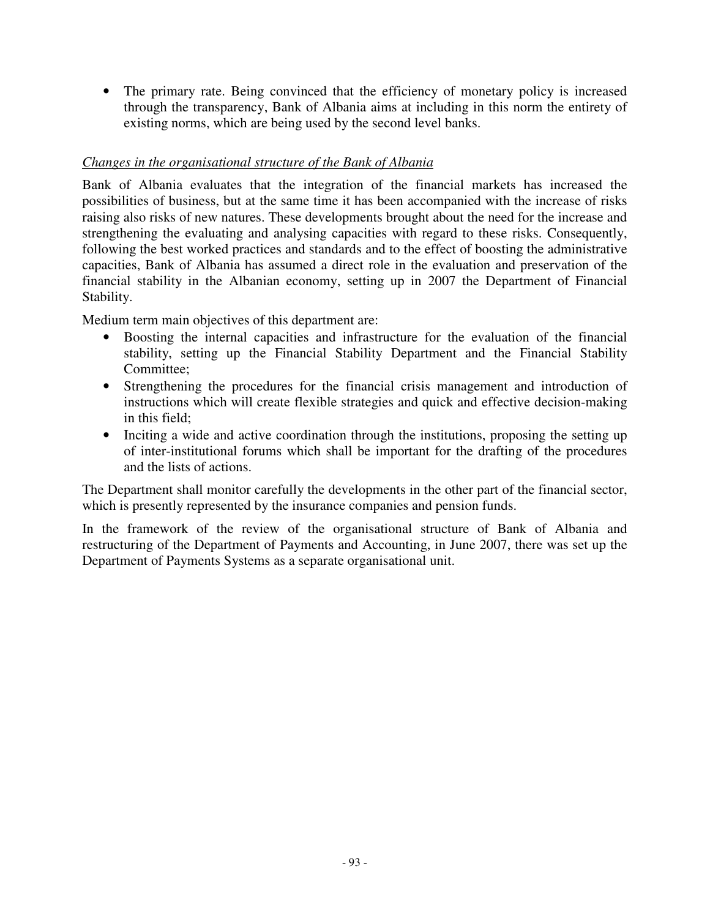- The primary rate. Being convinced that the efficiency of monetary policy is increased through the transparency, Bank of Albania aims at including in this norm the entirety of existing norms, which are being used by the second level banks.

*Changes in the organisational structure of the Bank of Albania*

Bank of Albania evaluates that the integration of the financial markets has increased the possibilities of business, but at the same time it has been accompanied with the increase of risks raising also risks of new natures. These developments brought about the need for the increase and strengthening the evaluating and analysing capacities with regard to these risks. Consequently, following the best worked practices and standards and to the effect of boosting the administrative capacities, Bank of Albania has assumed a direct role in the evaluation and preservation of the financial stability in the Albanian economy, setting up in 2007 the Department of Financial Stability.

Medium term main objectives of this department are:

- Boosting the internal capacities and infrastructure for the evaluation of the financial stability, setting up the Financial Stability Department and the Financial Stability Committee;
- Strengthening the procedures for the financial crisis management and introduction of instructions which will create flexible strategies and quick and effective decision-making in this field;
- Inciting a wide and active coordination through the institutions, proposing the setting up of inter-institutional forums which shall be important for the drafting of the procedures and the lists of actions.

The Department shall monitor carefully the developments in the other part of the financial sector, which is presently represented by the insurance companies and pension funds.

In the framework of the review of the organisational structure of Bank of Albania and restructuring of the Department of Payments and Accounting, in June 2007, there was set up the Department of Payments Systems as a separate organisational unit.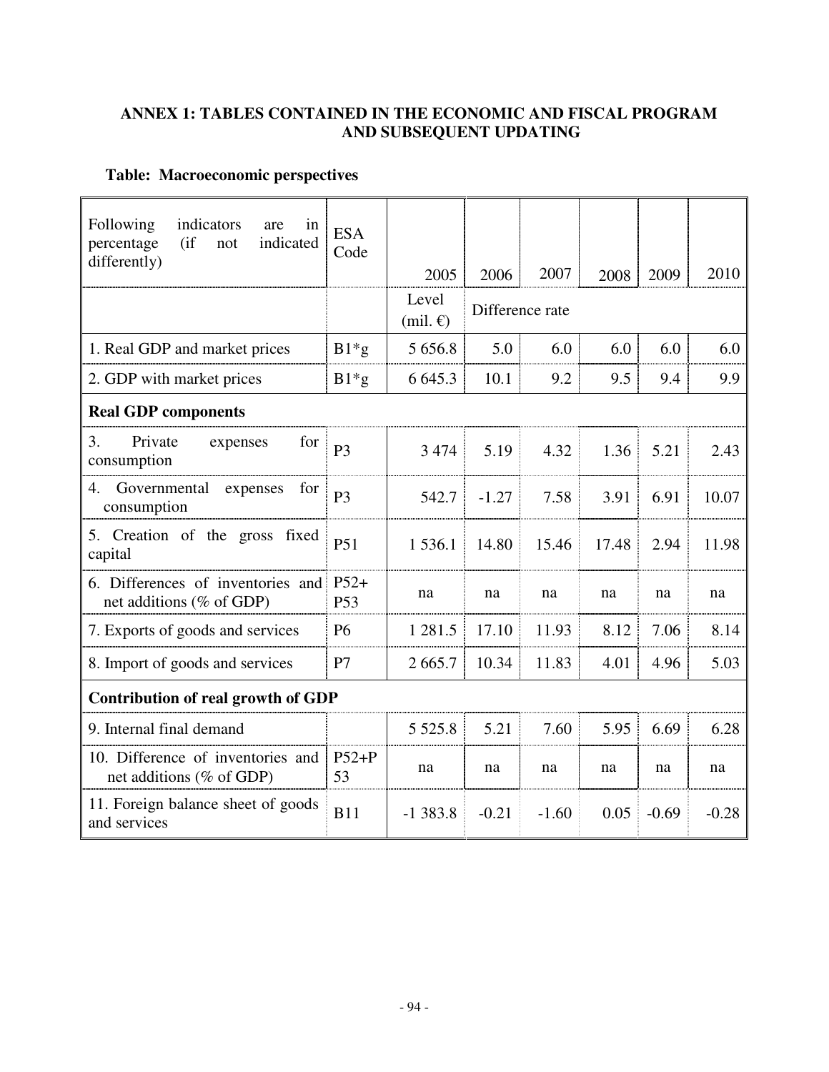**ANNEX 1: TABLES CONTAINED IN THE ECONOMIC AND FISCAL PROGRAM AND SUBSEQUENT UPDATING**

**Table: Macroeconomic perspectives**

| Following indicators are in percentage (if not indicated differently) | ESA Code | 2005 | 2006 | 2007 | 2008 | 2009 | 2010 |
|---|---|---|---|---|---|---|---|
| | | Level (mil. €) | Difference rate | | | | |
| 1. Real GDP and market prices | B1*g | 5 656.8 | 5.0 | 6.0 | 6.0 | 6.0 | 6.0 |
| 2. GDP with market prices | B1*g | 6 645.3 | 10.1 | 9.2 | 9.5 | 9.4 | 9.9 |
| **Real GDP components** | | | | | | | |
| 3. Private expenses for consumption | P3 | 3 474 | 5.19 | 4.32 | 1.36 | 5.21 | 2.43 |
| 4. Governmental expenses for consumption | P3 | 542.7 | -1.27 | 7.58 | 3.91 | 6.91 | 10.07 |
| 5. Creation of the gross fixed capital | P51 | 1 536.1 | 14.80 | 15.46 | 17.48 | 2.94 | 11.98 |
| 6. Differences of inventories and net additions (% of GDP) | P52+ P53 | na | na | na | na | na | na |
| 7. Exports of goods and services | P6 | 1 281.5 | 17.10 | 11.93 | 8.12 | 7.06 | 8.14 |
| 8. Import of goods and services | P7 | 2 665.7 | 10.34 | 11.83 | 4.01 | 4.96 | 5.03 |
| **Contribution of real growth of GDP** | | | | | | | |
| 9. Internal final demand | | 5 525.8 | 5.21 | 7.60 | 5.95 | 6.69 | 6.28 |
| 10. Difference of inventories and net additions (% of GDP) | P52+P53 | na | na | na | na | na | na |
| 11. Foreign balance sheet of goods and services | B11 | -1 383.8 | -0.21 | -1.60 | 0.05 | -0.69 | -0.28 |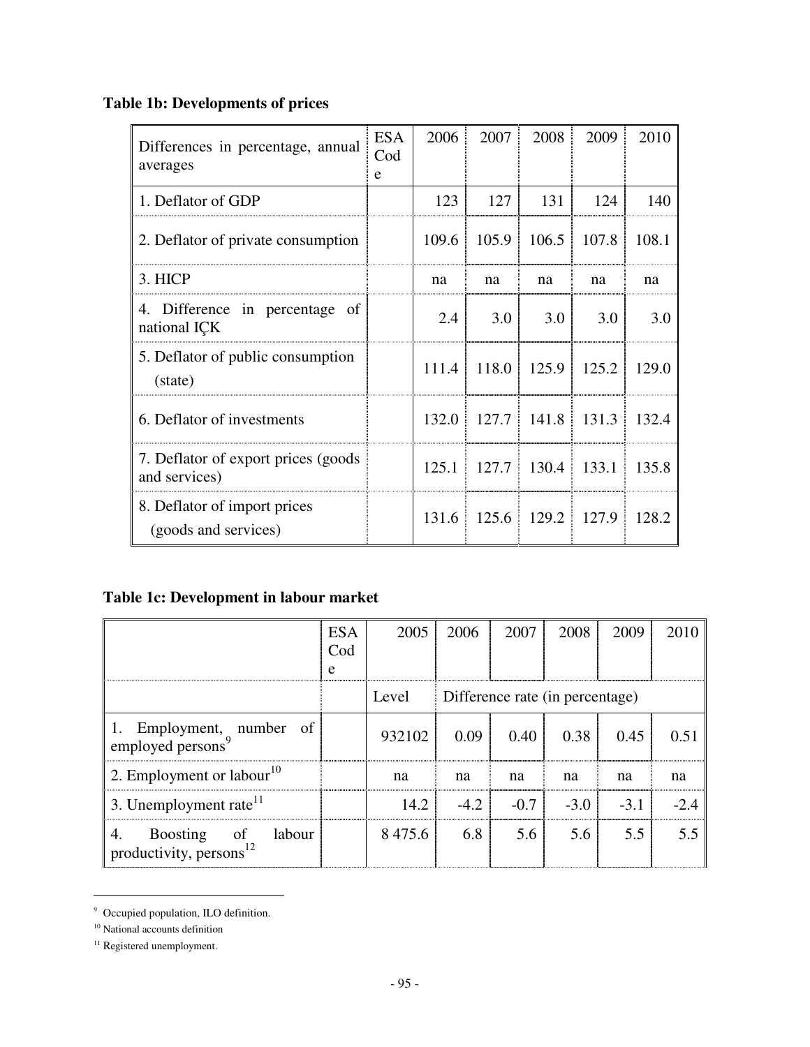**Table 1b: Developments of prices**

| Differences in percentage, annual averages | ESA Code | 2006 | 2007 | 2008 | 2009 | 2010 |
|---|---|---|---|---|---|---|
| 1. Deflator of GDP | | 123 | 127 | 131 | 124 | 140 |
| 2. Deflator of private consumption | | 109.6 | 105.9 | 106.5 | 107.8 | 108.1 |
| 3. HICP | | na | na | na | na | na |
| 4. Difference in percentage of national IÇK | | 2.4 | 3.0 | 3.0 | 3.0 | 3.0 |
| 5. Deflator of public consumption (state) | | 111.4 | 118.0 | 125.9 | 125.2 | 129.0 |
| 6. Deflator of investments | | 132.0 | 127.7 | 141.8 | 131.3 | 132.4 |
| 7. Deflator of export prices (goods and services) | | 125.1 | 127.7 | 130.4 | 133.1 | 135.8 |
| 8. Deflator of import prices (goods and services) | | 131.6 | 125.6 | 129.2 | 127.9 | 128.2 |

**Table 1c: Development in labour market**

| | ESA Code | 2005 | 2006 | 2007 | 2008 | 2009 | 2010 |
|---|---|---|---|---|---|---|---|
| | | Level | Difference rate (in percentage) | | | | |
| 1. Employment, number of employed persons[9] | | 932102 | 0.09 | 0.40 | 0.38 | 0.45 | 0.51 |
| 2. Employment or labour[10] | | na | na | na | na | na | na |
| 3. Unemployment rate[11] | | 14.2 | -4.2 | -0.7 | -3.0 | -3.1 | -2.4 |
| 4. Boosting of labour productivity, persons[12] | | 8 475.6 | 6.8 | 5.6 | 5.6 | 5.5 | 5.5 |

---

[9] Occupied population, ILO definition.

[10] National accounts definition

[11] Registered unemployment.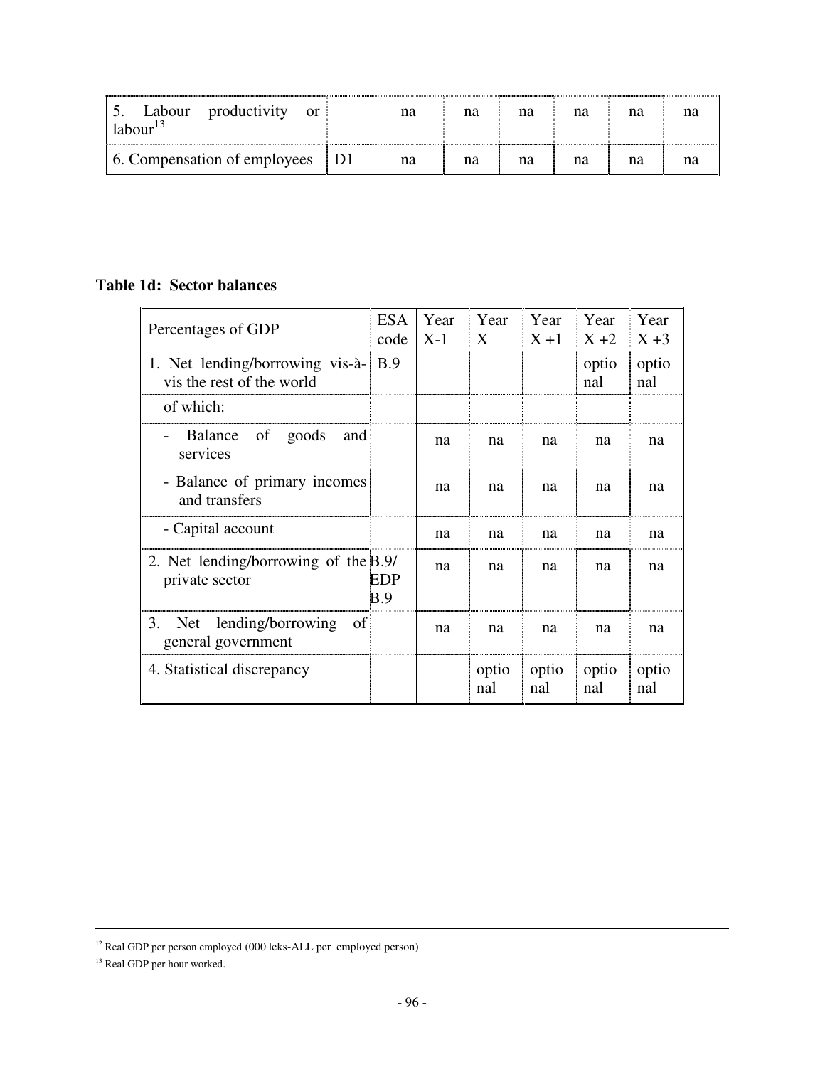| 5. Labour productivity or labour[13] | | na | na | na | na | na | na |
|---|---|---|---|---|---|---|---|
| 6. Compensation of employees | D1 | na | na | na | na | na | na |

**Table 1d: Sector balances**

| Percentages of GDP | ESA code | Year X-1 | Year X | Year X +1 | Year X +2 | Year X +3 |
|---|---|---|---|---|---|---|
| 1. Net lending/borrowing vis-à-vis the rest of the world | B.9 | | | | optional | optional |
| of which: | | | | | | |
| - Balance of goods and services | | na | na | na | na | na |
| - Balance of primary incomes and transfers | | na | na | na | na | na |
| - Capital account | | na | na | na | na | na |
| 2. Net lending/borrowing of the private sector | B.9/ EDP B.9 | na | na | na | na | na |
| 3. Net lending/borrowing of general government | | na | na | na | na | na |
| 4. Statistical discrepancy | | | optional | optional | optional | optional |

[12] Real GDP per person employed (000 leks-ALL per employed person)

[13] Real GDP per hour worked.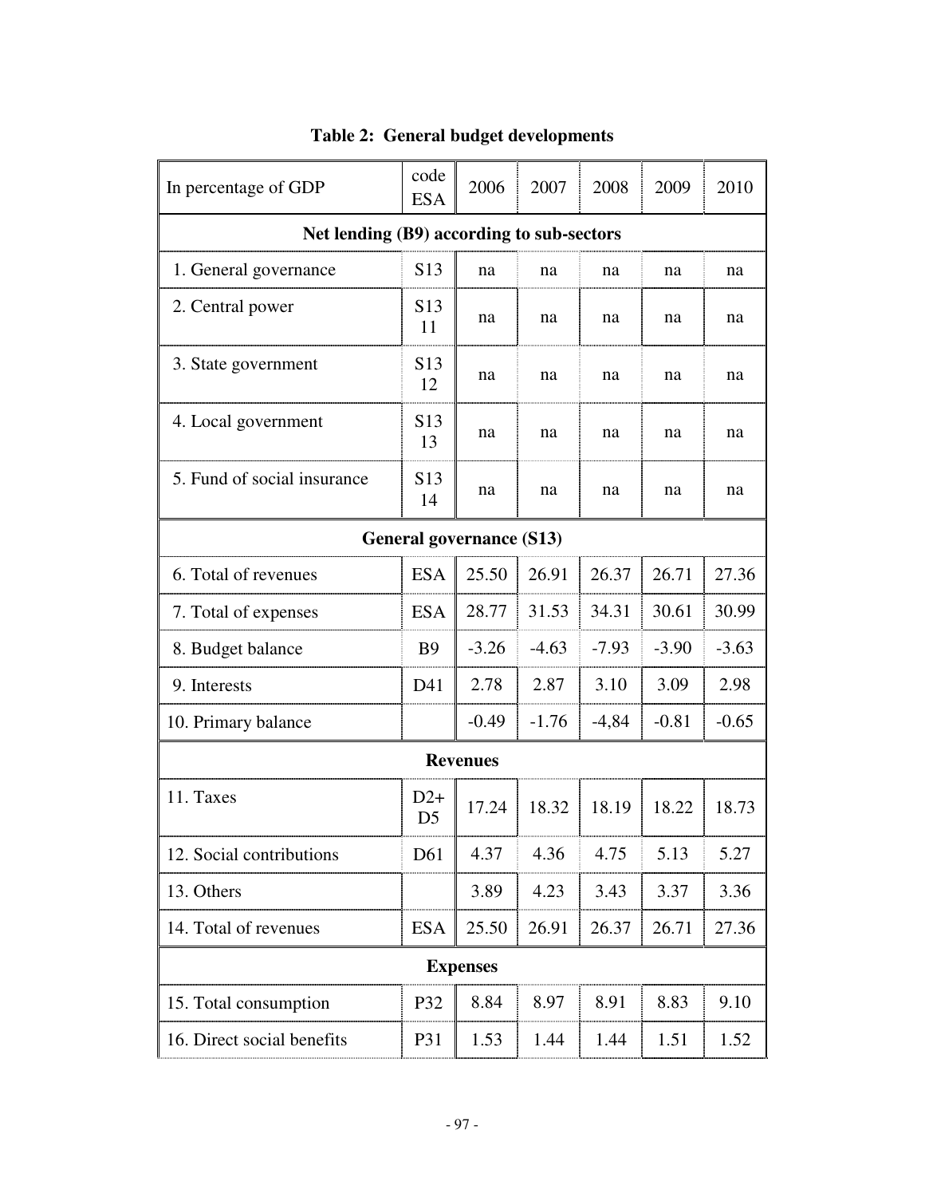**Table 2: General budget developments**

| In percentage of GDP | code ESA | 2006 | 2007 | 2008 | 2009 | 2010 |
|---|---|---|---|---|---|---|
| **Net lending (B9) according to sub-sectors** | | | | | | |
| 1. General governance | S13 | na | na | na | na | na |
| 2. Central power | S13 11 | na | na | na | na | na |
| 3. State government | S13 12 | na | na | na | na | na |
| 4. Local government | S13 13 | na | na | na | na | na |
| 5. Fund of social insurance | S13 14 | na | na | na | na | na |
| **General governance (S13)** | | | | | | |
| 6. Total of revenues | ESA | 25.50 | 26.91 | 26.37 | 26.71 | 27.36 |
| 7. Total of expenses | ESA | 28.77 | 31.53 | 34.31 | 30.61 | 30.99 |
| 8. Budget balance | B9 | -3.26 | -4.63 | -7.93 | -3.90 | -3.63 |
| 9. Interests | D41 | 2.78 | 2.87 | 3.10 | 3.09 | 2.98 |
| 10. Primary balance | | -0.49 | -1.76 | -4,84 | -0.81 | -0.65 |
| **Revenues** | | | | | | |
| 11. Taxes | D2+ D5 | 17.24 | 18.32 | 18.19 | 18.22 | 18.73 |
| 12. Social contributions | D61 | 4.37 | 4.36 | 4.75 | 5.13 | 5.27 |
| 13. Others | | 3.89 | 4.23 | 3.43 | 3.37 | 3.36 |
| 14. Total of revenues | ESA | 25.50 | 26.91 | 26.37 | 26.71 | 27.36 |
| **Expenses** | | | | | | |
| 15. Total consumption | P32 | 8.84 | 8.97 | 8.91 | 8.83 | 9.10 |
| 16. Direct social benefits | P31 | 1.53 | 1.44 | 1.44 | 1.51 | 1.52 |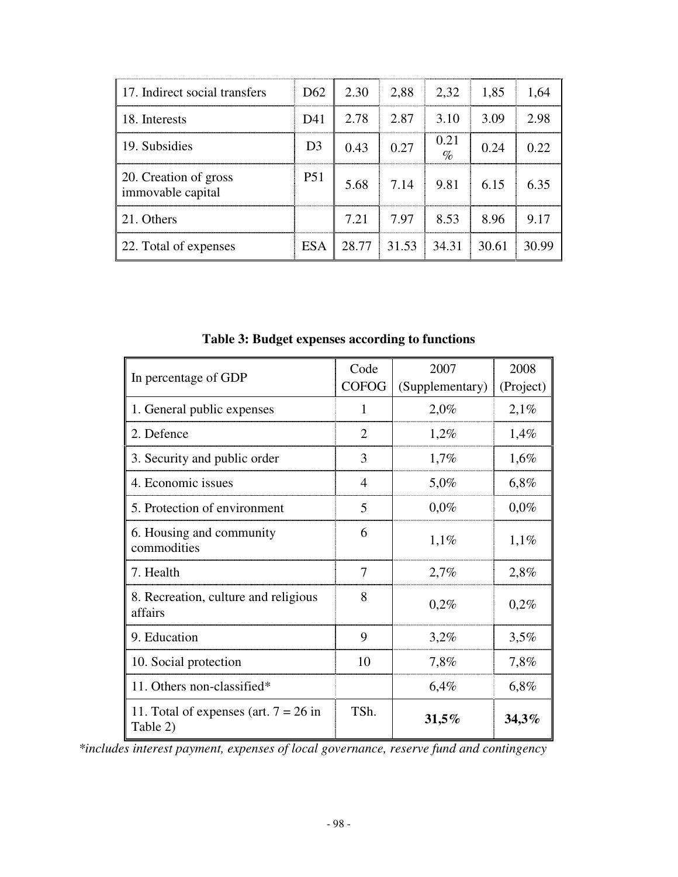| 17. Indirect social transfers | D62 | 2.30 | 2,88 | 2,32 | 1,85 | 1,64 |
|---|---|---|---|---|---|---|
| 18. Interests | D41 | 2.78 | 2.87 | 3.10 | 3.09 | 2.98 |
| 19. Subsidies | D3 | 0.43 | 0.27 | 0.21 % | 0.24 | 0.22 |
| 20. Creation of gross immovable capital | P51 | 5.68 | 7.14 | 9.81 | 6.15 | 6.35 |
| 21. Others | | 7.21 | 7.97 | 8.53 | 8.96 | 9.17 |
| 22. Total of expenses | ESA | 28.77 | 31.53 | 34.31 | 30.61 | 30.99 |

**Table 3: Budget expenses according to functions**

| In percentage of GDP | Code COFOG | 2007 (Supplementary) | 2008 (Project) |
|---|---|---|---|
| 1. General public expenses | 1 | 2,0% | 2,1% |
| 2. Defence | 2 | 1,2% | 1,4% |
| 3. Security and public order | 3 | 1,7% | 1,6% |
| 4. Economic issues | 4 | 5,0% | 6,8% |
| 5. Protection of environment | 5 | 0,0% | 0,0% |
| 6. Housing and community commodities | 6 | 1,1% | 1,1% |
| 7. Health | 7 | 2,7% | 2,8% |
| 8. Recreation, culture and religious affairs | 8 | 0,2% | 0,2% |
| 9. Education | 9 | 3,2% | 3,5% |
| 10. Social protection | 10 | 7,8% | 7,8% |
| 11. Others non-classified* | | 6,4% | 6,8% |
| 11. Total of expenses (art. 7 = 26 in Table 2) | TSh. | **31,5%** | **34,3%** |

*\*includes interest payment, expenses of local governance, reserve fund and contingency*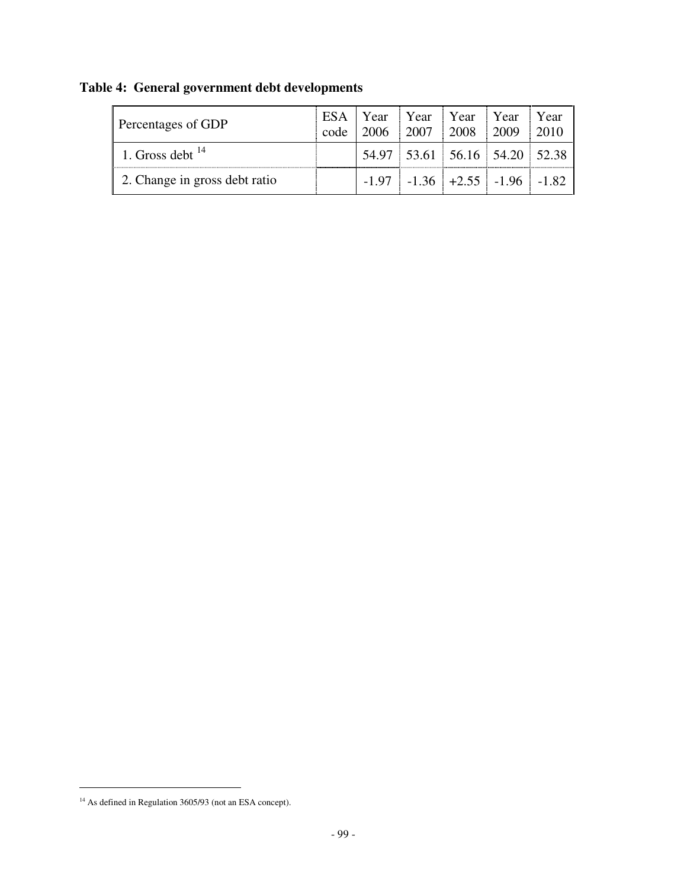**Table 4: General government debt developments**

| Percentages of GDP | ESA code | Year 2006 | Year 2007 | Year 2008 | Year 2009 | Year 2010 |
|---|---|---|---|---|---|---|
| 1. Gross debt [14] | | 54.97 | 53.61 | 56.16 | 54.20 | 52.38 |
| 2. Change in gross debt ratio | | -1.97 | -1.36 | +2.55 | -1.96 | -1.82 |

[14] As defined in Regulation 3605/93 (not an ESA concept).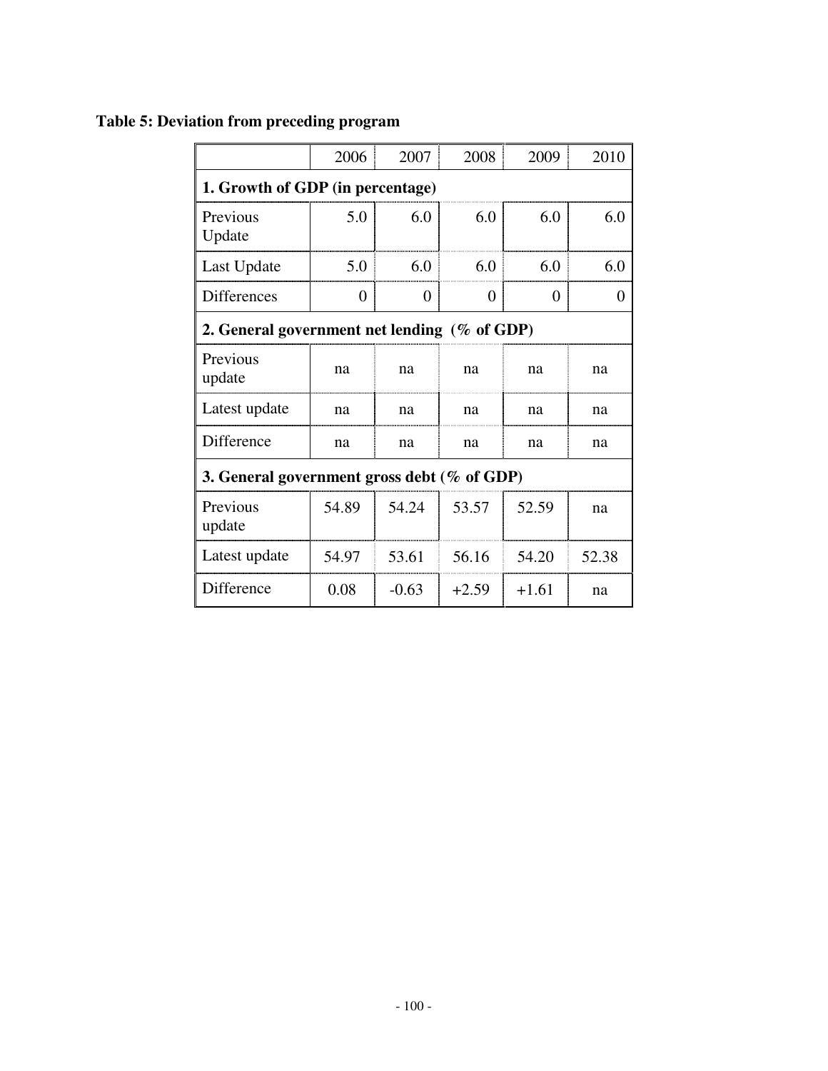**Table 5: Deviation from preceding program**

| | 2006 | 2007 | 2008 | 2009 | 2010 |
|---|---|---|---|---|---|
| **1. Growth of GDP (in percentage)** | | | | | |
| Previous Update | 5.0 | 6.0 | 6.0 | 6.0 | 6.0 |
| Last Update | 5.0 | 6.0 | 6.0 | 6.0 | 6.0 |
| Differences | 0 | 0 | 0 | 0 | 0 |
| **2. General government net lending (% of GDP)** | | | | | |
| Previous update | na | na | na | na | na |
| Latest update | na | na | na | na | na |
| Difference | na | na | na | na | na |
| **3. General government gross debt (% of GDP)** | | | | | |
| Previous update | 54.89 | 54.24 | 53.57 | 52.59 | na |
| Latest update | 54.97 | 53.61 | 56.16 | 54.20 | 52.38 |
| Difference | 0.08 | -0.63 | +2.59 | +1.61 | na |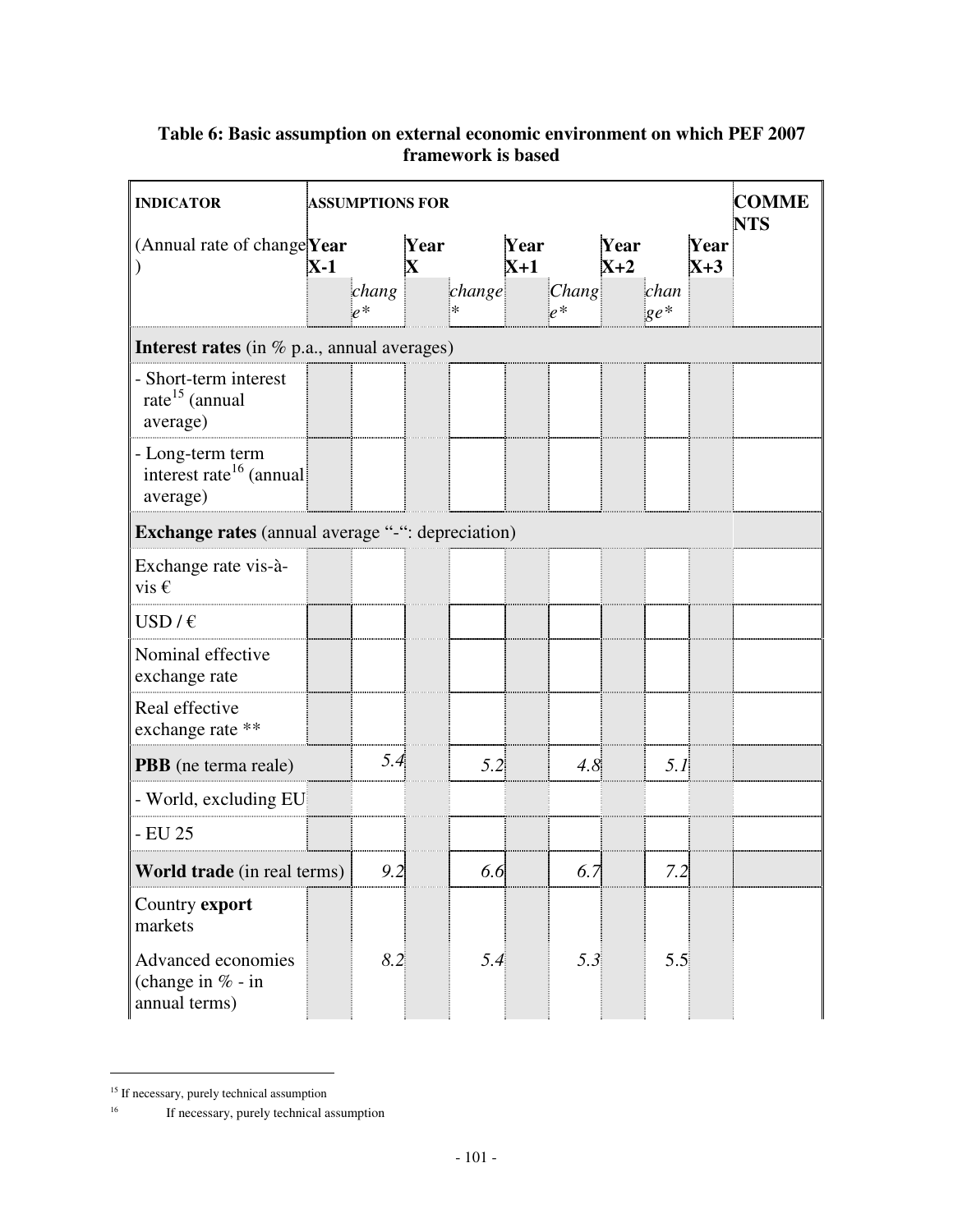**Table 6: Basic assumption on external economic environment on which PEF 2007 framework is based**

| INDICATOR | ASSUMPTIONS FOR | | | | | | | | | COMMENTS |
|---|---|---|---|---|---|---|---|---|---|---|
| (Annual rate of change) | Year X-1 | | Year X | | Year X+1 | | Year X+2 | | Year X+3 | |
| | | *change\** | | *change\** | | *Change\** | | *change\** | | |
| **Interest rates** (in % p.a., annual averages) | | | | | | | | | | |
| - Short-term interest rate[15] (annual average) | | | | | | | | | | |
| - Long-term term interest rate[16] (annual average) | | | | | | | | | | |
| **Exchange rates** (annual average "-": depreciation) | | | | | | | | | | |
| Exchange rate vis-à-vis € | | | | | | | | | | |
| USD / € | | | | | | | | | | |
| Nominal effective exchange rate | | | | | | | | | | |
| Real effective exchange rate \*\* | | | | | | | | | | |
| **PBB** (ne terma reale) | | *5.4* | | *5.2* | | *4.8* | | *5.1* | | |
| - World, excluding EU | | | | | | | | | | |
| - EU 25 | | | | | | | | | | |
| **World trade** (in real terms) | | *9.2* | | *6.6* | | *6.7* | | *7.2* | | |
| Country **export** markets<br><br>Advanced economies (change in % - in annual terms) | | *8.2* | | *5.4* | | *5.3* | | 5.5 | | |

[15] If necessary, purely technical assumption

[16] If necessary, purely technical assumption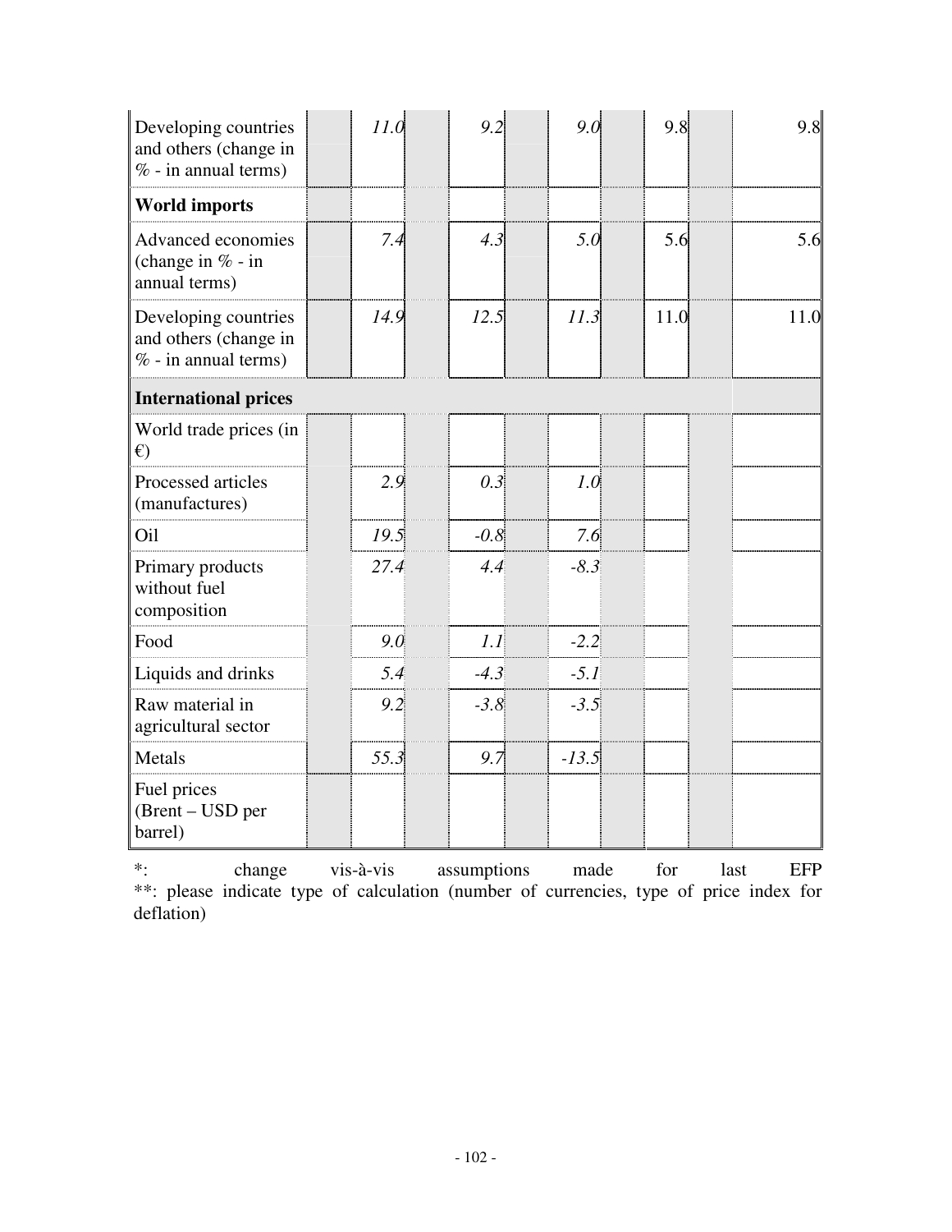| | | | | | |
|---|---|---|---|---|---|
| Developing countries and others (change in % - in annual terms) | *11.0* | *9.2* | *9.0* | 9.8 | 9.8 |
| **World imports** | | | | | |
| Advanced economies (change in % - in annual terms) | *7.4* | *4.3* | *5.0* | 5.6 | 5.6 |
| Developing countries and others (change in % - in annual terms) | *14.9* | *12.5* | *11.3* | 11.0 | 11.0 |
| **International prices** | | | | | |
| World trade prices (in €) | | | | | |
| Processed articles (manufactures) | *2.9* | *0.3* | *1.0* | | |
| Oil | *19.5* | *-0.8* | *7.6* | | |
| Primary products without fuel composition | *27.4* | *4.4* | *-8.3* | | |
| Food | *9.0* | *1.1* | *-2.2* | | |
| Liquids and drinks | *5.4* | *-4.3* | *-5.1* | | |
| Raw material in agricultural sector | *9.2* | *-3.8* | *-3.5* | | |
| Metals | *55.3* | *9.7* | *-13.5* | | |
| Fuel prices (Brent – USD per barrel) | | | | | |

*: change vis-à-vis assumptions made for last EFP
**: please indicate type of calculation (number of currencies, type of price index for deflation)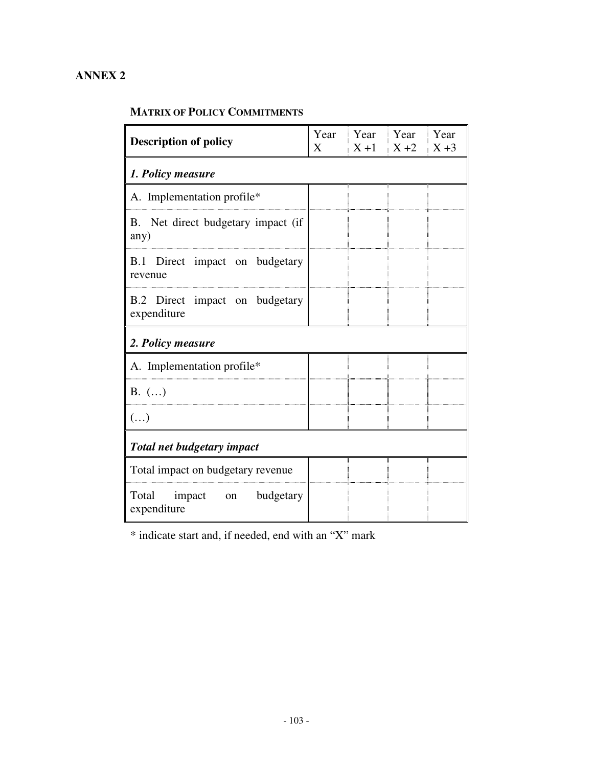## ANNEX 2

**MATRIX OF POLICY COMMITMENTS**

| Description of policy | Year X | Year X +1 | Year X +2 | Year X +3 |
|---|---|---|---|---|
| ***1. Policy measure*** | | | | |
| A. Implementation profile* | | | | |
| B. Net direct budgetary impact (if any) | | | | |
| B.1 Direct impact on budgetary revenue | | | | |
| B.2 Direct impact on budgetary expenditure | | | | |
| ***2. Policy measure*** | | | | |
| A. Implementation profile* | | | | |
| B. (…) | | | | |
| (…) | | | | |
| ***Total net budgetary impact*** | | | | |
| Total impact on budgetary revenue | | | | |
| Total impact on budgetary expenditure | | | | |

* indicate start and, if needed, end with an "X" mark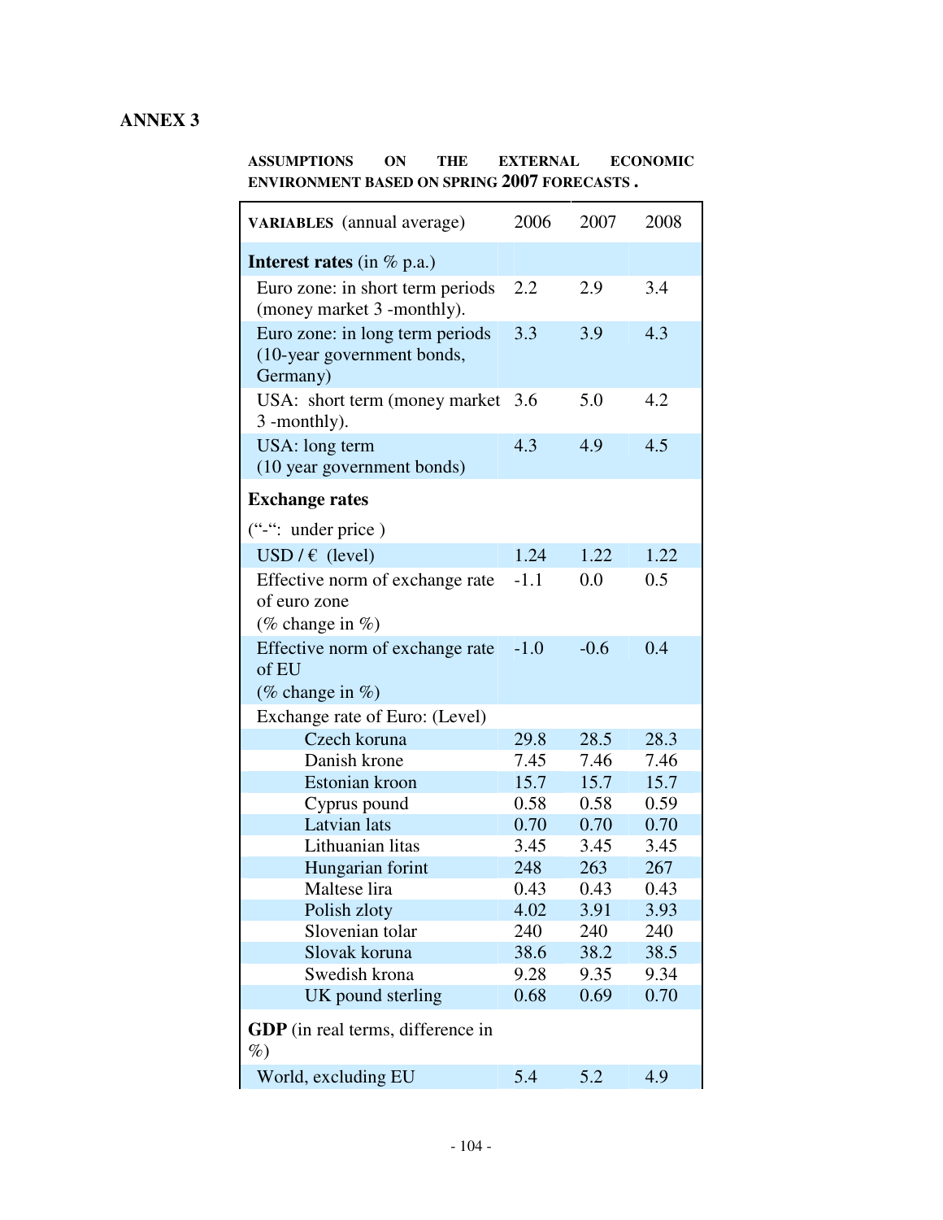# ANNEX 3

**ASSUMPTIONS ON THE EXTERNAL ECONOMIC ENVIRONMENT BASED ON SPRING 2007 FORECASTS .**

| VARIABLES (annual average) | 2006 | 2007 | 2008 |
|---|---|---|---|
| **Interest rates** (in % p.a.) | | | |
| Euro zone: in short term periods (money market 3 -monthly). | 2.2 | 2.9 | 3.4 |
| Euro zone: in long term periods (10-year government bonds, Germany) | 3.3 | 3.9 | 4.3 |
| USA: short term (money market 3 -monthly). | 3.6 | 5.0 | 4.2 |
| USA: long term (10 year government bonds) | 4.3 | 4.9 | 4.5 |
| **Exchange rates** | | | |
| ("-": under price ) | | | |
| USD / € (level) | 1.24 | 1.22 | 1.22 |
| Effective norm of exchange rate of euro zone (% change in %) | -1.1 | 0.0 | 0.5 |
| Effective norm of exchange rate of EU (% change in %) | -1.0 | -0.6 | 0.4 |
| Exchange rate of Euro: (Level) | | | |
| Czech koruna | 29.8 | 28.5 | 28.3 |
| Danish krone | 7.45 | 7.46 | 7.46 |
| Estonian kroon | 15.7 | 15.7 | 15.7 |
| Cyprus pound | 0.58 | 0.58 | 0.59 |
| Latvian lats | 0.70 | 0.70 | 0.70 |
| Lithuanian litas | 3.45 | 3.45 | 3.45 |
| Hungarian forint | 248 | 263 | 267 |
| Maltese lira | 0.43 | 0.43 | 0.43 |
| Polish zloty | 4.02 | 3.91 | 3.93 |
| Slovenian tolar | 240 | 240 | 240 |
| Slovak koruna | 38.6 | 38.2 | 38.5 |
| Swedish krona | 9.28 | 9.35 | 9.34 |
| UK pound sterling | 0.68 | 0.69 | 0.70 |
| **GDP** (in real terms, difference in %) | | | |
| World, excluding EU | 5.4 | 5.2 | 4.9 |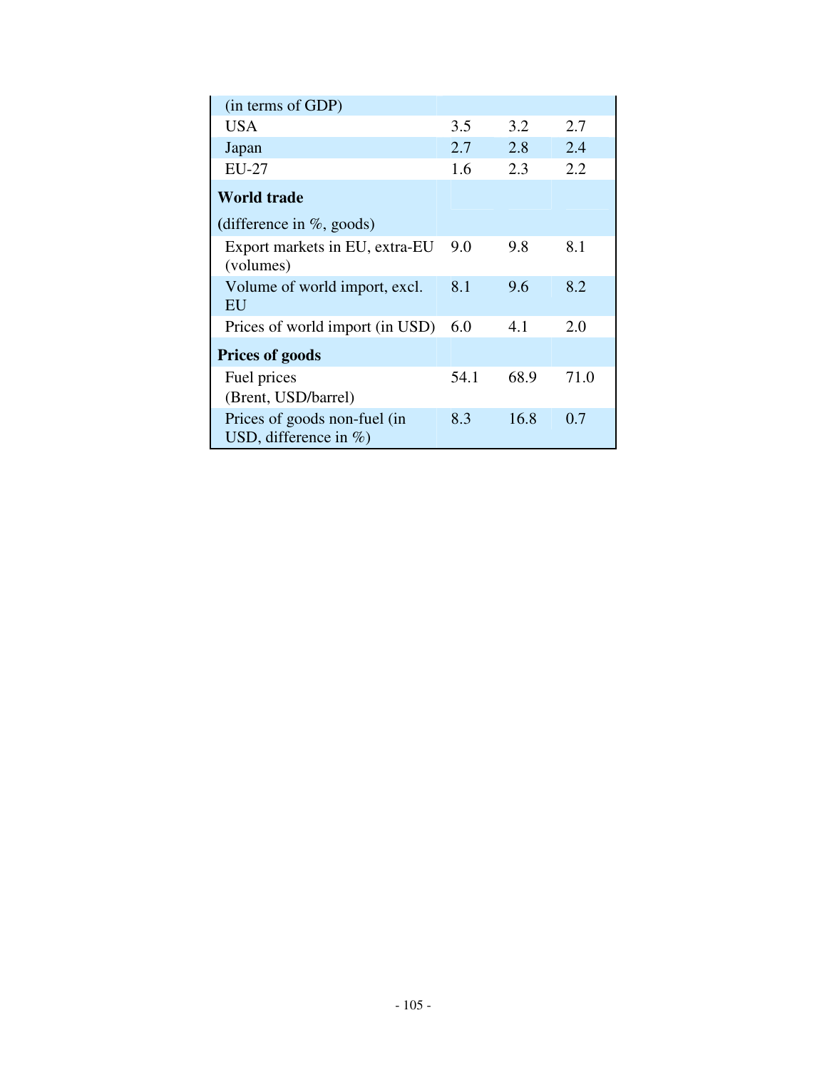| | | | |
|---|---|---|---|
| (in terms of GDP) | | | |
| USA | 3.5 | 3.2 | 2.7 |
| Japan | 2.7 | 2.8 | 2.4 |
| EU-27 | 1.6 | 2.3 | 2.2 |
| **World trade** | | | |
| (difference in %, goods) | | | |
| Export markets in EU, extra-EU (volumes) | 9.0 | 9.8 | 8.1 |
| Volume of world import, excl. EU | 8.1 | 9.6 | 8.2 |
| Prices of world import (in USD) | 6.0 | 4.1 | 2.0 |
| **Prices of goods** | | | |
| Fuel prices (Brent, USD/barrel) | 54.1 | 68.9 | 71.0 |
| Prices of goods non-fuel (in USD, difference in %) | 8.3 | 16.8 | 0.7 |